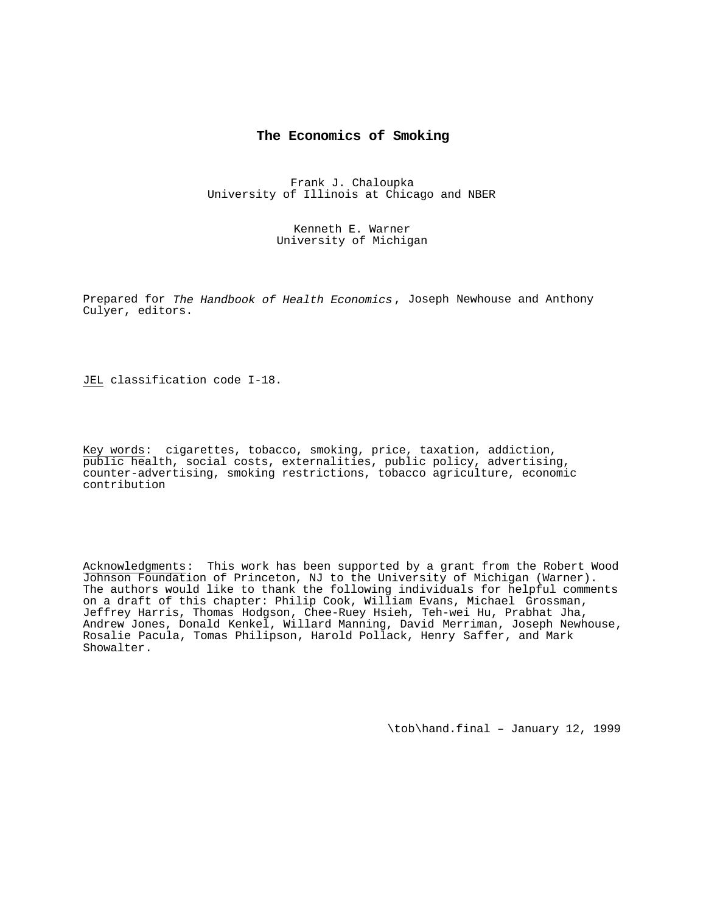# The Economics of Smoking

Frank J. Chaloupka
University of Illinois at Chicago and NBER

Kenneth E. Warner
University of Michigan

Prepared for *The Handbook of Health Economics*, Joseph Newhouse and Anthony Culyer, editors.

JEL classification code I-18.

Key words: cigarettes, tobacco, smoking, price, taxation, addiction, public health, social costs, externalities, public policy, advertising, counter-advertising, smoking restrictions, tobacco agriculture, economic contribution

Acknowledgments: This work has been supported by a grant from the Robert Wood Johnson Foundation of Princeton, NJ to the University of Michigan (Warner). The authors would like to thank the following individuals for helpful comments on a draft of this chapter: Philip Cook, William Evans, Michael Grossman, Jeffrey Harris, Thomas Hodgson, Chee-Ruey Hsieh, Teh-wei Hu, Prabhat Jha, Andrew Jones, Donald Kenkel, Willard Manning, David Merriman, Joseph Newhouse, Rosalie Pacula, Tomas Philipson, Harold Pollack, Henry Saffer, and Mark Showalter.

\tob\hand.final – January 12, 1999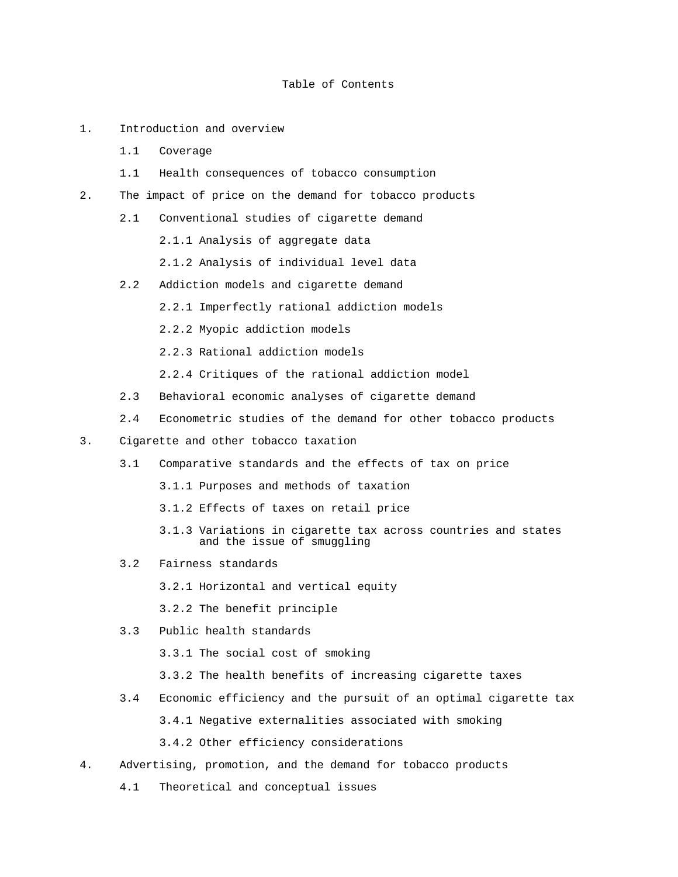# Table of Contents

1. Introduction and overview
   - 1.1 Coverage
   - 1.1 Health consequences of tobacco consumption
2. The impact of price on the demand for tobacco products
   - 2.1 Conventional studies of cigarette demand
     - 2.1.1 Analysis of aggregate data
     - 2.1.2 Analysis of individual level data
   - 2.2 Addiction models and cigarette demand
     - 2.2.1 Imperfectly rational addiction models
     - 2.2.2 Myopic addiction models
     - 2.2.3 Rational addiction models
     - 2.2.4 Critiques of the rational addiction model
   - 2.3 Behavioral economic analyses of cigarette demand
   - 2.4 Econometric studies of the demand for other tobacco products
3. Cigarette and other tobacco taxation
   - 3.1 Comparative standards and the effects of tax on price
     - 3.1.1 Purposes and methods of taxation
     - 3.1.2 Effects of taxes on retail price
     - 3.1.3 Variations in cigarette tax across countries and states and the issue of smuggling
   - 3.2 Fairness standards
     - 3.2.1 Horizontal and vertical equity
     - 3.2.2 The benefit principle
   - 3.3 Public health standards
     - 3.3.1 The social cost of smoking
     - 3.3.2 The health benefits of increasing cigarette taxes
   - 3.4 Economic efficiency and the pursuit of an optimal cigarette tax
     - 3.4.1 Negative externalities associated with smoking
     - 3.4.2 Other efficiency considerations
4. Advertising, promotion, and the demand for tobacco products
   - 4.1 Theoretical and conceptual issues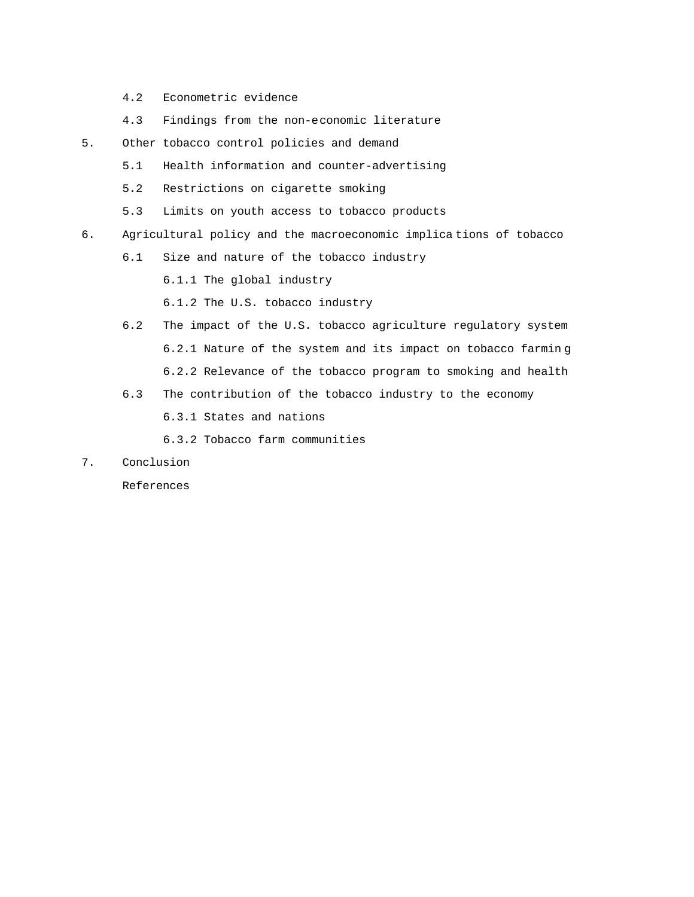4.2 Econometric evidence

4.3 Findings from the non-economic literature

5. Other tobacco control policies and demand

   5.1 Health information and counter-advertising

   5.2 Restrictions on cigarette smoking

   5.3 Limits on youth access to tobacco products

6. Agricultural policy and the macroeconomic implications of tobacco

   6.1 Size and nature of the tobacco industry

      6.1.1 The global industry

      6.1.2 The U.S. tobacco industry

   6.2 The impact of the U.S. tobacco agriculture regulatory system

      6.2.1 Nature of the system and its impact on tobacco farming

      6.2.2 Relevance of the tobacco program to smoking and health

   6.3 The contribution of the tobacco industry to the economy

      6.3.1 States and nations

      6.3.2 Tobacco farm communities

7. Conclusion

   References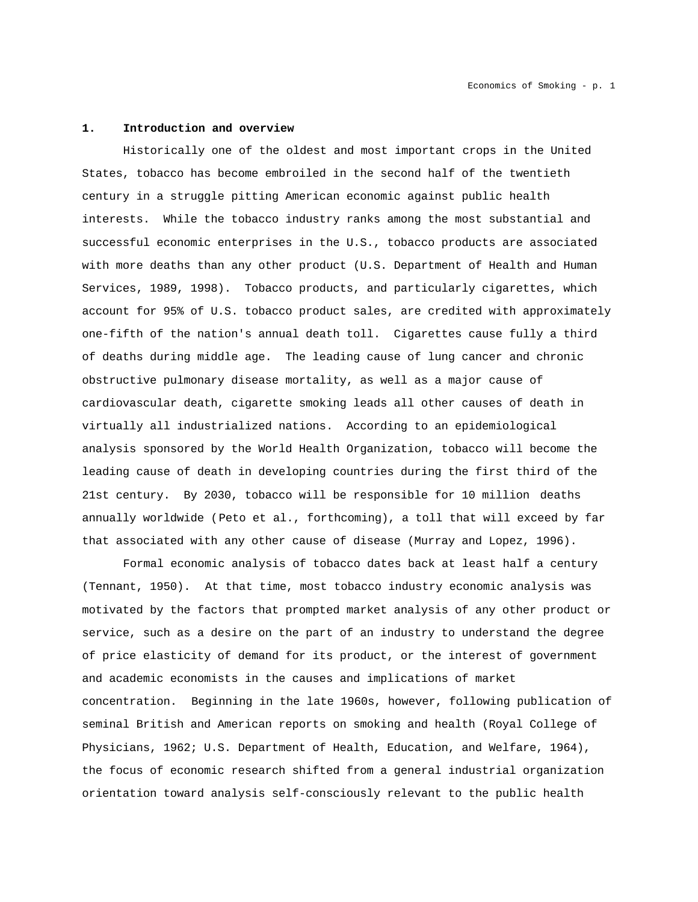## 1. Introduction and overview

Historically one of the oldest and most important crops in the United States, tobacco has become embroiled in the second half of the twentieth century in a struggle pitting American economic against public health interests. While the tobacco industry ranks among the most substantial and successful economic enterprises in the U.S., tobacco products are associated with more deaths than any other product (U.S. Department of Health and Human Services, 1989, 1998). Tobacco products, and particularly cigarettes, which account for 95% of U.S. tobacco product sales, are credited with approximately one-fifth of the nation's annual death toll. Cigarettes cause fully a third of deaths during middle age. The leading cause of lung cancer and chronic obstructive pulmonary disease mortality, as well as a major cause of cardiovascular death, cigarette smoking leads all other causes of death in virtually all industrialized nations. According to an epidemiological analysis sponsored by the World Health Organization, tobacco will become the leading cause of death in developing countries during the first third of the 21st century. By 2030, tobacco will be responsible for 10 million deaths annually worldwide (Peto et al., forthcoming), a toll that will exceed by far that associated with any other cause of disease (Murray and Lopez, 1996).

Formal economic analysis of tobacco dates back at least half a century (Tennant, 1950). At that time, most tobacco industry economic analysis was motivated by the factors that prompted market analysis of any other product or service, such as a desire on the part of an industry to understand the degree of price elasticity of demand for its product, or the interest of government and academic economists in the causes and implications of market concentration. Beginning in the late 1960s, however, following publication of seminal British and American reports on smoking and health (Royal College of Physicians, 1962; U.S. Department of Health, Education, and Welfare, 1964), the focus of economic research shifted from a general industrial organization orientation toward analysis self-consciously relevant to the public health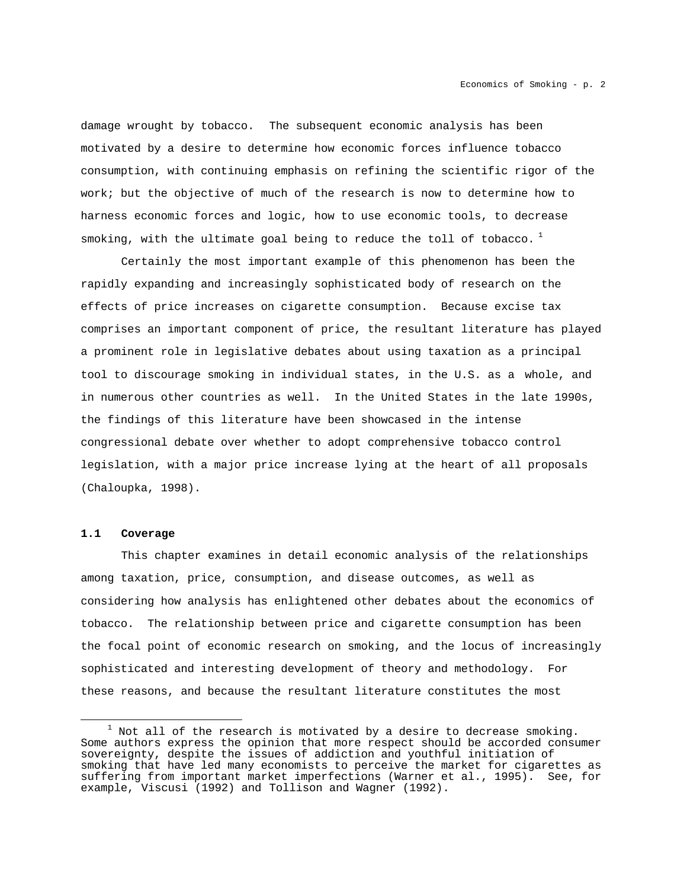damage wrought by tobacco. The subsequent economic analysis has been motivated by a desire to determine how economic forces influence tobacco consumption, with continuing emphasis on refining the scientific rigor of the work; but the objective of much of the research is now to determine how to harness economic forces and logic, how to use economic tools, to decrease smoking, with the ultimate goal being to reduce the toll of tobacco.[1]

Certainly the most important example of this phenomenon has been the rapidly expanding and increasingly sophisticated body of research on the effects of price increases on cigarette consumption. Because excise tax comprises an important component of price, the resultant literature has played a prominent role in legislative debates about using taxation as a principal tool to discourage smoking in individual states, in the U.S. as a whole, and in numerous other countries as well. In the United States in the late 1990s, the findings of this literature have been showcased in the intense congressional debate over whether to adopt comprehensive tobacco control legislation, with a major price increase lying at the heart of all proposals (Chaloupka, 1998).

### 1.1 Coverage

This chapter examines in detail economic analysis of the relationships among taxation, price, consumption, and disease outcomes, as well as considering how analysis has enlightened other debates about the economics of tobacco. The relationship between price and cigarette consumption has been the focal point of economic research on smoking, and the locus of increasingly sophisticated and interesting development of theory and methodology. For these reasons, and because the resultant literature constitutes the most

[1] Not all of the research is motivated by a desire to decrease smoking. Some authors express the opinion that more respect should be accorded consumer sovereignty, despite the issues of addiction and youthful initiation of smoking that have led many economists to perceive the market for cigarettes as suffering from important market imperfections (Warner et al., 1995). See, for example, Viscusi (1992) and Tollison and Wagner (1992).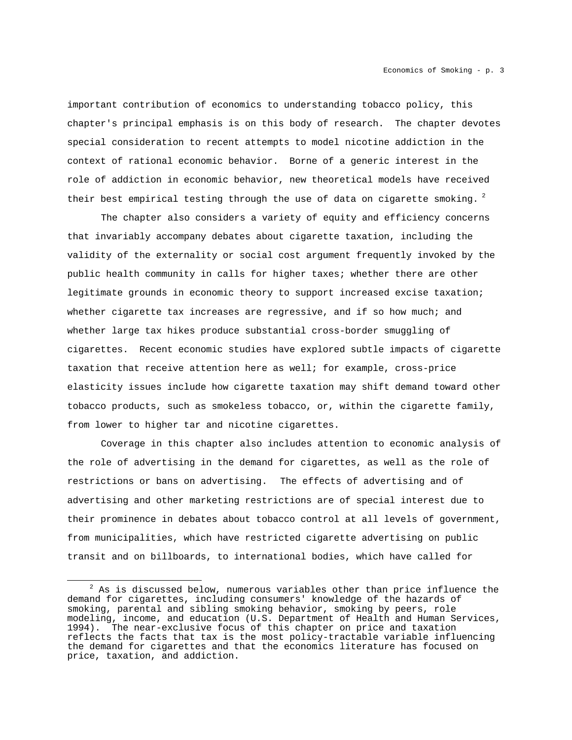important contribution of economics to understanding tobacco policy, this chapter's principal emphasis is on this body of research. The chapter devotes special consideration to recent attempts to model nicotine addiction in the context of rational economic behavior. Borne of a generic interest in the role of addiction in economic behavior, new theoretical models have received their best empirical testing through the use of data on cigarette smoking.[2]

The chapter also considers a variety of equity and efficiency concerns that invariably accompany debates about cigarette taxation, including the validity of the externality or social cost argument frequently invoked by the public health community in calls for higher taxes; whether there are other legitimate grounds in economic theory to support increased excise taxation; whether cigarette tax increases are regressive, and if so how much; and whether large tax hikes produce substantial cross-border smuggling of cigarettes. Recent economic studies have explored subtle impacts of cigarette taxation that receive attention here as well; for example, cross-price elasticity issues include how cigarette taxation may shift demand toward other tobacco products, such as smokeless tobacco, or, within the cigarette family, from lower to higher tar and nicotine cigarettes.

Coverage in this chapter also includes attention to economic analysis of the role of advertising in the demand for cigarettes, as well as the role of restrictions or bans on advertising. The effects of advertising and of advertising and other marketing restrictions are of special interest due to their prominence in debates about tobacco control at all levels of government, from municipalities, which have restricted cigarette advertising on public transit and on billboards, to international bodies, which have called for

---

[2] As is discussed below, numerous variables other than price influence the demand for cigarettes, including consumers' knowledge of the hazards of smoking, parental and sibling smoking behavior, smoking by peers, role modeling, income, and education (U.S. Department of Health and Human Services, 1994). The near-exclusive focus of this chapter on price and taxation reflects the facts that tax is the most policy-tractable variable influencing the demand for cigarettes and that the economics literature has focused on price, taxation, and addiction.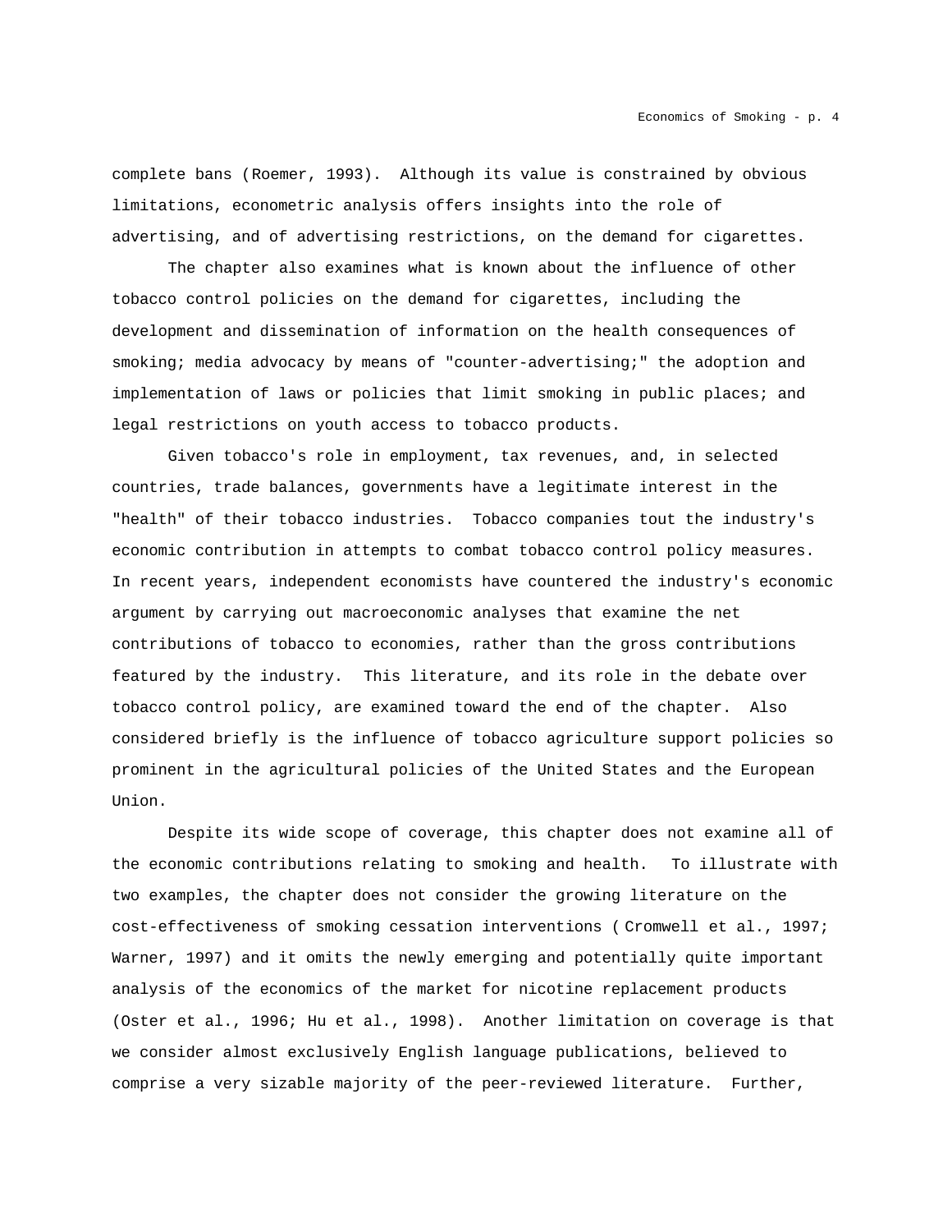complete bans (Roemer, 1993). Although its value is constrained by obvious limitations, econometric analysis offers insights into the role of advertising, and of advertising restrictions, on the demand for cigarettes.

The chapter also examines what is known about the influence of other tobacco control policies on the demand for cigarettes, including the development and dissemination of information on the health consequences of smoking; media advocacy by means of "counter-advertising;" the adoption and implementation of laws or policies that limit smoking in public places; and legal restrictions on youth access to tobacco products.

Given tobacco's role in employment, tax revenues, and, in selected countries, trade balances, governments have a legitimate interest in the "health" of their tobacco industries. Tobacco companies tout the industry's economic contribution in attempts to combat tobacco control policy measures. In recent years, independent economists have countered the industry's economic argument by carrying out macroeconomic analyses that examine the net contributions of tobacco to economies, rather than the gross contributions featured by the industry. This literature, and its role in the debate over tobacco control policy, are examined toward the end of the chapter. Also considered briefly is the influence of tobacco agriculture support policies so prominent in the agricultural policies of the United States and the European Union.

Despite its wide scope of coverage, this chapter does not examine all of the economic contributions relating to smoking and health. To illustrate with two examples, the chapter does not consider the growing literature on the cost-effectiveness of smoking cessation interventions (Cromwell et al., 1997; Warner, 1997) and it omits the newly emerging and potentially quite important analysis of the economics of the market for nicotine replacement products (Oster et al., 1996; Hu et al., 1998). Another limitation on coverage is that we consider almost exclusively English language publications, believed to comprise a very sizable majority of the peer-reviewed literature. Further,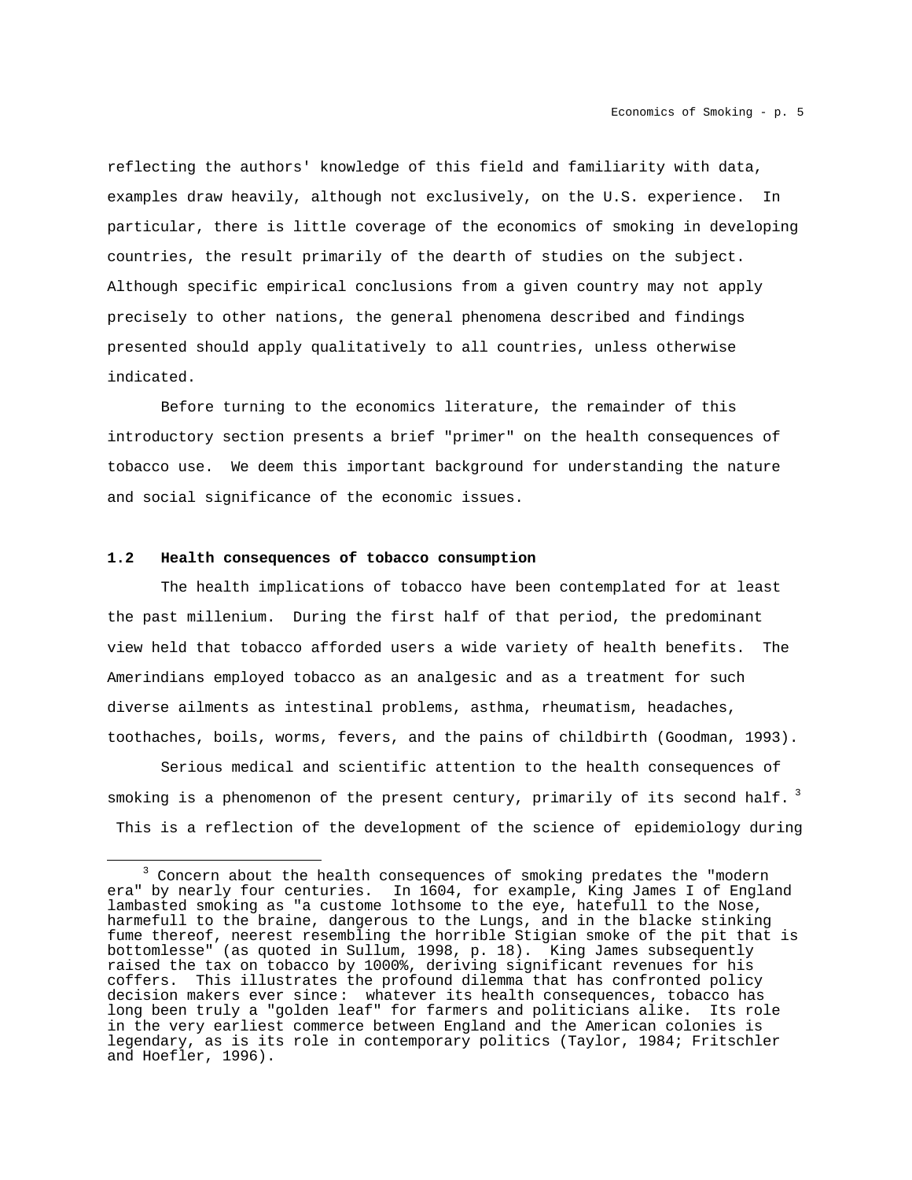reflecting the authors' knowledge of this field and familiarity with data, examples draw heavily, although not exclusively, on the U.S. experience. In particular, there is little coverage of the economics of smoking in developing countries, the result primarily of the dearth of studies on the subject. Although specific empirical conclusions from a given country may not apply precisely to other nations, the general phenomena described and findings presented should apply qualitatively to all countries, unless otherwise indicated.

Before turning to the economics literature, the remainder of this introductory section presents a brief "primer" on the health consequences of tobacco use. We deem this important background for understanding the nature and social significance of the economic issues.

### 1.2 Health consequences of tobacco consumption

The health implications of tobacco have been contemplated for at least the past millenium. During the first half of that period, the predominant view held that tobacco afforded users a wide variety of health benefits. The Amerindians employed tobacco as an analgesic and as a treatment for such diverse ailments as intestinal problems, asthma, rheumatism, headaches, toothaches, boils, worms, fevers, and the pains of childbirth (Goodman, 1993).

Serious medical and scientific attention to the health consequences of smoking is a phenomenon of the present century, primarily of its second half. [3] This is a reflection of the development of the science of epidemiology during

---

[3] Concern about the health consequences of smoking predates the "modern era" by nearly four centuries. In 1604, for example, King James I of England lambasted smoking as "a custome lothsome to the eye, hatefull to the Nose, harmefull to the braine, dangerous to the Lungs, and in the blacke stinking fume thereof, neerest resembling the horrible Stigian smoke of the pit that is bottomlesse" (as quoted in Sullum, 1998, p. 18). King James subsequently raised the tax on tobacco by 1000%, deriving significant revenues for his coffers. This illustrates the profound dilemma that has confronted policy decision makers ever since: whatever its health consequences, tobacco has long been truly a "golden leaf" for farmers and politicians alike. Its role in the very earliest commerce between England and the American colonies is legendary, as is its role in contemporary politics (Taylor, 1984; Fritschler and Hoefler, 1996).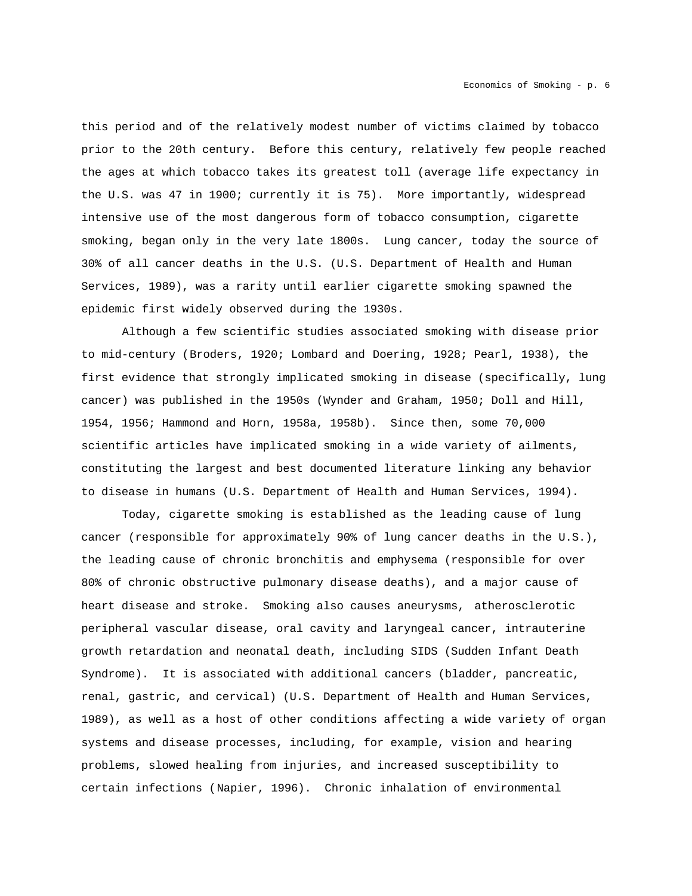this period and of the relatively modest number of victims claimed by tobacco prior to the 20th century. Before this century, relatively few people reached the ages at which tobacco takes its greatest toll (average life expectancy in the U.S. was 47 in 1900; currently it is 75). More importantly, widespread intensive use of the most dangerous form of tobacco consumption, cigarette smoking, began only in the very late 1800s. Lung cancer, today the source of 30% of all cancer deaths in the U.S. (U.S. Department of Health and Human Services, 1989), was a rarity until earlier cigarette smoking spawned the epidemic first widely observed during the 1930s.

Although a few scientific studies associated smoking with disease prior to mid-century (Broders, 1920; Lombard and Doering, 1928; Pearl, 1938), the first evidence that strongly implicated smoking in disease (specifically, lung cancer) was published in the 1950s (Wynder and Graham, 1950; Doll and Hill, 1954, 1956; Hammond and Horn, 1958a, 1958b). Since then, some 70,000 scientific articles have implicated smoking in a wide variety of ailments, constituting the largest and best documented literature linking any behavior to disease in humans (U.S. Department of Health and Human Services, 1994).

Today, cigarette smoking is established as the leading cause of lung cancer (responsible for approximately 90% of lung cancer deaths in the U.S.), the leading cause of chronic bronchitis and emphysema (responsible for over 80% of chronic obstructive pulmonary disease deaths), and a major cause of heart disease and stroke. Smoking also causes aneurysms, atherosclerotic peripheral vascular disease, oral cavity and laryngeal cancer, intrauterine growth retardation and neonatal death, including SIDS (Sudden Infant Death Syndrome). It is associated with additional cancers (bladder, pancreatic, renal, gastric, and cervical) (U.S. Department of Health and Human Services, 1989), as well as a host of other conditions affecting a wide variety of organ systems and disease processes, including, for example, vision and hearing problems, slowed healing from injuries, and increased susceptibility to certain infections (Napier, 1996). Chronic inhalation of environmental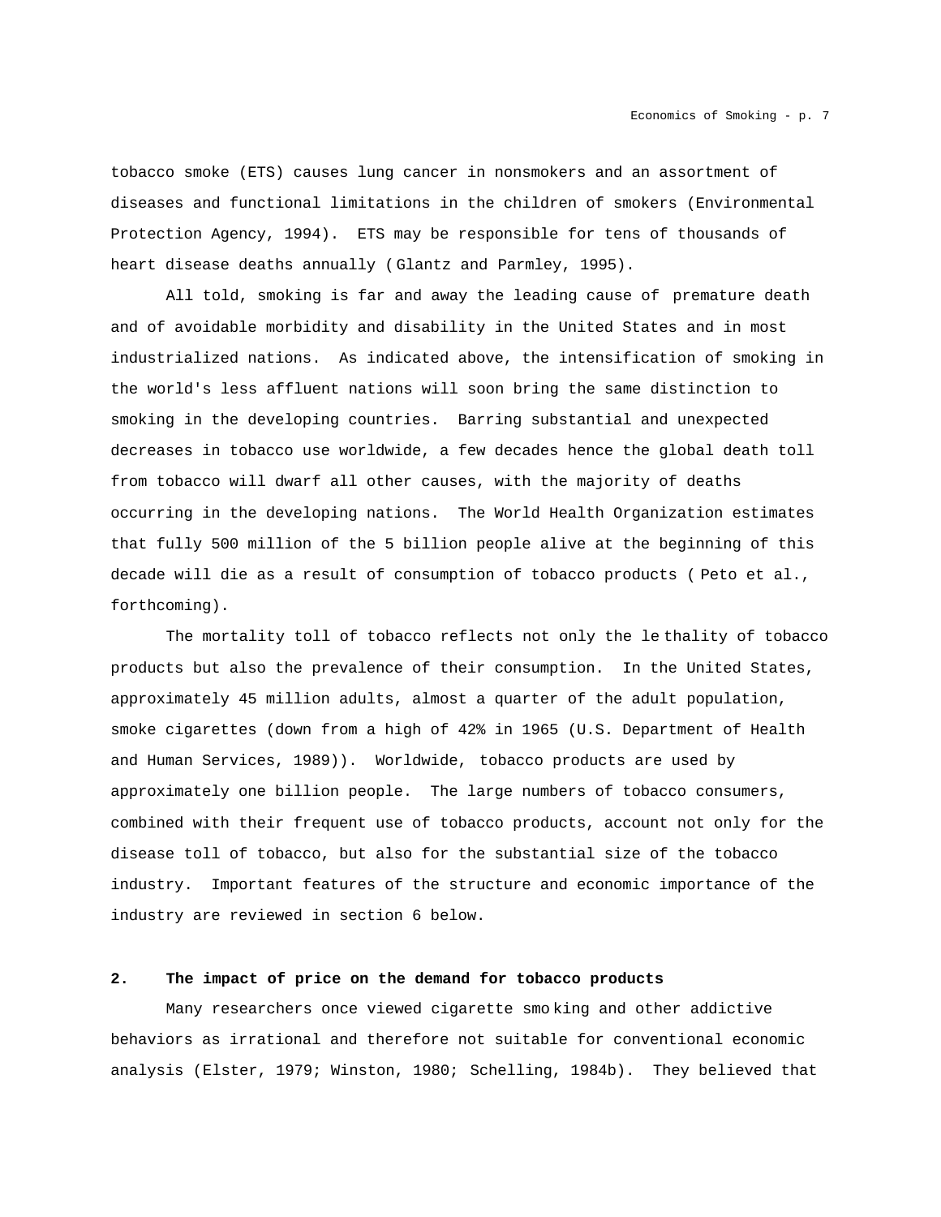tobacco smoke (ETS) causes lung cancer in nonsmokers and an assortment of diseases and functional limitations in the children of smokers (Environmental Protection Agency, 1994). ETS may be responsible for tens of thousands of heart disease deaths annually (Glantz and Parmley, 1995).

All told, smoking is far and away the leading cause of premature death and of avoidable morbidity and disability in the United States and in most industrialized nations. As indicated above, the intensification of smoking in the world's less affluent nations will soon bring the same distinction to smoking in the developing countries. Barring substantial and unexpected decreases in tobacco use worldwide, a few decades hence the global death toll from tobacco will dwarf all other causes, with the majority of deaths occurring in the developing nations. The World Health Organization estimates that fully 500 million of the 5 billion people alive at the beginning of this decade will die as a result of consumption of tobacco products (Peto et al., forthcoming).

The mortality toll of tobacco reflects not only the lethality of tobacco products but also the prevalence of their consumption. In the United States, approximately 45 million adults, almost a quarter of the adult population, smoke cigarettes (down from a high of 42% in 1965 (U.S. Department of Health and Human Services, 1989)). Worldwide, tobacco products are used by approximately one billion people. The large numbers of tobacco consumers, combined with their frequent use of tobacco products, account not only for the disease toll of tobacco, but also for the substantial size of the tobacco industry. Important features of the structure and economic importance of the industry are reviewed in section 6 below.

## 2. The impact of price on the demand for tobacco products

Many researchers once viewed cigarette smoking and other addictive behaviors as irrational and therefore not suitable for conventional economic analysis (Elster, 1979; Winston, 1980; Schelling, 1984b). They believed that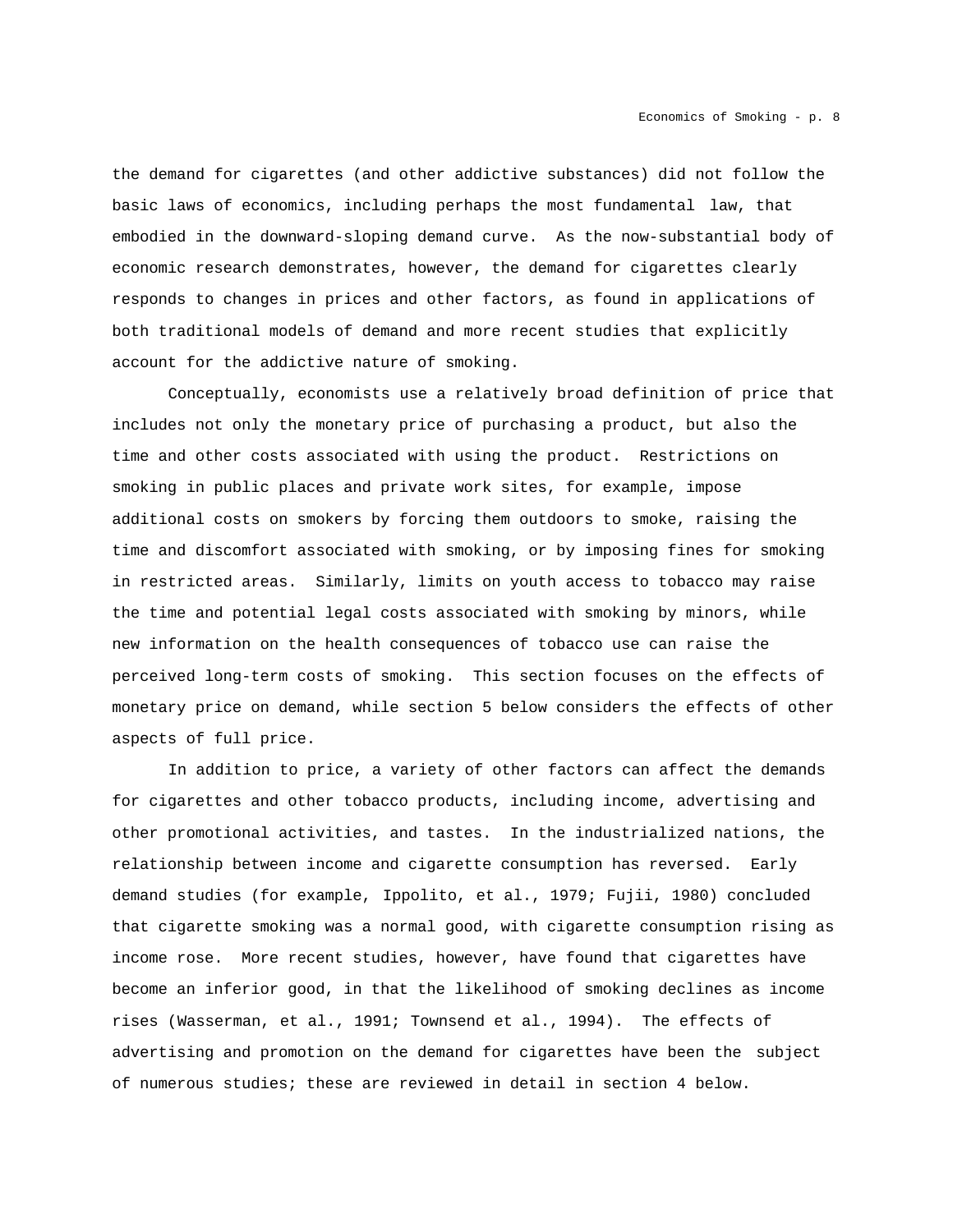the demand for cigarettes (and other addictive substances) did not follow the basic laws of economics, including perhaps the most fundamental law, that embodied in the downward-sloping demand curve. As the now-substantial body of economic research demonstrates, however, the demand for cigarettes clearly responds to changes in prices and other factors, as found in applications of both traditional models of demand and more recent studies that explicitly account for the addictive nature of smoking.

Conceptually, economists use a relatively broad definition of price that includes not only the monetary price of purchasing a product, but also the time and other costs associated with using the product. Restrictions on smoking in public places and private work sites, for example, impose additional costs on smokers by forcing them outdoors to smoke, raising the time and discomfort associated with smoking, or by imposing fines for smoking in restricted areas. Similarly, limits on youth access to tobacco may raise the time and potential legal costs associated with smoking by minors, while new information on the health consequences of tobacco use can raise the perceived long-term costs of smoking. This section focuses on the effects of monetary price on demand, while section 5 below considers the effects of other aspects of full price.

In addition to price, a variety of other factors can affect the demands for cigarettes and other tobacco products, including income, advertising and other promotional activities, and tastes. In the industrialized nations, the relationship between income and cigarette consumption has reversed. Early demand studies (for example, Ippolito, et al., 1979; Fujii, 1980) concluded that cigarette smoking was a normal good, with cigarette consumption rising as income rose. More recent studies, however, have found that cigarettes have become an inferior good, in that the likelihood of smoking declines as income rises (Wasserman, et al., 1991; Townsend et al., 1994). The effects of advertising and promotion on the demand for cigarettes have been the subject of numerous studies; these are reviewed in detail in section 4 below.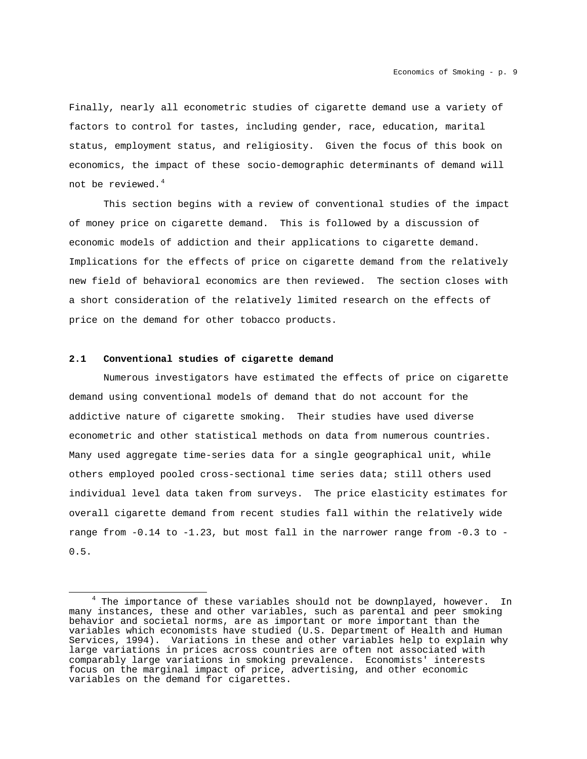Finally, nearly all econometric studies of cigarette demand use a variety of factors to control for tastes, including gender, race, education, marital status, employment status, and religiosity. Given the focus of this book on economics, the impact of these socio-demographic determinants of demand will not be reviewed.[4]

This section begins with a review of conventional studies of the impact of money price on cigarette demand. This is followed by a discussion of economic models of addiction and their applications to cigarette demand. Implications for the effects of price on cigarette demand from the relatively new field of behavioral economics are then reviewed. The section closes with a short consideration of the relatively limited research on the effects of price on the demand for other tobacco products.

## 2.1 Conventional studies of cigarette demand

Numerous investigators have estimated the effects of price on cigarette demand using conventional models of demand that do not account for the addictive nature of cigarette smoking. Their studies have used diverse econometric and other statistical methods on data from numerous countries. Many used aggregate time-series data for a single geographical unit, while others employed pooled cross-sectional time series data; still others used individual level data taken from surveys. The price elasticity estimates for overall cigarette demand from recent studies fall within the relatively wide range from -0.14 to -1.23, but most fall in the narrower range from -0.3 to -0.5.

[4] The importance of these variables should not be downplayed, however. In many instances, these and other variables, such as parental and peer smoking behavior and societal norms, are as important or more important than the variables which economists have studied (U.S. Department of Health and Human Services, 1994). Variations in these and other variables help to explain why large variations in prices across countries are often not associated with comparably large variations in smoking prevalence. Economists' interests focus on the marginal impact of price, advertising, and other economic variables on the demand for cigarettes.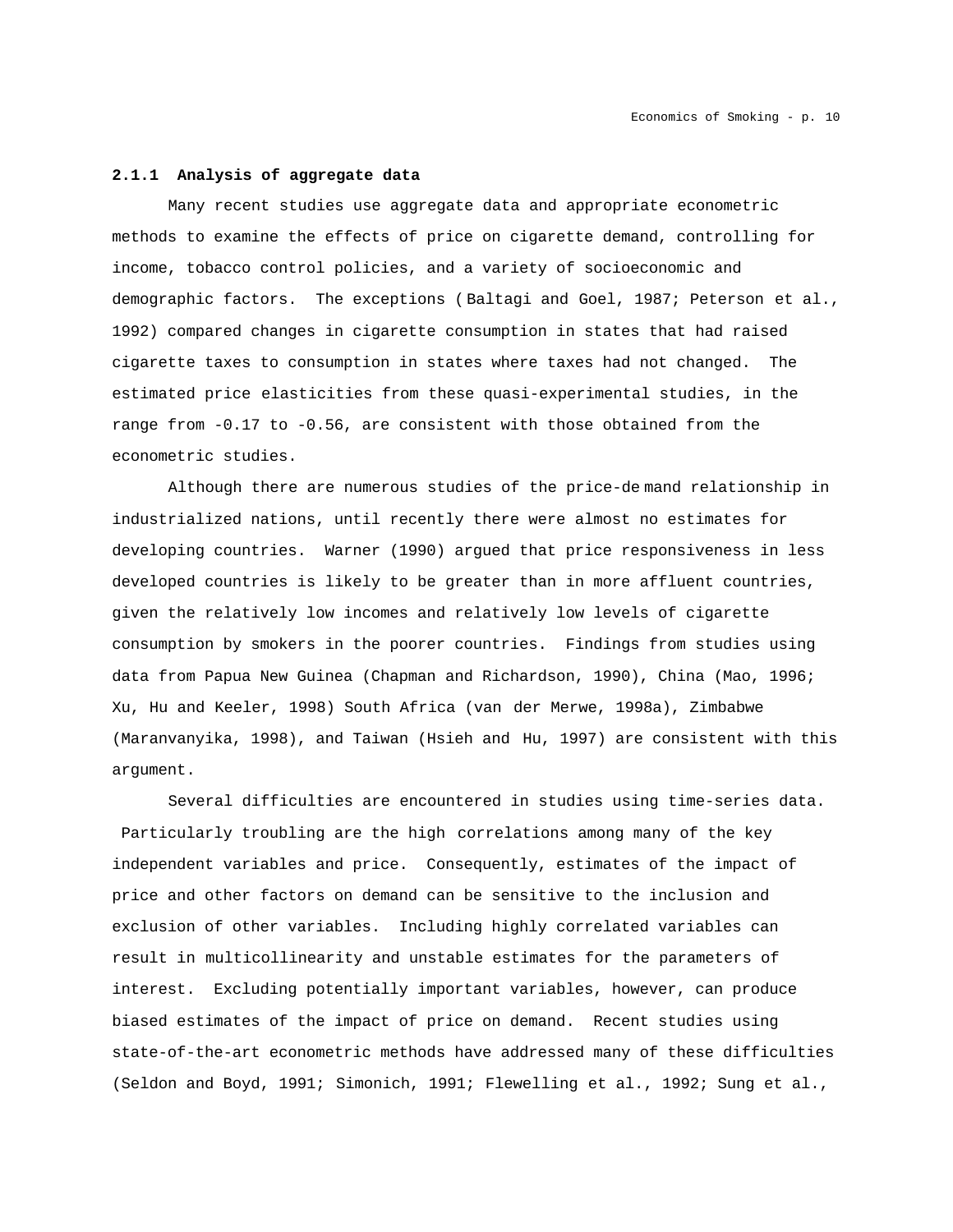### 2.1.1 Analysis of aggregate data

Many recent studies use aggregate data and appropriate econometric methods to examine the effects of price on cigarette demand, controlling for income, tobacco control policies, and a variety of socioeconomic and demographic factors. The exceptions ( Baltagi and Goel, 1987; Peterson et al., 1992) compared changes in cigarette consumption in states that had raised cigarette taxes to consumption in states where taxes had not changed. The estimated price elasticities from these quasi-experimental studies, in the range from -0.17 to -0.56, are consistent with those obtained from the econometric studies.

Although there are numerous studies of the price-de mand relationship in industrialized nations, until recently there were almost no estimates for developing countries. Warner (1990) argued that price responsiveness in less developed countries is likely to be greater than in more affluent countries, given the relatively low incomes and relatively low levels of cigarette consumption by smokers in the poorer countries. Findings from studies using data from Papua New Guinea (Chapman and Richardson, 1990), China (Mao, 1996; Xu, Hu and Keeler, 1998) South Africa (van der Merwe, 1998a), Zimbabwe (Maranvanyika, 1998), and Taiwan (Hsieh and Hu, 1997) are consistent with this argument.

Several difficulties are encountered in studies using time-series data. Particularly troubling are the high correlations among many of the key independent variables and price. Consequently, estimates of the impact of price and other factors on demand can be sensitive to the inclusion and exclusion of other variables. Including highly correlated variables can result in multicollinearity and unstable estimates for the parameters of interest. Excluding potentially important variables, however, can produce biased estimates of the impact of price on demand. Recent studies using state-of-the-art econometric methods have addressed many of these difficulties (Seldon and Boyd, 1991; Simonich, 1991; Flewelling et al., 1992; Sung et al.,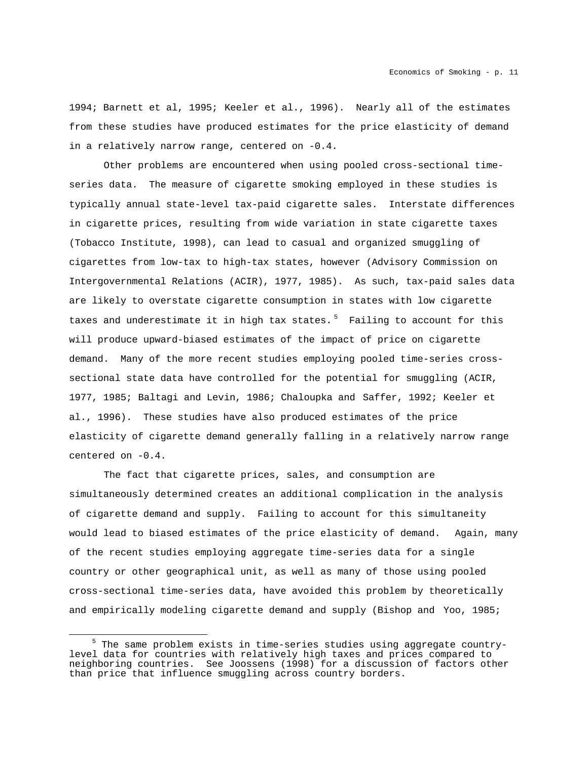1994; Barnett et al, 1995; Keeler et al., 1996). Nearly all of the estimates from these studies have produced estimates for the price elasticity of demand in a relatively narrow range, centered on -0.4.

Other problems are encountered when using pooled cross-sectional time-series data. The measure of cigarette smoking employed in these studies is typically annual state-level tax-paid cigarette sales. Interstate differences in cigarette prices, resulting from wide variation in state cigarette taxes (Tobacco Institute, 1998), can lead to casual and organized smuggling of cigarettes from low-tax to high-tax states, however (Advisory Commission on Intergovernmental Relations (ACIR), 1977, 1985). As such, tax-paid sales data are likely to overstate cigarette consumption in states with low cigarette taxes and underestimate it in high tax states.[5] Failing to account for this will produce upward-biased estimates of the impact of price on cigarette demand. Many of the more recent studies employing pooled time-series cross-sectional state data have controlled for the potential for smuggling (ACIR, 1977, 1985; Baltagi and Levin, 1986; Chaloupka and Saffer, 1992; Keeler et al., 1996). These studies have also produced estimates of the price elasticity of cigarette demand generally falling in a relatively narrow range centered on -0.4.

The fact that cigarette prices, sales, and consumption are simultaneously determined creates an additional complication in the analysis of cigarette demand and supply. Failing to account for this simultaneity would lead to biased estimates of the price elasticity of demand. Again, many of the recent studies employing aggregate time-series data for a single country or other geographical unit, as well as many of those using pooled cross-sectional time-series data, have avoided this problem by theoretically and empirically modeling cigarette demand and supply (Bishop and Yoo, 1985;

---

[5] The same problem exists in time-series studies using aggregate country-level data for countries with relatively high taxes and prices compared to neighboring countries. See Joossens (1998) for a discussion of factors other than price that influence smuggling across country borders.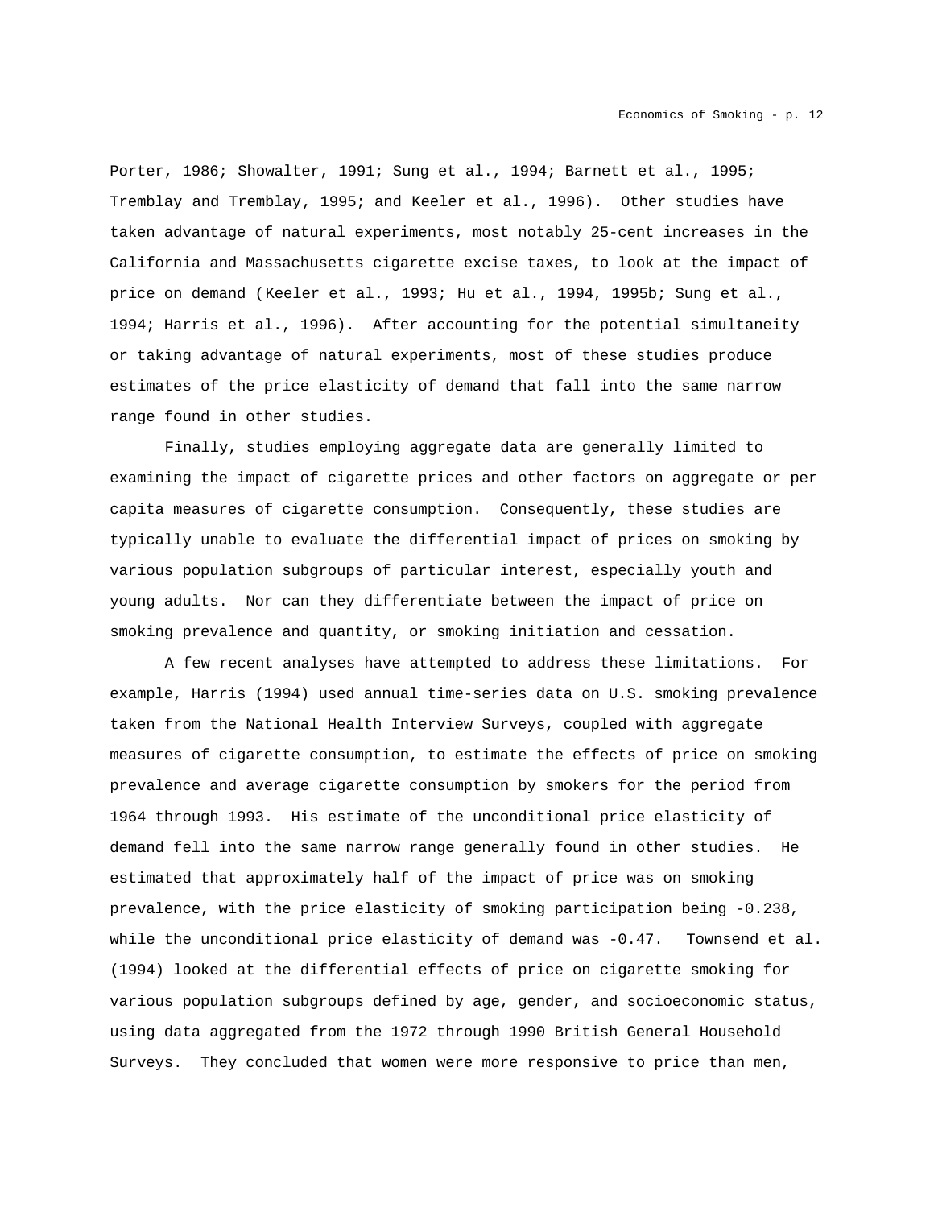Porter, 1986; Showalter, 1991; Sung et al., 1994; Barnett et al., 1995; Tremblay and Tremblay, 1995; and Keeler et al., 1996). Other studies have taken advantage of natural experiments, most notably 25-cent increases in the California and Massachusetts cigarette excise taxes, to look at the impact of price on demand (Keeler et al., 1993; Hu et al., 1994, 1995b; Sung et al., 1994; Harris et al., 1996). After accounting for the potential simultaneity or taking advantage of natural experiments, most of these studies produce estimates of the price elasticity of demand that fall into the same narrow range found in other studies.

Finally, studies employing aggregate data are generally limited to examining the impact of cigarette prices and other factors on aggregate or per capita measures of cigarette consumption. Consequently, these studies are typically unable to evaluate the differential impact of prices on smoking by various population subgroups of particular interest, especially youth and young adults. Nor can they differentiate between the impact of price on smoking prevalence and quantity, or smoking initiation and cessation.

A few recent analyses have attempted to address these limitations. For example, Harris (1994) used annual time-series data on U.S. smoking prevalence taken from the National Health Interview Surveys, coupled with aggregate measures of cigarette consumption, to estimate the effects of price on smoking prevalence and average cigarette consumption by smokers for the period from 1964 through 1993. His estimate of the unconditional price elasticity of demand fell into the same narrow range generally found in other studies. He estimated that approximately half of the impact of price was on smoking prevalence, with the price elasticity of smoking participation being -0.238, while the unconditional price elasticity of demand was -0.47. Townsend et al. (1994) looked at the differential effects of price on cigarette smoking for various population subgroups defined by age, gender, and socioeconomic status, using data aggregated from the 1972 through 1990 British General Household Surveys. They concluded that women were more responsive to price than men,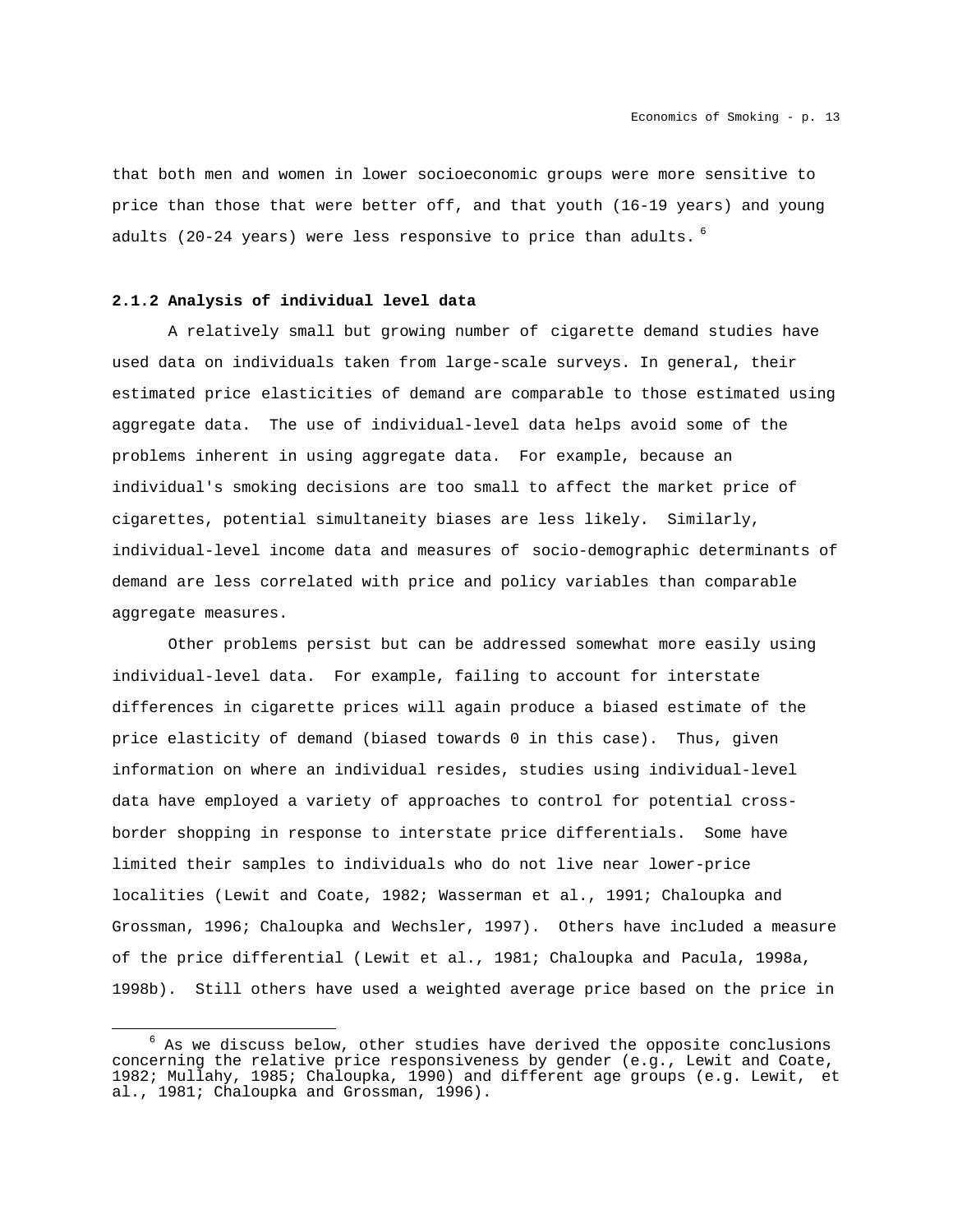that both men and women in lower socioeconomic groups were more sensitive to price than those that were better off, and that youth (16-19 years) and young adults (20-24 years) were less responsive to price than adults.[6]

### 2.1.2 Analysis of individual level data

A relatively small but growing number of cigarette demand studies have used data on individuals taken from large-scale surveys. In general, their estimated price elasticities of demand are comparable to those estimated using aggregate data. The use of individual-level data helps avoid some of the problems inherent in using aggregate data. For example, because an individual's smoking decisions are too small to affect the market price of cigarettes, potential simultaneity biases are less likely. Similarly, individual-level income data and measures of socio-demographic determinants of demand are less correlated with price and policy variables than comparable aggregate measures.

Other problems persist but can be addressed somewhat more easily using individual-level data. For example, failing to account for interstate differences in cigarette prices will again produce a biased estimate of the price elasticity of demand (biased towards 0 in this case). Thus, given information on where an individual resides, studies using individual-level data have employed a variety of approaches to control for potential cross-border shopping in response to interstate price differentials. Some have limited their samples to individuals who do not live near lower-price localities (Lewit and Coate, 1982; Wasserman et al., 1991; Chaloupka and Grossman, 1996; Chaloupka and Wechsler, 1997). Others have included a measure of the price differential (Lewit et al., 1981; Chaloupka and Pacula, 1998a, 1998b). Still others have used a weighted average price based on the price in

---

[6] As we discuss below, other studies have derived the opposite conclusions concerning the relative price responsiveness by gender (e.g., Lewit and Coate, 1982; Mullahy, 1985; Chaloupka, 1990) and different age groups (e.g. Lewit, et al., 1981; Chaloupka and Grossman, 1996).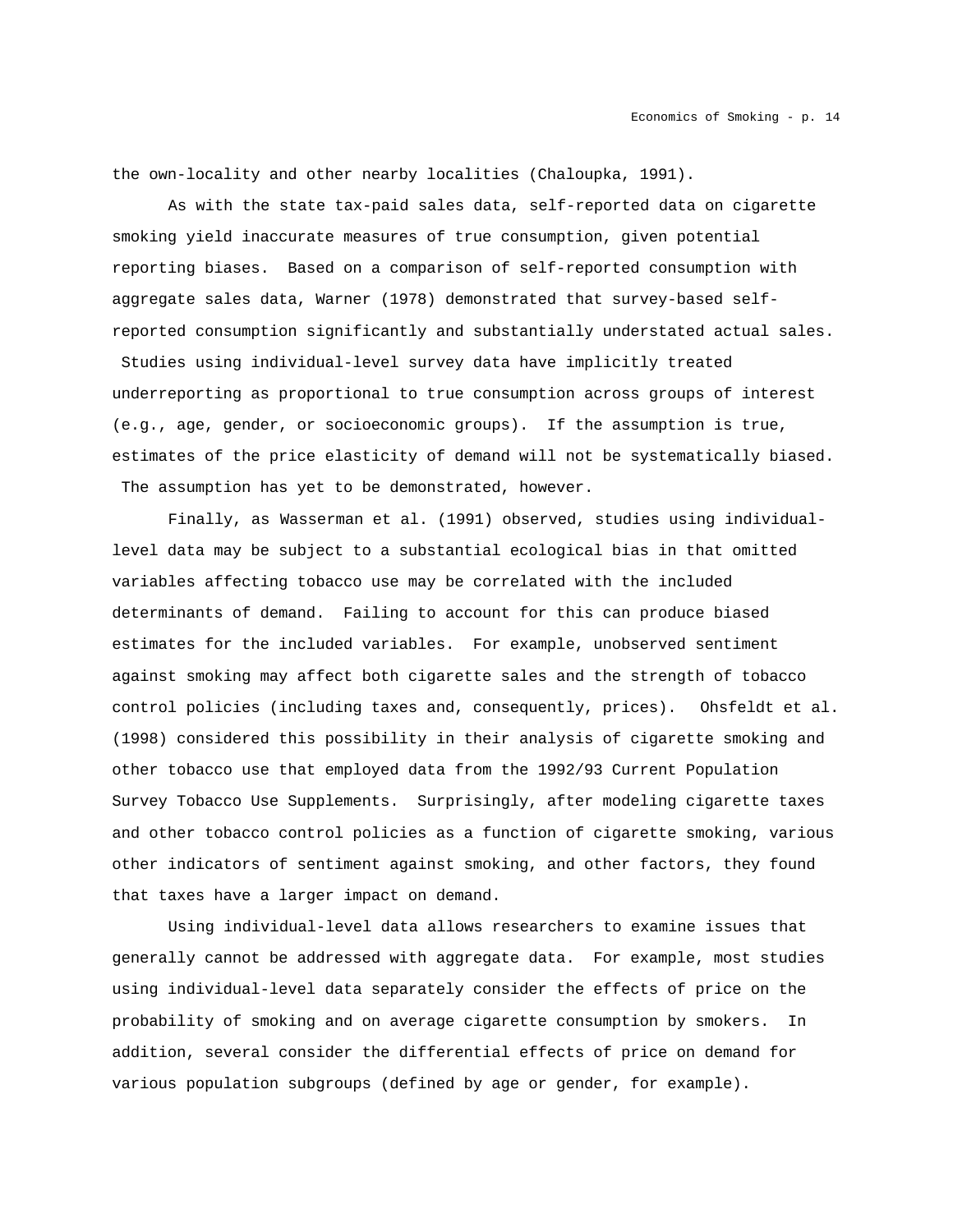the own-locality and other nearby localities (Chaloupka, 1991).

As with the state tax-paid sales data, self-reported data on cigarette smoking yield inaccurate measures of true consumption, given potential reporting biases. Based on a comparison of self-reported consumption with aggregate sales data, Warner (1978) demonstrated that survey-based self-reported consumption significantly and substantially understated actual sales. Studies using individual-level survey data have implicitly treated underreporting as proportional to true consumption across groups of interest (e.g., age, gender, or socioeconomic groups). If the assumption is true, estimates of the price elasticity of demand will not be systematically biased. The assumption has yet to be demonstrated, however.

Finally, as Wasserman et al. (1991) observed, studies using individual-level data may be subject to a substantial ecological bias in that omitted variables affecting tobacco use may be correlated with the included determinants of demand. Failing to account for this can produce biased estimates for the included variables. For example, unobserved sentiment against smoking may affect both cigarette sales and the strength of tobacco control policies (including taxes and, consequently, prices). Ohsfeldt et al. (1998) considered this possibility in their analysis of cigarette smoking and other tobacco use that employed data from the 1992/93 Current Population Survey Tobacco Use Supplements. Surprisingly, after modeling cigarette taxes and other tobacco control policies as a function of cigarette smoking, various other indicators of sentiment against smoking, and other factors, they found that taxes have a larger impact on demand.

Using individual-level data allows researchers to examine issues that generally cannot be addressed with aggregate data. For example, most studies using individual-level data separately consider the effects of price on the probability of smoking and on average cigarette consumption by smokers. In addition, several consider the differential effects of price on demand for various population subgroups (defined by age or gender, for example).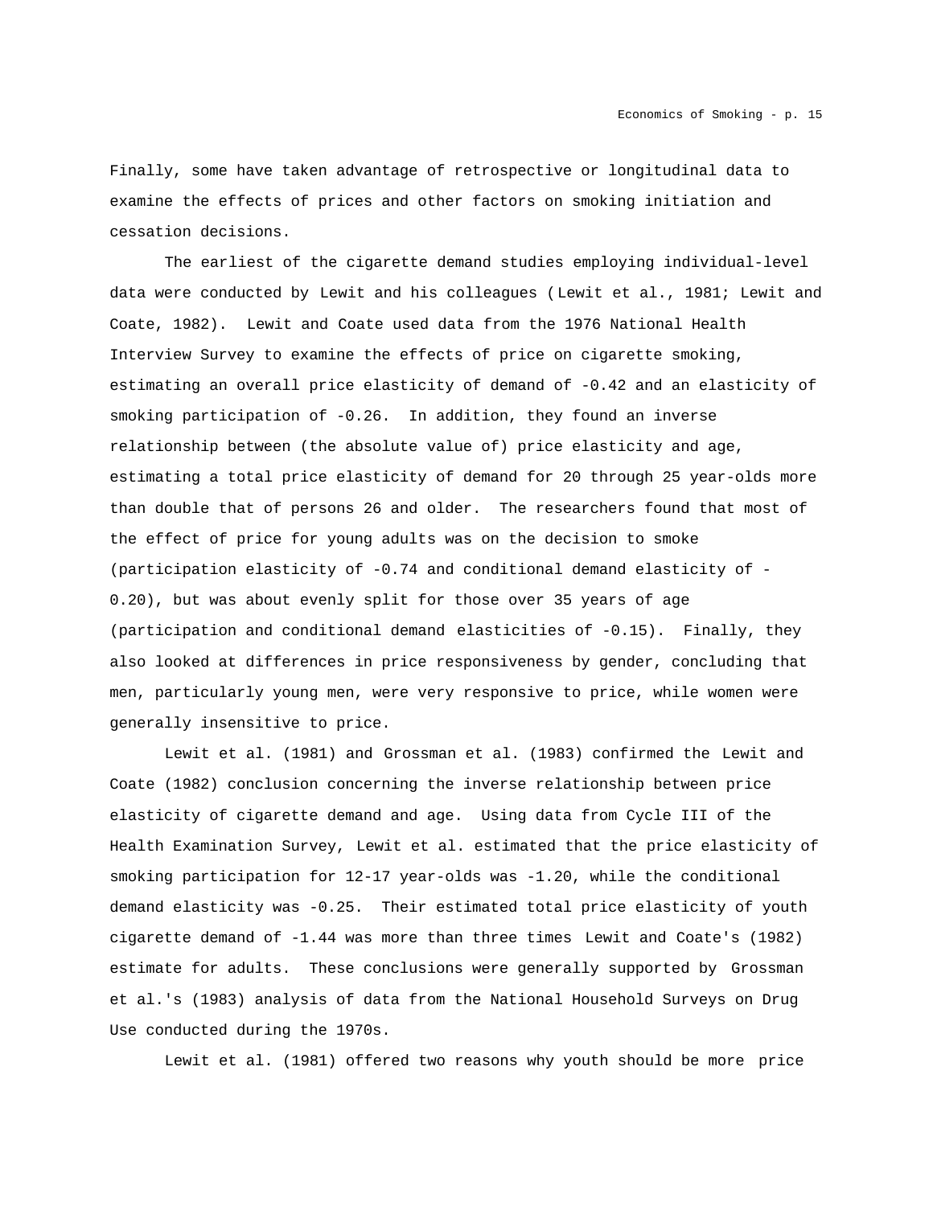Finally, some have taken advantage of retrospective or longitudinal data to examine the effects of prices and other factors on smoking initiation and cessation decisions.

The earliest of the cigarette demand studies employing individual-level data were conducted by Lewit and his colleagues (Lewit et al., 1981; Lewit and Coate, 1982). Lewit and Coate used data from the 1976 National Health Interview Survey to examine the effects of price on cigarette smoking, estimating an overall price elasticity of demand of -0.42 and an elasticity of smoking participation of -0.26. In addition, they found an inverse relationship between (the absolute value of) price elasticity and age, estimating a total price elasticity of demand for 20 through 25 year-olds more than double that of persons 26 and older. The researchers found that most of the effect of price for young adults was on the decision to smoke (participation elasticity of -0.74 and conditional demand elasticity of -0.20), but was about evenly split for those over 35 years of age (participation and conditional demand elasticities of -0.15). Finally, they also looked at differences in price responsiveness by gender, concluding that men, particularly young men, were very responsive to price, while women were generally insensitive to price.

Lewit et al. (1981) and Grossman et al. (1983) confirmed the Lewit and Coate (1982) conclusion concerning the inverse relationship between price elasticity of cigarette demand and age. Using data from Cycle III of the Health Examination Survey, Lewit et al. estimated that the price elasticity of smoking participation for 12-17 year-olds was -1.20, while the conditional demand elasticity was -0.25. Their estimated total price elasticity of youth cigarette demand of -1.44 was more than three times Lewit and Coate's (1982) estimate for adults. These conclusions were generally supported by Grossman et al.'s (1983) analysis of data from the National Household Surveys on Drug Use conducted during the 1970s.

Lewit et al. (1981) offered two reasons why youth should be more price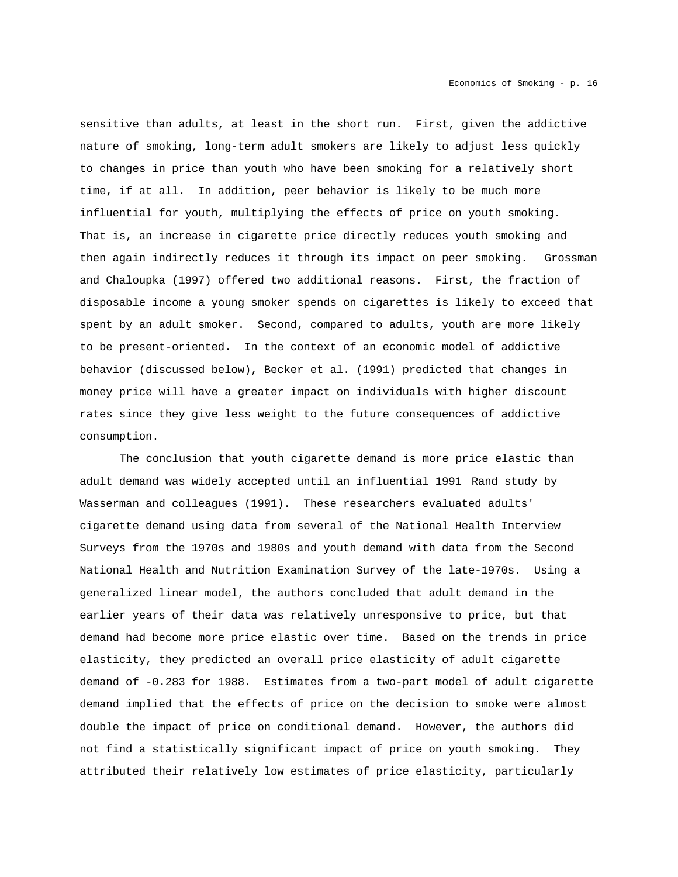sensitive than adults, at least in the short run. First, given the addictive nature of smoking, long-term adult smokers are likely to adjust less quickly to changes in price than youth who have been smoking for a relatively short time, if at all. In addition, peer behavior is likely to be much more influential for youth, multiplying the effects of price on youth smoking. That is, an increase in cigarette price directly reduces youth smoking and then again indirectly reduces it through its impact on peer smoking. Grossman and Chaloupka (1997) offered two additional reasons. First, the fraction of disposable income a young smoker spends on cigarettes is likely to exceed that spent by an adult smoker. Second, compared to adults, youth are more likely to be present-oriented. In the context of an economic model of addictive behavior (discussed below), Becker et al. (1991) predicted that changes in money price will have a greater impact on individuals with higher discount rates since they give less weight to the future consequences of addictive consumption.

The conclusion that youth cigarette demand is more price elastic than adult demand was widely accepted until an influential 1991 Rand study by Wasserman and colleagues (1991). These researchers evaluated adults' cigarette demand using data from several of the National Health Interview Surveys from the 1970s and 1980s and youth demand with data from the Second National Health and Nutrition Examination Survey of the late-1970s. Using a generalized linear model, the authors concluded that adult demand in the earlier years of their data was relatively unresponsive to price, but that demand had become more price elastic over time. Based on the trends in price elasticity, they predicted an overall price elasticity of adult cigarette demand of -0.283 for 1988. Estimates from a two-part model of adult cigarette demand implied that the effects of price on the decision to smoke were almost double the impact of price on conditional demand. However, the authors did not find a statistically significant impact of price on youth smoking. They attributed their relatively low estimates of price elasticity, particularly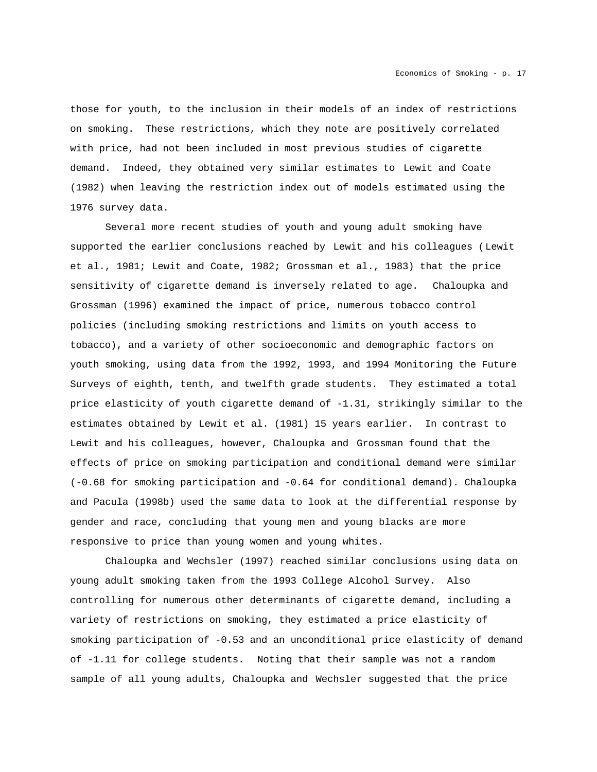those for youth, to the inclusion in their models of an index of restrictions on smoking. These restrictions, which they note are positively correlated with price, had not been included in most previous studies of cigarette demand. Indeed, they obtained very similar estimates to Lewit and Coate (1982) when leaving the restriction index out of models estimated using the 1976 survey data.

Several more recent studies of youth and young adult smoking have supported the earlier conclusions reached by Lewit and his colleagues (Lewit et al., 1981; Lewit and Coate, 1982; Grossman et al., 1983) that the price sensitivity of cigarette demand is inversely related to age. Chaloupka and Grossman (1996) examined the impact of price, numerous tobacco control policies (including smoking restrictions and limits on youth access to tobacco), and a variety of other socioeconomic and demographic factors on youth smoking, using data from the 1992, 1993, and 1994 Monitoring the Future Surveys of eighth, tenth, and twelfth grade students. They estimated a total price elasticity of youth cigarette demand of -1.31, strikingly similar to the estimates obtained by Lewit et al. (1981) 15 years earlier. In contrast to Lewit and his colleagues, however, Chaloupka and Grossman found that the effects of price on smoking participation and conditional demand were similar (-0.68 for smoking participation and -0.64 for conditional demand). Chaloupka and Pacula (1998b) used the same data to look at the differential response by gender and race, concluding that young men and young blacks are more responsive to price than young women and young whites.

Chaloupka and Wechsler (1997) reached similar conclusions using data on young adult smoking taken from the 1993 College Alcohol Survey. Also controlling for numerous other determinants of cigarette demand, including a variety of restrictions on smoking, they estimated a price elasticity of smoking participation of -0.53 and an unconditional price elasticity of demand of -1.11 for college students. Noting that their sample was not a random sample of all young adults, Chaloupka and Wechsler suggested that the price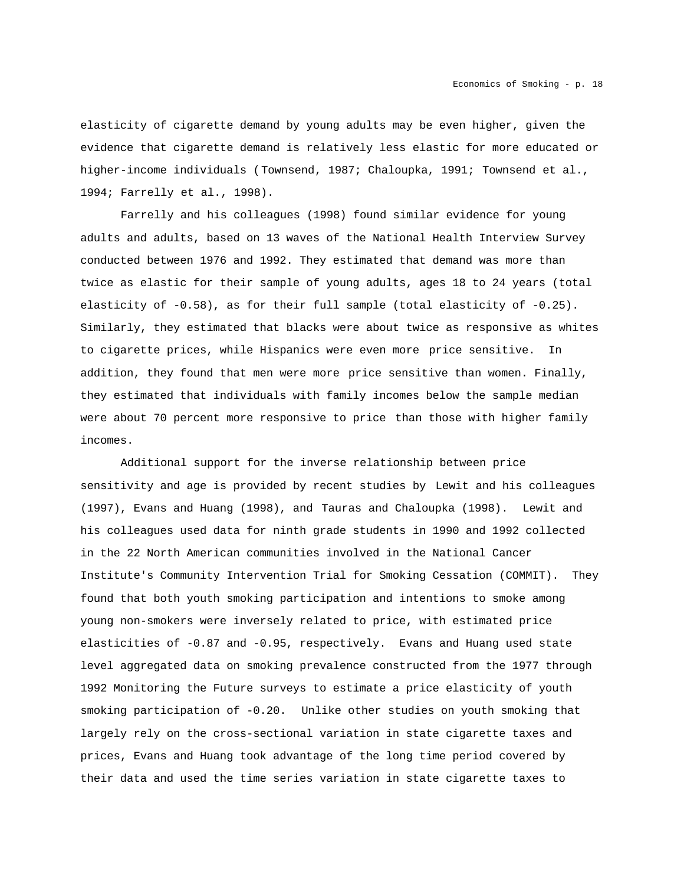elasticity of cigarette demand by young adults may be even higher, given the evidence that cigarette demand is relatively less elastic for more educated or higher-income individuals (Townsend, 1987; Chaloupka, 1991; Townsend et al., 1994; Farrelly et al., 1998).

Farrelly and his colleagues (1998) found similar evidence for young adults and adults, based on 13 waves of the National Health Interview Survey conducted between 1976 and 1992. They estimated that demand was more than twice as elastic for their sample of young adults, ages 18 to 24 years (total elasticity of -0.58), as for their full sample (total elasticity of -0.25). Similarly, they estimated that blacks were about twice as responsive as whites to cigarette prices, while Hispanics were even more price sensitive. In addition, they found that men were more price sensitive than women. Finally, they estimated that individuals with family incomes below the sample median were about 70 percent more responsive to price than those with higher family incomes.

Additional support for the inverse relationship between price sensitivity and age is provided by recent studies by Lewit and his colleagues (1997), Evans and Huang (1998), and Tauras and Chaloupka (1998). Lewit and his colleagues used data for ninth grade students in 1990 and 1992 collected in the 22 North American communities involved in the National Cancer Institute's Community Intervention Trial for Smoking Cessation (COMMIT). They found that both youth smoking participation and intentions to smoke among young non-smokers were inversely related to price, with estimated price elasticities of -0.87 and -0.95, respectively. Evans and Huang used state level aggregated data on smoking prevalence constructed from the 1977 through 1992 Monitoring the Future surveys to estimate a price elasticity of youth smoking participation of -0.20. Unlike other studies on youth smoking that largely rely on the cross-sectional variation in state cigarette taxes and prices, Evans and Huang took advantage of the long time period covered by their data and used the time series variation in state cigarette taxes to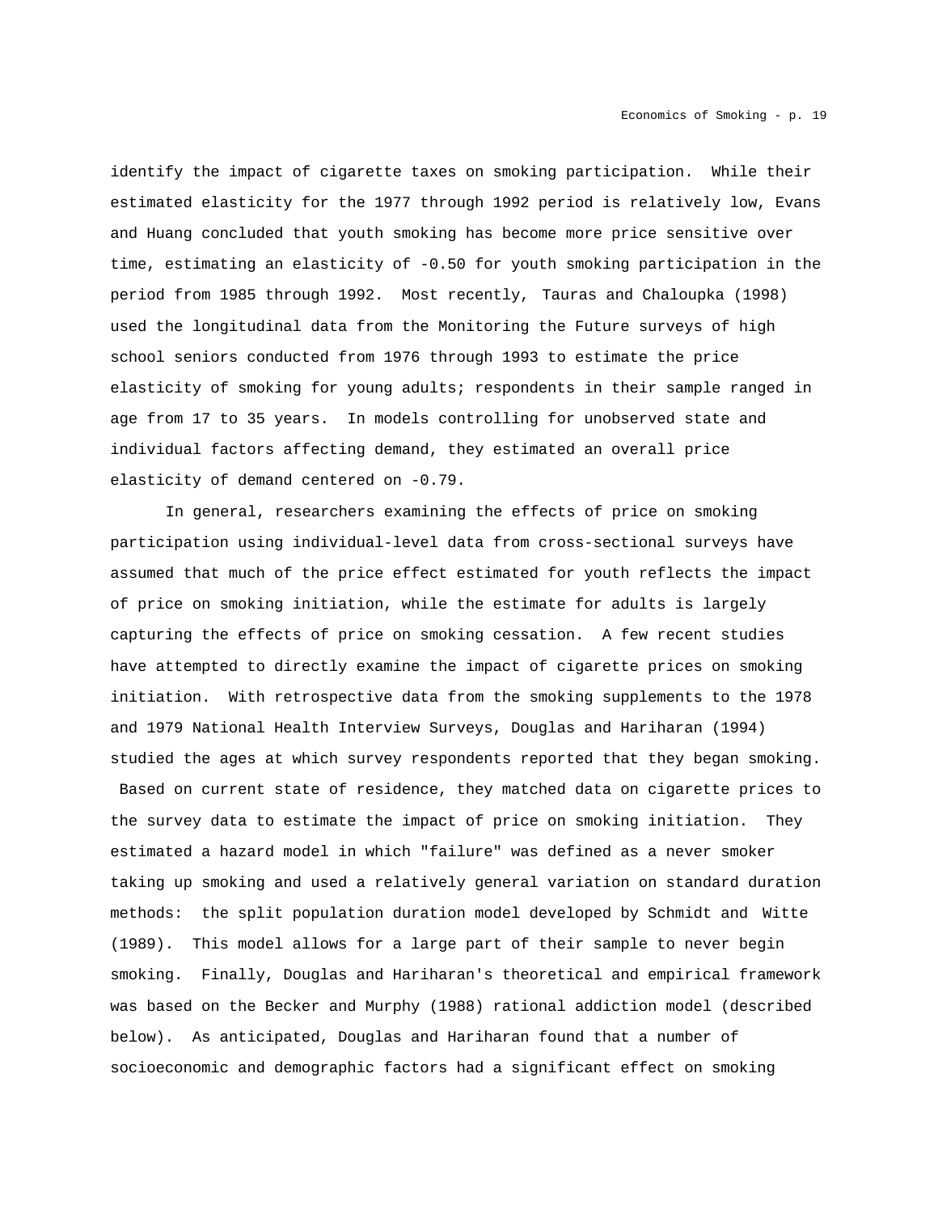identify the impact of cigarette taxes on smoking participation. While their estimated elasticity for the 1977 through 1992 period is relatively low, Evans and Huang concluded that youth smoking has become more price sensitive over time, estimating an elasticity of -0.50 for youth smoking participation in the period from 1985 through 1992. Most recently, Tauras and Chaloupka (1998) used the longitudinal data from the Monitoring the Future surveys of high school seniors conducted from 1976 through 1993 to estimate the price elasticity of smoking for young adults; respondents in their sample ranged in age from 17 to 35 years. In models controlling for unobserved state and individual factors affecting demand, they estimated an overall price elasticity of demand centered on -0.79.

In general, researchers examining the effects of price on smoking participation using individual-level data from cross-sectional surveys have assumed that much of the price effect estimated for youth reflects the impact of price on smoking initiation, while the estimate for adults is largely capturing the effects of price on smoking cessation. A few recent studies have attempted to directly examine the impact of cigarette prices on smoking initiation. With retrospective data from the smoking supplements to the 1978 and 1979 National Health Interview Surveys, Douglas and Hariharan (1994) studied the ages at which survey respondents reported that they began smoking. Based on current state of residence, they matched data on cigarette prices to the survey data to estimate the impact of price on smoking initiation. They estimated a hazard model in which "failure" was defined as a never smoker taking up smoking and used a relatively general variation on standard duration methods: the split population duration model developed by Schmidt and Witte (1989). This model allows for a large part of their sample to never begin smoking. Finally, Douglas and Hariharan's theoretical and empirical framework was based on the Becker and Murphy (1988) rational addiction model (described below). As anticipated, Douglas and Hariharan found that a number of socioeconomic and demographic factors had a significant effect on smoking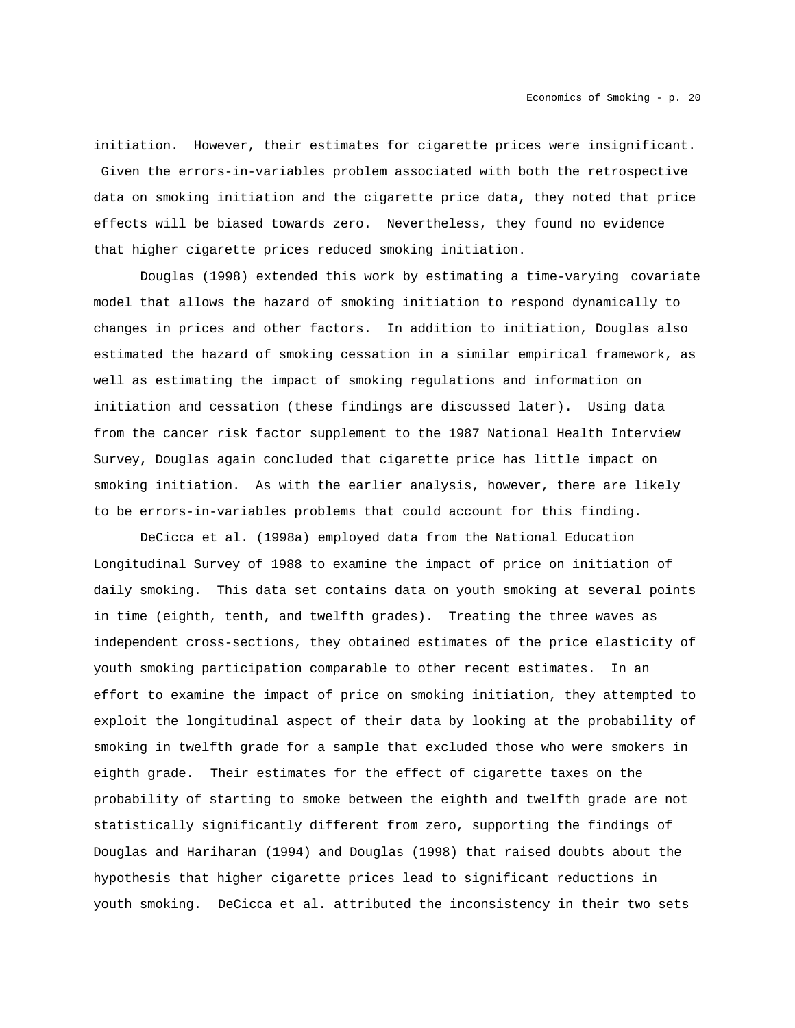initiation. However, their estimates for cigarette prices were insignificant. Given the errors-in-variables problem associated with both the retrospective data on smoking initiation and the cigarette price data, they noted that price effects will be biased towards zero. Nevertheless, they found no evidence that higher cigarette prices reduced smoking initiation.

Douglas (1998) extended this work by estimating a time-varying covariate model that allows the hazard of smoking initiation to respond dynamically to changes in prices and other factors. In addition to initiation, Douglas also estimated the hazard of smoking cessation in a similar empirical framework, as well as estimating the impact of smoking regulations and information on initiation and cessation (these findings are discussed later). Using data from the cancer risk factor supplement to the 1987 National Health Interview Survey, Douglas again concluded that cigarette price has little impact on smoking initiation. As with the earlier analysis, however, there are likely to be errors-in-variables problems that could account for this finding.

DeCicca et al. (1998a) employed data from the National Education Longitudinal Survey of 1988 to examine the impact of price on initiation of daily smoking. This data set contains data on youth smoking at several points in time (eighth, tenth, and twelfth grades). Treating the three waves as independent cross-sections, they obtained estimates of the price elasticity of youth smoking participation comparable to other recent estimates. In an effort to examine the impact of price on smoking initiation, they attempted to exploit the longitudinal aspect of their data by looking at the probability of smoking in twelfth grade for a sample that excluded those who were smokers in eighth grade. Their estimates for the effect of cigarette taxes on the probability of starting to smoke between the eighth and twelfth grade are not statistically significantly different from zero, supporting the findings of Douglas and Hariharan (1994) and Douglas (1998) that raised doubts about the hypothesis that higher cigarette prices lead to significant reductions in youth smoking. DeCicca et al. attributed the inconsistency in their two sets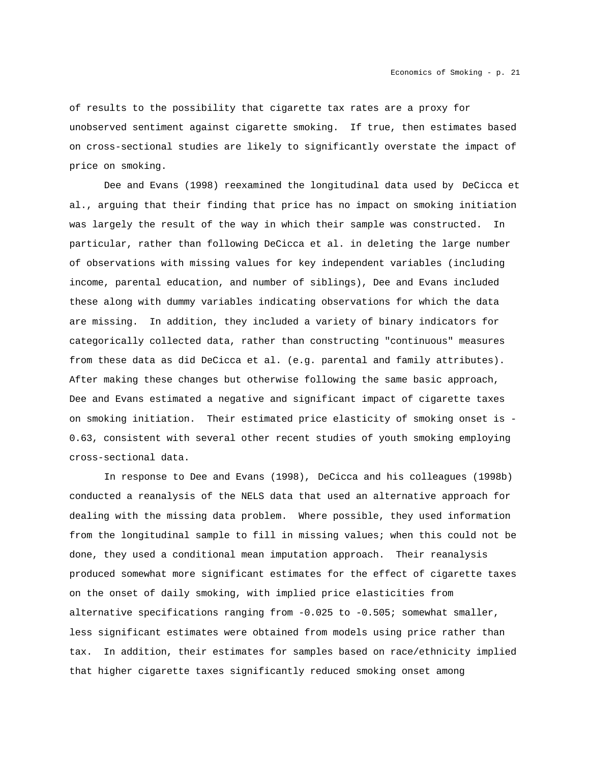of results to the possibility that cigarette tax rates are a proxy for unobserved sentiment against cigarette smoking. If true, then estimates based on cross-sectional studies are likely to significantly overstate the impact of price on smoking.

Dee and Evans (1998) reexamined the longitudinal data used by DeCicca et al., arguing that their finding that price has no impact on smoking initiation was largely the result of the way in which their sample was constructed. In particular, rather than following DeCicca et al. in deleting the large number of observations with missing values for key independent variables (including income, parental education, and number of siblings), Dee and Evans included these along with dummy variables indicating observations for which the data are missing. In addition, they included a variety of binary indicators for categorically collected data, rather than constructing "continuous" measures from these data as did DeCicca et al. (e.g. parental and family attributes). After making these changes but otherwise following the same basic approach, Dee and Evans estimated a negative and significant impact of cigarette taxes on smoking initiation. Their estimated price elasticity of smoking onset is -0.63, consistent with several other recent studies of youth smoking employing cross-sectional data.

In response to Dee and Evans (1998), DeCicca and his colleagues (1998b) conducted a reanalysis of the NELS data that used an alternative approach for dealing with the missing data problem. Where possible, they used information from the longitudinal sample to fill in missing values; when this could not be done, they used a conditional mean imputation approach. Their reanalysis produced somewhat more significant estimates for the effect of cigarette taxes on the onset of daily smoking, with implied price elasticities from alternative specifications ranging from -0.025 to -0.505; somewhat smaller, less significant estimates were obtained from models using price rather than tax. In addition, their estimates for samples based on race/ethnicity implied that higher cigarette taxes significantly reduced smoking onset among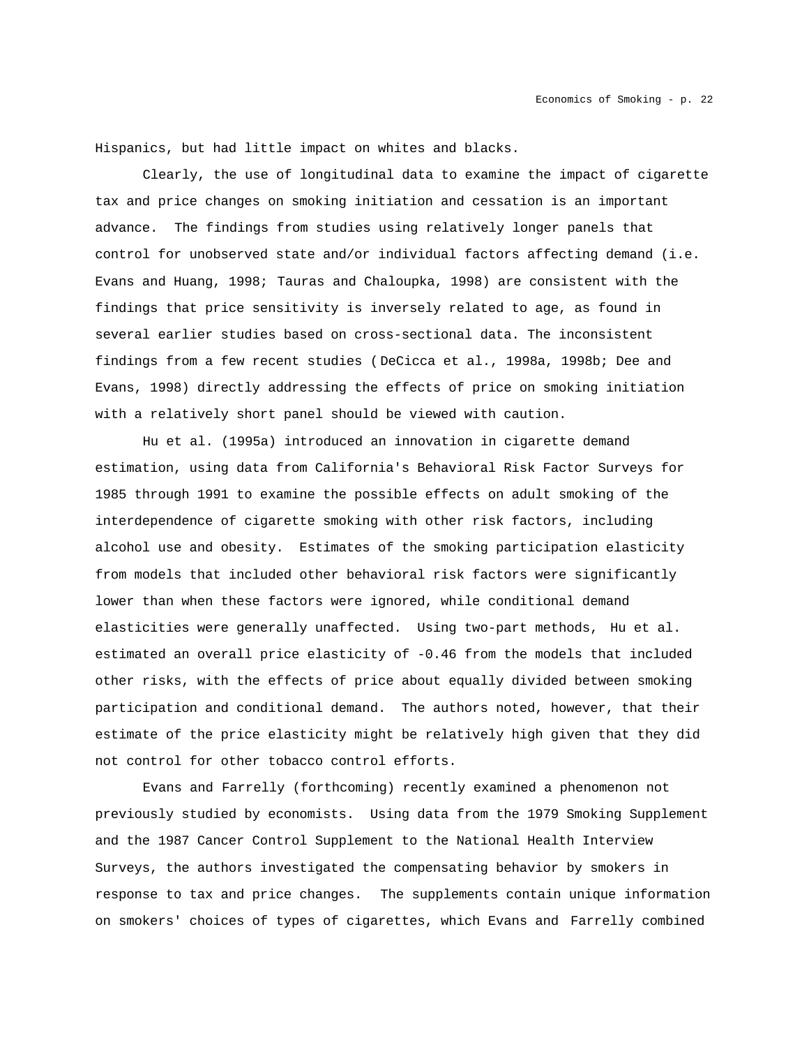Hispanics, but had little impact on whites and blacks.

Clearly, the use of longitudinal data to examine the impact of cigarette tax and price changes on smoking initiation and cessation is an important advance. The findings from studies using relatively longer panels that control for unobserved state and/or individual factors affecting demand (i.e. Evans and Huang, 1998; Tauras and Chaloupka, 1998) are consistent with the findings that price sensitivity is inversely related to age, as found in several earlier studies based on cross-sectional data. The inconsistent findings from a few recent studies ( DeCicca et al., 1998a, 1998b; Dee and Evans, 1998) directly addressing the effects of price on smoking initiation with a relatively short panel should be viewed with caution.

Hu et al. (1995a) introduced an innovation in cigarette demand estimation, using data from California's Behavioral Risk Factor Surveys for 1985 through 1991 to examine the possible effects on adult smoking of the interdependence of cigarette smoking with other risk factors, including alcohol use and obesity. Estimates of the smoking participation elasticity from models that included other behavioral risk factors were significantly lower than when these factors were ignored, while conditional demand elasticities were generally unaffected. Using two-part methods, Hu et al. estimated an overall price elasticity of -0.46 from the models that included other risks, with the effects of price about equally divided between smoking participation and conditional demand. The authors noted, however, that their estimate of the price elasticity might be relatively high given that they did not control for other tobacco control efforts.

Evans and Farrelly (forthcoming) recently examined a phenomenon not previously studied by economists. Using data from the 1979 Smoking Supplement and the 1987 Cancer Control Supplement to the National Health Interview Surveys, the authors investigated the compensating behavior by smokers in response to tax and price changes. The supplements contain unique information on smokers' choices of types of cigarettes, which Evans and Farrelly combined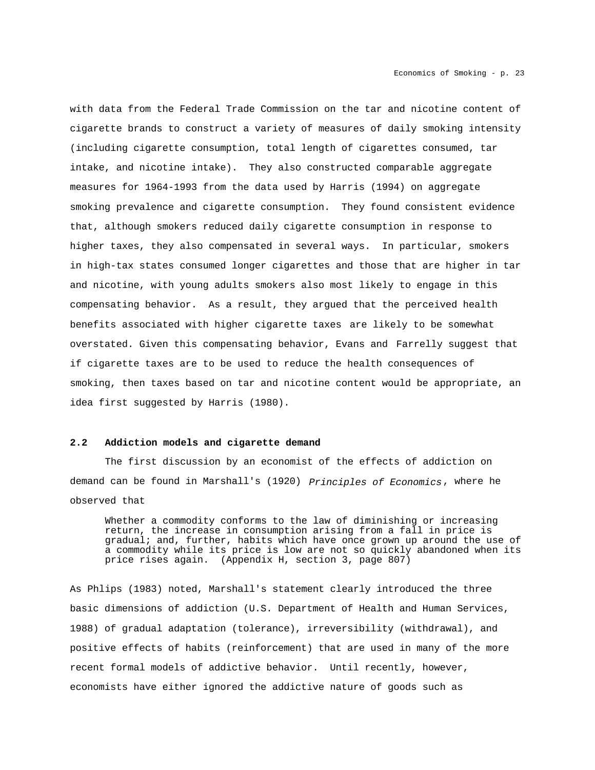with data from the Federal Trade Commission on the tar and nicotine content of cigarette brands to construct a variety of measures of daily smoking intensity (including cigarette consumption, total length of cigarettes consumed, tar intake, and nicotine intake). They also constructed comparable aggregate measures for 1964-1993 from the data used by Harris (1994) on aggregate smoking prevalence and cigarette consumption. They found consistent evidence that, although smokers reduced daily cigarette consumption in response to higher taxes, they also compensated in several ways. In particular, smokers in high-tax states consumed longer cigarettes and those that are higher in tar and nicotine, with young adults smokers also most likely to engage in this compensating behavior. As a result, they argued that the perceived health benefits associated with higher cigarette taxes are likely to be somewhat overstated. Given this compensating behavior, Evans and Farrelly suggest that if cigarette taxes are to be used to reduce the health consequences of smoking, then taxes based on tar and nicotine content would be appropriate, an idea first suggested by Harris (1980).

## 2.2 Addiction models and cigarette demand

The first discussion by an economist of the effects of addiction on demand can be found in Marshall's (1920) *Principles of Economics*, where he observed that

> Whether a commodity conforms to the law of diminishing or increasing return, the increase in consumption arising from a fall in price is gradual; and, further, habits which have once grown up around the use of a commodity while its price is low are not so quickly abandoned when its price rises again. (Appendix H, section 3, page 807)

As Phlips (1983) noted, Marshall's statement clearly introduced the three basic dimensions of addiction (U.S. Department of Health and Human Services, 1988) of gradual adaptation (tolerance), irreversibility (withdrawal), and positive effects of habits (reinforcement) that are used in many of the more recent formal models of addictive behavior. Until recently, however, economists have either ignored the addictive nature of goods such as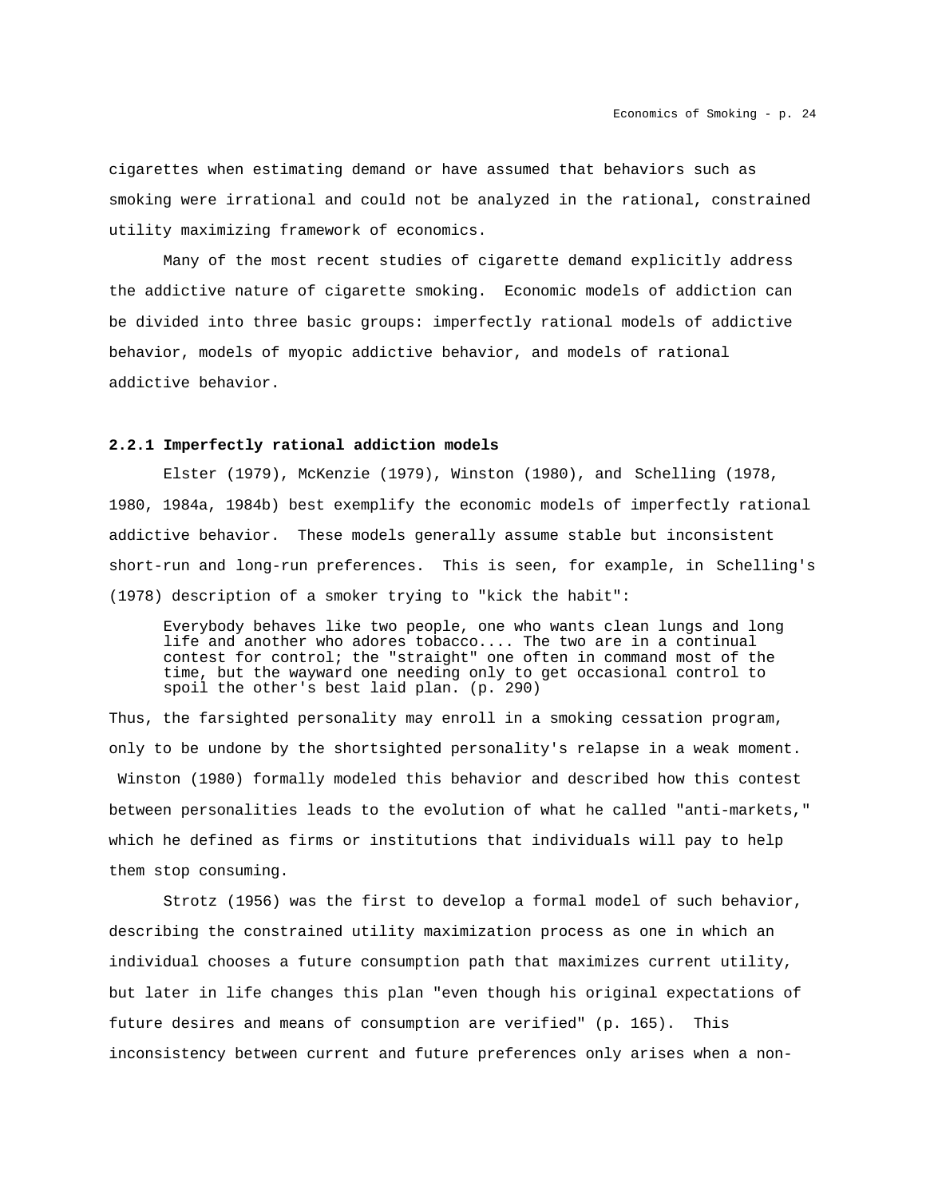cigarettes when estimating demand or have assumed that behaviors such as smoking were irrational and could not be analyzed in the rational, constrained utility maximizing framework of economics.

Many of the most recent studies of cigarette demand explicitly address the addictive nature of cigarette smoking. Economic models of addiction can be divided into three basic groups: imperfectly rational models of addictive behavior, models of myopic addictive behavior, and models of rational addictive behavior.

### 2.2.1 Imperfectly rational addiction models

Elster (1979), McKenzie (1979), Winston (1980), and Schelling (1978, 1980, 1984a, 1984b) best exemplify the economic models of imperfectly rational addictive behavior. These models generally assume stable but inconsistent short-run and long-run preferences. This is seen, for example, in Schelling's (1978) description of a smoker trying to "kick the habit":

> Everybody behaves like two people, one who wants clean lungs and long life and another who adores tobacco.... The two are in a continual contest for control; the "straight" one often in command most of the time, but the wayward one needing only to get occasional control to spoil the other's best laid plan. (p. 290)

Thus, the farsighted personality may enroll in a smoking cessation program, only to be undone by the shortsighted personality's relapse in a weak moment. Winston (1980) formally modeled this behavior and described how this contest between personalities leads to the evolution of what he called "anti-markets," which he defined as firms or institutions that individuals will pay to help them stop consuming.

Strotz (1956) was the first to develop a formal model of such behavior, describing the constrained utility maximization process as one in which an individual chooses a future consumption path that maximizes current utility, but later in life changes this plan "even though his original expectations of future desires and means of consumption are verified" (p. 165). This inconsistency between current and future preferences only arises when a non-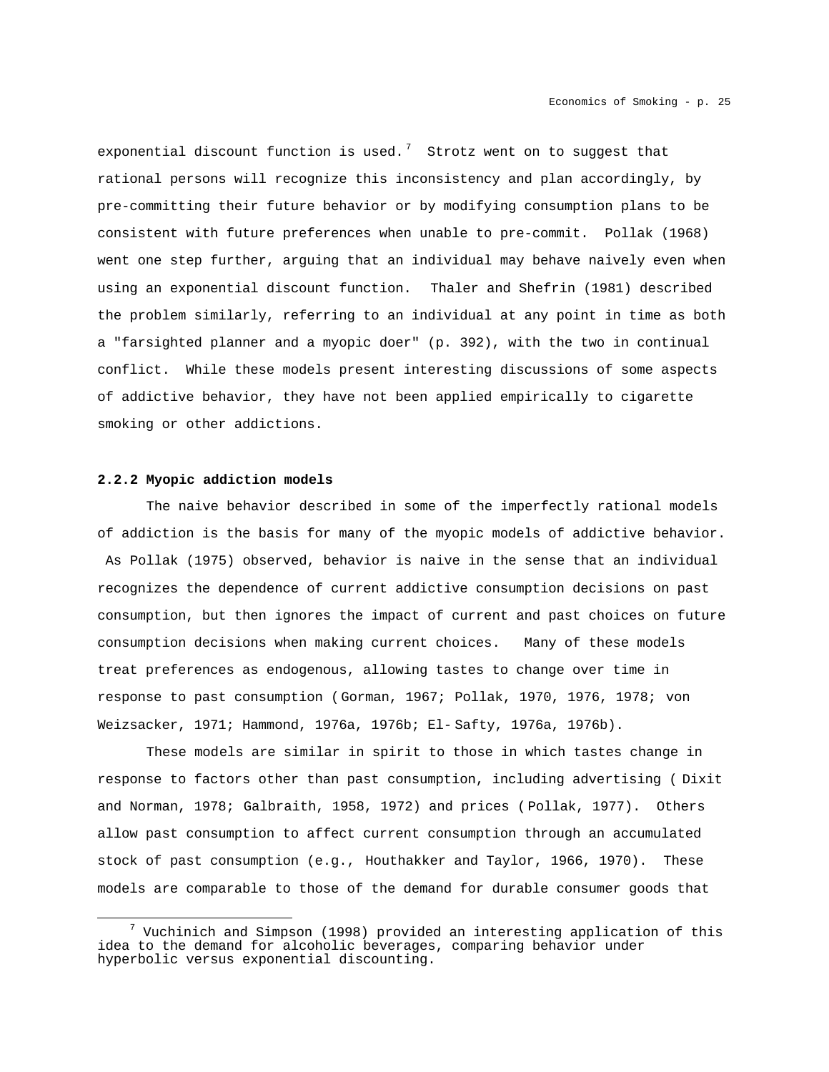exponential discount function is used.[7] Strotz went on to suggest that rational persons will recognize this inconsistency and plan accordingly, by pre-committing their future behavior or by modifying consumption plans to be consistent with future preferences when unable to pre-commit. Pollak (1968) went one step further, arguing that an individual may behave naively even when using an exponential discount function. Thaler and Shefrin (1981) described the problem similarly, referring to an individual at any point in time as both a "farsighted planner and a myopic doer" (p. 392), with the two in continual conflict. While these models present interesting discussions of some aspects of addictive behavior, they have not been applied empirically to cigarette smoking or other addictions.

### 2.2.2 Myopic addiction models

The naive behavior described in some of the imperfectly rational models of addiction is the basis for many of the myopic models of addictive behavior. As Pollak (1975) observed, behavior is naive in the sense that an individual recognizes the dependence of current addictive consumption decisions on past consumption, but then ignores the impact of current and past choices on future consumption decisions when making current choices. Many of these models treat preferences as endogenous, allowing tastes to change over time in response to past consumption (Gorman, 1967; Pollak, 1970, 1976, 1978; von Weizsacker, 1971; Hammond, 1976a, 1976b; El-Safty, 1976a, 1976b).

These models are similar in spirit to those in which tastes change in response to factors other than past consumption, including advertising (Dixit and Norman, 1978; Galbraith, 1958, 1972) and prices (Pollak, 1977). Others allow past consumption to affect current consumption through an accumulated stock of past consumption (e.g., Houthakker and Taylor, 1966, 1970). These models are comparable to those of the demand for durable consumer goods that

[7] Vuchinich and Simpson (1998) provided an interesting application of this idea to the demand for alcoholic beverages, comparing behavior under hyperbolic versus exponential discounting.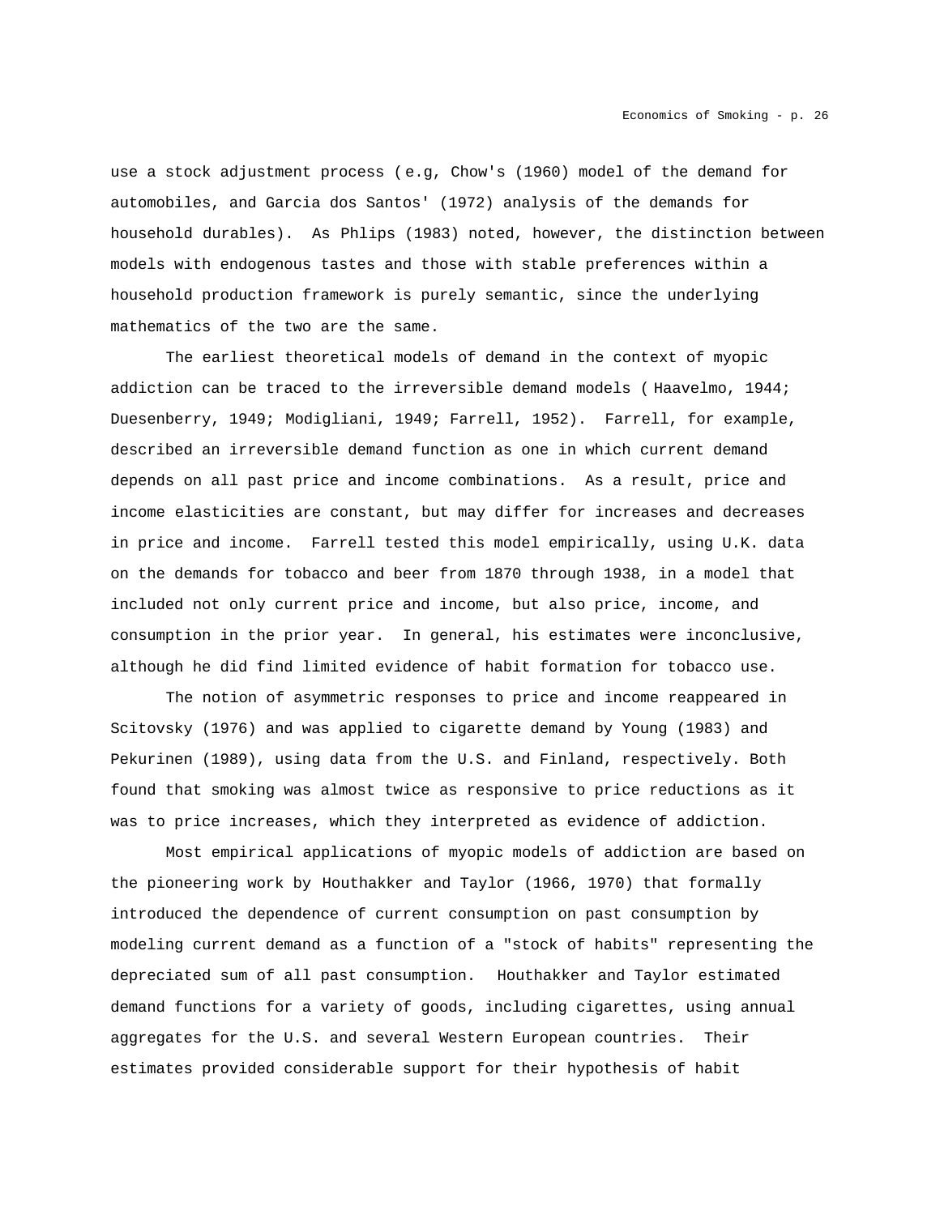use a stock adjustment process (e.g, Chow's (1960) model of the demand for automobiles, and Garcia dos Santos' (1972) analysis of the demands for household durables). As Phlips (1983) noted, however, the distinction between models with endogenous tastes and those with stable preferences within a household production framework is purely semantic, since the underlying mathematics of the two are the same.

The earliest theoretical models of demand in the context of myopic addiction can be traced to the irreversible demand models (Haavelmo, 1944; Duesenberry, 1949; Modigliani, 1949; Farrell, 1952). Farrell, for example, described an irreversible demand function as one in which current demand depends on all past price and income combinations. As a result, price and income elasticities are constant, but may differ for increases and decreases in price and income. Farrell tested this model empirically, using U.K. data on the demands for tobacco and beer from 1870 through 1938, in a model that included not only current price and income, but also price, income, and consumption in the prior year. In general, his estimates were inconclusive, although he did find limited evidence of habit formation for tobacco use.

The notion of asymmetric responses to price and income reappeared in Scitovsky (1976) and was applied to cigarette demand by Young (1983) and Pekurinen (1989), using data from the U.S. and Finland, respectively. Both found that smoking was almost twice as responsive to price reductions as it was to price increases, which they interpreted as evidence of addiction.

Most empirical applications of myopic models of addiction are based on the pioneering work by Houthakker and Taylor (1966, 1970) that formally introduced the dependence of current consumption on past consumption by modeling current demand as a function of a "stock of habits" representing the depreciated sum of all past consumption. Houthakker and Taylor estimated demand functions for a variety of goods, including cigarettes, using annual aggregates for the U.S. and several Western European countries. Their estimates provided considerable support for their hypothesis of habit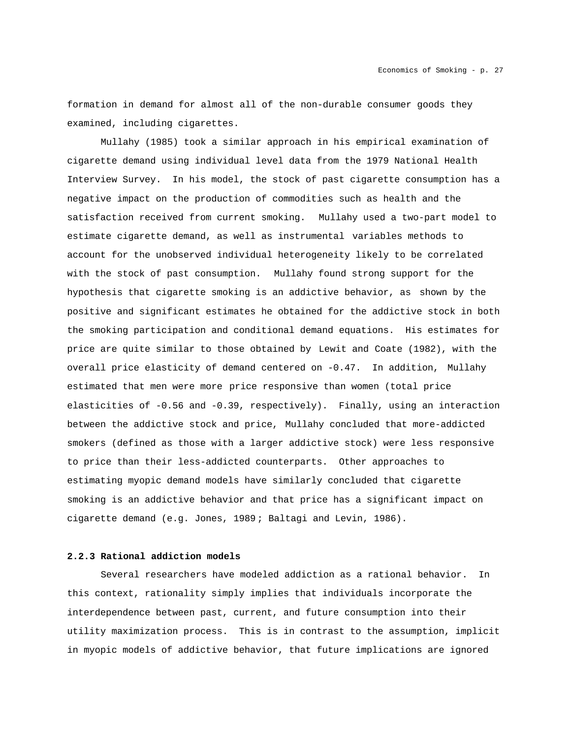formation in demand for almost all of the non-durable consumer goods they examined, including cigarettes.

Mullahy (1985) took a similar approach in his empirical examination of cigarette demand using individual level data from the 1979 National Health Interview Survey. In his model, the stock of past cigarette consumption has a negative impact on the production of commodities such as health and the satisfaction received from current smoking. Mullahy used a two-part model to estimate cigarette demand, as well as instrumental variables methods to account for the unobserved individual heterogeneity likely to be correlated with the stock of past consumption. Mullahy found strong support for the hypothesis that cigarette smoking is an addictive behavior, as shown by the positive and significant estimates he obtained for the addictive stock in both the smoking participation and conditional demand equations. His estimates for price are quite similar to those obtained by Lewit and Coate (1982), with the overall price elasticity of demand centered on -0.47. In addition, Mullahy estimated that men were more price responsive than women (total price elasticities of -0.56 and -0.39, respectively). Finally, using an interaction between the addictive stock and price, Mullahy concluded that more-addicted smokers (defined as those with a larger addictive stock) were less responsive to price than their less-addicted counterparts. Other approaches to estimating myopic demand models have similarly concluded that cigarette smoking is an addictive behavior and that price has a significant impact on cigarette demand (e.g. Jones, 1989; Baltagi and Levin, 1986).

### 2.2.3 Rational addiction models

Several researchers have modeled addiction as a rational behavior. In this context, rationality simply implies that individuals incorporate the interdependence between past, current, and future consumption into their utility maximization process. This is in contrast to the assumption, implicit in myopic models of addictive behavior, that future implications are ignored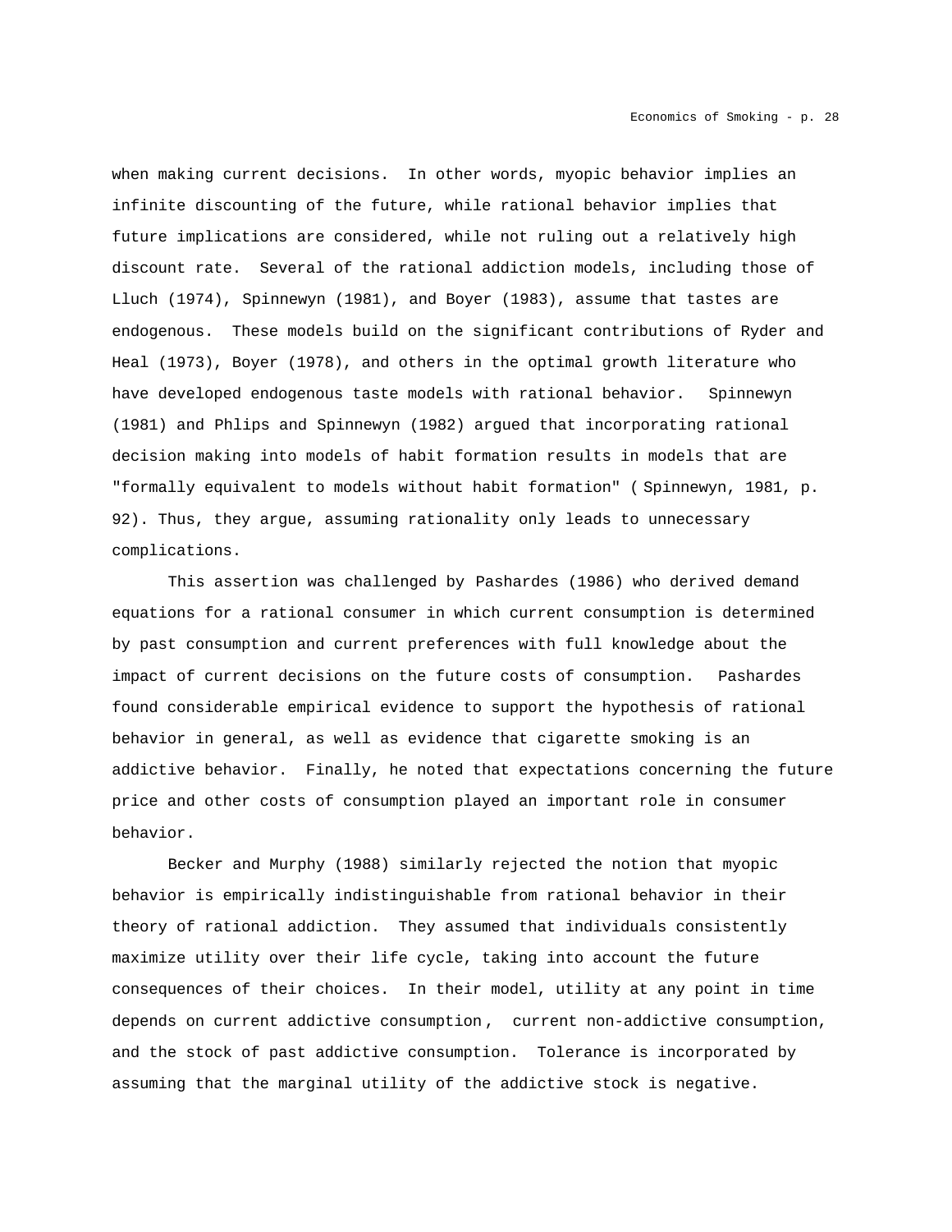when making current decisions. In other words, myopic behavior implies an infinite discounting of the future, while rational behavior implies that future implications are considered, while not ruling out a relatively high discount rate. Several of the rational addiction models, including those of Lluch (1974), Spinnewyn (1981), and Boyer (1983), assume that tastes are endogenous. These models build on the significant contributions of Ryder and Heal (1973), Boyer (1978), and others in the optimal growth literature who have developed endogenous taste models with rational behavior. Spinnewyn (1981) and Phlips and Spinnewyn (1982) argued that incorporating rational decision making into models of habit formation results in models that are "formally equivalent to models without habit formation" (Spinnewyn, 1981, p. 92). Thus, they argue, assuming rationality only leads to unnecessary complications.

This assertion was challenged by Pashardes (1986) who derived demand equations for a rational consumer in which current consumption is determined by past consumption and current preferences with full knowledge about the impact of current decisions on the future costs of consumption. Pashardes found considerable empirical evidence to support the hypothesis of rational behavior in general, as well as evidence that cigarette smoking is an addictive behavior. Finally, he noted that expectations concerning the future price and other costs of consumption played an important role in consumer behavior.

Becker and Murphy (1988) similarly rejected the notion that myopic behavior is empirically indistinguishable from rational behavior in their theory of rational addiction. They assumed that individuals consistently maximize utility over their life cycle, taking into account the future consequences of their choices. In their model, utility at any point in time depends on current addictive consumption, current non-addictive consumption, and the stock of past addictive consumption. Tolerance is incorporated by assuming that the marginal utility of the addictive stock is negative.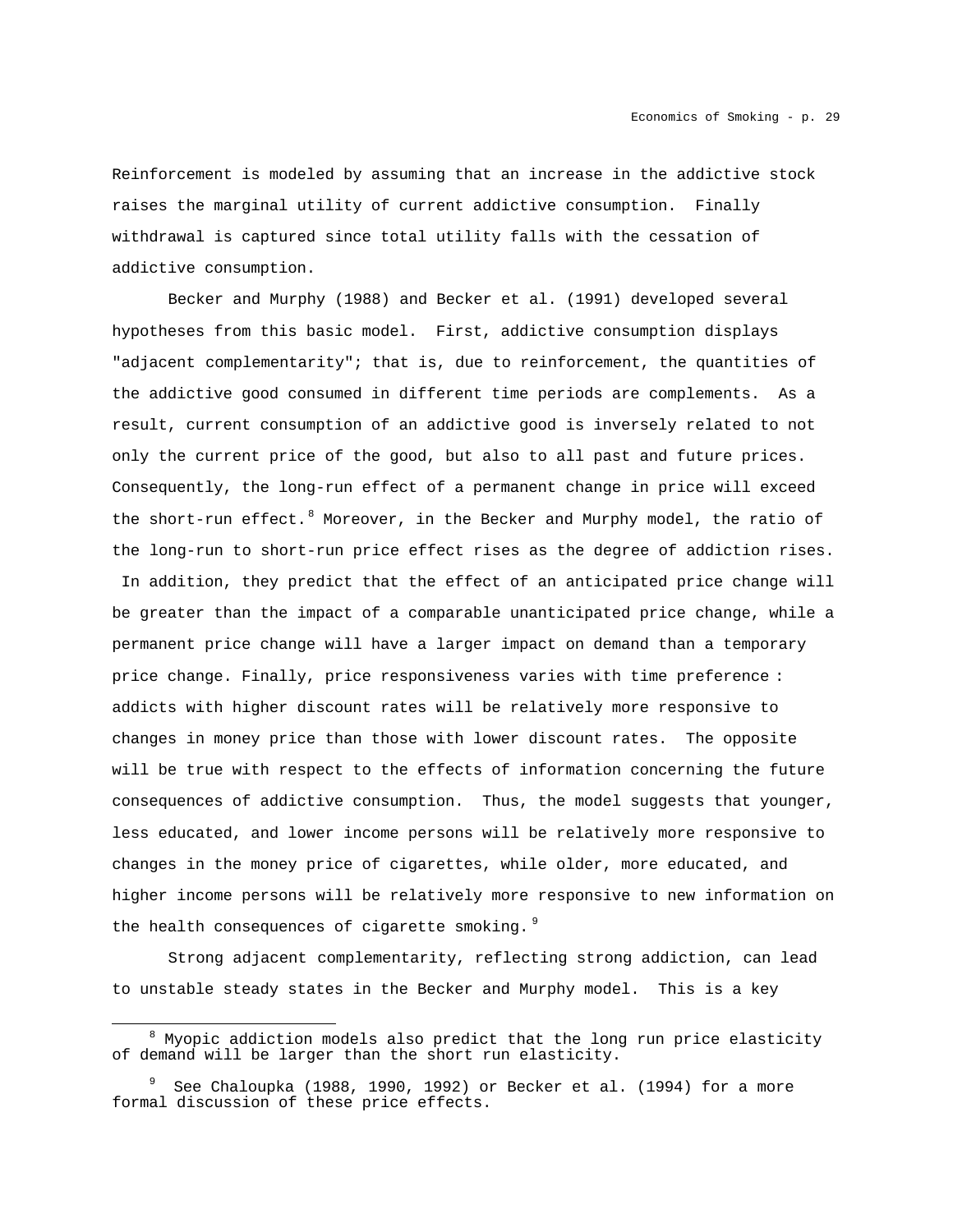Reinforcement is modeled by assuming that an increase in the addictive stock raises the marginal utility of current addictive consumption. Finally withdrawal is captured since total utility falls with the cessation of addictive consumption.

Becker and Murphy (1988) and Becker et al. (1991) developed several hypotheses from this basic model. First, addictive consumption displays "adjacent complementarity"; that is, due to reinforcement, the quantities of the addictive good consumed in different time periods are complements. As a result, current consumption of an addictive good is inversely related to not only the current price of the good, but also to all past and future prices. Consequently, the long-run effect of a permanent change in price will exceed the short-run effect.[8] Moreover, in the Becker and Murphy model, the ratio of the long-run to short-run price effect rises as the degree of addiction rises. In addition, they predict that the effect of an anticipated price change will be greater than the impact of a comparable unanticipated price change, while a permanent price change will have a larger impact on demand than a temporary price change. Finally, price responsiveness varies with time preference: addicts with higher discount rates will be relatively more responsive to changes in money price than those with lower discount rates. The opposite will be true with respect to the effects of information concerning the future consequences of addictive consumption. Thus, the model suggests that younger, less educated, and lower income persons will be relatively more responsive to changes in the money price of cigarettes, while older, more educated, and higher income persons will be relatively more responsive to new information on the health consequences of cigarette smoking.[9]

Strong adjacent complementarity, reflecting strong addiction, can lead to unstable steady states in the Becker and Murphy model. This is a key

---

[8] Myopic addiction models also predict that the long run price elasticity of demand will be larger than the short run elasticity.

[9] See Chaloupka (1988, 1990, 1992) or Becker et al. (1994) for a more formal discussion of these price effects.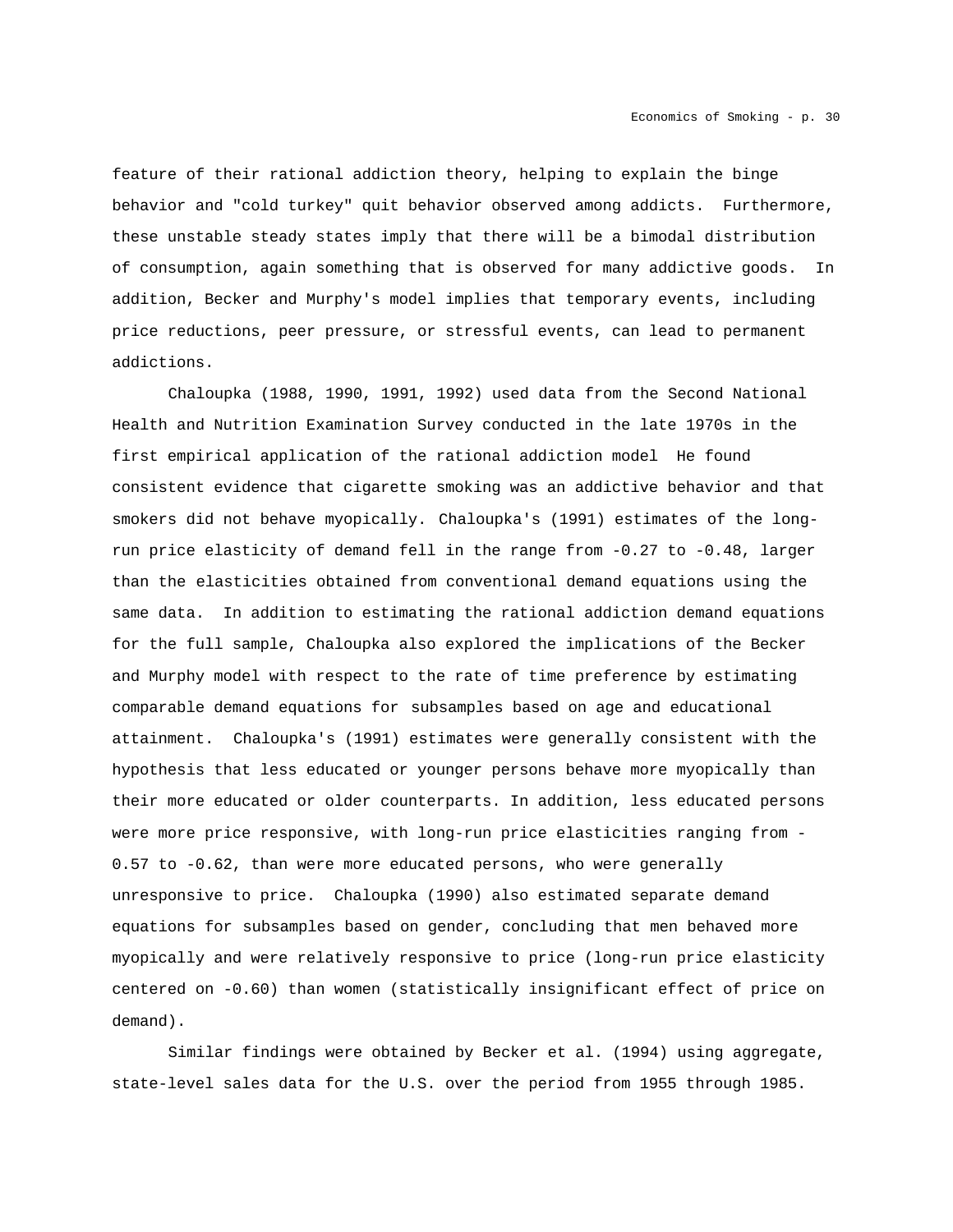feature of their rational addiction theory, helping to explain the binge behavior and "cold turkey" quit behavior observed among addicts. Furthermore, these unstable steady states imply that there will be a bimodal distribution of consumption, again something that is observed for many addictive goods. In addition, Becker and Murphy's model implies that temporary events, including price reductions, peer pressure, or stressful events, can lead to permanent addictions.

Chaloupka (1988, 1990, 1991, 1992) used data from the Second National Health and Nutrition Examination Survey conducted in the late 1970s in the first empirical application of the rational addiction model He found consistent evidence that cigarette smoking was an addictive behavior and that smokers did not behave myopically. Chaloupka's (1991) estimates of the long-run price elasticity of demand fell in the range from -0.27 to -0.48, larger than the elasticities obtained from conventional demand equations using the same data. In addition to estimating the rational addiction demand equations for the full sample, Chaloupka also explored the implications of the Becker and Murphy model with respect to the rate of time preference by estimating comparable demand equations for subsamples based on age and educational attainment. Chaloupka's (1991) estimates were generally consistent with the hypothesis that less educated or younger persons behave more myopically than their more educated or older counterparts. In addition, less educated persons were more price responsive, with long-run price elasticities ranging from -0.57 to -0.62, than were more educated persons, who were generally unresponsive to price. Chaloupka (1990) also estimated separate demand equations for subsamples based on gender, concluding that men behaved more myopically and were relatively responsive to price (long-run price elasticity centered on -0.60) than women (statistically insignificant effect of price on demand).

Similar findings were obtained by Becker et al. (1994) using aggregate, state-level sales data for the U.S. over the period from 1955 through 1985.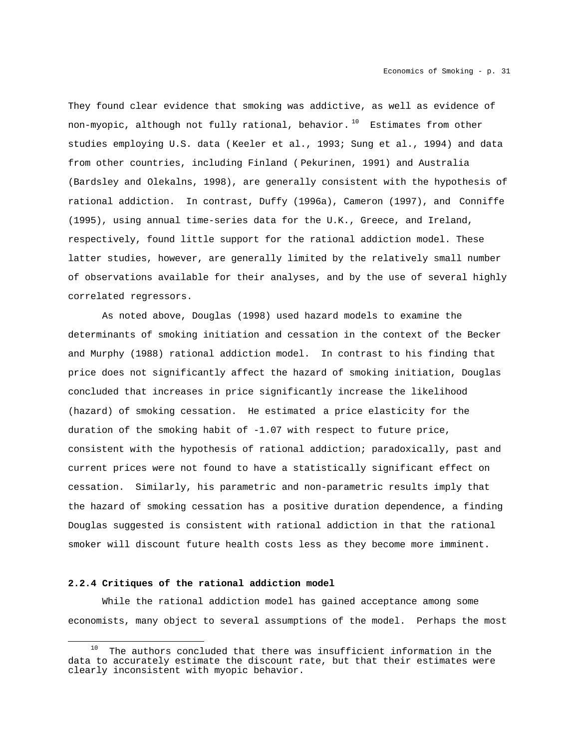They found clear evidence that smoking was addictive, as well as evidence of non-myopic, although not fully rational, behavior.[10] Estimates from other studies employing U.S. data (Keeler et al., 1993; Sung et al., 1994) and data from other countries, including Finland (Pekurinen, 1991) and Australia (Bardsley and Olekalns, 1998), are generally consistent with the hypothesis of rational addiction. In contrast, Duffy (1996a), Cameron (1997), and Conniffe (1995), using annual time-series data for the U.K., Greece, and Ireland, respectively, found little support for the rational addiction model. These latter studies, however, are generally limited by the relatively small number of observations available for their analyses, and by the use of several highly correlated regressors.

As noted above, Douglas (1998) used hazard models to examine the determinants of smoking initiation and cessation in the context of the Becker and Murphy (1988) rational addiction model. In contrast to his finding that price does not significantly affect the hazard of smoking initiation, Douglas concluded that increases in price significantly increase the likelihood (hazard) of smoking cessation. He estimated a price elasticity for the duration of the smoking habit of -1.07 with respect to future price, consistent with the hypothesis of rational addiction; paradoxically, past and current prices were not found to have a statistically significant effect on cessation. Similarly, his parametric and non-parametric results imply that the hazard of smoking cessation has a positive duration dependence, a finding Douglas suggested is consistent with rational addiction in that the rational smoker will discount future health costs less as they become more imminent.

#### 2.2.4 Critiques of the rational addiction model

While the rational addiction model has gained acceptance among some economists, many object to several assumptions of the model. Perhaps the most

[10] The authors concluded that there was insufficient information in the data to accurately estimate the discount rate, but that their estimates were clearly inconsistent with myopic behavior.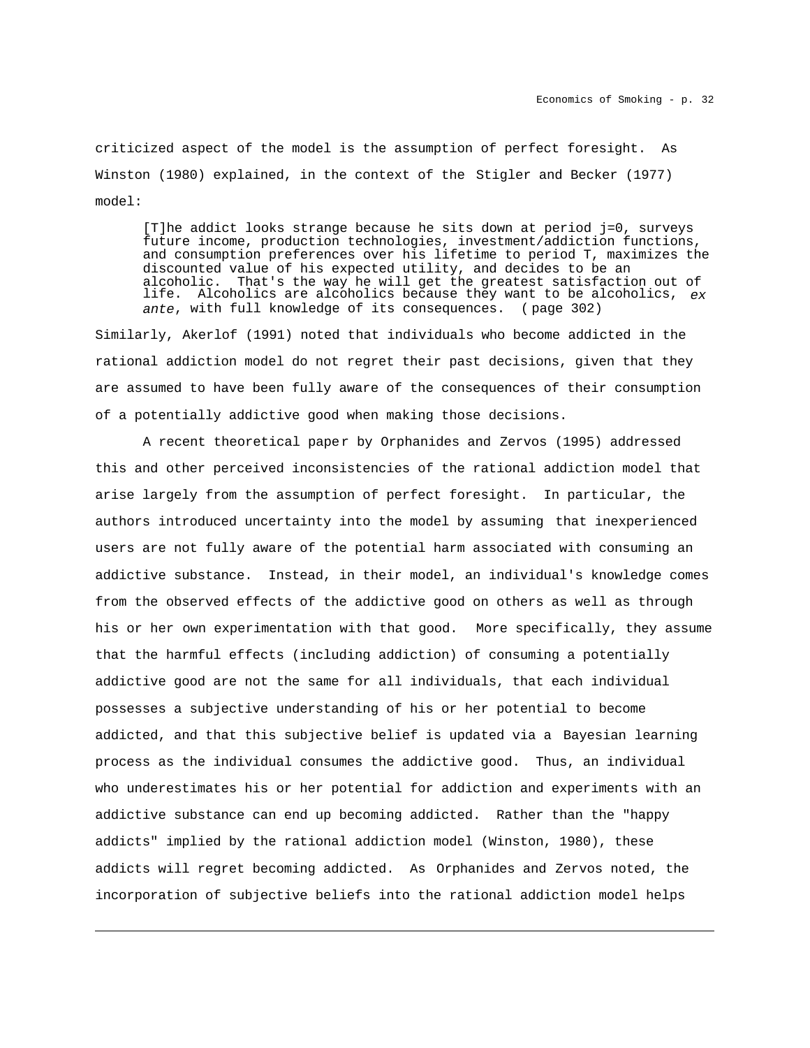criticized aspect of the model is the assumption of perfect foresight. As Winston (1980) explained, in the context of the Stigler and Becker (1977) model:

> [T]he addict looks strange because he sits down at period j=0, surveys future income, production technologies, investment/addiction functions, and consumption preferences over his lifetime to period T, maximizes the discounted value of his expected utility, and decides to be an alcoholic. That's the way he will get the greatest satisfaction out of life. Alcoholics are alcoholics because they want to be alcoholics, *ex ante*, with full knowledge of its consequences. (page 302)

Similarly, Akerlof (1991) noted that individuals who become addicted in the rational addiction model do not regret their past decisions, given that they are assumed to have been fully aware of the consequences of their consumption of a potentially addictive good when making those decisions.

A recent theoretical paper by Orphanides and Zervos (1995) addressed this and other perceived inconsistencies of the rational addiction model that arise largely from the assumption of perfect foresight. In particular, the authors introduced uncertainty into the model by assuming that inexperienced users are not fully aware of the potential harm associated with consuming an addictive substance. Instead, in their model, an individual's knowledge comes from the observed effects of the addictive good on others as well as through his or her own experimentation with that good. More specifically, they assume that the harmful effects (including addiction) of consuming a potentially addictive good are not the same for all individuals, that each individual possesses a subjective understanding of his or her potential to become addicted, and that this subjective belief is updated via a Bayesian learning process as the individual consumes the addictive good. Thus, an individual who underestimates his or her potential for addiction and experiments with an addictive substance can end up becoming addicted. Rather than the "happy addicts" implied by the rational addiction model (Winston, 1980), these addicts will regret becoming addicted. As Orphanides and Zervos noted, the incorporation of subjective beliefs into the rational addiction model helps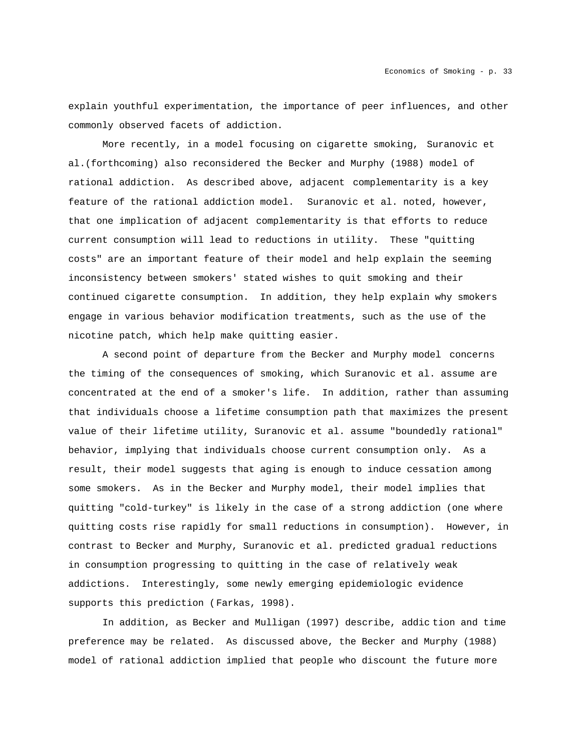explain youthful experimentation, the importance of peer influences, and other commonly observed facets of addiction.

More recently, in a model focusing on cigarette smoking, Suranovic et al.(forthcoming) also reconsidered the Becker and Murphy (1988) model of rational addiction. As described above, adjacent complementarity is a key feature of the rational addiction model. Suranovic et al. noted, however, that one implication of adjacent complementarity is that efforts to reduce current consumption will lead to reductions in utility. These "quitting costs" are an important feature of their model and help explain the seeming inconsistency between smokers' stated wishes to quit smoking and their continued cigarette consumption. In addition, they help explain why smokers engage in various behavior modification treatments, such as the use of the nicotine patch, which help make quitting easier.

A second point of departure from the Becker and Murphy model concerns the timing of the consequences of smoking, which Suranovic et al. assume are concentrated at the end of a smoker's life. In addition, rather than assuming that individuals choose a lifetime consumption path that maximizes the present value of their lifetime utility, Suranovic et al. assume "boundedly rational" behavior, implying that individuals choose current consumption only. As a result, their model suggests that aging is enough to induce cessation among some smokers. As in the Becker and Murphy model, their model implies that quitting "cold-turkey" is likely in the case of a strong addiction (one where quitting costs rise rapidly for small reductions in consumption). However, in contrast to Becker and Murphy, Suranovic et al. predicted gradual reductions in consumption progressing to quitting in the case of relatively weak addictions. Interestingly, some newly emerging epidemiologic evidence supports this prediction (Farkas, 1998).

In addition, as Becker and Mulligan (1997) describe, addiction and time preference may be related. As discussed above, the Becker and Murphy (1988) model of rational addiction implied that people who discount the future more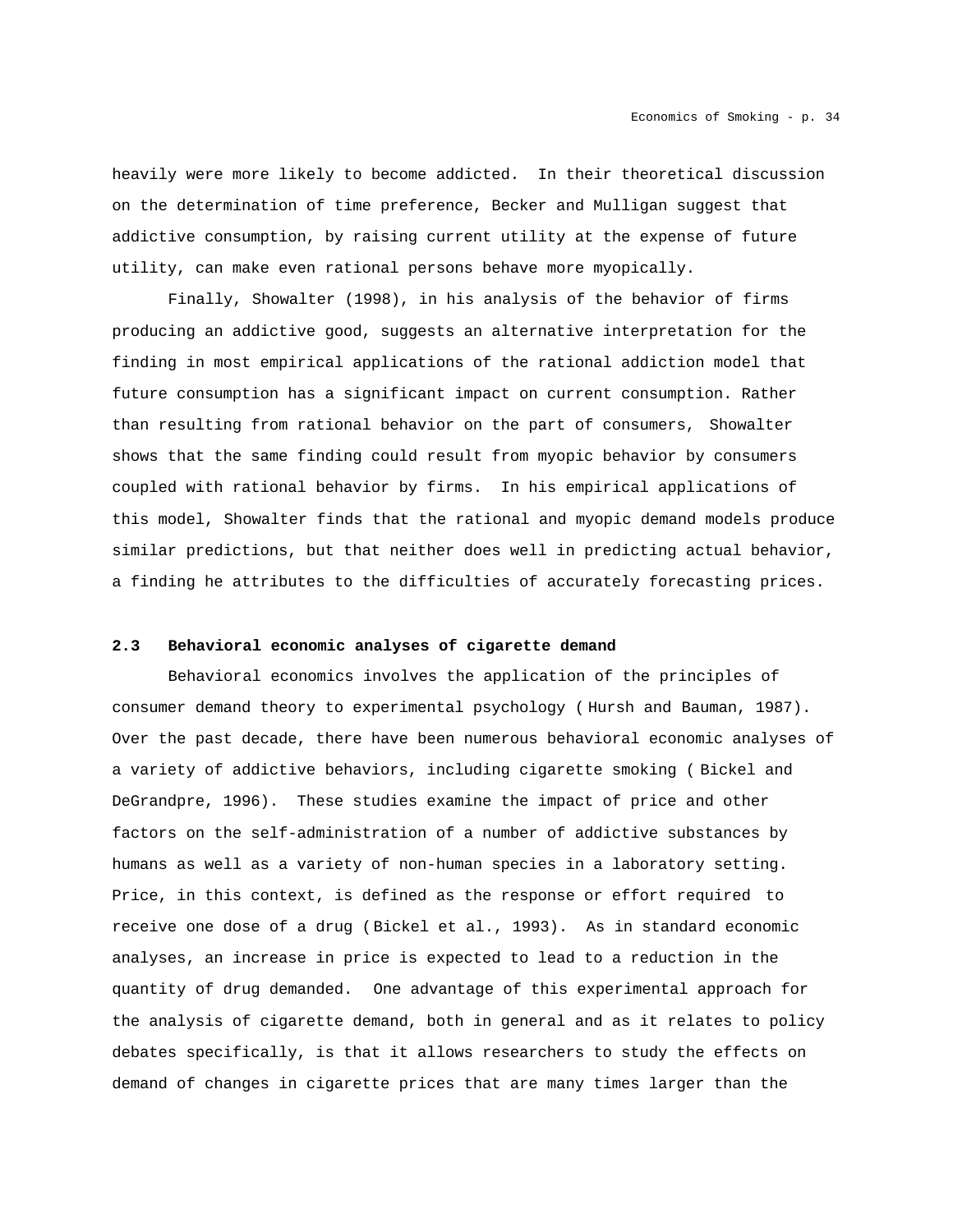heavily were more likely to become addicted. In their theoretical discussion on the determination of time preference, Becker and Mulligan suggest that addictive consumption, by raising current utility at the expense of future utility, can make even rational persons behave more myopically.

Finally, Showalter (1998), in his analysis of the behavior of firms producing an addictive good, suggests an alternative interpretation for the finding in most empirical applications of the rational addiction model that future consumption has a significant impact on current consumption. Rather than resulting from rational behavior on the part of consumers, Showalter shows that the same finding could result from myopic behavior by consumers coupled with rational behavior by firms. In his empirical applications of this model, Showalter finds that the rational and myopic demand models produce similar predictions, but that neither does well in predicting actual behavior, a finding he attributes to the difficulties of accurately forecasting prices.

### 2.3 Behavioral economic analyses of cigarette demand

Behavioral economics involves the application of the principles of consumer demand theory to experimental psychology (Hursh and Bauman, 1987). Over the past decade, there have been numerous behavioral economic analyses of a variety of addictive behaviors, including cigarette smoking (Bickel and DeGrandpre, 1996). These studies examine the impact of price and other factors on the self-administration of a number of addictive substances by humans as well as a variety of non-human species in a laboratory setting. Price, in this context, is defined as the response or effort required to receive one dose of a drug (Bickel et al., 1993). As in standard economic analyses, an increase in price is expected to lead to a reduction in the quantity of drug demanded. One advantage of this experimental approach for the analysis of cigarette demand, both in general and as it relates to policy debates specifically, is that it allows researchers to study the effects on demand of changes in cigarette prices that are many times larger than the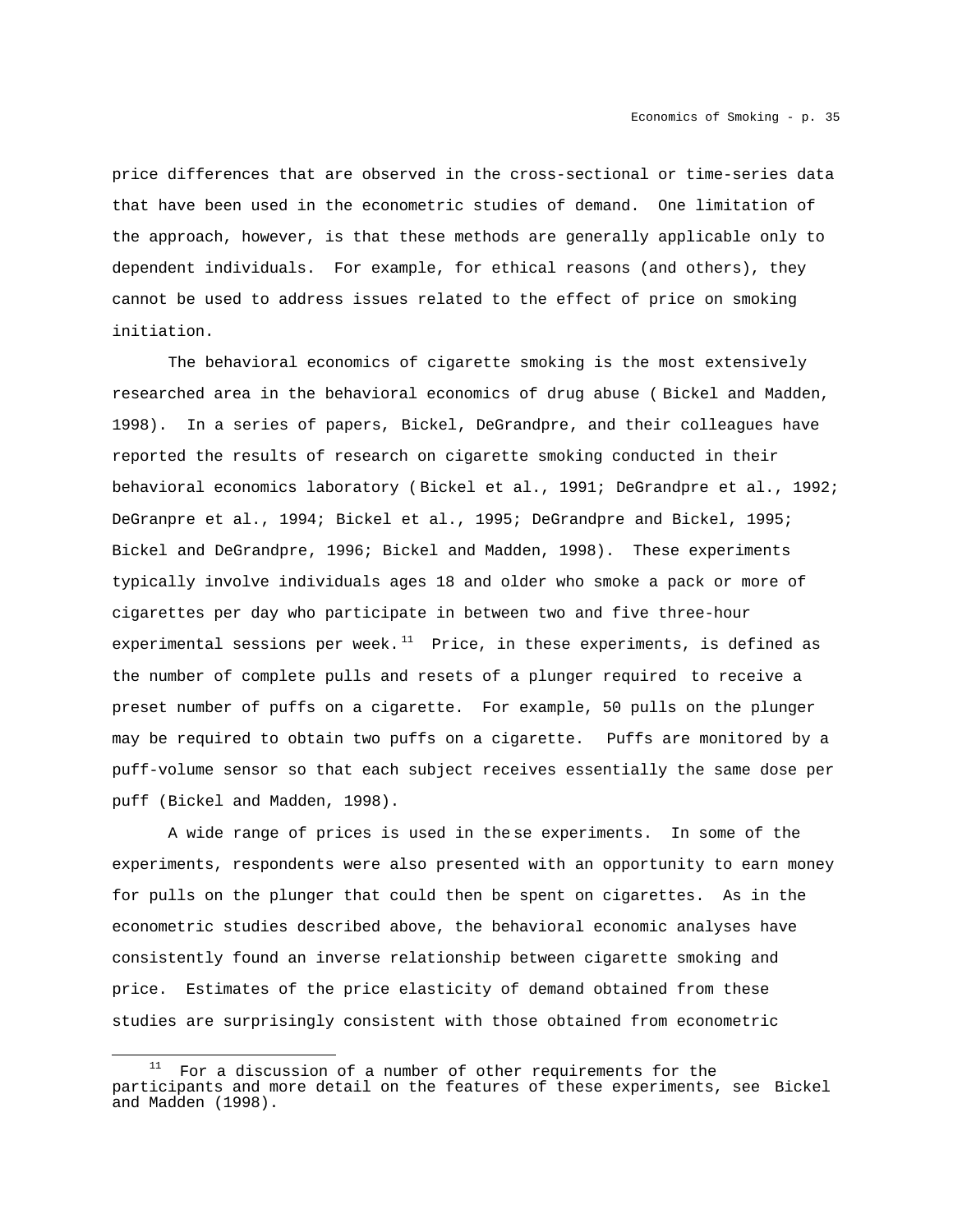price differences that are observed in the cross-sectional or time-series data that have been used in the econometric studies of demand. One limitation of the approach, however, is that these methods are generally applicable only to dependent individuals. For example, for ethical reasons (and others), they cannot be used to address issues related to the effect of price on smoking initiation.

The behavioral economics of cigarette smoking is the most extensively researched area in the behavioral economics of drug abuse (Bickel and Madden, 1998). In a series of papers, Bickel, DeGrandpre, and their colleagues have reported the results of research on cigarette smoking conducted in their behavioral economics laboratory (Bickel et al., 1991; DeGrandpre et al., 1992; DeGranpre et al., 1994; Bickel et al., 1995; DeGrandpre and Bickel, 1995; Bickel and DeGrandpre, 1996; Bickel and Madden, 1998). These experiments typically involve individuals ages 18 and older who smoke a pack or more of cigarettes per day who participate in between two and five three-hour experimental sessions per week.[11] Price, in these experiments, is defined as the number of complete pulls and resets of a plunger required to receive a preset number of puffs on a cigarette. For example, 50 pulls on the plunger may be required to obtain two puffs on a cigarette. Puffs are monitored by a puff-volume sensor so that each subject receives essentially the same dose per puff (Bickel and Madden, 1998).

A wide range of prices is used in these experiments. In some of the experiments, respondents were also presented with an opportunity to earn money for pulls on the plunger that could then be spent on cigarettes. As in the econometric studies described above, the behavioral economic analyses have consistently found an inverse relationship between cigarette smoking and price. Estimates of the price elasticity of demand obtained from these studies are surprisingly consistent with those obtained from econometric

[11] For a discussion of a number of other requirements for the participants and more detail on the features of these experiments, see Bickel and Madden (1998).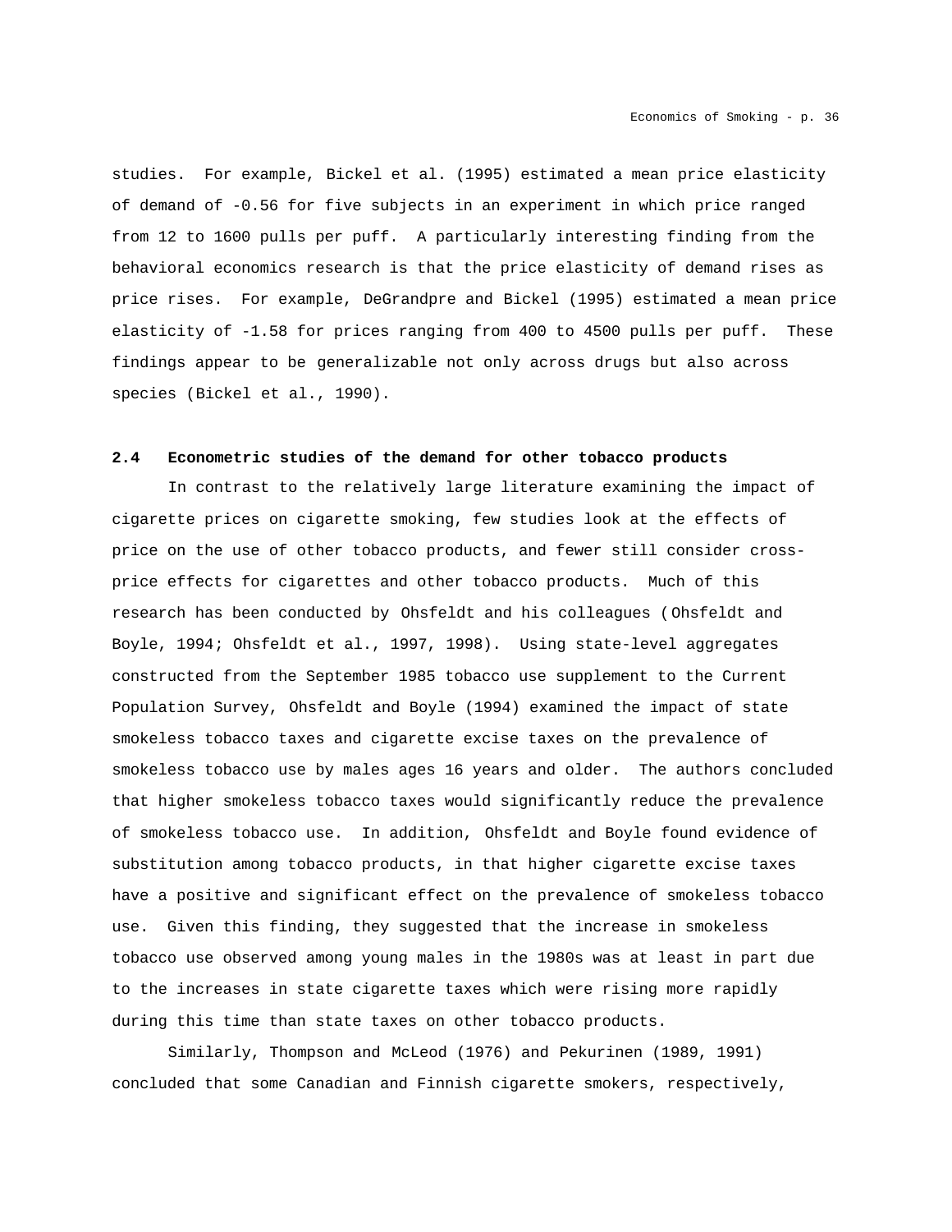studies. For example, Bickel et al. (1995) estimated a mean price elasticity of demand of -0.56 for five subjects in an experiment in which price ranged from 12 to 1600 pulls per puff. A particularly interesting finding from the behavioral economics research is that the price elasticity of demand rises as price rises. For example, DeGrandpre and Bickel (1995) estimated a mean price elasticity of -1.58 for prices ranging from 400 to 4500 pulls per puff. These findings appear to be generalizable not only across drugs but also across species (Bickel et al., 1990).

### 2.4 Econometric studies of the demand for other tobacco products

In contrast to the relatively large literature examining the impact of cigarette prices on cigarette smoking, few studies look at the effects of price on the use of other tobacco products, and fewer still consider cross-price effects for cigarettes and other tobacco products. Much of this research has been conducted by Ohsfeldt and his colleagues (Ohsfeldt and Boyle, 1994; Ohsfeldt et al., 1997, 1998). Using state-level aggregates constructed from the September 1985 tobacco use supplement to the Current Population Survey, Ohsfeldt and Boyle (1994) examined the impact of state smokeless tobacco taxes and cigarette excise taxes on the prevalence of smokeless tobacco use by males ages 16 years and older. The authors concluded that higher smokeless tobacco taxes would significantly reduce the prevalence of smokeless tobacco use. In addition, Ohsfeldt and Boyle found evidence of substitution among tobacco products, in that higher cigarette excise taxes have a positive and significant effect on the prevalence of smokeless tobacco use. Given this finding, they suggested that the increase in smokeless tobacco use observed among young males in the 1980s was at least in part due to the increases in state cigarette taxes which were rising more rapidly during this time than state taxes on other tobacco products.

Similarly, Thompson and McLeod (1976) and Pekurinen (1989, 1991) concluded that some Canadian and Finnish cigarette smokers, respectively,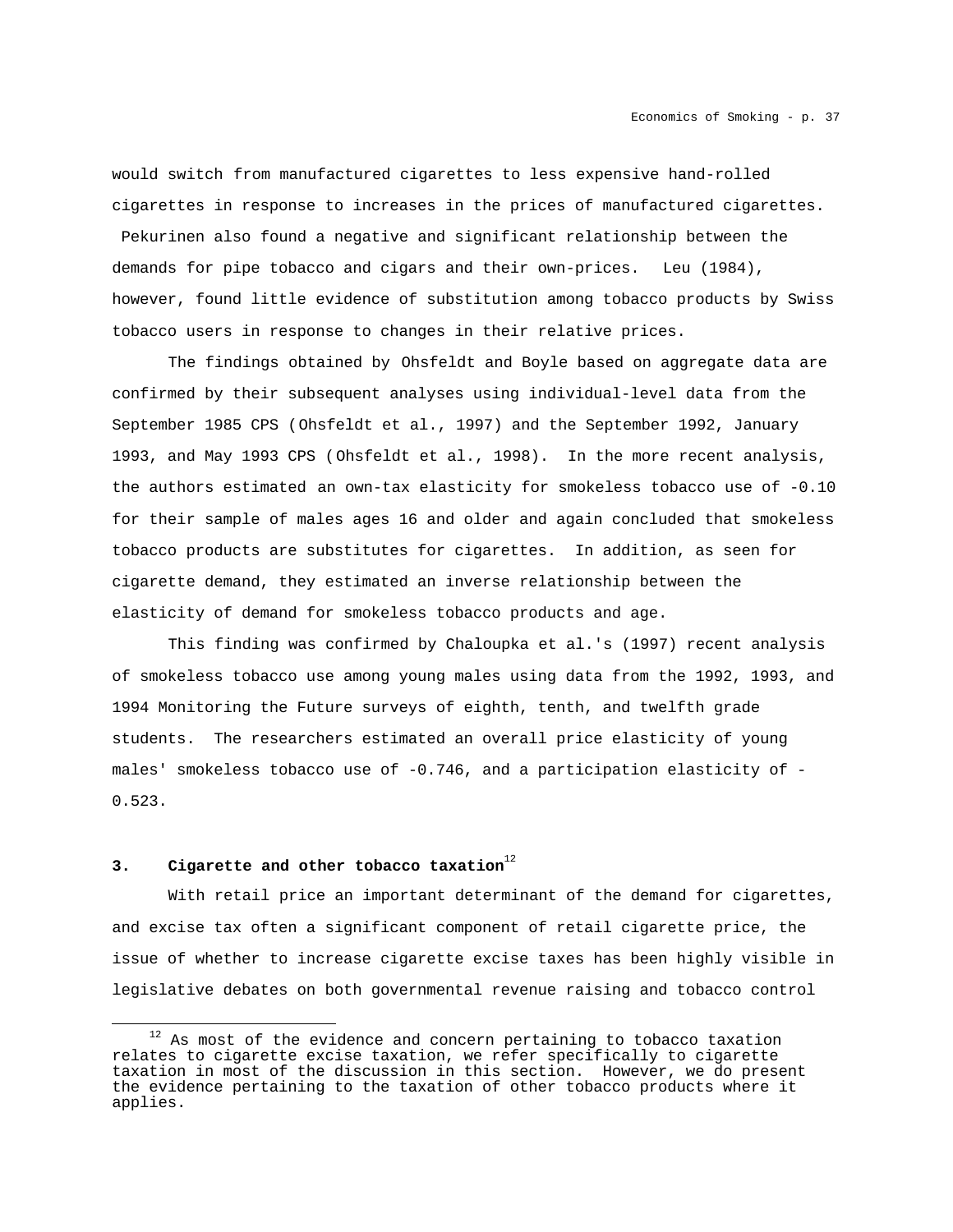would switch from manufactured cigarettes to less expensive hand-rolled cigarettes in response to increases in the prices of manufactured cigarettes. Pekurinen also found a negative and significant relationship between the demands for pipe tobacco and cigars and their own-prices. Leu (1984), however, found little evidence of substitution among tobacco products by Swiss tobacco users in response to changes in their relative prices.

The findings obtained by Ohsfeldt and Boyle based on aggregate data are confirmed by their subsequent analyses using individual-level data from the September 1985 CPS (Ohsfeldt et al., 1997) and the September 1992, January 1993, and May 1993 CPS (Ohsfeldt et al., 1998). In the more recent analysis, the authors estimated an own-tax elasticity for smokeless tobacco use of -0.10 for their sample of males ages 16 and older and again concluded that smokeless tobacco products are substitutes for cigarettes. In addition, as seen for cigarette demand, they estimated an inverse relationship between the elasticity of demand for smokeless tobacco products and age.

This finding was confirmed by Chaloupka et al.'s (1997) recent analysis of smokeless tobacco use among young males using data from the 1992, 1993, and 1994 Monitoring the Future surveys of eighth, tenth, and twelfth grade students. The researchers estimated an overall price elasticity of young males' smokeless tobacco use of -0.746, and a participation elasticity of -0.523.

## 3. Cigarette and other tobacco taxation[12]

With retail price an important determinant of the demand for cigarettes, and excise tax often a significant component of retail cigarette price, the issue of whether to increase cigarette excise taxes has been highly visible in legislative debates on both governmental revenue raising and tobacco control

---

[12] As most of the evidence and concern pertaining to tobacco taxation relates to cigarette excise taxation, we refer specifically to cigarette taxation in most of the discussion in this section. However, we do present the evidence pertaining to the taxation of other tobacco products where it applies.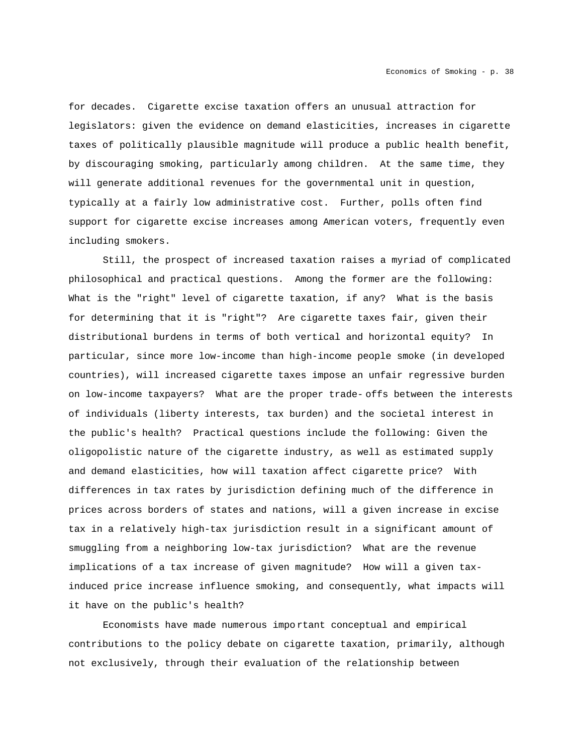for decades. Cigarette excise taxation offers an unusual attraction for legislators: given the evidence on demand elasticities, increases in cigarette taxes of politically plausible magnitude will produce a public health benefit, by discouraging smoking, particularly among children. At the same time, they will generate additional revenues for the governmental unit in question, typically at a fairly low administrative cost. Further, polls often find support for cigarette excise increases among American voters, frequently even including smokers.

Still, the prospect of increased taxation raises a myriad of complicated philosophical and practical questions. Among the former are the following: What is the "right" level of cigarette taxation, if any? What is the basis for determining that it is "right"? Are cigarette taxes fair, given their distributional burdens in terms of both vertical and horizontal equity? In particular, since more low-income than high-income people smoke (in developed countries), will increased cigarette taxes impose an unfair regressive burden on low-income taxpayers? What are the proper trade-offs between the interests of individuals (liberty interests, tax burden) and the societal interest in the public's health? Practical questions include the following: Given the oligopolistic nature of the cigarette industry, as well as estimated supply and demand elasticities, how will taxation affect cigarette price? With differences in tax rates by jurisdiction defining much of the difference in prices across borders of states and nations, will a given increase in excise tax in a relatively high-tax jurisdiction result in a significant amount of smuggling from a neighboring low-tax jurisdiction? What are the revenue implications of a tax increase of given magnitude? How will a given tax-induced price increase influence smoking, and consequently, what impacts will it have on the public's health?

Economists have made numerous important conceptual and empirical contributions to the policy debate on cigarette taxation, primarily, although not exclusively, through their evaluation of the relationship between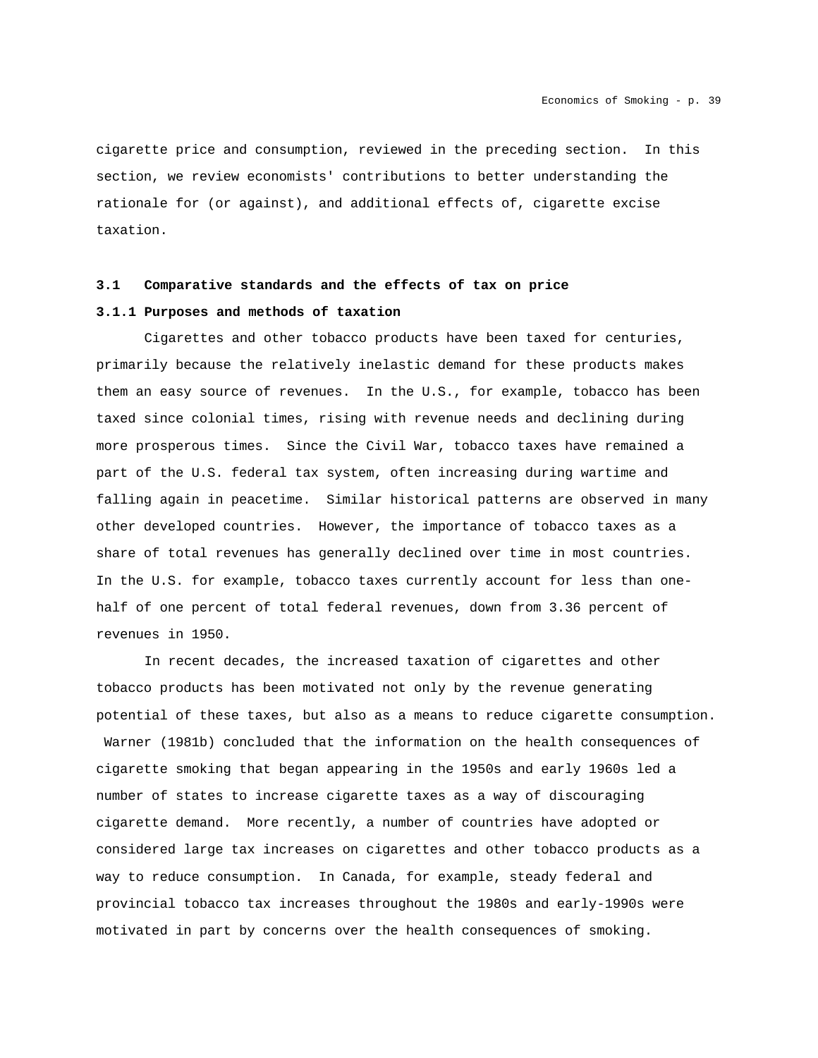cigarette price and consumption, reviewed in the preceding section. In this section, we review economists' contributions to better understanding the rationale for (or against), and additional effects of, cigarette excise taxation.

## 3.1 Comparative standards and the effects of tax on price

### 3.1.1 Purposes and methods of taxation

Cigarettes and other tobacco products have been taxed for centuries, primarily because the relatively inelastic demand for these products makes them an easy source of revenues. In the U.S., for example, tobacco has been taxed since colonial times, rising with revenue needs and declining during more prosperous times. Since the Civil War, tobacco taxes have remained a part of the U.S. federal tax system, often increasing during wartime and falling again in peacetime. Similar historical patterns are observed in many other developed countries. However, the importance of tobacco taxes as a share of total revenues has generally declined over time in most countries. In the U.S. for example, tobacco taxes currently account for less than one-half of one percent of total federal revenues, down from 3.36 percent of revenues in 1950.

In recent decades, the increased taxation of cigarettes and other tobacco products has been motivated not only by the revenue generating potential of these taxes, but also as a means to reduce cigarette consumption. Warner (1981b) concluded that the information on the health consequences of cigarette smoking that began appearing in the 1950s and early 1960s led a number of states to increase cigarette taxes as a way of discouraging cigarette demand. More recently, a number of countries have adopted or considered large tax increases on cigarettes and other tobacco products as a way to reduce consumption. In Canada, for example, steady federal and provincial tobacco tax increases throughout the 1980s and early-1990s were motivated in part by concerns over the health consequences of smoking.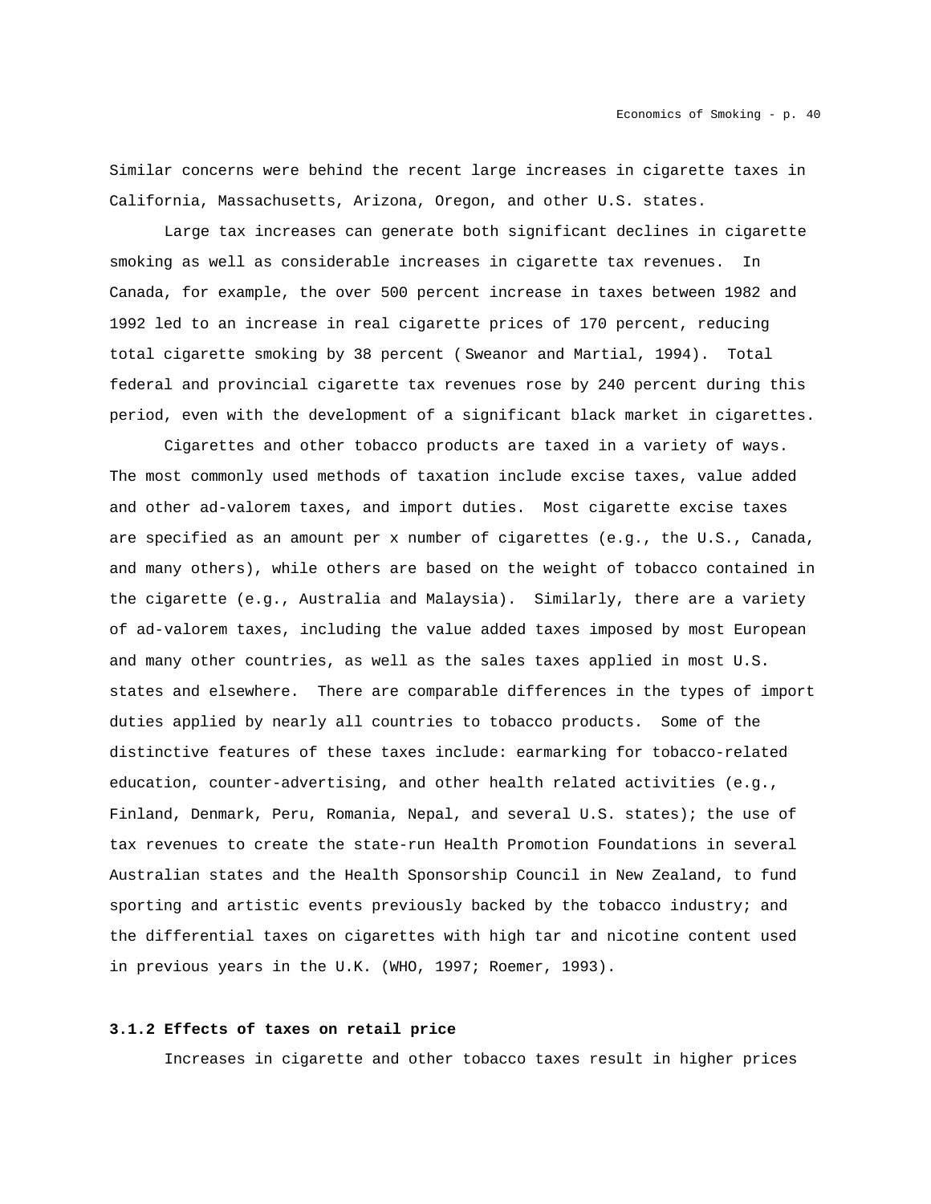Similar concerns were behind the recent large increases in cigarette taxes in California, Massachusetts, Arizona, Oregon, and other U.S. states.

Large tax increases can generate both significant declines in cigarette smoking as well as considerable increases in cigarette tax revenues. In Canada, for example, the over 500 percent increase in taxes between 1982 and 1992 led to an increase in real cigarette prices of 170 percent, reducing total cigarette smoking by 38 percent ( Sweanor and Martial, 1994). Total federal and provincial cigarette tax revenues rose by 240 percent during this period, even with the development of a significant black market in cigarettes.

Cigarettes and other tobacco products are taxed in a variety of ways. The most commonly used methods of taxation include excise taxes, value added and other ad-valorem taxes, and import duties. Most cigarette excise taxes are specified as an amount per x number of cigarettes (e.g., the U.S., Canada, and many others), while others are based on the weight of tobacco contained in the cigarette (e.g., Australia and Malaysia). Similarly, there are a variety of ad-valorem taxes, including the value added taxes imposed by most European and many other countries, as well as the sales taxes applied in most U.S. states and elsewhere. There are comparable differences in the types of import duties applied by nearly all countries to tobacco products. Some of the distinctive features of these taxes include: earmarking for tobacco-related education, counter-advertising, and other health related activities (e.g., Finland, Denmark, Peru, Romania, Nepal, and several U.S. states); the use of tax revenues to create the state-run Health Promotion Foundations in several Australian states and the Health Sponsorship Council in New Zealand, to fund sporting and artistic events previously backed by the tobacco industry; and the differential taxes on cigarettes with high tar and nicotine content used in previous years in the U.K. (WHO, 1997; Roemer, 1993).

### 3.1.2 Effects of taxes on retail price

Increases in cigarette and other tobacco taxes result in higher prices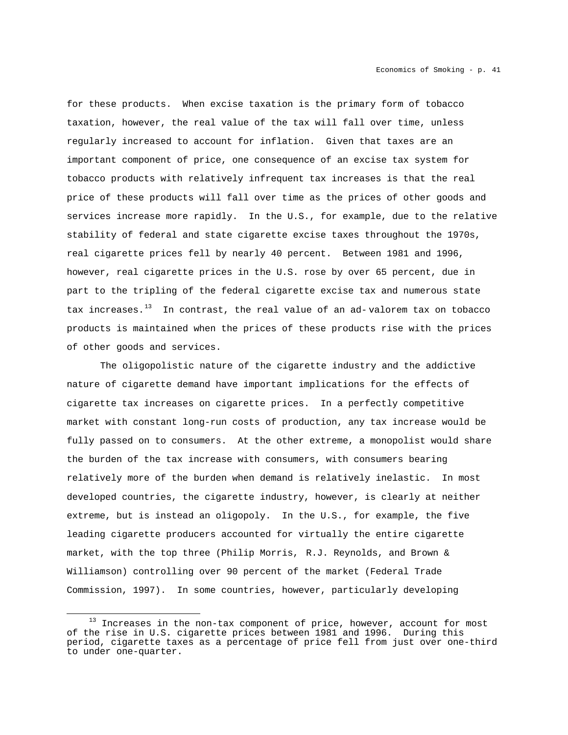for these products. When excise taxation is the primary form of tobacco taxation, however, the real value of the tax will fall over time, unless regularly increased to account for inflation. Given that taxes are an important component of price, one consequence of an excise tax system for tobacco products with relatively infrequent tax increases is that the real price of these products will fall over time as the prices of other goods and services increase more rapidly. In the U.S., for example, due to the relative stability of federal and state cigarette excise taxes throughout the 1970s, real cigarette prices fell by nearly 40 percent. Between 1981 and 1996, however, real cigarette prices in the U.S. rose by over 65 percent, due in part to the tripling of the federal cigarette excise tax and numerous state tax increases.[13] In contrast, the real value of an ad-valorem tax on tobacco products is maintained when the prices of these products rise with the prices of other goods and services.

The oligopolistic nature of the cigarette industry and the addictive nature of cigarette demand have important implications for the effects of cigarette tax increases on cigarette prices. In a perfectly competitive market with constant long-run costs of production, any tax increase would be fully passed on to consumers. At the other extreme, a monopolist would share the burden of the tax increase with consumers, with consumers bearing relatively more of the burden when demand is relatively inelastic. In most developed countries, the cigarette industry, however, is clearly at neither extreme, but is instead an oligopoly. In the U.S., for example, the five leading cigarette producers accounted for virtually the entire cigarette market, with the top three (Philip Morris, R.J. Reynolds, and Brown & Williamson) controlling over 90 percent of the market (Federal Trade Commission, 1997). In some countries, however, particularly developing

[13] Increases in the non-tax component of price, however, account for most of the rise in U.S. cigarette prices between 1981 and 1996. During this period, cigarette taxes as a percentage of price fell from just over one-third to under one-quarter.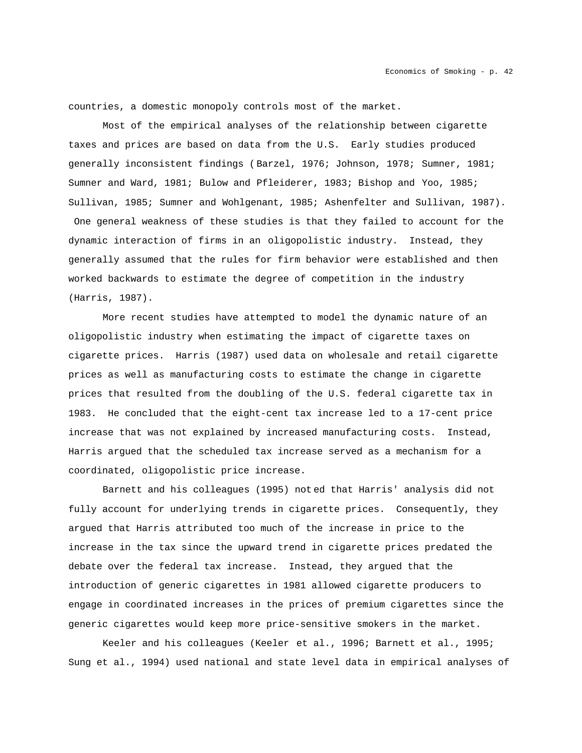countries, a domestic monopoly controls most of the market.

Most of the empirical analyses of the relationship between cigarette taxes and prices are based on data from the U.S. Early studies produced generally inconsistent findings (Barzel, 1976; Johnson, 1978; Sumner, 1981; Sumner and Ward, 1981; Bulow and Pfleiderer, 1983; Bishop and Yoo, 1985; Sullivan, 1985; Sumner and Wohlgenant, 1985; Ashenfelter and Sullivan, 1987). One general weakness of these studies is that they failed to account for the dynamic interaction of firms in an oligopolistic industry. Instead, they generally assumed that the rules for firm behavior were established and then worked backwards to estimate the degree of competition in the industry (Harris, 1987).

More recent studies have attempted to model the dynamic nature of an oligopolistic industry when estimating the impact of cigarette taxes on cigarette prices. Harris (1987) used data on wholesale and retail cigarette prices as well as manufacturing costs to estimate the change in cigarette prices that resulted from the doubling of the U.S. federal cigarette tax in 1983. He concluded that the eight-cent tax increase led to a 17-cent price increase that was not explained by increased manufacturing costs. Instead, Harris argued that the scheduled tax increase served as a mechanism for a coordinated, oligopolistic price increase.

Barnett and his colleagues (1995) noted that Harris' analysis did not fully account for underlying trends in cigarette prices. Consequently, they argued that Harris attributed too much of the increase in price to the increase in the tax since the upward trend in cigarette prices predated the debate over the federal tax increase. Instead, they argued that the introduction of generic cigarettes in 1981 allowed cigarette producers to engage in coordinated increases in the prices of premium cigarettes since the generic cigarettes would keep more price-sensitive smokers in the market.

Keeler and his colleagues (Keeler et al., 1996; Barnett et al., 1995; Sung et al., 1994) used national and state level data in empirical analyses of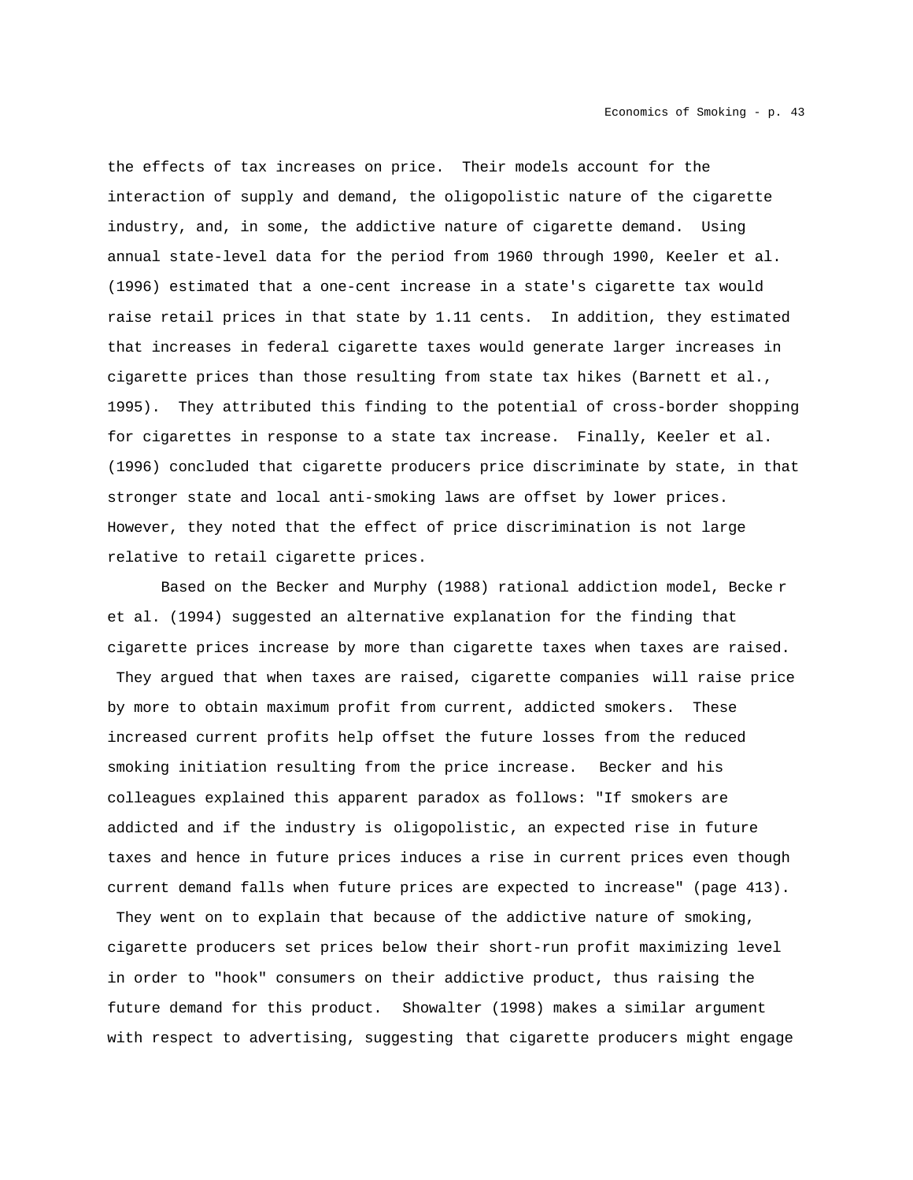the effects of tax increases on price. Their models account for the interaction of supply and demand, the oligopolistic nature of the cigarette industry, and, in some, the addictive nature of cigarette demand. Using annual state-level data for the period from 1960 through 1990, Keeler et al. (1996) estimated that a one-cent increase in a state's cigarette tax would raise retail prices in that state by 1.11 cents. In addition, they estimated that increases in federal cigarette taxes would generate larger increases in cigarette prices than those resulting from state tax hikes (Barnett et al., 1995). They attributed this finding to the potential of cross-border shopping for cigarettes in response to a state tax increase. Finally, Keeler et al. (1996) concluded that cigarette producers price discriminate by state, in that stronger state and local anti-smoking laws are offset by lower prices. However, they noted that the effect of price discrimination is not large relative to retail cigarette prices.

Based on the Becker and Murphy (1988) rational addiction model, Becker et al. (1994) suggested an alternative explanation for the finding that cigarette prices increase by more than cigarette taxes when taxes are raised. They argued that when taxes are raised, cigarette companies will raise price by more to obtain maximum profit from current, addicted smokers. These increased current profits help offset the future losses from the reduced smoking initiation resulting from the price increase. Becker and his colleagues explained this apparent paradox as follows: "If smokers are addicted and if the industry is oligopolistic, an expected rise in future taxes and hence in future prices induces a rise in current prices even though current demand falls when future prices are expected to increase" (page 413). They went on to explain that because of the addictive nature of smoking, cigarette producers set prices below their short-run profit maximizing level in order to "hook" consumers on their addictive product, thus raising the future demand for this product. Showalter (1998) makes a similar argument with respect to advertising, suggesting that cigarette producers might engage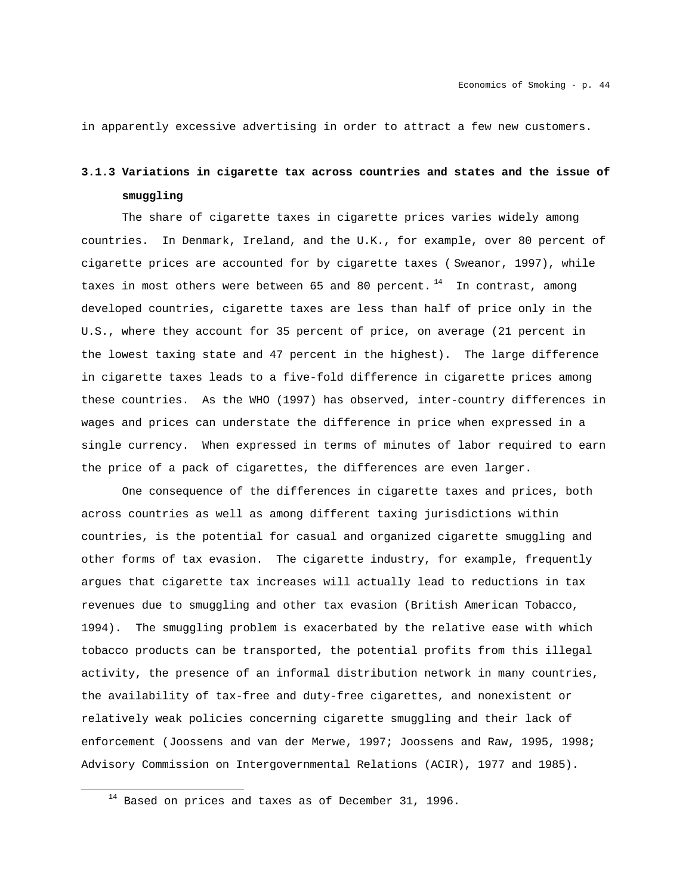in apparently excessive advertising in order to attract a few new customers.

### 3.1.3 Variations in cigarette tax across countries and states and the issue of smuggling

The share of cigarette taxes in cigarette prices varies widely among countries. In Denmark, Ireland, and the U.K., for example, over 80 percent of cigarette prices are accounted for by cigarette taxes (Sweanor, 1997), while taxes in most others were between 65 and 80 percent.[14] In contrast, among developed countries, cigarette taxes are less than half of price only in the U.S., where they account for 35 percent of price, on average (21 percent in the lowest taxing state and 47 percent in the highest). The large difference in cigarette taxes leads to a five-fold difference in cigarette prices among these countries. As the WHO (1997) has observed, inter-country differences in wages and prices can understate the difference in price when expressed in a single currency. When expressed in terms of minutes of labor required to earn the price of a pack of cigarettes, the differences are even larger.

One consequence of the differences in cigarette taxes and prices, both across countries as well as among different taxing jurisdictions within countries, is the potential for casual and organized cigarette smuggling and other forms of tax evasion. The cigarette industry, for example, frequently argues that cigarette tax increases will actually lead to reductions in tax revenues due to smuggling and other tax evasion (British American Tobacco, 1994). The smuggling problem is exacerbated by the relative ease with which tobacco products can be transported, the potential profits from this illegal activity, the presence of an informal distribution network in many countries, the availability of tax-free and duty-free cigarettes, and nonexistent or relatively weak policies concerning cigarette smuggling and their lack of enforcement (Joossens and van der Merwe, 1997; Joossens and Raw, 1995, 1998; Advisory Commission on Intergovernmental Relations (ACIR), 1977 and 1985).

[14] Based on prices and taxes as of December 31, 1996.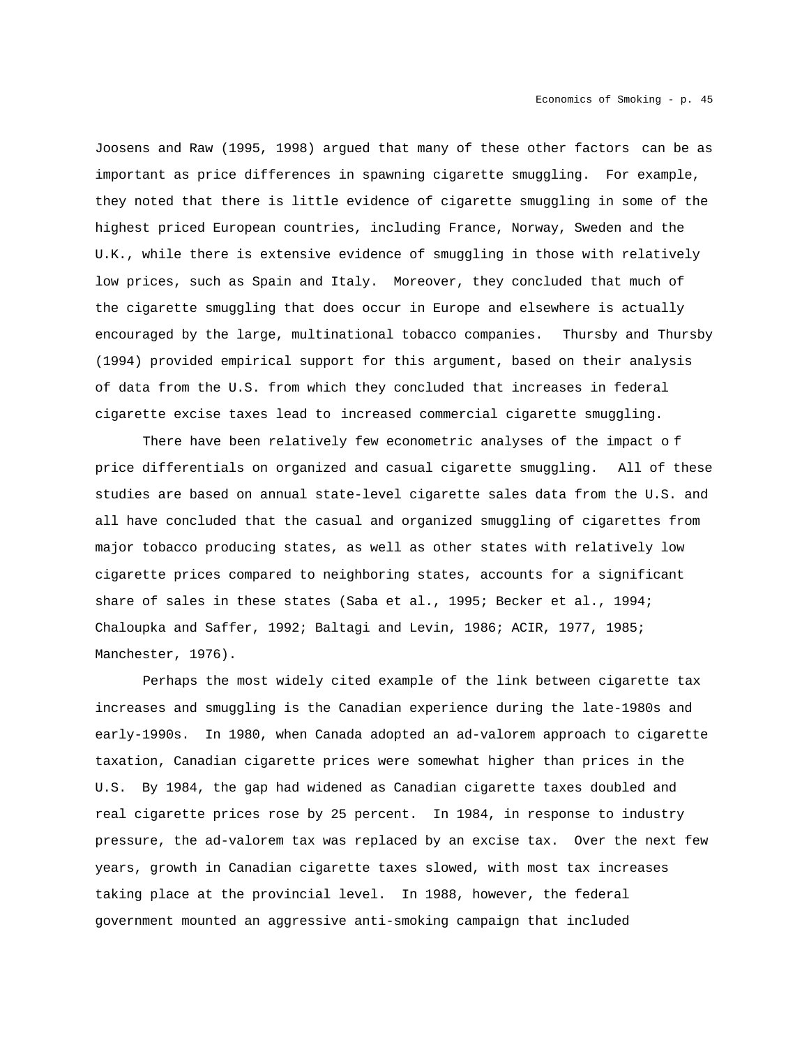Joosens and Raw (1995, 1998) argued that many of these other factors can be as important as price differences in spawning cigarette smuggling. For example, they noted that there is little evidence of cigarette smuggling in some of the highest priced European countries, including France, Norway, Sweden and the U.K., while there is extensive evidence of smuggling in those with relatively low prices, such as Spain and Italy. Moreover, they concluded that much of the cigarette smuggling that does occur in Europe and elsewhere is actually encouraged by the large, multinational tobacco companies. Thursby and Thursby (1994) provided empirical support for this argument, based on their analysis of data from the U.S. from which they concluded that increases in federal cigarette excise taxes lead to increased commercial cigarette smuggling.

There have been relatively few econometric analyses of the impact of price differentials on organized and casual cigarette smuggling. All of these studies are based on annual state-level cigarette sales data from the U.S. and all have concluded that the casual and organized smuggling of cigarettes from major tobacco producing states, as well as other states with relatively low cigarette prices compared to neighboring states, accounts for a significant share of sales in these states (Saba et al., 1995; Becker et al., 1994; Chaloupka and Saffer, 1992; Baltagi and Levin, 1986; ACIR, 1977, 1985; Manchester, 1976).

Perhaps the most widely cited example of the link between cigarette tax increases and smuggling is the Canadian experience during the late-1980s and early-1990s. In 1980, when Canada adopted an ad-valorem approach to cigarette taxation, Canadian cigarette prices were somewhat higher than prices in the U.S. By 1984, the gap had widened as Canadian cigarette taxes doubled and real cigarette prices rose by 25 percent. In 1984, in response to industry pressure, the ad-valorem tax was replaced by an excise tax. Over the next few years, growth in Canadian cigarette taxes slowed, with most tax increases taking place at the provincial level. In 1988, however, the federal government mounted an aggressive anti-smoking campaign that included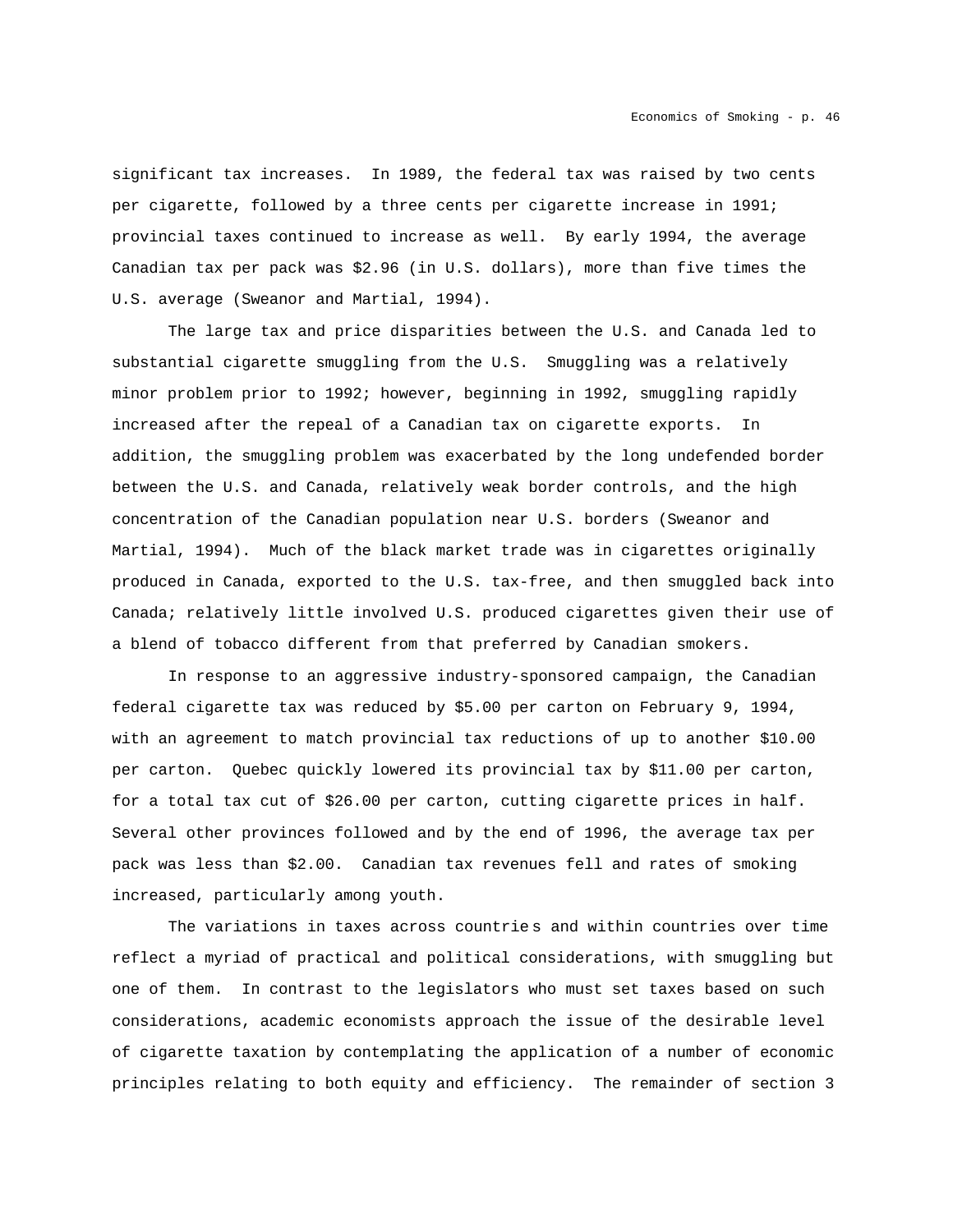significant tax increases. In 1989, the federal tax was raised by two cents per cigarette, followed by a three cents per cigarette increase in 1991; provincial taxes continued to increase as well. By early 1994, the average Canadian tax per pack was $2.96 (in U.S. dollars), more than five times the U.S. average (Sweanor and Martial, 1994).

The large tax and price disparities between the U.S. and Canada led to substantial cigarette smuggling from the U.S. Smuggling was a relatively minor problem prior to 1992; however, beginning in 1992, smuggling rapidly increased after the repeal of a Canadian tax on cigarette exports. In addition, the smuggling problem was exacerbated by the long undefended border between the U.S. and Canada, relatively weak border controls, and the high concentration of the Canadian population near U.S. borders (Sweanor and Martial, 1994). Much of the black market trade was in cigarettes originally produced in Canada, exported to the U.S. tax-free, and then smuggled back into Canada; relatively little involved U.S. produced cigarettes given their use of a blend of tobacco different from that preferred by Canadian smokers.

In response to an aggressive industry-sponsored campaign, the Canadian federal cigarette tax was reduced by $5.00 per carton on February 9, 1994, with an agreement to match provincial tax reductions of up to another $10.00 per carton. Quebec quickly lowered its provincial tax by $11.00 per carton, for a total tax cut of $26.00 per carton, cutting cigarette prices in half. Several other provinces followed and by the end of 1996, the average tax per pack was less than $2.00. Canadian tax revenues fell and rates of smoking increased, particularly among youth.

The variations in taxes across countries and within countries over time reflect a myriad of practical and political considerations, with smuggling but one of them. In contrast to the legislators who must set taxes based on such considerations, academic economists approach the issue of the desirable level of cigarette taxation by contemplating the application of a number of economic principles relating to both equity and efficiency. The remainder of section 3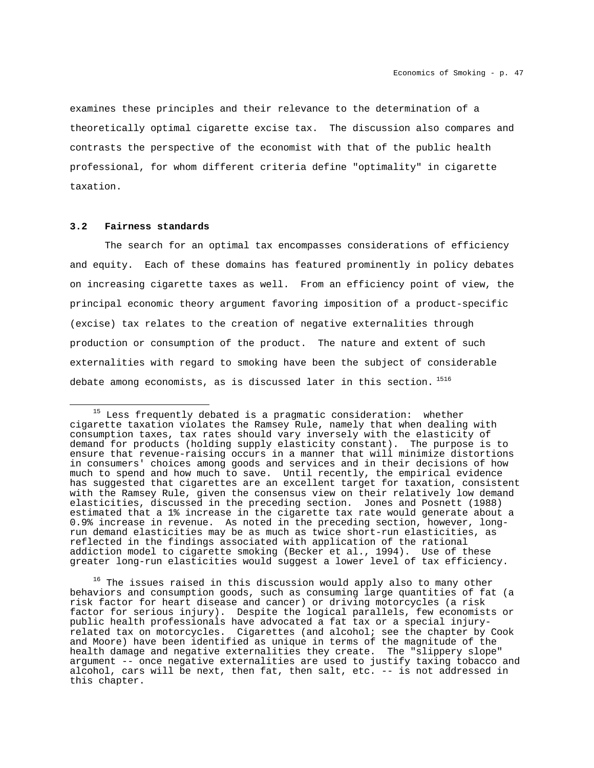examines these principles and their relevance to the determination of a theoretically optimal cigarette excise tax. The discussion also compares and contrasts the perspective of the economist with that of the public health professional, for whom different criteria define "optimality" in cigarette taxation.

### 3.2 Fairness standards

The search for an optimal tax encompasses considerations of efficiency and equity. Each of these domains has featured prominently in policy debates on increasing cigarette taxes as well. From an efficiency point of view, the principal economic theory argument favoring imposition of a product-specific (excise) tax relates to the creation of negative externalities through production or consumption of the product. The nature and extent of such externalities with regard to smoking have been the subject of considerable debate among economists, as is discussed later in this section.[15][16]

---

[15] Less frequently debated is a pragmatic consideration: whether cigarette taxation violates the Ramsey Rule, namely that when dealing with consumption taxes, tax rates should vary inversely with the elasticity of demand for products (holding supply elasticity constant). The purpose is to ensure that revenue-raising occurs in a manner that will minimize distortions in consumers' choices among goods and services and in their decisions of how much to spend and how much to save. Until recently, the empirical evidence has suggested that cigarettes are an excellent target for taxation, consistent with the Ramsey Rule, given the consensus view on their relatively low demand elasticities, discussed in the preceding section. Jones and Posnett (1988) estimated that a 1% increase in the cigarette tax rate would generate about a 0.9% increase in revenue. As noted in the preceding section, however, long-run demand elasticities may be as much as twice short-run elasticities, as reflected in the findings associated with application of the rational addiction model to cigarette smoking (Becker et al., 1994). Use of these greater long-run elasticities would suggest a lower level of tax efficiency.

[16] The issues raised in this discussion would apply also to many other behaviors and consumption goods, such as consuming large quantities of fat (a risk factor for heart disease and cancer) or driving motorcycles (a risk factor for serious injury). Despite the logical parallels, few economists or public health professionals have advocated a fat tax or a special injury-related tax on motorcycles. Cigarettes (and alcohol; see the chapter by Cook and Moore) have been identified as unique in terms of the magnitude of the health damage and negative externalities they create. The "slippery slope" argument -- once negative externalities are used to justify taxing tobacco and alcohol, cars will be next, then fat, then salt, etc. -- is not addressed in this chapter.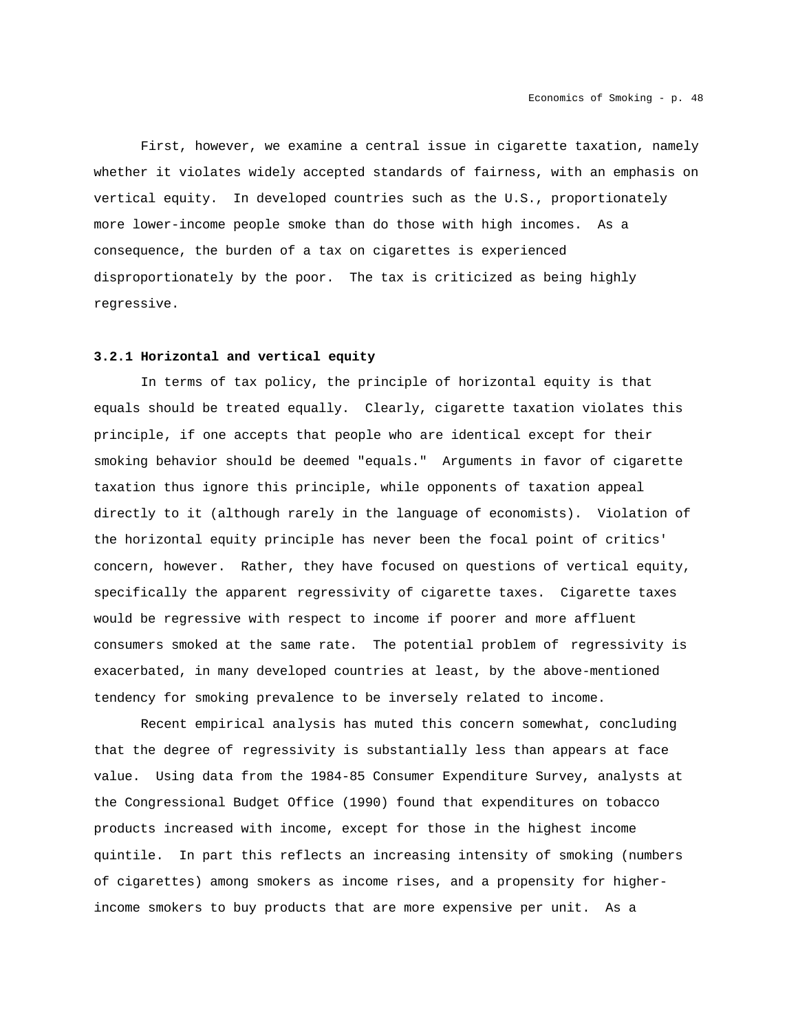First, however, we examine a central issue in cigarette taxation, namely whether it violates widely accepted standards of fairness, with an emphasis on vertical equity. In developed countries such as the U.S., proportionately more lower-income people smoke than do those with high incomes. As a consequence, the burden of a tax on cigarettes is experienced disproportionately by the poor. The tax is criticized as being highly regressive.

### 3.2.1 Horizontal and vertical equity

In terms of tax policy, the principle of horizontal equity is that equals should be treated equally. Clearly, cigarette taxation violates this principle, if one accepts that people who are identical except for their smoking behavior should be deemed "equals." Arguments in favor of cigarette taxation thus ignore this principle, while opponents of taxation appeal directly to it (although rarely in the language of economists). Violation of the horizontal equity principle has never been the focal point of critics' concern, however. Rather, they have focused on questions of vertical equity, specifically the apparent regressivity of cigarette taxes. Cigarette taxes would be regressive with respect to income if poorer and more affluent consumers smoked at the same rate. The potential problem of regressivity is exacerbated, in many developed countries at least, by the above-mentioned tendency for smoking prevalence to be inversely related to income.

Recent empirical analysis has muted this concern somewhat, concluding that the degree of regressivity is substantially less than appears at face value. Using data from the 1984-85 Consumer Expenditure Survey, analysts at the Congressional Budget Office (1990) found that expenditures on tobacco products increased with income, except for those in the highest income quintile. In part this reflects an increasing intensity of smoking (numbers of cigarettes) among smokers as income rises, and a propensity for higher-income smokers to buy products that are more expensive per unit. As a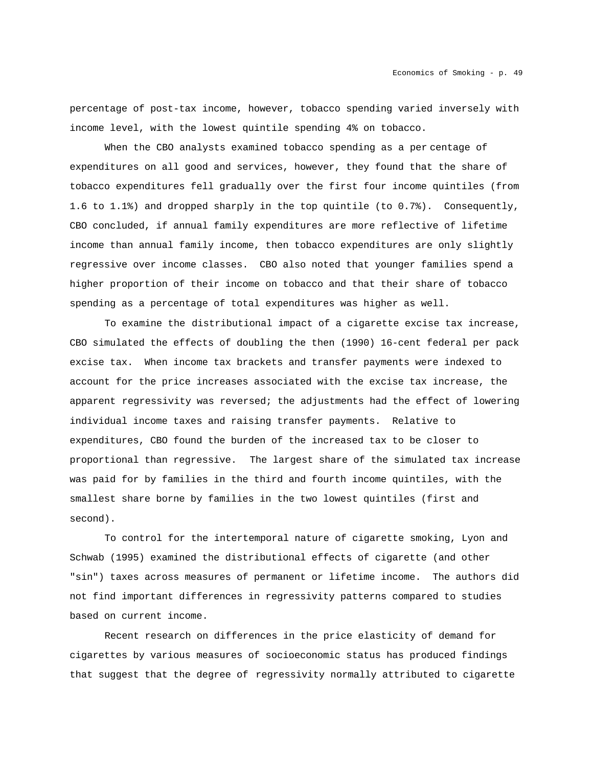percentage of post-tax income, however, tobacco spending varied inversely with income level, with the lowest quintile spending 4% on tobacco.

When the CBO analysts examined tobacco spending as a per centage of expenditures on all good and services, however, they found that the share of tobacco expenditures fell gradually over the first four income quintiles (from 1.6 to 1.1%) and dropped sharply in the top quintile (to 0.7%). Consequently, CBO concluded, if annual family expenditures are more reflective of lifetime income than annual family income, then tobacco expenditures are only slightly regressive over income classes. CBO also noted that younger families spend a higher proportion of their income on tobacco and that their share of tobacco spending as a percentage of total expenditures was higher as well.

To examine the distributional impact of a cigarette excise tax increase, CBO simulated the effects of doubling the then (1990) 16-cent federal per pack excise tax. When income tax brackets and transfer payments were indexed to account for the price increases associated with the excise tax increase, the apparent regressivity was reversed; the adjustments had the effect of lowering individual income taxes and raising transfer payments. Relative to expenditures, CBO found the burden of the increased tax to be closer to proportional than regressive. The largest share of the simulated tax increase was paid for by families in the third and fourth income quintiles, with the smallest share borne by families in the two lowest quintiles (first and second).

To control for the intertemporal nature of cigarette smoking, Lyon and Schwab (1995) examined the distributional effects of cigarette (and other "sin") taxes across measures of permanent or lifetime income. The authors did not find important differences in regressivity patterns compared to studies based on current income.

Recent research on differences in the price elasticity of demand for cigarettes by various measures of socioeconomic status has produced findings that suggest that the degree of regressivity normally attributed to cigarette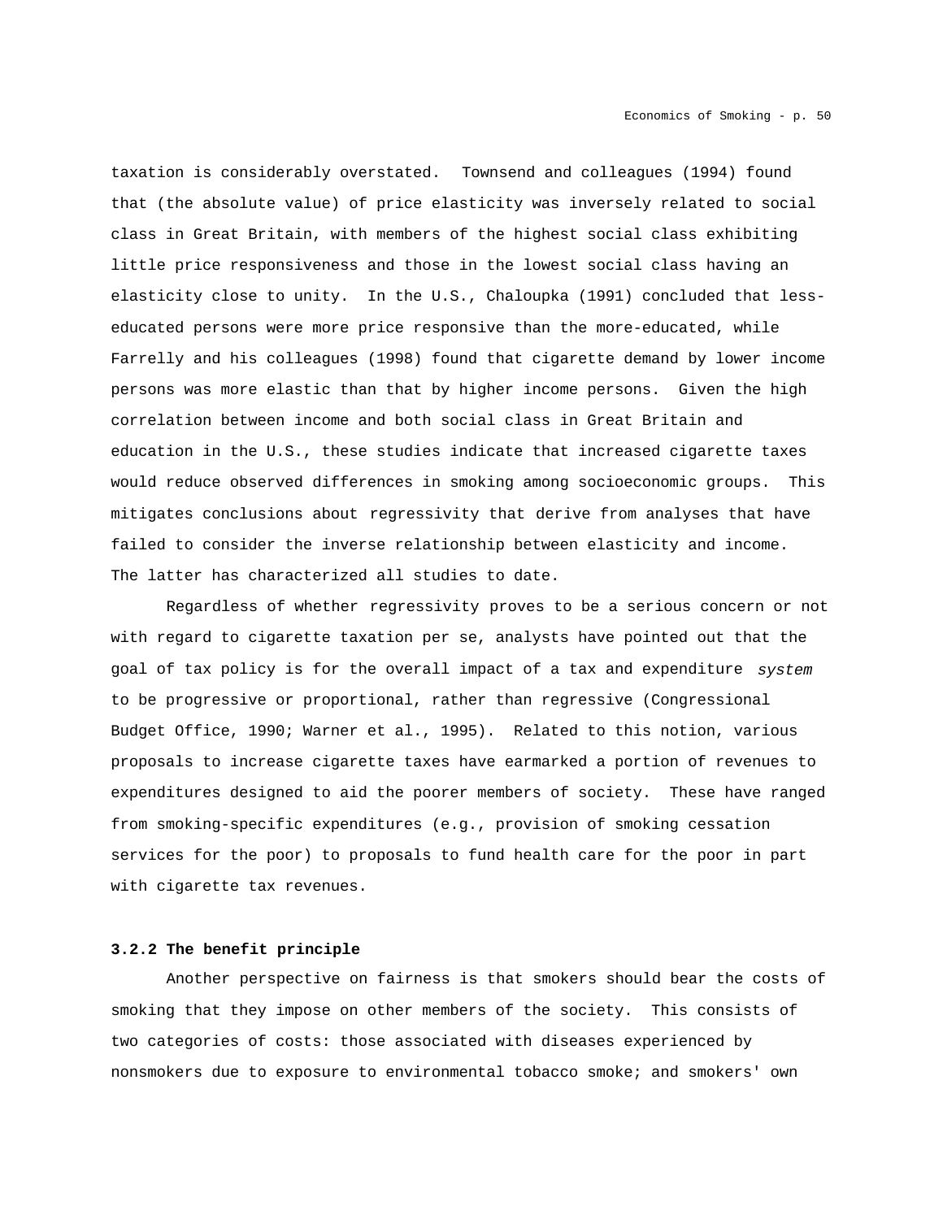taxation is considerably overstated. Townsend and colleagues (1994) found that (the absolute value) of price elasticity was inversely related to social class in Great Britain, with members of the highest social class exhibiting little price responsiveness and those in the lowest social class having an elasticity close to unity. In the U.S., Chaloupka (1991) concluded that less-educated persons were more price responsive than the more-educated, while Farrelly and his colleagues (1998) found that cigarette demand by lower income persons was more elastic than that by higher income persons. Given the high correlation between income and both social class in Great Britain and education in the U.S., these studies indicate that increased cigarette taxes would reduce observed differences in smoking among socioeconomic groups. This mitigates conclusions about regressivity that derive from analyses that have failed to consider the inverse relationship between elasticity and income. The latter has characterized all studies to date.

Regardless of whether regressivity proves to be a serious concern or not with regard to cigarette taxation per se, analysts have pointed out that the goal of tax policy is for the overall impact of a tax and expenditure *system* to be progressive or proportional, rather than regressive (Congressional Budget Office, 1990; Warner et al., 1995). Related to this notion, various proposals to increase cigarette taxes have earmarked a portion of revenues to expenditures designed to aid the poorer members of society. These have ranged from smoking-specific expenditures (e.g., provision of smoking cessation services for the poor) to proposals to fund health care for the poor in part with cigarette tax revenues.

### 3.2.2 The benefit principle

Another perspective on fairness is that smokers should bear the costs of smoking that they impose on other members of the society. This consists of two categories of costs: those associated with diseases experienced by nonsmokers due to exposure to environmental tobacco smoke; and smokers' own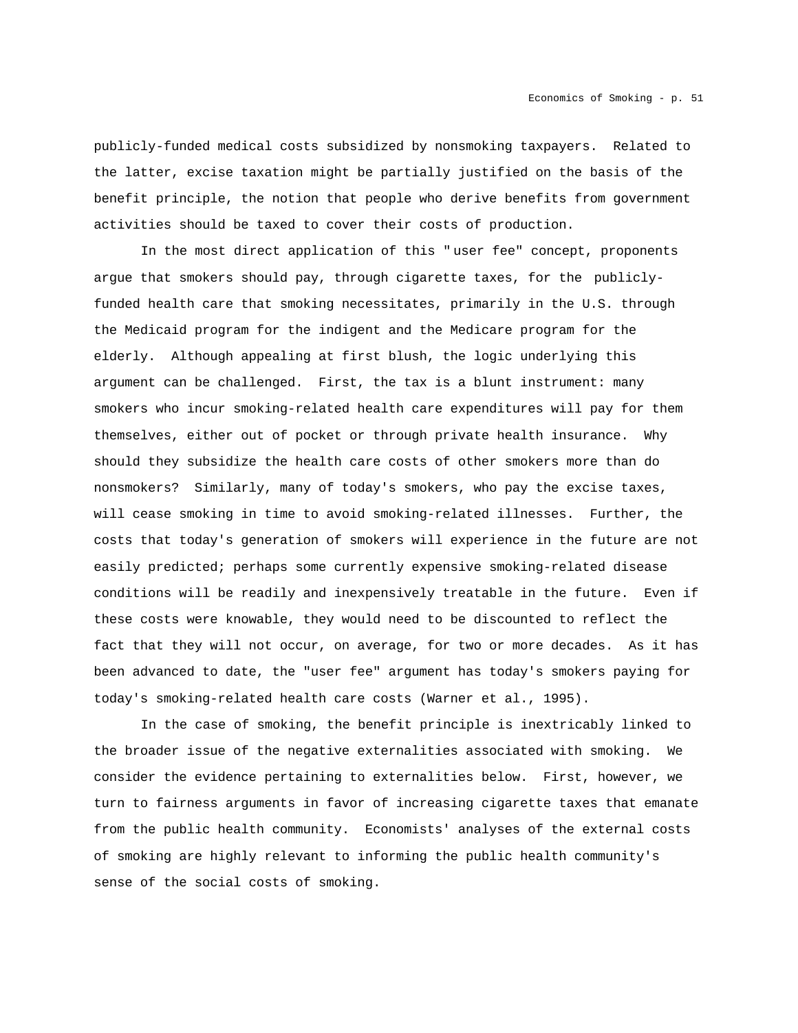publicly-funded medical costs subsidized by nonsmoking taxpayers. Related to the latter, excise taxation might be partially justified on the basis of the benefit principle, the notion that people who derive benefits from government activities should be taxed to cover their costs of production.

In the most direct application of this "user fee" concept, proponents argue that smokers should pay, through cigarette taxes, for the publicly-funded health care that smoking necessitates, primarily in the U.S. through the Medicaid program for the indigent and the Medicare program for the elderly. Although appealing at first blush, the logic underlying this argument can be challenged. First, the tax is a blunt instrument: many smokers who incur smoking-related health care expenditures will pay for them themselves, either out of pocket or through private health insurance. Why should they subsidize the health care costs of other smokers more than do nonsmokers? Similarly, many of today's smokers, who pay the excise taxes, will cease smoking in time to avoid smoking-related illnesses. Further, the costs that today's generation of smokers will experience in the future are not easily predicted; perhaps some currently expensive smoking-related disease conditions will be readily and inexpensively treatable in the future. Even if these costs were knowable, they would need to be discounted to reflect the fact that they will not occur, on average, for two or more decades. As it has been advanced to date, the "user fee" argument has today's smokers paying for today's smoking-related health care costs (Warner et al., 1995).

In the case of smoking, the benefit principle is inextricably linked to the broader issue of the negative externalities associated with smoking. We consider the evidence pertaining to externalities below. First, however, we turn to fairness arguments in favor of increasing cigarette taxes that emanate from the public health community. Economists' analyses of the external costs of smoking are highly relevant to informing the public health community's sense of the social costs of smoking.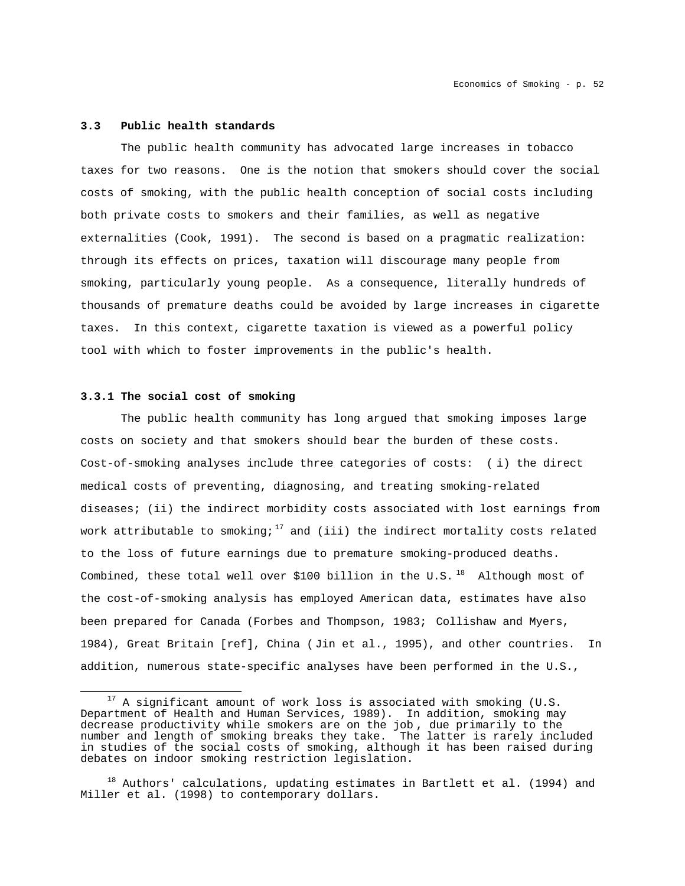### 3.3 Public health standards

The public health community has advocated large increases in tobacco taxes for two reasons. One is the notion that smokers should cover the social costs of smoking, with the public health conception of social costs including both private costs to smokers and their families, as well as negative externalities (Cook, 1991). The second is based on a pragmatic realization: through its effects on prices, taxation will discourage many people from smoking, particularly young people. As a consequence, literally hundreds of thousands of premature deaths could be avoided by large increases in cigarette taxes. In this context, cigarette taxation is viewed as a powerful policy tool with which to foster improvements in the public's health.

#### 3.3.1 The social cost of smoking

The public health community has long argued that smoking imposes large costs on society and that smokers should bear the burden of these costs. Cost-of-smoking analyses include three categories of costs: (i) the direct medical costs of preventing, diagnosing, and treating smoking-related diseases; (ii) the indirect morbidity costs associated with lost earnings from work attributable to smoking;[17] and (iii) the indirect mortality costs related to the loss of future earnings due to premature smoking-produced deaths. Combined, these total well over $100 billion in the U.S.[18] Although most of the cost-of-smoking analysis has employed American data, estimates have also been prepared for Canada (Forbes and Thompson, 1983; Collishaw and Myers, 1984), Great Britain [ref], China (Jin et al., 1995), and other countries. In addition, numerous state-specific analyses have been performed in the U.S.,

---

[17] A significant amount of work loss is associated with smoking (U.S. Department of Health and Human Services, 1989). In addition, smoking may decrease productivity while smokers are on the job, due primarily to the number and length of smoking breaks they take. The latter is rarely included in studies of the social costs of smoking, although it has been raised during debates on indoor smoking restriction legislation.

[18] Authors' calculations, updating estimates in Bartlett et al. (1994) and Miller et al. (1998) to contemporary dollars.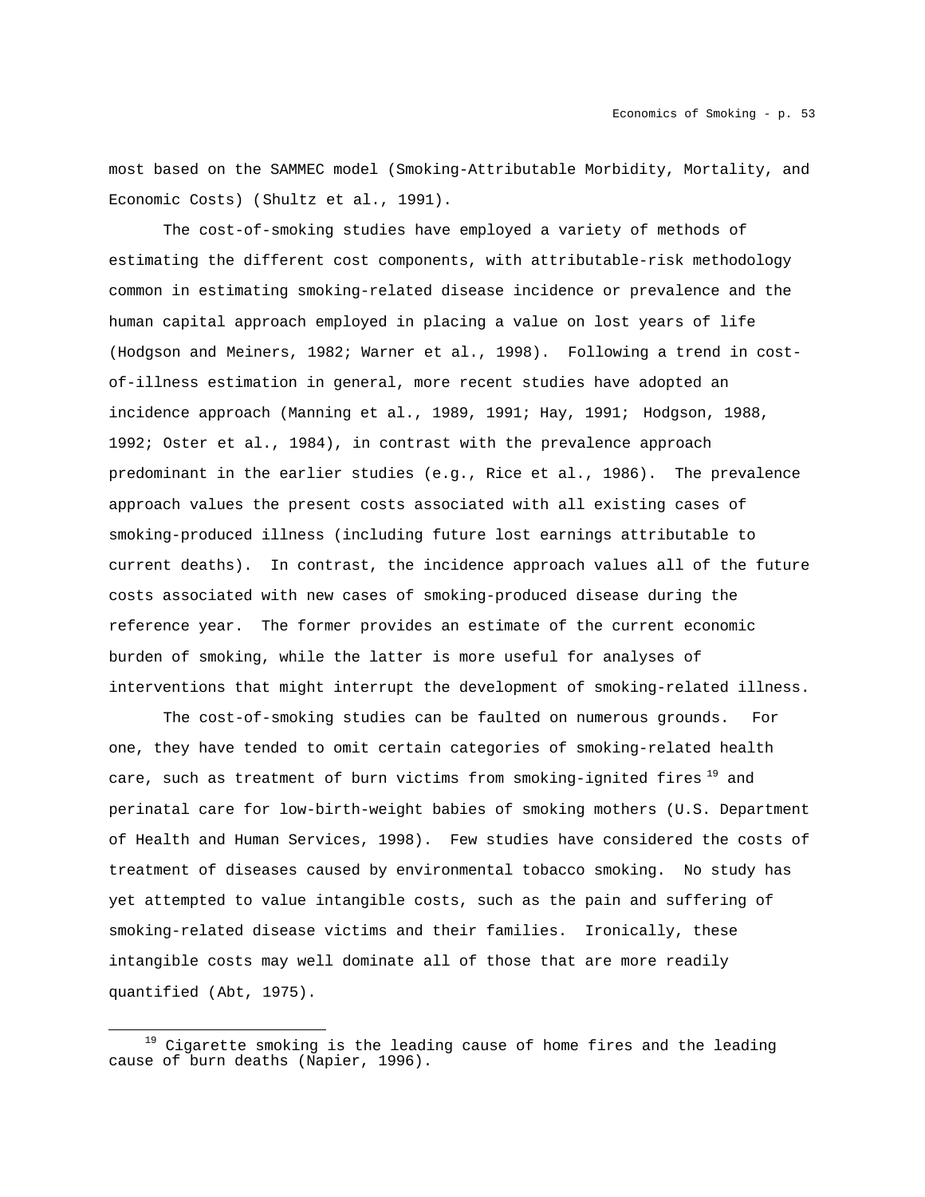most based on the SAMMEC model (Smoking-Attributable Morbidity, Mortality, and Economic Costs) (Shultz et al., 1991).

The cost-of-smoking studies have employed a variety of methods of estimating the different cost components, with attributable-risk methodology common in estimating smoking-related disease incidence or prevalence and the human capital approach employed in placing a value on lost years of life (Hodgson and Meiners, 1982; Warner et al., 1998). Following a trend in cost-of-illness estimation in general, more recent studies have adopted an incidence approach (Manning et al., 1989, 1991; Hay, 1991; Hodgson, 1988, 1992; Oster et al., 1984), in contrast with the prevalence approach predominant in the earlier studies (e.g., Rice et al., 1986). The prevalence approach values the present costs associated with all existing cases of smoking-produced illness (including future lost earnings attributable to current deaths). In contrast, the incidence approach values all of the future costs associated with new cases of smoking-produced disease during the reference year. The former provides an estimate of the current economic burden of smoking, while the latter is more useful for analyses of interventions that might interrupt the development of smoking-related illness.

The cost-of-smoking studies can be faulted on numerous grounds. For one, they have tended to omit certain categories of smoking-related health care, such as treatment of burn victims from smoking-ignited fires [19] and perinatal care for low-birth-weight babies of smoking mothers (U.S. Department of Health and Human Services, 1998). Few studies have considered the costs of treatment of diseases caused by environmental tobacco smoking. No study has yet attempted to value intangible costs, such as the pain and suffering of smoking-related disease victims and their families. Ironically, these intangible costs may well dominate all of those that are more readily quantified (Abt, 1975).

---

[19] Cigarette smoking is the leading cause of home fires and the leading cause of burn deaths (Napier, 1996).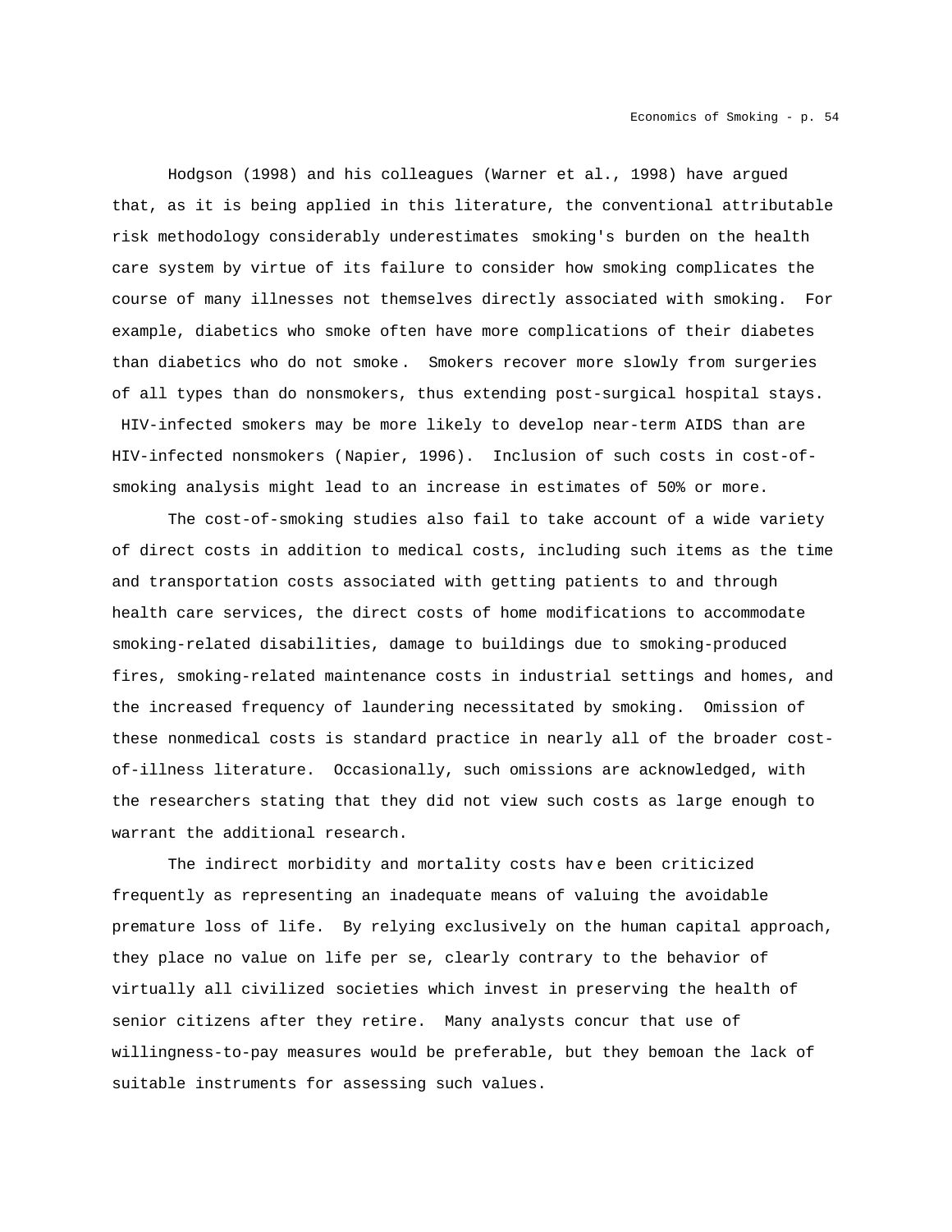Hodgson (1998) and his colleagues (Warner et al., 1998) have argued that, as it is being applied in this literature, the conventional attributable risk methodology considerably underestimates smoking's burden on the health care system by virtue of its failure to consider how smoking complicates the course of many illnesses not themselves directly associated with smoking. For example, diabetics who smoke often have more complications of their diabetes than diabetics who do not smoke. Smokers recover more slowly from surgeries of all types than do nonsmokers, thus extending post-surgical hospital stays. HIV-infected smokers may be more likely to develop near-term AIDS than are HIV-infected nonsmokers (Napier, 1996). Inclusion of such costs in cost-of-smoking analysis might lead to an increase in estimates of 50% or more.

The cost-of-smoking studies also fail to take account of a wide variety of direct costs in addition to medical costs, including such items as the time and transportation costs associated with getting patients to and through health care services, the direct costs of home modifications to accommodate smoking-related disabilities, damage to buildings due to smoking-produced fires, smoking-related maintenance costs in industrial settings and homes, and the increased frequency of laundering necessitated by smoking. Omission of these nonmedical costs is standard practice in nearly all of the broader cost-of-illness literature. Occasionally, such omissions are acknowledged, with the researchers stating that they did not view such costs as large enough to warrant the additional research.

The indirect morbidity and mortality costs have been criticized frequently as representing an inadequate means of valuing the avoidable premature loss of life. By relying exclusively on the human capital approach, they place no value on life per se, clearly contrary to the behavior of virtually all civilized societies which invest in preserving the health of senior citizens after they retire. Many analysts concur that use of willingness-to-pay measures would be preferable, but they bemoan the lack of suitable instruments for assessing such values.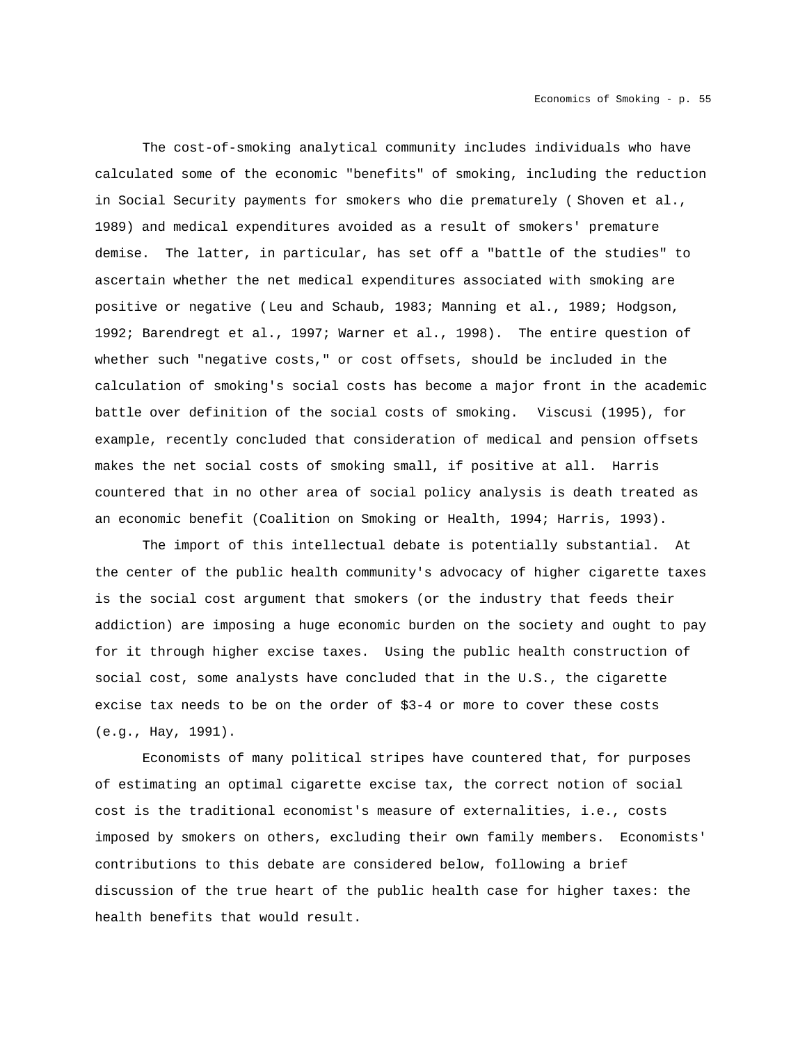The cost-of-smoking analytical community includes individuals who have calculated some of the economic "benefits" of smoking, including the reduction in Social Security payments for smokers who die prematurely ( Shoven et al., 1989) and medical expenditures avoided as a result of smokers' premature demise. The latter, in particular, has set off a "battle of the studies" to ascertain whether the net medical expenditures associated with smoking are positive or negative (Leu and Schaub, 1983; Manning et al., 1989; Hodgson, 1992; Barendregt et al., 1997; Warner et al., 1998). The entire question of whether such "negative costs," or cost offsets, should be included in the calculation of smoking's social costs has become a major front in the academic battle over definition of the social costs of smoking. Viscusi (1995), for example, recently concluded that consideration of medical and pension offsets makes the net social costs of smoking small, if positive at all. Harris countered that in no other area of social policy analysis is death treated as an economic benefit (Coalition on Smoking or Health, 1994; Harris, 1993).

The import of this intellectual debate is potentially substantial. At the center of the public health community's advocacy of higher cigarette taxes is the social cost argument that smokers (or the industry that feeds their addiction) are imposing a huge economic burden on the society and ought to pay for it through higher excise taxes. Using the public health construction of social cost, some analysts have concluded that in the U.S., the cigarette excise tax needs to be on the order of $3-4 or more to cover these costs (e.g., Hay, 1991).

Economists of many political stripes have countered that, for purposes of estimating an optimal cigarette excise tax, the correct notion of social cost is the traditional economist's measure of externalities, i.e., costs imposed by smokers on others, excluding their own family members. Economists' contributions to this debate are considered below, following a brief discussion of the true heart of the public health case for higher taxes: the health benefits that would result.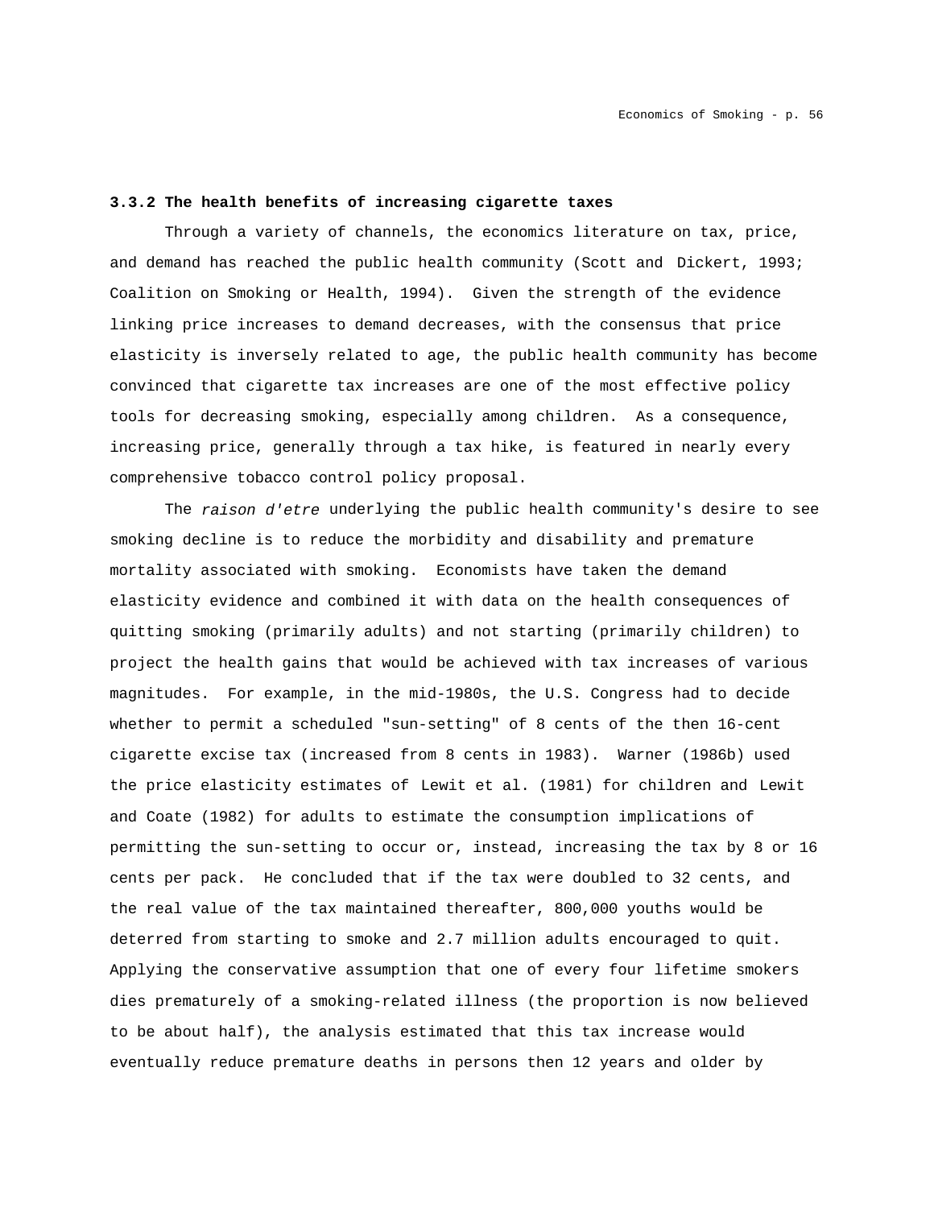### 3.3.2 The health benefits of increasing cigarette taxes

Through a variety of channels, the economics literature on tax, price, and demand has reached the public health community (Scott and Dickert, 1993; Coalition on Smoking or Health, 1994). Given the strength of the evidence linking price increases to demand decreases, with the consensus that price elasticity is inversely related to age, the public health community has become convinced that cigarette tax increases are one of the most effective policy tools for decreasing smoking, especially among children. As a consequence, increasing price, generally through a tax hike, is featured in nearly every comprehensive tobacco control policy proposal.

The *raison d'etre* underlying the public health community's desire to see smoking decline is to reduce the morbidity and disability and premature mortality associated with smoking. Economists have taken the demand elasticity evidence and combined it with data on the health consequences of quitting smoking (primarily adults) and not starting (primarily children) to project the health gains that would be achieved with tax increases of various magnitudes. For example, in the mid-1980s, the U.S. Congress had to decide whether to permit a scheduled "sun-setting" of 8 cents of the then 16-cent cigarette excise tax (increased from 8 cents in 1983). Warner (1986b) used the price elasticity estimates of Lewit et al. (1981) for children and Lewit and Coate (1982) for adults to estimate the consumption implications of permitting the sun-setting to occur or, instead, increasing the tax by 8 or 16 cents per pack. He concluded that if the tax were doubled to 32 cents, and the real value of the tax maintained thereafter, 800,000 youths would be deterred from starting to smoke and 2.7 million adults encouraged to quit. Applying the conservative assumption that one of every four lifetime smokers dies prematurely of a smoking-related illness (the proportion is now believed to be about half), the analysis estimated that this tax increase would eventually reduce premature deaths in persons then 12 years and older by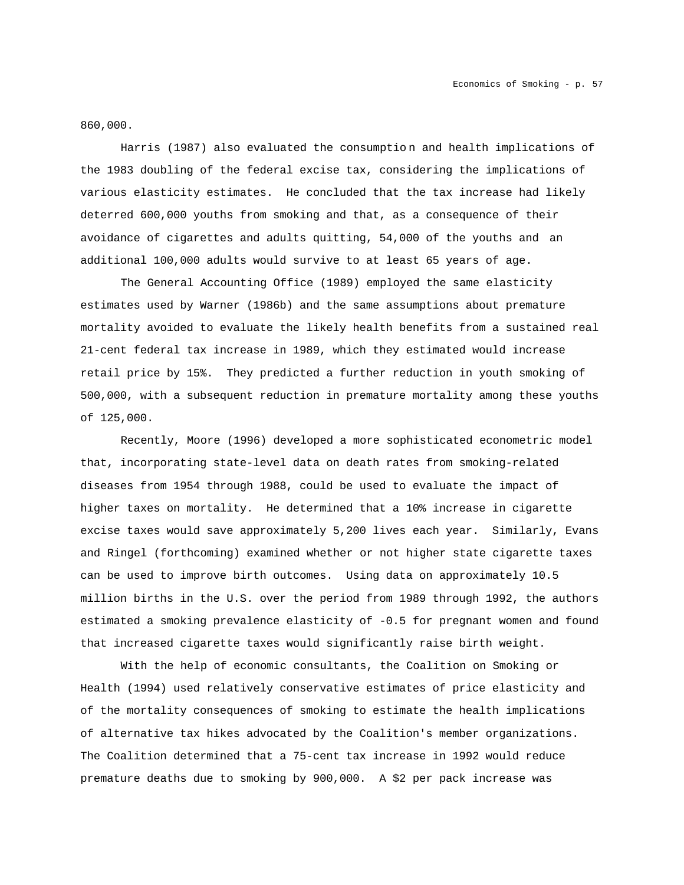860,000.

Harris (1987) also evaluated the consumption and health implications of the 1983 doubling of the federal excise tax, considering the implications of various elasticity estimates. He concluded that the tax increase had likely deterred 600,000 youths from smoking and that, as a consequence of their avoidance of cigarettes and adults quitting, 54,000 of the youths and an additional 100,000 adults would survive to at least 65 years of age.

The General Accounting Office (1989) employed the same elasticity estimates used by Warner (1986b) and the same assumptions about premature mortality avoided to evaluate the likely health benefits from a sustained real 21-cent federal tax increase in 1989, which they estimated would increase retail price by 15%. They predicted a further reduction in youth smoking of 500,000, with a subsequent reduction in premature mortality among these youths of 125,000.

Recently, Moore (1996) developed a more sophisticated econometric model that, incorporating state-level data on death rates from smoking-related diseases from 1954 through 1988, could be used to evaluate the impact of higher taxes on mortality. He determined that a 10% increase in cigarette excise taxes would save approximately 5,200 lives each year. Similarly, Evans and Ringel (forthcoming) examined whether or not higher state cigarette taxes can be used to improve birth outcomes. Using data on approximately 10.5 million births in the U.S. over the period from 1989 through 1992, the authors estimated a smoking prevalence elasticity of -0.5 for pregnant women and found that increased cigarette taxes would significantly raise birth weight.

With the help of economic consultants, the Coalition on Smoking or Health (1994) used relatively conservative estimates of price elasticity and of the mortality consequences of smoking to estimate the health implications of alternative tax hikes advocated by the Coalition's member organizations. The Coalition determined that a 75-cent tax increase in 1992 would reduce premature deaths due to smoking by 900,000. A $2 per pack increase was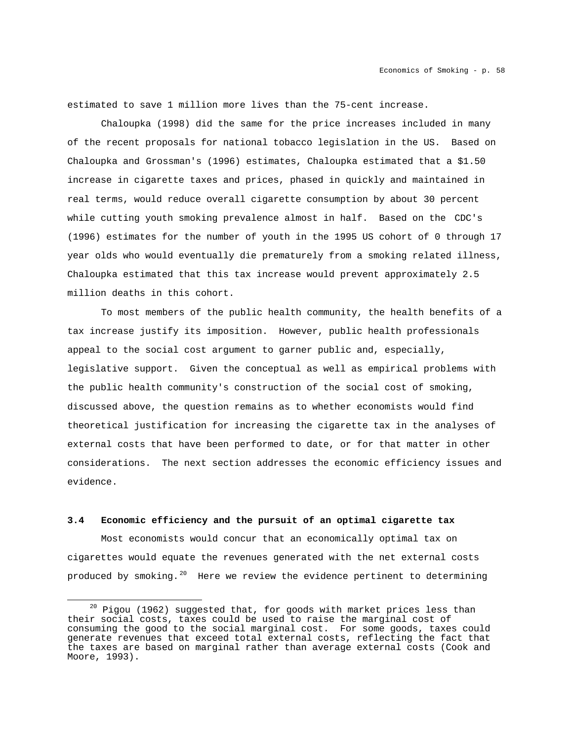estimated to save 1 million more lives than the 75-cent increase.

Chaloupka (1998) did the same for the price increases included in many of the recent proposals for national tobacco legislation in the US. Based on Chaloupka and Grossman's (1996) estimates, Chaloupka estimated that a $1.50 increase in cigarette taxes and prices, phased in quickly and maintained in real terms, would reduce overall cigarette consumption by about 30 percent while cutting youth smoking prevalence almost in half. Based on the CDC's (1996) estimates for the number of youth in the 1995 US cohort of 0 through 17 year olds who would eventually die prematurely from a smoking related illness, Chaloupka estimated that this tax increase would prevent approximately 2.5 million deaths in this cohort.

To most members of the public health community, the health benefits of a tax increase justify its imposition. However, public health professionals appeal to the social cost argument to garner public and, especially, legislative support. Given the conceptual as well as empirical problems with the public health community's construction of the social cost of smoking, discussed above, the question remains as to whether economists would find theoretical justification for increasing the cigarette tax in the analyses of external costs that have been performed to date, or for that matter in other considerations. The next section addresses the economic efficiency issues and evidence.

### 3.4 Economic efficiency and the pursuit of an optimal cigarette tax

Most economists would concur that an economically optimal tax on cigarettes would equate the revenues generated with the net external costs produced by smoking.[20] Here we review the evidence pertinent to determining

[20] Pigou (1962) suggested that, for goods with market prices less than their social costs, taxes could be used to raise the marginal cost of consuming the good to the social marginal cost. For some goods, taxes could generate revenues that exceed total external costs, reflecting the fact that the taxes are based on marginal rather than average external costs (Cook and Moore, 1993).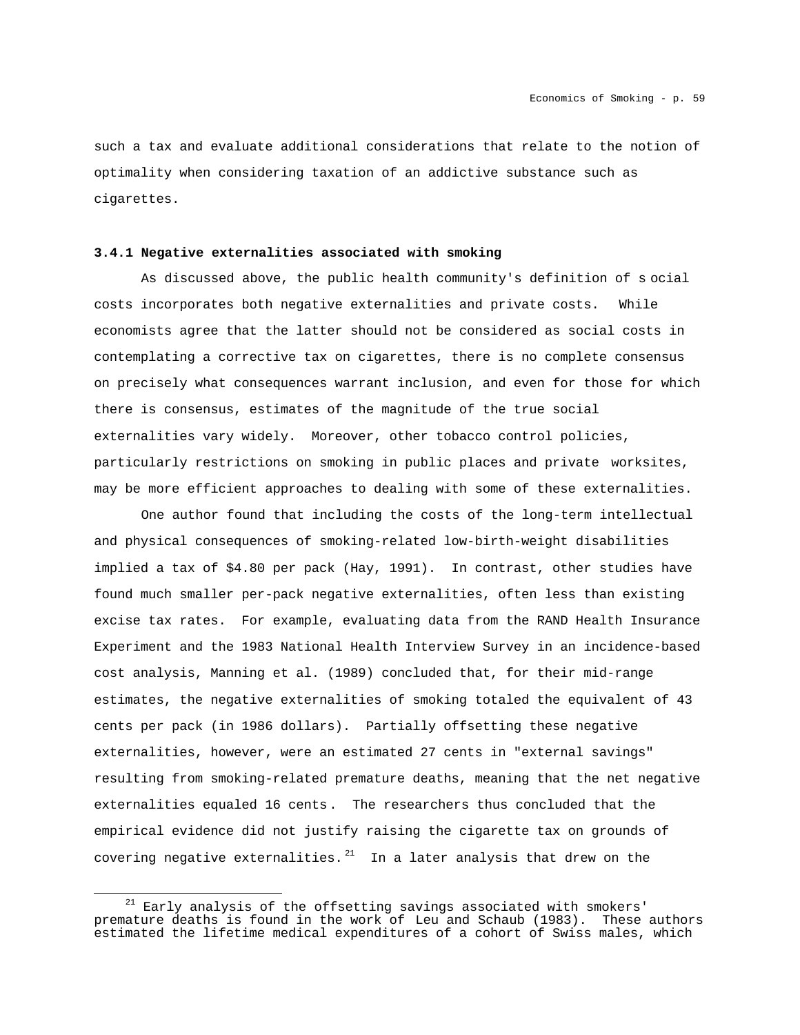such a tax and evaluate additional considerations that relate to the notion of optimality when considering taxation of an addictive substance such as cigarettes.

### 3.4.1 Negative externalities associated with smoking

As discussed above, the public health community's definition of social costs incorporates both negative externalities and private costs. While economists agree that the latter should not be considered as social costs in contemplating a corrective tax on cigarettes, there is no complete consensus on precisely what consequences warrant inclusion, and even for those for which there is consensus, estimates of the magnitude of the true social externalities vary widely. Moreover, other tobacco control policies, particularly restrictions on smoking in public places and private worksites, may be more efficient approaches to dealing with some of these externalities.

One author found that including the costs of the long-term intellectual and physical consequences of smoking-related low-birth-weight disabilities implied a tax of $4.80 per pack (Hay, 1991). In contrast, other studies have found much smaller per-pack negative externalities, often less than existing excise tax rates. For example, evaluating data from the RAND Health Insurance Experiment and the 1983 National Health Interview Survey in an incidence-based cost analysis, Manning et al. (1989) concluded that, for their mid-range estimates, the negative externalities of smoking totaled the equivalent of 43 cents per pack (in 1986 dollars). Partially offsetting these negative externalities, however, were an estimated 27 cents in "external savings" resulting from smoking-related premature deaths, meaning that the net negative externalities equaled 16 cents. The researchers thus concluded that the empirical evidence did not justify raising the cigarette tax on grounds of covering negative externalities.[21] In a later analysis that drew on the

[21] Early analysis of the offsetting savings associated with smokers' premature deaths is found in the work of Leu and Schaub (1983). These authors estimated the lifetime medical expenditures of a cohort of Swiss males, which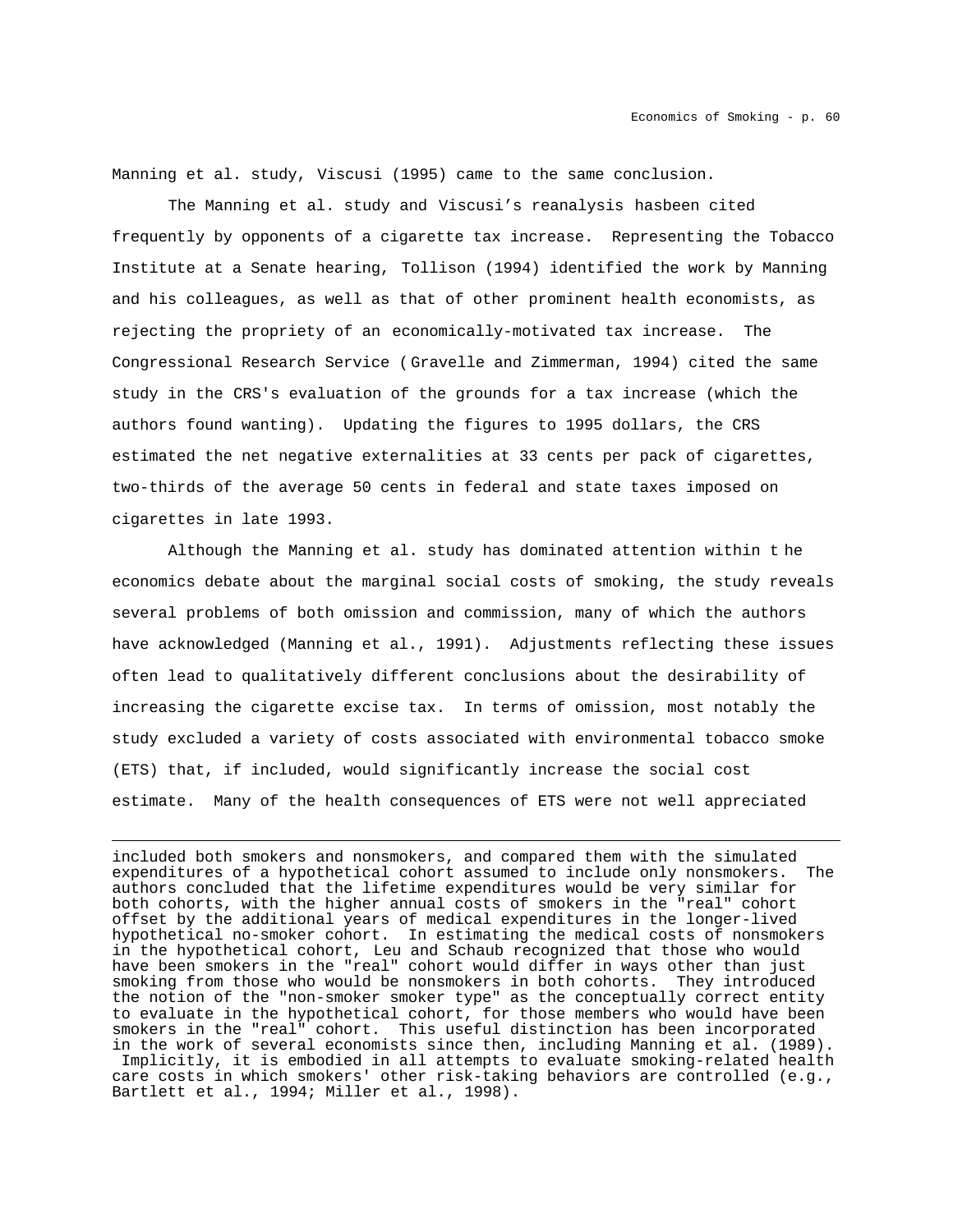Manning et al. study, Viscusi (1995) came to the same conclusion.

The Manning et al. study and Viscusi's reanalysis hasbeen cited frequently by opponents of a cigarette tax increase. Representing the Tobacco Institute at a Senate hearing, Tollison (1994) identified the work by Manning and his colleagues, as well as that of other prominent health economists, as rejecting the propriety of an economically-motivated tax increase. The Congressional Research Service (Gravelle and Zimmerman, 1994) cited the same study in the CRS's evaluation of the grounds for a tax increase (which the authors found wanting). Updating the figures to 1995 dollars, the CRS estimated the net negative externalities at 33 cents per pack of cigarettes, two-thirds of the average 50 cents in federal and state taxes imposed on cigarettes in late 1993.

Although the Manning et al. study has dominated attention within t he economics debate about the marginal social costs of smoking, the study reveals several problems of both omission and commission, many of which the authors have acknowledged (Manning et al., 1991). Adjustments reflecting these issues often lead to qualitatively different conclusions about the desirability of increasing the cigarette excise tax. In terms of omission, most notably the study excluded a variety of costs associated with environmental tobacco smoke (ETS) that, if included, would significantly increase the social cost estimate. Many of the health consequences of ETS were not well appreciated

---

included both smokers and nonsmokers, and compared them with the simulated expenditures of a hypothetical cohort assumed to include only nonsmokers. The authors concluded that the lifetime expenditures would be very similar for both cohorts, with the higher annual costs of smokers in the "real" cohort offset by the additional years of medical expenditures in the longer-lived hypothetical no-smoker cohort. In estimating the medical costs of nonsmokers in the hypothetical cohort, Leu and Schaub recognized that those who would have been smokers in the "real" cohort would differ in ways other than just smoking from those who would be nonsmokers in both cohorts. They introduced the notion of the "non-smoker smoker type" as the conceptually correct entity to evaluate in the hypothetical cohort, for those members who would have been smokers in the "real" cohort. This useful distinction has been incorporated in the work of several economists since then, including Manning et al. (1989). Implicitly, it is embodied in all attempts to evaluate smoking-related health care costs in which smokers' other risk-taking behaviors are controlled (e.g., Bartlett et al., 1994; Miller et al., 1998).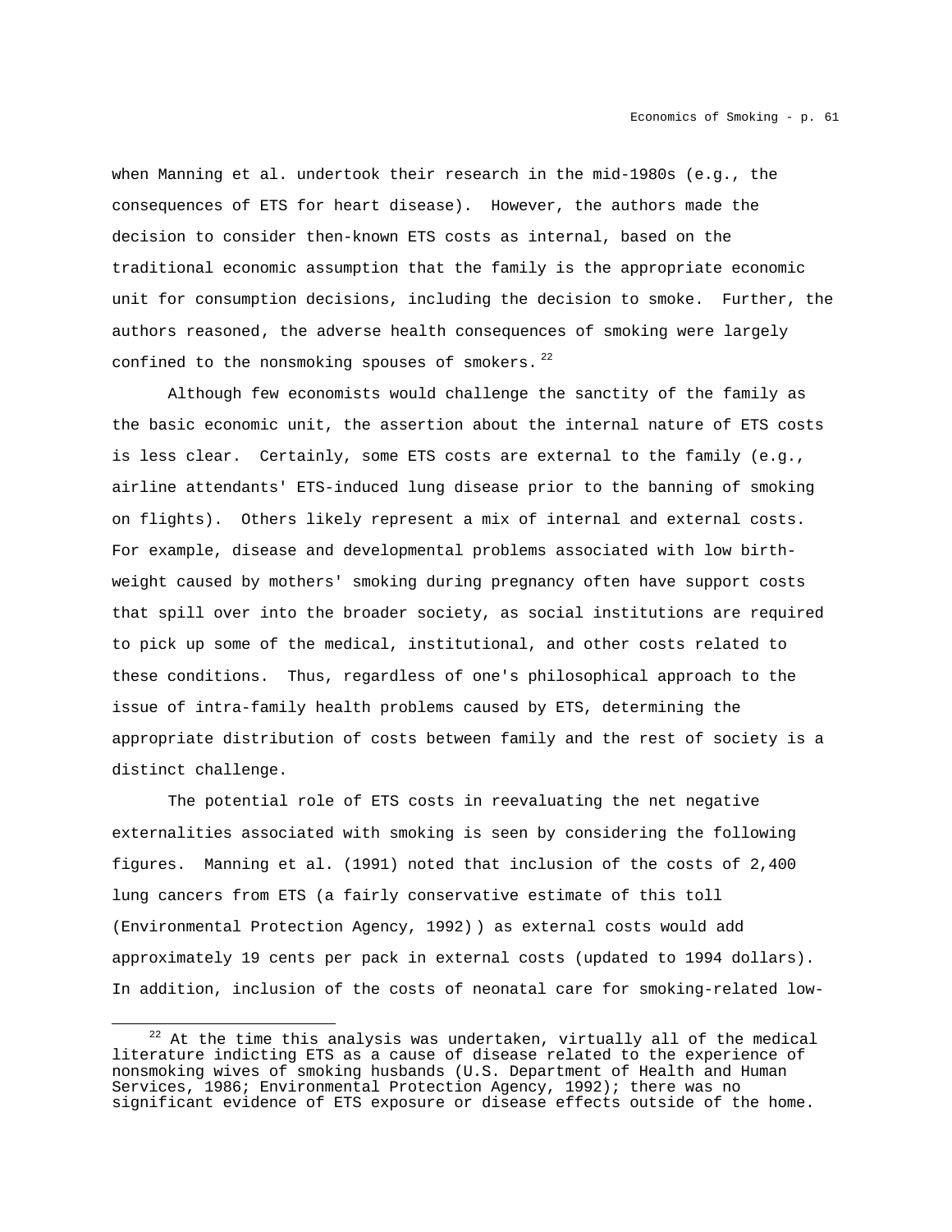when Manning et al. undertook their research in the mid-1980s (e.g., the consequences of ETS for heart disease). However, the authors made the decision to consider then-known ETS costs as internal, based on the traditional economic assumption that the family is the appropriate economic unit for consumption decisions, including the decision to smoke. Further, the authors reasoned, the adverse health consequences of smoking were largely confined to the nonsmoking spouses of smokers.[22]

Although few economists would challenge the sanctity of the family as the basic economic unit, the assertion about the internal nature of ETS costs is less clear. Certainly, some ETS costs are external to the family (e.g., airline attendants' ETS-induced lung disease prior to the banning of smoking on flights). Others likely represent a mix of internal and external costs. For example, disease and developmental problems associated with low birth-weight caused by mothers' smoking during pregnancy often have support costs that spill over into the broader society, as social institutions are required to pick up some of the medical, institutional, and other costs related to these conditions. Thus, regardless of one's philosophical approach to the issue of intra-family health problems caused by ETS, determining the appropriate distribution of costs between family and the rest of society is a distinct challenge.

The potential role of ETS costs in reevaluating the net negative externalities associated with smoking is seen by considering the following figures. Manning et al. (1991) noted that inclusion of the costs of 2,400 lung cancers from ETS (a fairly conservative estimate of this toll (Environmental Protection Agency, 1992)) as external costs would add approximately 19 cents per pack in external costs (updated to 1994 dollars). In addition, inclusion of the costs of neonatal care for smoking-related low-

---

[22] At the time this analysis was undertaken, virtually all of the medical literature indicting ETS as a cause of disease related to the experience of nonsmoking wives of smoking husbands (U.S. Department of Health and Human Services, 1986; Environmental Protection Agency, 1992); there was no significant evidence of ETS exposure or disease effects outside of the home.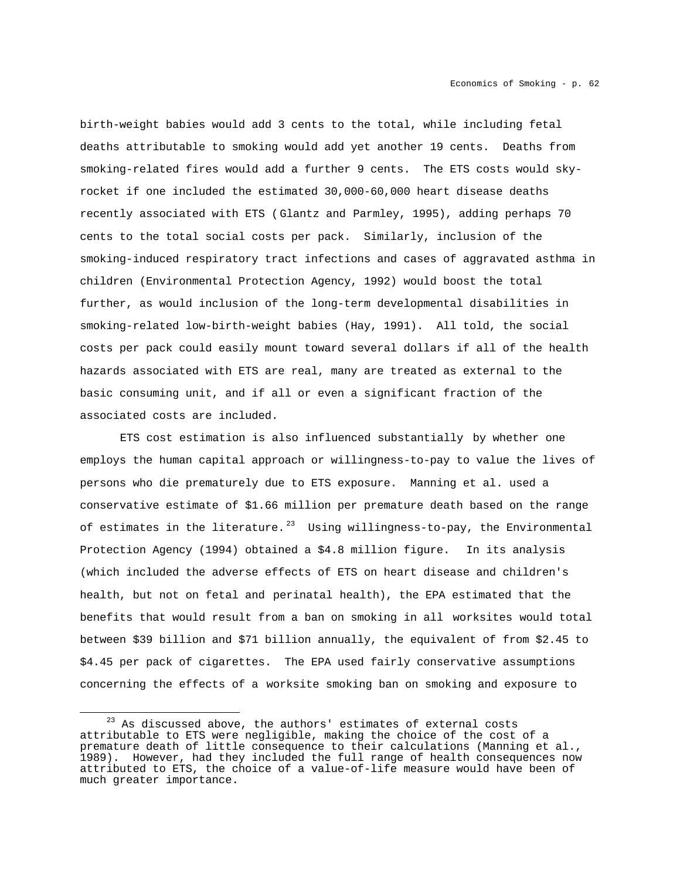birth-weight babies would add 3 cents to the total, while including fetal deaths attributable to smoking would add yet another 19 cents. Deaths from smoking-related fires would add a further 9 cents. The ETS costs would sky-rocket if one included the estimated 30,000-60,000 heart disease deaths recently associated with ETS (Glantz and Parmley, 1995), adding perhaps 70 cents to the total social costs per pack. Similarly, inclusion of the smoking-induced respiratory tract infections and cases of aggravated asthma in children (Environmental Protection Agency, 1992) would boost the total further, as would inclusion of the long-term developmental disabilities in smoking-related low-birth-weight babies (Hay, 1991). All told, the social costs per pack could easily mount toward several dollars if all of the health hazards associated with ETS are real, many are treated as external to the basic consuming unit, and if all or even a significant fraction of the associated costs are included.

ETS cost estimation is also influenced substantially by whether one employs the human capital approach or willingness-to-pay to value the lives of persons who die prematurely due to ETS exposure. Manning et al. used a conservative estimate of $1.66 million per premature death based on the range of estimates in the literature.[23] Using willingness-to-pay, the Environmental Protection Agency (1994) obtained a $4.8 million figure. In its analysis (which included the adverse effects of ETS on heart disease and children's health, but not on fetal and perinatal health), the EPA estimated that the benefits that would result from a ban on smoking in all worksites would total between $39 billion and $71 billion annually, the equivalent of from $2.45 to $4.45 per pack of cigarettes. The EPA used fairly conservative assumptions concerning the effects of a worksite smoking ban on smoking and exposure to

[23] As discussed above, the authors' estimates of external costs attributable to ETS were negligible, making the choice of the cost of a premature death of little consequence to their calculations (Manning et al., 1989). However, had they included the full range of health consequences now attributed to ETS, the choice of a value-of-life measure would have been of much greater importance.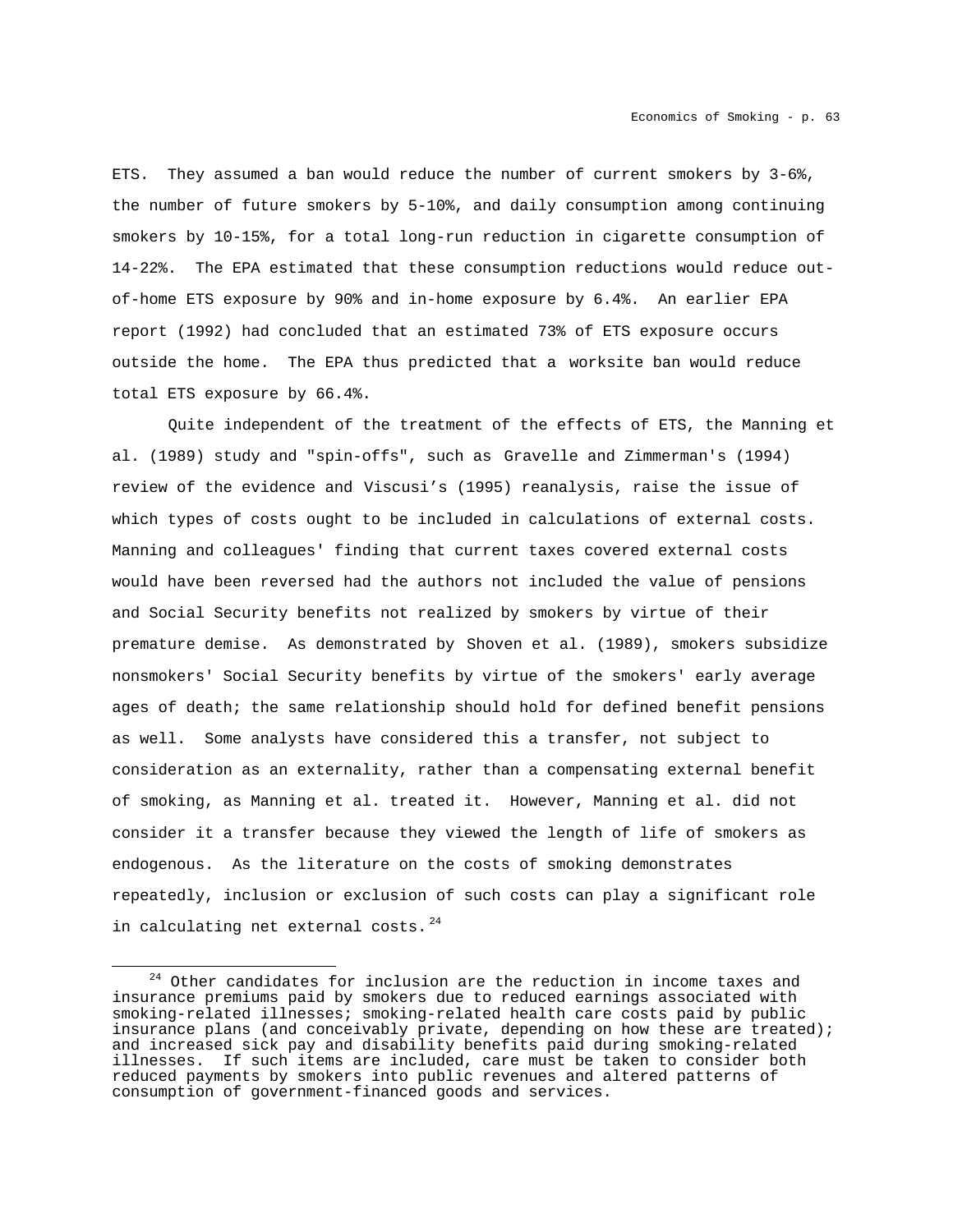ETS. They assumed a ban would reduce the number of current smokers by 3-6%, the number of future smokers by 5-10%, and daily consumption among continuing smokers by 10-15%, for a total long-run reduction in cigarette consumption of 14-22%. The EPA estimated that these consumption reductions would reduce out-of-home ETS exposure by 90% and in-home exposure by 6.4%. An earlier EPA report (1992) had concluded that an estimated 73% of ETS exposure occurs outside the home. The EPA thus predicted that a worksite ban would reduce total ETS exposure by 66.4%.

Quite independent of the treatment of the effects of ETS, the Manning et al. (1989) study and "spin-offs", such as Gravelle and Zimmerman's (1994) review of the evidence and Viscusi's (1995) reanalysis, raise the issue of which types of costs ought to be included in calculations of external costs. Manning and colleagues' finding that current taxes covered external costs would have been reversed had the authors not included the value of pensions and Social Security benefits not realized by smokers by virtue of their premature demise. As demonstrated by Shoven et al. (1989), smokers subsidize nonsmokers' Social Security benefits by virtue of the smokers' early average ages of death; the same relationship should hold for defined benefit pensions as well. Some analysts have considered this a transfer, not subject to consideration as an externality, rather than a compensating external benefit of smoking, as Manning et al. treated it. However, Manning et al. did not consider it a transfer because they viewed the length of life of smokers as endogenous. As the literature on the costs of smoking demonstrates repeatedly, inclusion or exclusion of such costs can play a significant role in calculating net external costs.[24]

---

[24] Other candidates for inclusion are the reduction in income taxes and insurance premiums paid by smokers due to reduced earnings associated with smoking-related illnesses; smoking-related health care costs paid by public insurance plans (and conceivably private, depending on how these are treated); and increased sick pay and disability benefits paid during smoking-related illnesses. If such items are included, care must be taken to consider both reduced payments by smokers into public revenues and altered patterns of consumption of government-financed goods and services.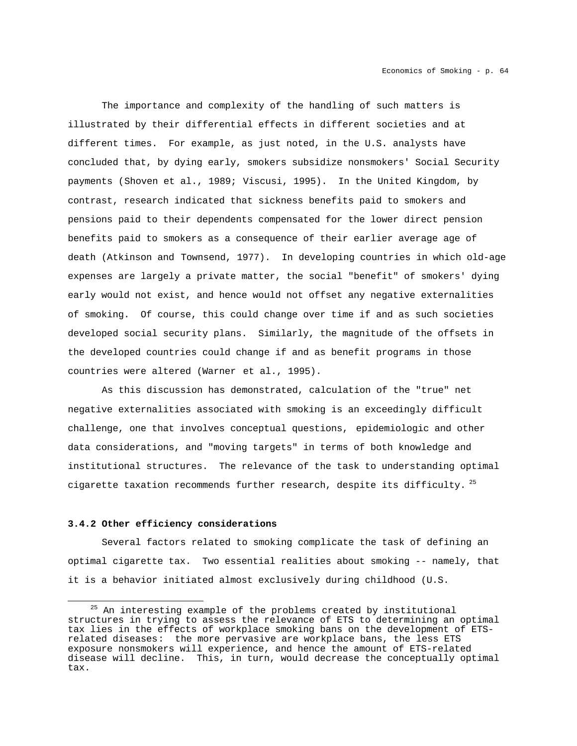The importance and complexity of the handling of such matters is illustrated by their differential effects in different societies and at different times. For example, as just noted, in the U.S. analysts have concluded that, by dying early, smokers subsidize nonsmokers' Social Security payments (Shoven et al., 1989; Viscusi, 1995). In the United Kingdom, by contrast, research indicated that sickness benefits paid to smokers and pensions paid to their dependents compensated for the lower direct pension benefits paid to smokers as a consequence of their earlier average age of death (Atkinson and Townsend, 1977). In developing countries in which old-age expenses are largely a private matter, the social "benefit" of smokers' dying early would not exist, and hence would not offset any negative externalities of smoking. Of course, this could change over time if and as such societies developed social security plans. Similarly, the magnitude of the offsets in the developed countries could change if and as benefit programs in those countries were altered (Warner et al., 1995).

As this discussion has demonstrated, calculation of the "true" net negative externalities associated with smoking is an exceedingly difficult challenge, one that involves conceptual questions, epidemiologic and other data considerations, and "moving targets" in terms of both knowledge and institutional structures. The relevance of the task to understanding optimal cigarette taxation recommends further research, despite its difficulty.[25]

### 3.4.2 Other efficiency considerations

Several factors related to smoking complicate the task of defining an optimal cigarette tax. Two essential realities about smoking -- namely, that it is a behavior initiated almost exclusively during childhood (U.S.

---

[25] An interesting example of the problems created by institutional structures in trying to assess the relevance of ETS to determining an optimal tax lies in the effects of workplace smoking bans on the development of ETS-related diseases: the more pervasive are workplace bans, the less ETS exposure nonsmokers will experience, and hence the amount of ETS-related disease will decline. This, in turn, would decrease the conceptually optimal tax.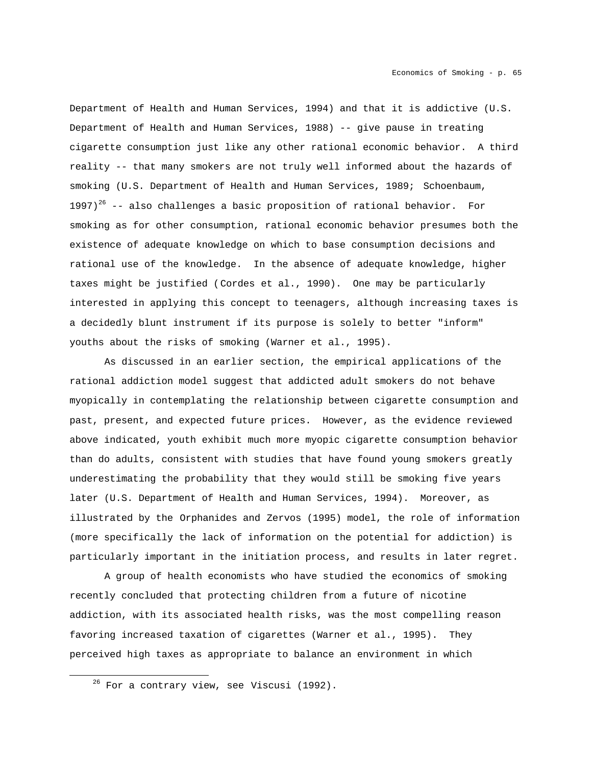Department of Health and Human Services, 1994) and that it is addictive (U.S. Department of Health and Human Services, 1988) -- give pause in treating cigarette consumption just like any other rational economic behavior. A third reality -- that many smokers are not truly well informed about the hazards of smoking (U.S. Department of Health and Human Services, 1989; Schoenbaum, 1997)[26] -- also challenges a basic proposition of rational behavior. For smoking as for other consumption, rational economic behavior presumes both the existence of adequate knowledge on which to base consumption decisions and rational use of the knowledge. In the absence of adequate knowledge, higher taxes might be justified (Cordes et al., 1990). One may be particularly interested in applying this concept to teenagers, although increasing taxes is a decidedly blunt instrument if its purpose is solely to better "inform" youths about the risks of smoking (Warner et al., 1995).

As discussed in an earlier section, the empirical applications of the rational addiction model suggest that addicted adult smokers do not behave myopically in contemplating the relationship between cigarette consumption and past, present, and expected future prices. However, as the evidence reviewed above indicated, youth exhibit much more myopic cigarette consumption behavior than do adults, consistent with studies that have found young smokers greatly underestimating the probability that they would still be smoking five years later (U.S. Department of Health and Human Services, 1994). Moreover, as illustrated by the Orphanides and Zervos (1995) model, the role of information (more specifically the lack of information on the potential for addiction) is particularly important in the initiation process, and results in later regret.

A group of health economists who have studied the economics of smoking recently concluded that protecting children from a future of nicotine addiction, with its associated health risks, was the most compelling reason favoring increased taxation of cigarettes (Warner et al., 1995). They perceived high taxes as appropriate to balance an environment in which

[26] For a contrary view, see Viscusi (1992).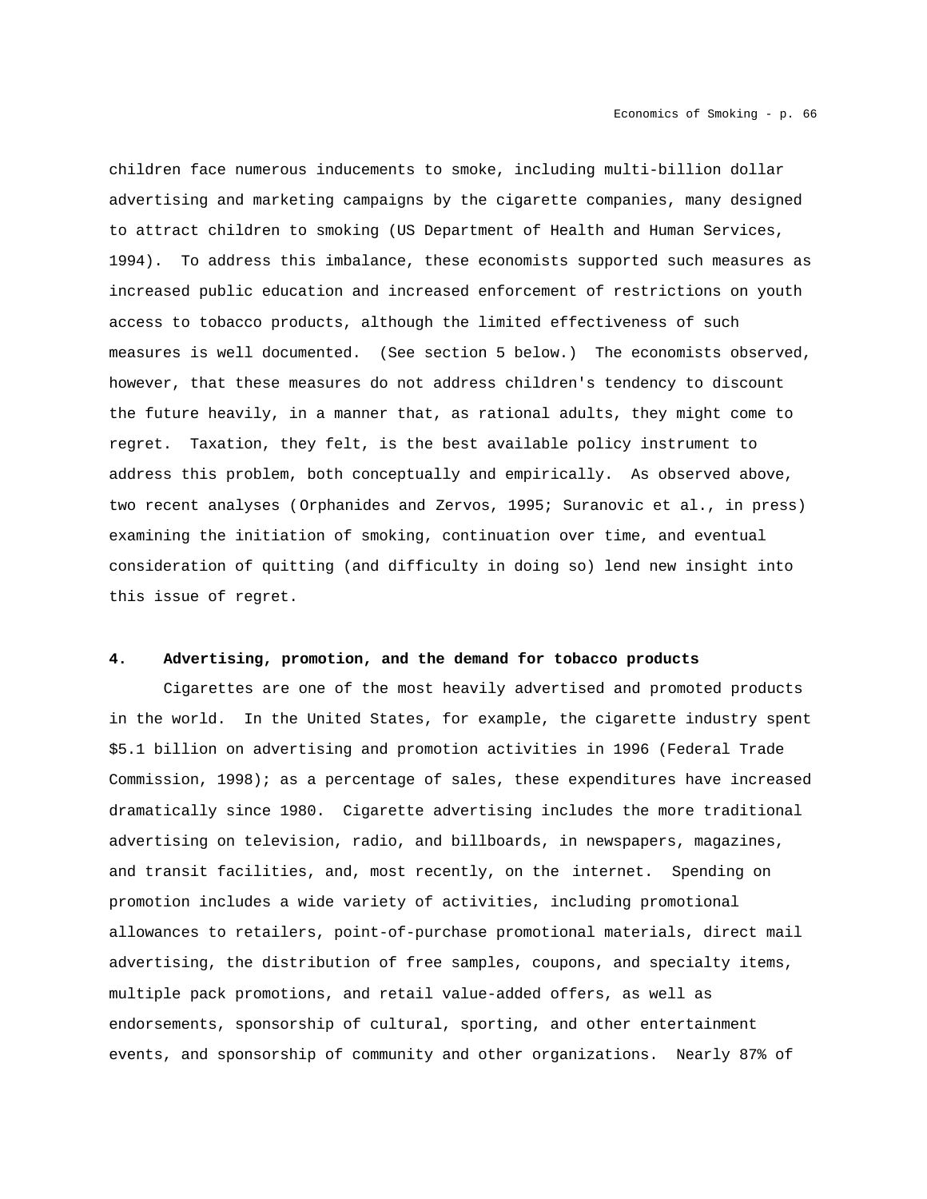children face numerous inducements to smoke, including multi-billion dollar advertising and marketing campaigns by the cigarette companies, many designed to attract children to smoking (US Department of Health and Human Services, 1994). To address this imbalance, these economists supported such measures as increased public education and increased enforcement of restrictions on youth access to tobacco products, although the limited effectiveness of such measures is well documented. (See section 5 below.) The economists observed, however, that these measures do not address children's tendency to discount the future heavily, in a manner that, as rational adults, they might come to regret. Taxation, they felt, is the best available policy instrument to address this problem, both conceptually and empirically. As observed above, two recent analyses (Orphanides and Zervos, 1995; Suranovic et al., in press) examining the initiation of smoking, continuation over time, and eventual consideration of quitting (and difficulty in doing so) lend new insight into this issue of regret.

## 4. Advertising, promotion, and the demand for tobacco products

Cigarettes are one of the most heavily advertised and promoted products in the world. In the United States, for example, the cigarette industry spent $5.1 billion on advertising and promotion activities in 1996 (Federal Trade Commission, 1998); as a percentage of sales, these expenditures have increased dramatically since 1980. Cigarette advertising includes the more traditional advertising on television, radio, and billboards, in newspapers, magazines, and transit facilities, and, most recently, on the internet. Spending on promotion includes a wide variety of activities, including promotional allowances to retailers, point-of-purchase promotional materials, direct mail advertising, the distribution of free samples, coupons, and specialty items, multiple pack promotions, and retail value-added offers, as well as endorsements, sponsorship of cultural, sporting, and other entertainment events, and sponsorship of community and other organizations. Nearly 87% of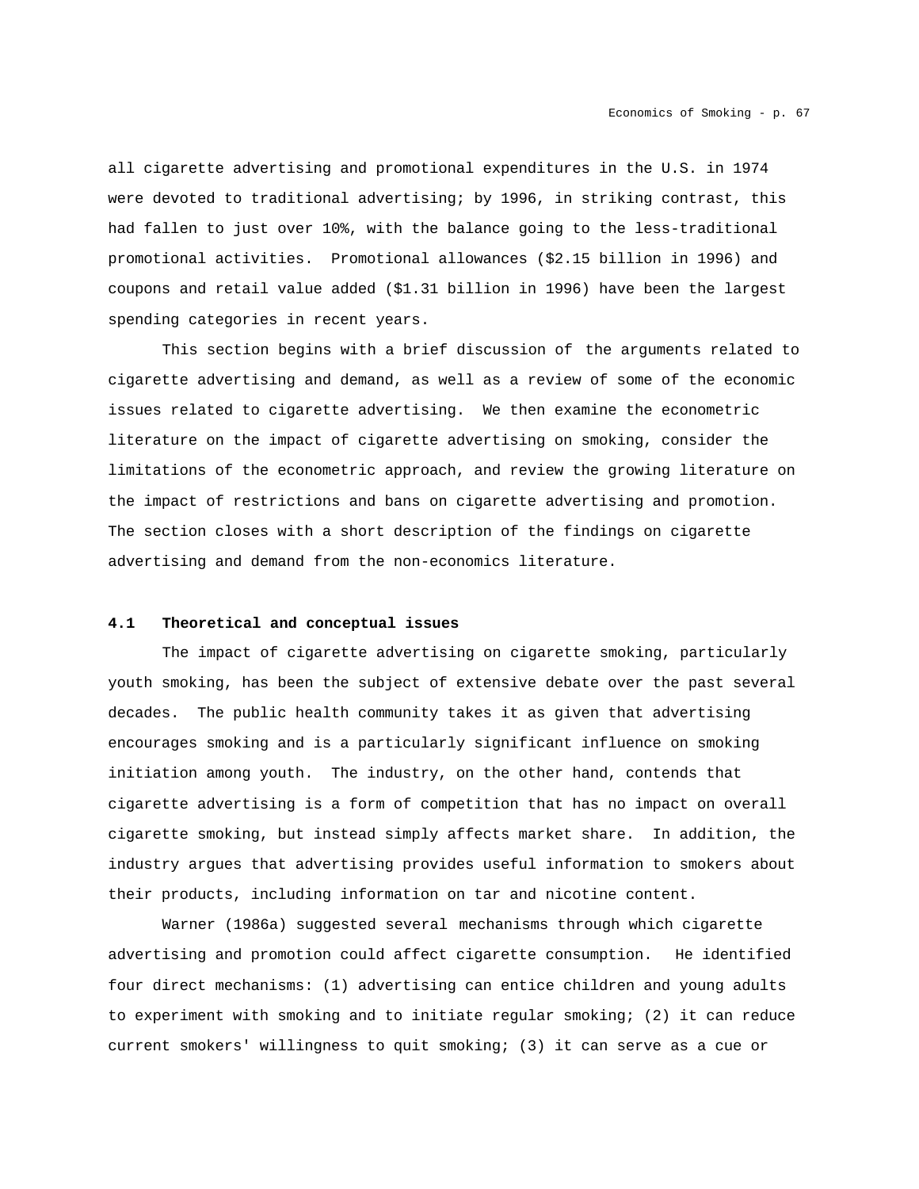all cigarette advertising and promotional expenditures in the U.S. in 1974 were devoted to traditional advertising; by 1996, in striking contrast, this had fallen to just over 10%, with the balance going to the less-traditional promotional activities. Promotional allowances ($2.15 billion in 1996) and coupons and retail value added ($1.31 billion in 1996) have been the largest spending categories in recent years.

This section begins with a brief discussion of the arguments related to cigarette advertising and demand, as well as a review of some of the economic issues related to cigarette advertising. We then examine the econometric literature on the impact of cigarette advertising on smoking, consider the limitations of the econometric approach, and review the growing literature on the impact of restrictions and bans on cigarette advertising and promotion. The section closes with a short description of the findings on cigarette advertising and demand from the non-economics literature.

### 4.1 Theoretical and conceptual issues

The impact of cigarette advertising on cigarette smoking, particularly youth smoking, has been the subject of extensive debate over the past several decades. The public health community takes it as given that advertising encourages smoking and is a particularly significant influence on smoking initiation among youth. The industry, on the other hand, contends that cigarette advertising is a form of competition that has no impact on overall cigarette smoking, but instead simply affects market share. In addition, the industry argues that advertising provides useful information to smokers about their products, including information on tar and nicotine content.

Warner (1986a) suggested several mechanisms through which cigarette advertising and promotion could affect cigarette consumption. He identified four direct mechanisms: (1) advertising can entice children and young adults to experiment with smoking and to initiate regular smoking; (2) it can reduce current smokers' willingness to quit smoking; (3) it can serve as a cue or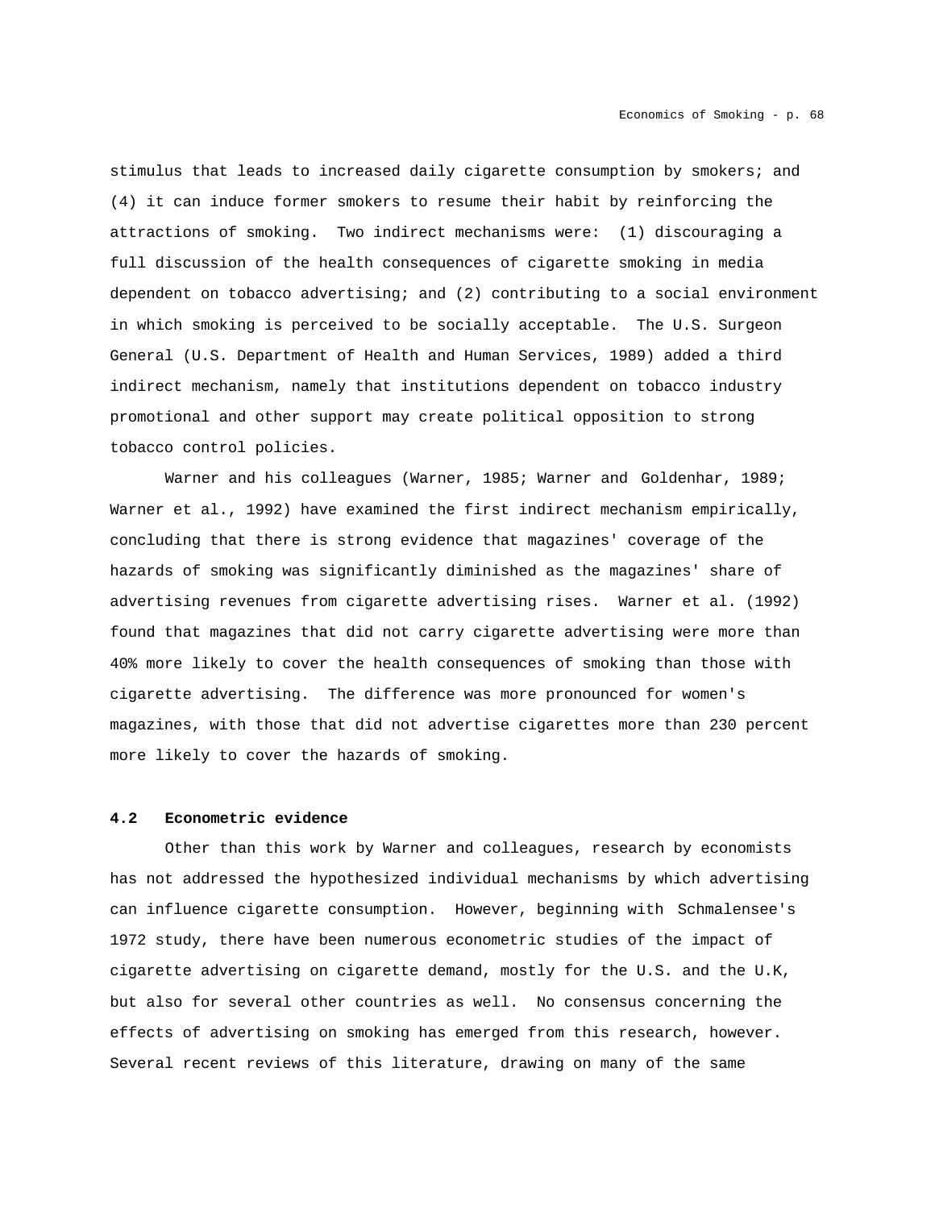stimulus that leads to increased daily cigarette consumption by smokers; and (4) it can induce former smokers to resume their habit by reinforcing the attractions of smoking. Two indirect mechanisms were: (1) discouraging a full discussion of the health consequences of cigarette smoking in media dependent on tobacco advertising; and (2) contributing to a social environment in which smoking is perceived to be socially acceptable. The U.S. Surgeon General (U.S. Department of Health and Human Services, 1989) added a third indirect mechanism, namely that institutions dependent on tobacco industry promotional and other support may create political opposition to strong tobacco control policies.

Warner and his colleagues (Warner, 1985; Warner and Goldenhar, 1989; Warner et al., 1992) have examined the first indirect mechanism empirically, concluding that there is strong evidence that magazines' coverage of the hazards of smoking was significantly diminished as the magazines' share of advertising revenues from cigarette advertising rises. Warner et al. (1992) found that magazines that did not carry cigarette advertising were more than 40% more likely to cover the health consequences of smoking than those with cigarette advertising. The difference was more pronounced for women's magazines, with those that did not advertise cigarettes more than 230 percent more likely to cover the hazards of smoking.

### 4.2 Econometric evidence

Other than this work by Warner and colleagues, research by economists has not addressed the hypothesized individual mechanisms by which advertising can influence cigarette consumption. However, beginning with Schmalensee's 1972 study, there have been numerous econometric studies of the impact of cigarette advertising on cigarette demand, mostly for the U.S. and the U.K, but also for several other countries as well. No consensus concerning the effects of advertising on smoking has emerged from this research, however. Several recent reviews of this literature, drawing on many of the same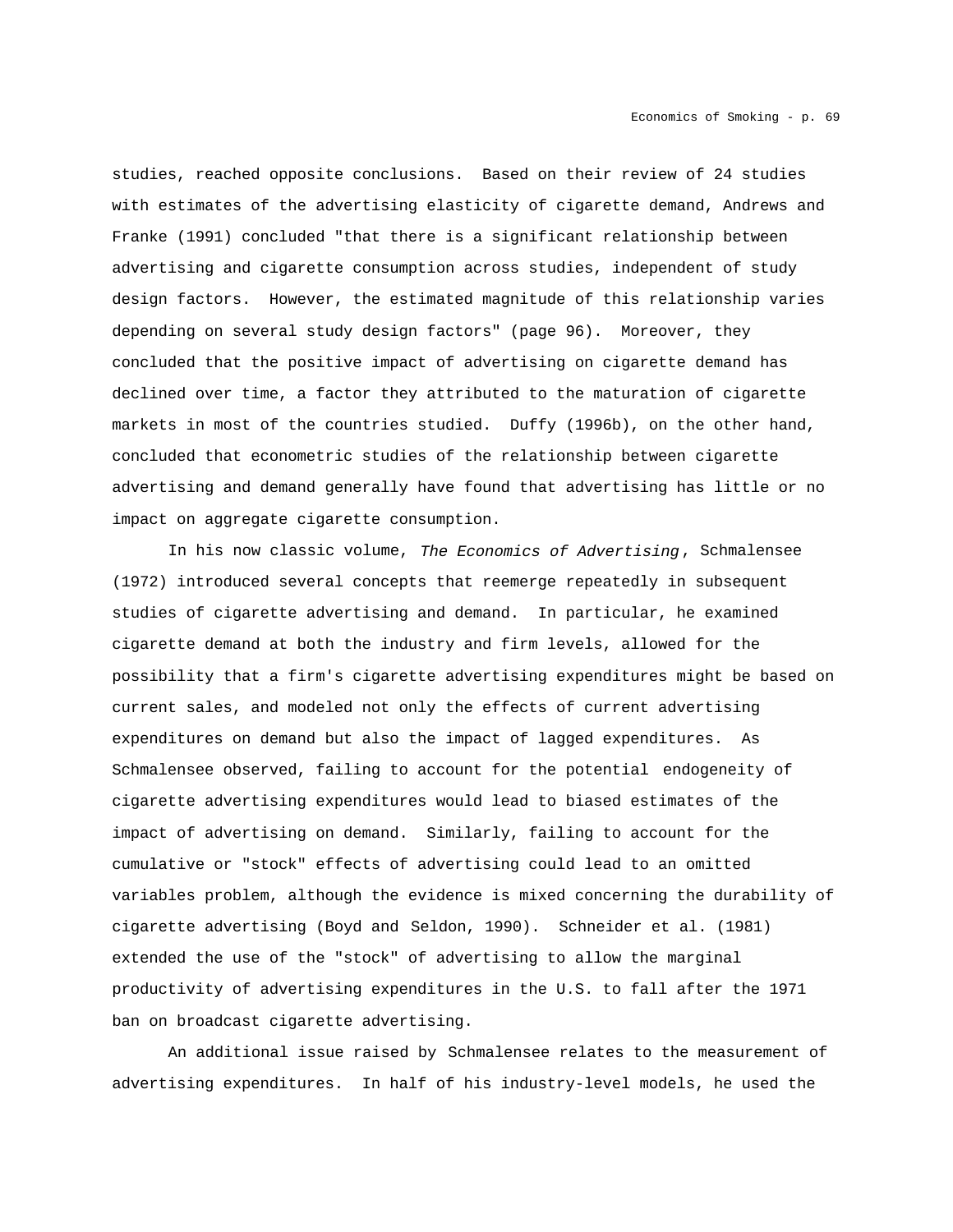studies, reached opposite conclusions. Based on their review of 24 studies with estimates of the advertising elasticity of cigarette demand, Andrews and Franke (1991) concluded "that there is a significant relationship between advertising and cigarette consumption across studies, independent of study design factors. However, the estimated magnitude of this relationship varies depending on several study design factors" (page 96). Moreover, they concluded that the positive impact of advertising on cigarette demand has declined over time, a factor they attributed to the maturation of cigarette markets in most of the countries studied. Duffy (1996b), on the other hand, concluded that econometric studies of the relationship between cigarette advertising and demand generally have found that advertising has little or no impact on aggregate cigarette consumption.

In his now classic volume, *The Economics of Advertising*, Schmalensee (1972) introduced several concepts that reemerge repeatedly in subsequent studies of cigarette advertising and demand. In particular, he examined cigarette demand at both the industry and firm levels, allowed for the possibility that a firm's cigarette advertising expenditures might be based on current sales, and modeled not only the effects of current advertising expenditures on demand but also the impact of lagged expenditures. As Schmalensee observed, failing to account for the potential endogeneity of cigarette advertising expenditures would lead to biased estimates of the impact of advertising on demand. Similarly, failing to account for the cumulative or "stock" effects of advertising could lead to an omitted variables problem, although the evidence is mixed concerning the durability of cigarette advertising (Boyd and Seldon, 1990). Schneider et al. (1981) extended the use of the "stock" of advertising to allow the marginal productivity of advertising expenditures in the U.S. to fall after the 1971 ban on broadcast cigarette advertising.

An additional issue raised by Schmalensee relates to the measurement of advertising expenditures. In half of his industry-level models, he used the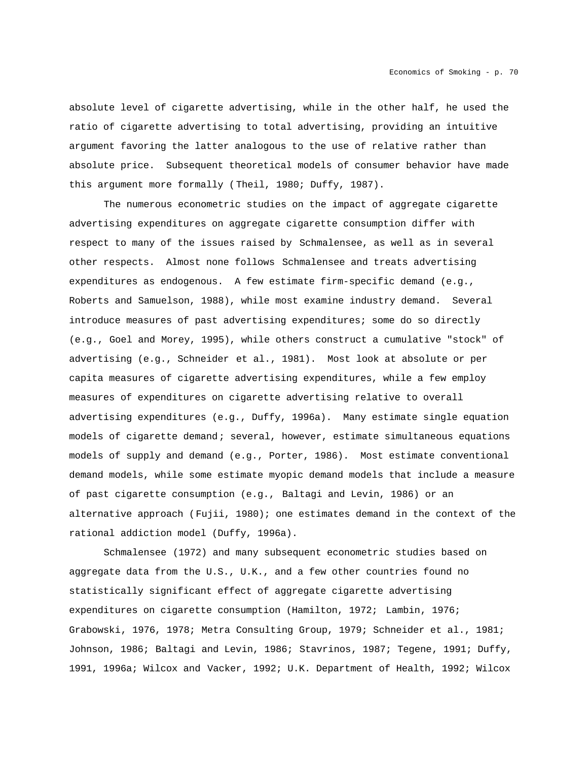absolute level of cigarette advertising, while in the other half, he used the ratio of cigarette advertising to total advertising, providing an intuitive argument favoring the latter analogous to the use of relative rather than absolute price. Subsequent theoretical models of consumer behavior have made this argument more formally (Theil, 1980; Duffy, 1987).

The numerous econometric studies on the impact of aggregate cigarette advertising expenditures on aggregate cigarette consumption differ with respect to many of the issues raised by Schmalensee, as well as in several other respects. Almost none follows Schmalensee and treats advertising expenditures as endogenous. A few estimate firm-specific demand (e.g., Roberts and Samuelson, 1988), while most examine industry demand. Several introduce measures of past advertising expenditures; some do so directly (e.g., Goel and Morey, 1995), while others construct a cumulative "stock" of advertising (e.g., Schneider et al., 1981). Most look at absolute or per capita measures of cigarette advertising expenditures, while a few employ measures of expenditures on cigarette advertising relative to overall advertising expenditures (e.g., Duffy, 1996a). Many estimate single equation models of cigarette demand; several, however, estimate simultaneous equations models of supply and demand (e.g., Porter, 1986). Most estimate conventional demand models, while some estimate myopic demand models that include a measure of past cigarette consumption (e.g., Baltagi and Levin, 1986) or an alternative approach (Fujii, 1980); one estimates demand in the context of the rational addiction model (Duffy, 1996a).

Schmalensee (1972) and many subsequent econometric studies based on aggregate data from the U.S., U.K., and a few other countries found no statistically significant effect of aggregate cigarette advertising expenditures on cigarette consumption (Hamilton, 1972; Lambin, 1976; Grabowski, 1976, 1978; Metra Consulting Group, 1979; Schneider et al., 1981; Johnson, 1986; Baltagi and Levin, 1986; Stavrinos, 1987; Tegene, 1991; Duffy, 1991, 1996a; Wilcox and Vacker, 1992; U.K. Department of Health, 1992; Wilcox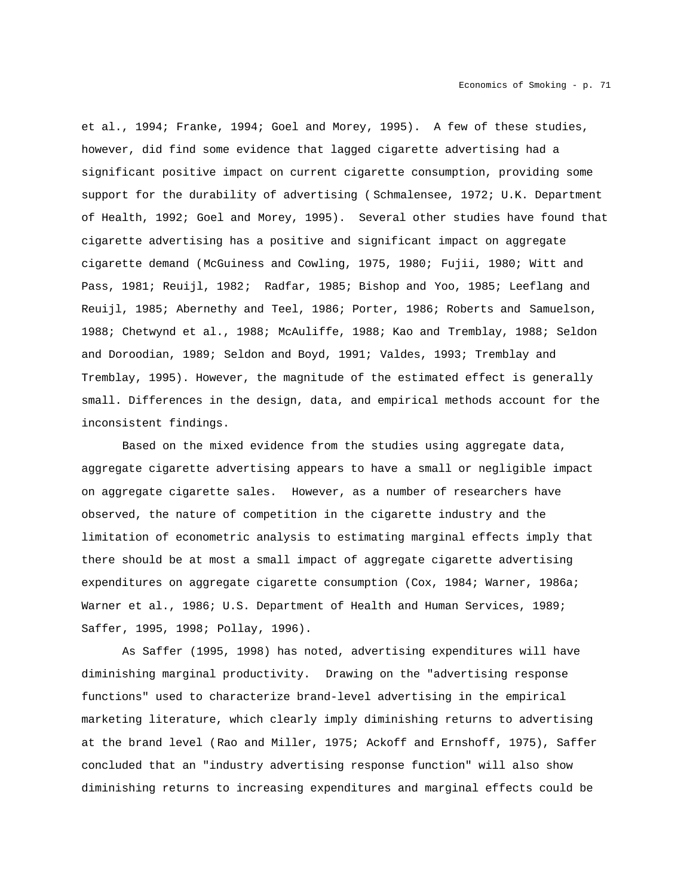et al., 1994; Franke, 1994; Goel and Morey, 1995). A few of these studies, however, did find some evidence that lagged cigarette advertising had a significant positive impact on current cigarette consumption, providing some support for the durability of advertising (Schmalensee, 1972; U.K. Department of Health, 1992; Goel and Morey, 1995). Several other studies have found that cigarette advertising has a positive and significant impact on aggregate cigarette demand (McGuiness and Cowling, 1975, 1980; Fujii, 1980; Witt and Pass, 1981; Reuijl, 1982; Radfar, 1985; Bishop and Yoo, 1985; Leeflang and Reuijl, 1985; Abernethy and Teel, 1986; Porter, 1986; Roberts and Samuelson, 1988; Chetwynd et al., 1988; McAuliffe, 1988; Kao and Tremblay, 1988; Seldon and Doroodian, 1989; Seldon and Boyd, 1991; Valdes, 1993; Tremblay and Tremblay, 1995). However, the magnitude of the estimated effect is generally small. Differences in the design, data, and empirical methods account for the inconsistent findings.

Based on the mixed evidence from the studies using aggregate data, aggregate cigarette advertising appears to have a small or negligible impact on aggregate cigarette sales. However, as a number of researchers have observed, the nature of competition in the cigarette industry and the limitation of econometric analysis to estimating marginal effects imply that there should be at most a small impact of aggregate cigarette advertising expenditures on aggregate cigarette consumption (Cox, 1984; Warner, 1986a; Warner et al., 1986; U.S. Department of Health and Human Services, 1989; Saffer, 1995, 1998; Pollay, 1996).

As Saffer (1995, 1998) has noted, advertising expenditures will have diminishing marginal productivity. Drawing on the "advertising response functions" used to characterize brand-level advertising in the empirical marketing literature, which clearly imply diminishing returns to advertising at the brand level (Rao and Miller, 1975; Ackoff and Ernshoff, 1975), Saffer concluded that an "industry advertising response function" will also show diminishing returns to increasing expenditures and marginal effects could be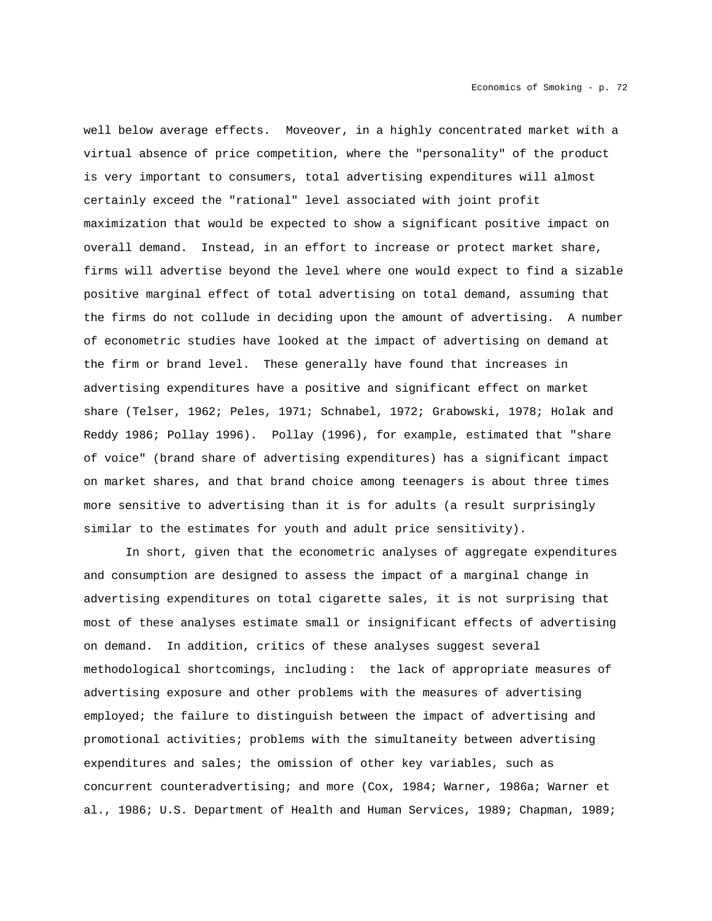well below average effects.  Moveover, in a highly concentrated market with a virtual absence of price competition, where the "personality" of the product is very important to consumers, total advertising expenditures will almost certainly exceed the "rational" level associated with joint profit maximization that would be expected to show a significant positive impact on overall demand.  Instead, in an effort to increase or protect market share, firms will advertise beyond the level where one would expect to find a sizable positive marginal effect of total advertising on total demand, assuming that the firms do not collude in deciding upon the amount of advertising.  A number of econometric studies have looked at the impact of advertising on demand at the firm or brand level.  These generally have found that increases in advertising expenditures have a positive and significant effect on market share (Telser, 1962; Peles, 1971; Schnabel, 1972; Grabowski, 1978; Holak and Reddy 1986; Pollay 1996).  Pollay (1996), for example, estimated that "share of voice" (brand share of advertising expenditures) has a significant impact on market shares, and that brand choice among teenagers is about three times more sensitive to advertising than it is for adults (a result surprisingly similar to the estimates for youth and adult price sensitivity).

In short, given that the econometric analyses of aggregate expenditures and consumption are designed to assess the impact of a marginal change in advertising expenditures on total cigarette sales, it is not surprising that most of these analyses estimate small or insignificant effects of advertising on demand.  In addition, critics of these analyses suggest several methodological shortcomings, including:  the lack of appropriate measures of advertising exposure and other problems with the measures of advertising employed; the failure to distinguish between the impact of advertising and promotional activities; problems with the simultaneity between advertising expenditures and sales; the omission of other key variables, such as concurrent counteradvertising; and more (Cox, 1984; Warner, 1986a; Warner et al., 1986; U.S. Department of Health and Human Services, 1989; Chapman, 1989;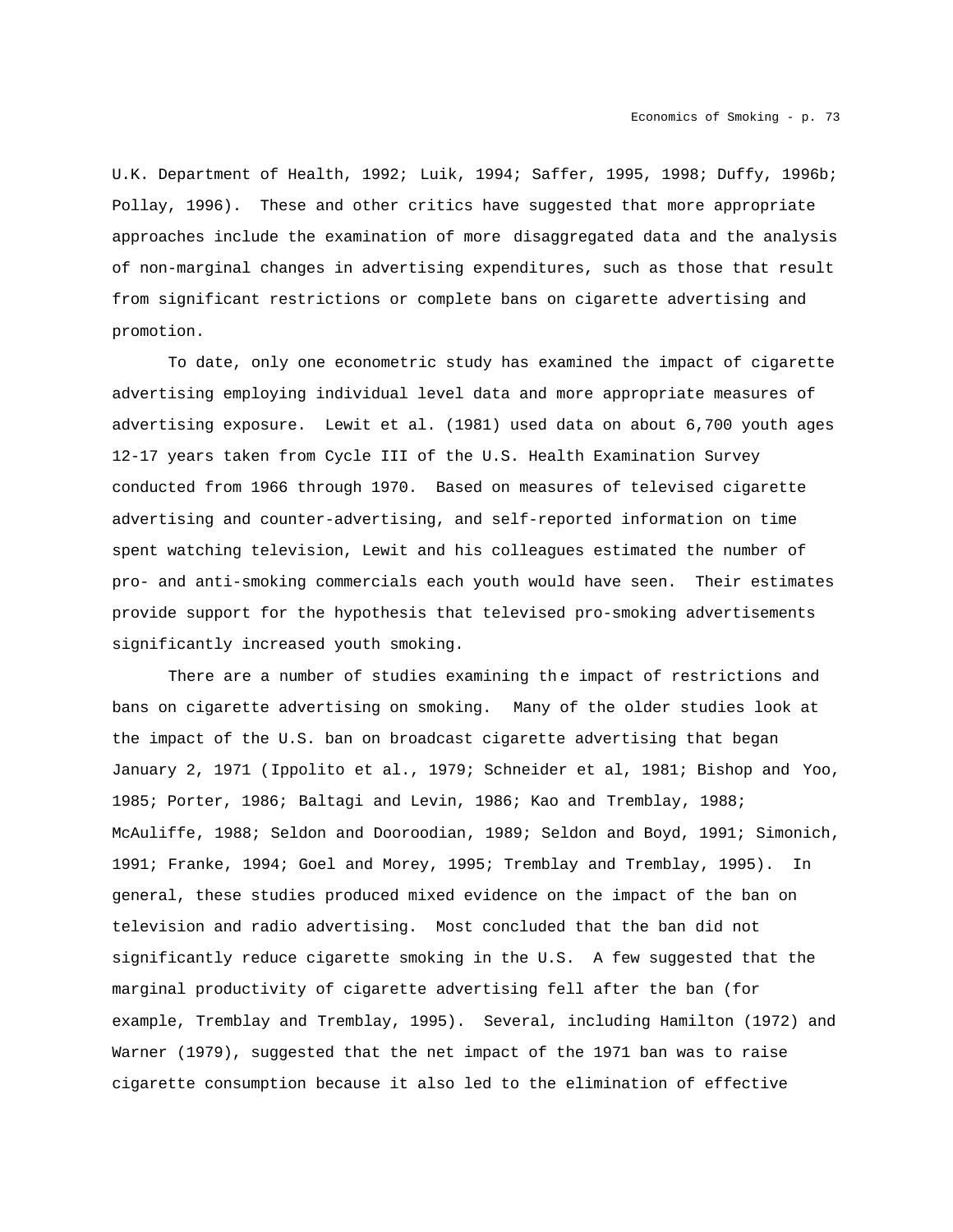U.K. Department of Health, 1992; Luik, 1994; Saffer, 1995, 1998; Duffy, 1996b; Pollay, 1996). These and other critics have suggested that more appropriate approaches include the examination of more disaggregated data and the analysis of non-marginal changes in advertising expenditures, such as those that result from significant restrictions or complete bans on cigarette advertising and promotion.

To date, only one econometric study has examined the impact of cigarette advertising employing individual level data and more appropriate measures of advertising exposure. Lewit et al. (1981) used data on about 6,700 youth ages 12-17 years taken from Cycle III of the U.S. Health Examination Survey conducted from 1966 through 1970. Based on measures of televised cigarette advertising and counter-advertising, and self-reported information on time spent watching television, Lewit and his colleagues estimated the number of pro- and anti-smoking commercials each youth would have seen. Their estimates provide support for the hypothesis that televised pro-smoking advertisements significantly increased youth smoking.

There are a number of studies examining the impact of restrictions and bans on cigarette advertising on smoking. Many of the older studies look at the impact of the U.S. ban on broadcast cigarette advertising that began January 2, 1971 (Ippolito et al., 1979; Schneider et al, 1981; Bishop and Yoo, 1985; Porter, 1986; Baltagi and Levin, 1986; Kao and Tremblay, 1988; McAuliffe, 1988; Seldon and Dooroodian, 1989; Seldon and Boyd, 1991; Simonich, 1991; Franke, 1994; Goel and Morey, 1995; Tremblay and Tremblay, 1995). In general, these studies produced mixed evidence on the impact of the ban on television and radio advertising. Most concluded that the ban did not significantly reduce cigarette smoking in the U.S. A few suggested that the marginal productivity of cigarette advertising fell after the ban (for example, Tremblay and Tremblay, 1995). Several, including Hamilton (1972) and Warner (1979), suggested that the net impact of the 1971 ban was to raise cigarette consumption because it also led to the elimination of effective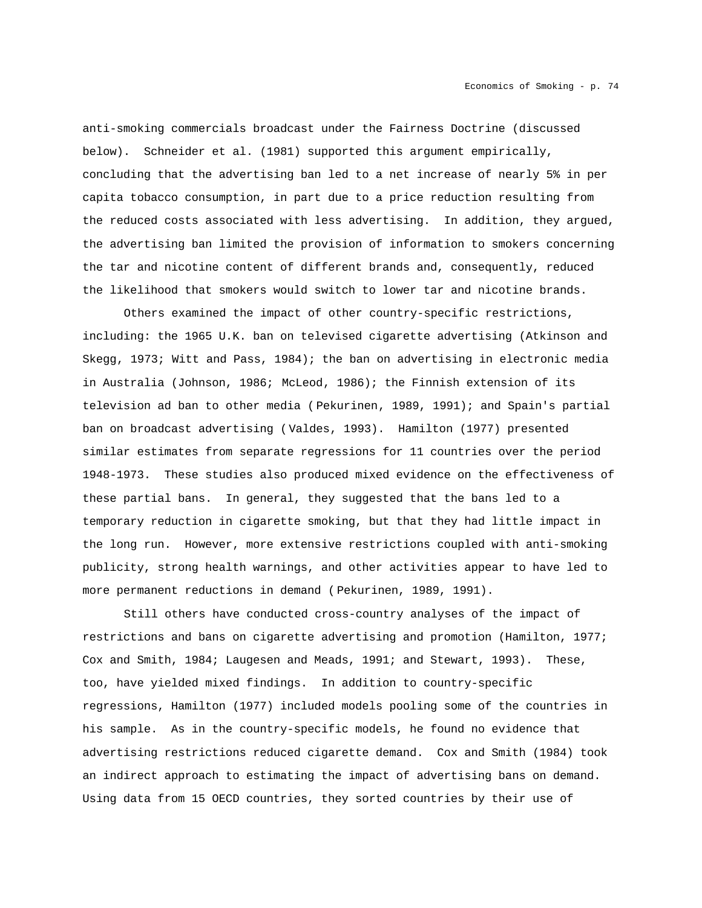anti-smoking commercials broadcast under the Fairness Doctrine (discussed below). Schneider et al. (1981) supported this argument empirically, concluding that the advertising ban led to a net increase of nearly 5% in per capita tobacco consumption, in part due to a price reduction resulting from the reduced costs associated with less advertising. In addition, they argued, the advertising ban limited the provision of information to smokers concerning the tar and nicotine content of different brands and, consequently, reduced the likelihood that smokers would switch to lower tar and nicotine brands.

Others examined the impact of other country-specific restrictions, including: the 1965 U.K. ban on televised cigarette advertising (Atkinson and Skegg, 1973; Witt and Pass, 1984); the ban on advertising in electronic media in Australia (Johnson, 1986; McLeod, 1986); the Finnish extension of its television ad ban to other media (Pekurinen, 1989, 1991); and Spain's partial ban on broadcast advertising (Valdes, 1993). Hamilton (1977) presented similar estimates from separate regressions for 11 countries over the period 1948-1973. These studies also produced mixed evidence on the effectiveness of these partial bans. In general, they suggested that the bans led to a temporary reduction in cigarette smoking, but that they had little impact in the long run. However, more extensive restrictions coupled with anti-smoking publicity, strong health warnings, and other activities appear to have led to more permanent reductions in demand (Pekurinen, 1989, 1991).

Still others have conducted cross-country analyses of the impact of restrictions and bans on cigarette advertising and promotion (Hamilton, 1977; Cox and Smith, 1984; Laugesen and Meads, 1991; and Stewart, 1993). These, too, have yielded mixed findings. In addition to country-specific regressions, Hamilton (1977) included models pooling some of the countries in his sample. As in the country-specific models, he found no evidence that advertising restrictions reduced cigarette demand. Cox and Smith (1984) took an indirect approach to estimating the impact of advertising bans on demand. Using data from 15 OECD countries, they sorted countries by their use of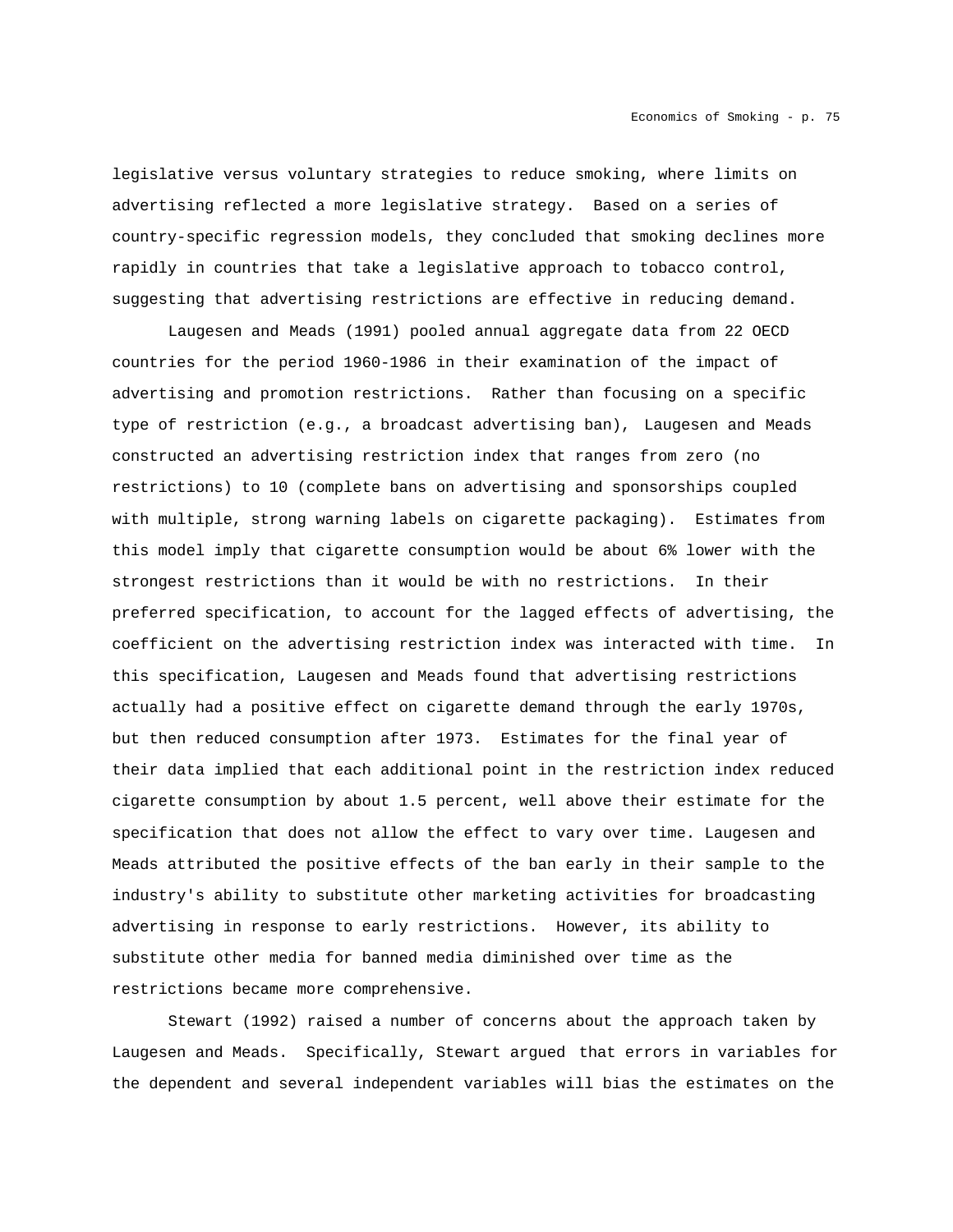legislative versus voluntary strategies to reduce smoking, where limits on advertising reflected a more legislative strategy. Based on a series of country-specific regression models, they concluded that smoking declines more rapidly in countries that take a legislative approach to tobacco control, suggesting that advertising restrictions are effective in reducing demand.

Laugesen and Meads (1991) pooled annual aggregate data from 22 OECD countries for the period 1960-1986 in their examination of the impact of advertising and promotion restrictions. Rather than focusing on a specific type of restriction (e.g., a broadcast advertising ban), Laugesen and Meads constructed an advertising restriction index that ranges from zero (no restrictions) to 10 (complete bans on advertising and sponsorships coupled with multiple, strong warning labels on cigarette packaging). Estimates from this model imply that cigarette consumption would be about 6% lower with the strongest restrictions than it would be with no restrictions. In their preferred specification, to account for the lagged effects of advertising, the coefficient on the advertising restriction index was interacted with time. In this specification, Laugesen and Meads found that advertising restrictions actually had a positive effect on cigarette demand through the early 1970s, but then reduced consumption after 1973. Estimates for the final year of their data implied that each additional point in the restriction index reduced cigarette consumption by about 1.5 percent, well above their estimate for the specification that does not allow the effect to vary over time. Laugesen and Meads attributed the positive effects of the ban early in their sample to the industry's ability to substitute other marketing activities for broadcasting advertising in response to early restrictions. However, its ability to substitute other media for banned media diminished over time as the restrictions became more comprehensive.

Stewart (1992) raised a number of concerns about the approach taken by Laugesen and Meads. Specifically, Stewart argued that errors in variables for the dependent and several independent variables will bias the estimates on the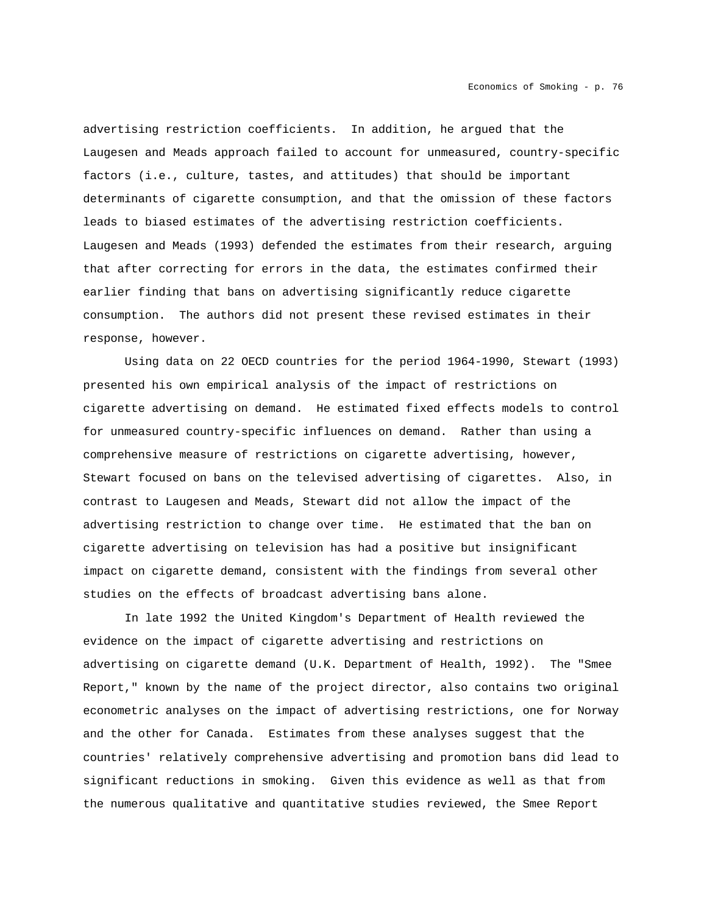advertising restriction coefficients. In addition, he argued that the Laugesen and Meads approach failed to account for unmeasured, country-specific factors (i.e., culture, tastes, and attitudes) that should be important determinants of cigarette consumption, and that the omission of these factors leads to biased estimates of the advertising restriction coefficients. Laugesen and Meads (1993) defended the estimates from their research, arguing that after correcting for errors in the data, the estimates confirmed their earlier finding that bans on advertising significantly reduce cigarette consumption. The authors did not present these revised estimates in their response, however.

Using data on 22 OECD countries for the period 1964-1990, Stewart (1993) presented his own empirical analysis of the impact of restrictions on cigarette advertising on demand. He estimated fixed effects models to control for unmeasured country-specific influences on demand. Rather than using a comprehensive measure of restrictions on cigarette advertising, however, Stewart focused on bans on the televised advertising of cigarettes. Also, in contrast to Laugesen and Meads, Stewart did not allow the impact of the advertising restriction to change over time. He estimated that the ban on cigarette advertising on television has had a positive but insignificant impact on cigarette demand, consistent with the findings from several other studies on the effects of broadcast advertising bans alone.

In late 1992 the United Kingdom's Department of Health reviewed the evidence on the impact of cigarette advertising and restrictions on advertising on cigarette demand (U.K. Department of Health, 1992). The "Smee Report," known by the name of the project director, also contains two original econometric analyses on the impact of advertising restrictions, one for Norway and the other for Canada. Estimates from these analyses suggest that the countries' relatively comprehensive advertising and promotion bans did lead to significant reductions in smoking. Given this evidence as well as that from the numerous qualitative and quantitative studies reviewed, the Smee Report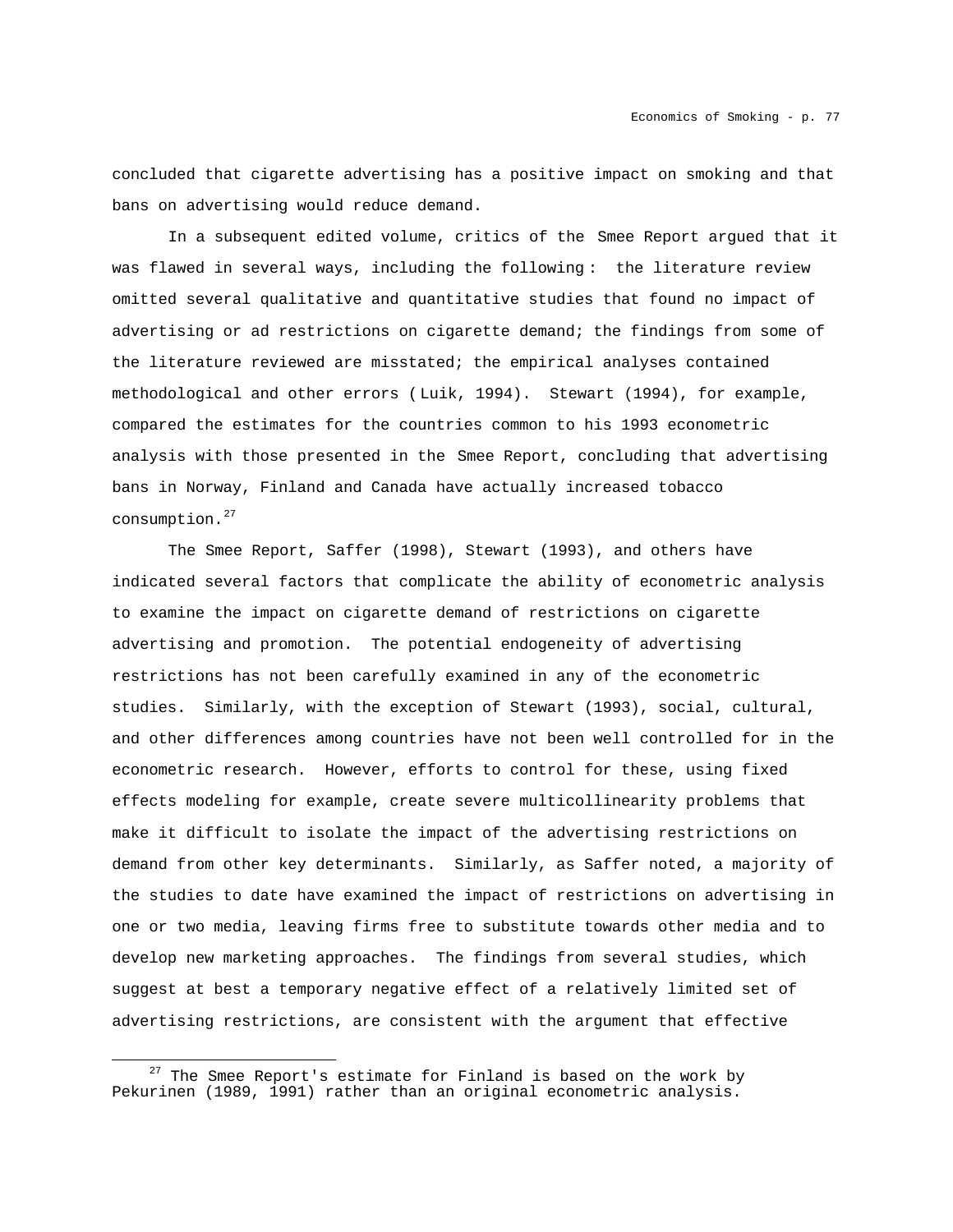concluded that cigarette advertising has a positive impact on smoking and that bans on advertising would reduce demand.

In a subsequent edited volume, critics of the Smee Report argued that it was flawed in several ways, including the following: the literature review omitted several qualitative and quantitative studies that found no impact of advertising or ad restrictions on cigarette demand; the findings from some of the literature reviewed are misstated; the empirical analyses contained methodological and other errors (Luik, 1994). Stewart (1994), for example, compared the estimates for the countries common to his 1993 econometric analysis with those presented in the Smee Report, concluding that advertising bans in Norway, Finland and Canada have actually increased tobacco consumption.[27]

The Smee Report, Saffer (1998), Stewart (1993), and others have indicated several factors that complicate the ability of econometric analysis to examine the impact on cigarette demand of restrictions on cigarette advertising and promotion. The potential endogeneity of advertising restrictions has not been carefully examined in any of the econometric studies. Similarly, with the exception of Stewart (1993), social, cultural, and other differences among countries have not been well controlled for in the econometric research. However, efforts to control for these, using fixed effects modeling for example, create severe multicollinearity problems that make it difficult to isolate the impact of the advertising restrictions on demand from other key determinants. Similarly, as Saffer noted, a majority of the studies to date have examined the impact of restrictions on advertising in one or two media, leaving firms free to substitute towards other media and to develop new marketing approaches. The findings from several studies, which suggest at best a temporary negative effect of a relatively limited set of advertising restrictions, are consistent with the argument that effective

[27] The Smee Report's estimate for Finland is based on the work by Pekurinen (1989, 1991) rather than an original econometric analysis.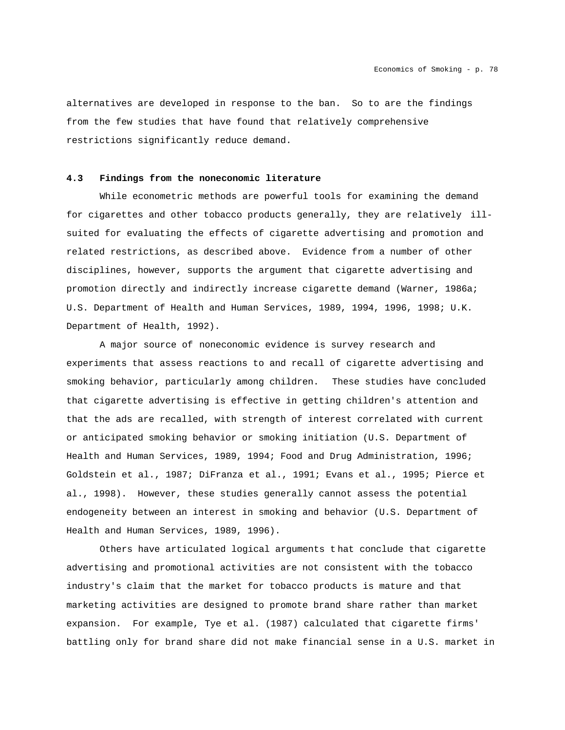alternatives are developed in response to the ban. So to are the findings from the few studies that have found that relatively comprehensive restrictions significantly reduce demand.

### 4.3 Findings from the noneconomic literature

While econometric methods are powerful tools for examining the demand for cigarettes and other tobacco products generally, they are relatively ill-suited for evaluating the effects of cigarette advertising and promotion and related restrictions, as described above. Evidence from a number of other disciplines, however, supports the argument that cigarette advertising and promotion directly and indirectly increase cigarette demand (Warner, 1986a; U.S. Department of Health and Human Services, 1989, 1994, 1996, 1998; U.K. Department of Health, 1992).

A major source of noneconomic evidence is survey research and experiments that assess reactions to and recall of cigarette advertising and smoking behavior, particularly among children. These studies have concluded that cigarette advertising is effective in getting children's attention and that the ads are recalled, with strength of interest correlated with current or anticipated smoking behavior or smoking initiation (U.S. Department of Health and Human Services, 1989, 1994; Food and Drug Administration, 1996; Goldstein et al., 1987; DiFranza et al., 1991; Evans et al., 1995; Pierce et al., 1998). However, these studies generally cannot assess the potential endogeneity between an interest in smoking and behavior (U.S. Department of Health and Human Services, 1989, 1996).

Others have articulated logical arguments that conclude that cigarette advertising and promotional activities are not consistent with the tobacco industry's claim that the market for tobacco products is mature and that marketing activities are designed to promote brand share rather than market expansion. For example, Tye et al. (1987) calculated that cigarette firms' battling only for brand share did not make financial sense in a U.S. market in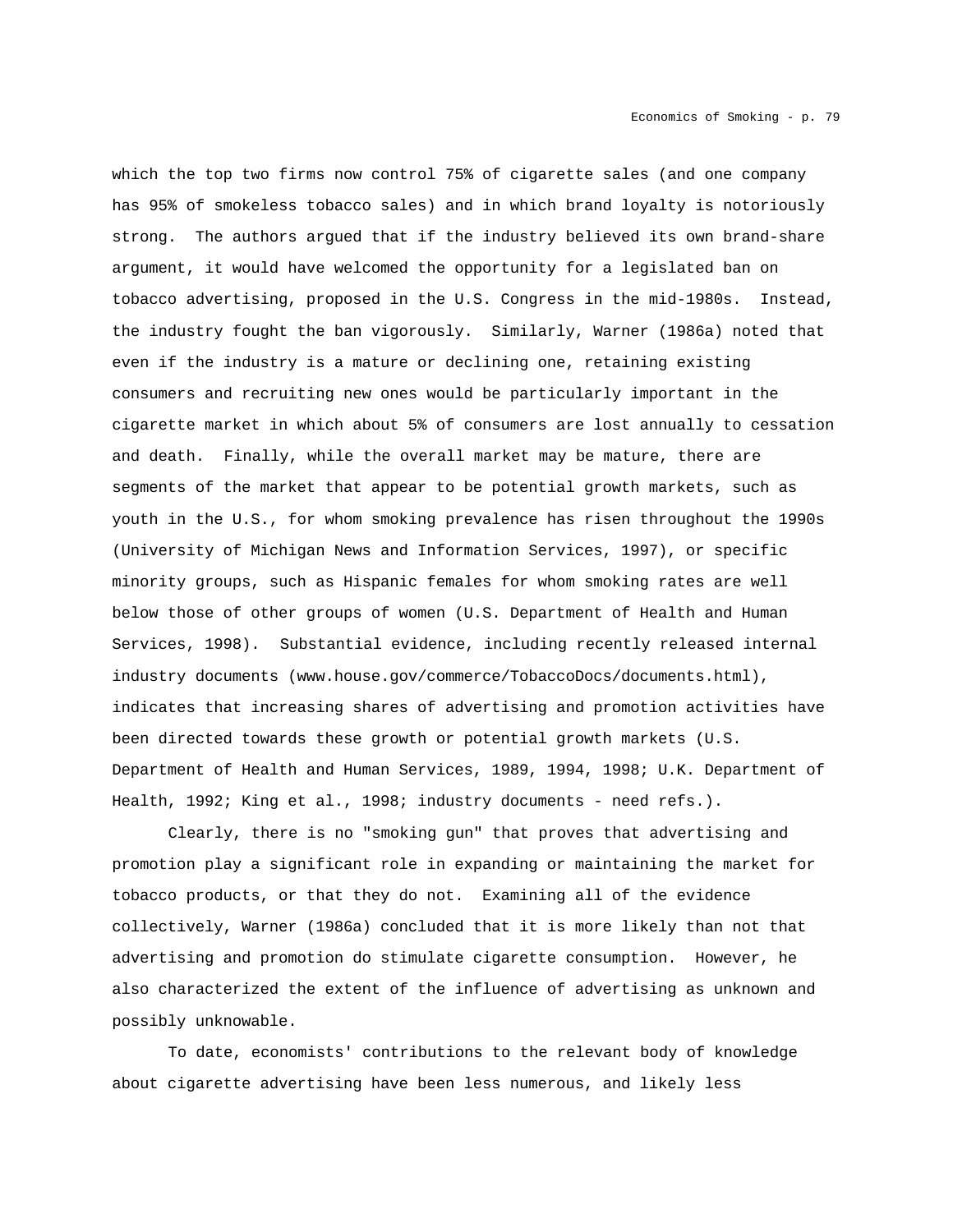which the top two firms now control 75% of cigarette sales (and one company has 95% of smokeless tobacco sales) and in which brand loyalty is notoriously strong. The authors argued that if the industry believed its own brand-share argument, it would have welcomed the opportunity for a legislated ban on tobacco advertising, proposed in the U.S. Congress in the mid-1980s. Instead, the industry fought the ban vigorously. Similarly, Warner (1986a) noted that even if the industry is a mature or declining one, retaining existing consumers and recruiting new ones would be particularly important in the cigarette market in which about 5% of consumers are lost annually to cessation and death. Finally, while the overall market may be mature, there are segments of the market that appear to be potential growth markets, such as youth in the U.S., for whom smoking prevalence has risen throughout the 1990s (University of Michigan News and Information Services, 1997), or specific minority groups, such as Hispanic females for whom smoking rates are well below those of other groups of women (U.S. Department of Health and Human Services, 1998). Substantial evidence, including recently released internal industry documents (www.house.gov/commerce/TobaccoDocs/documents.html), indicates that increasing shares of advertising and promotion activities have been directed towards these growth or potential growth markets (U.S. Department of Health and Human Services, 1989, 1994, 1998; U.K. Department of Health, 1992; King et al., 1998; industry documents - need refs.).

Clearly, there is no "smoking gun" that proves that advertising and promotion play a significant role in expanding or maintaining the market for tobacco products, or that they do not. Examining all of the evidence collectively, Warner (1986a) concluded that it is more likely than not that advertising and promotion do stimulate cigarette consumption. However, he also characterized the extent of the influence of advertising as unknown and possibly unknowable.

To date, economists' contributions to the relevant body of knowledge about cigarette advertising have been less numerous, and likely less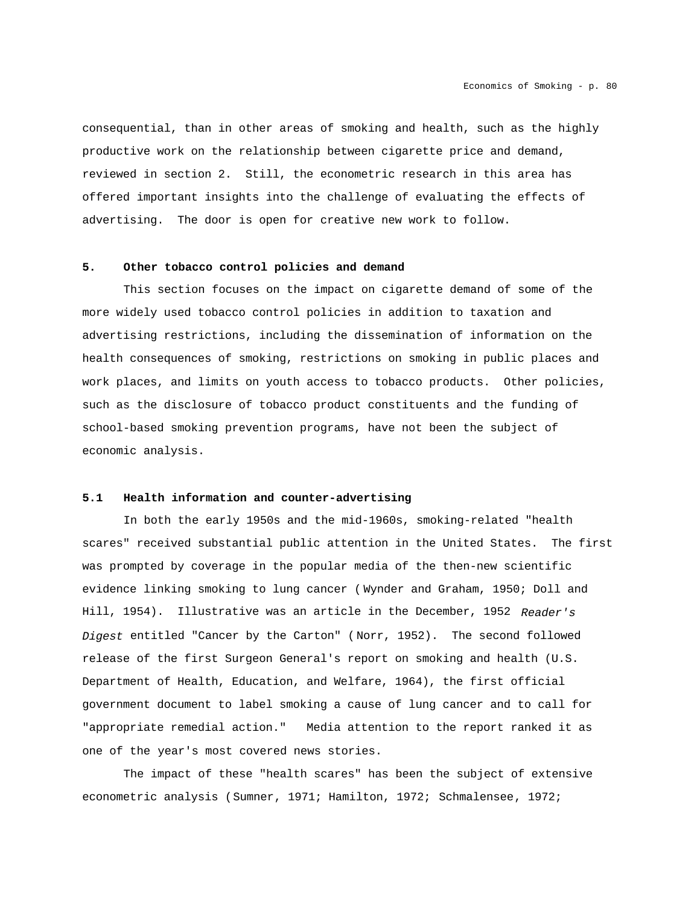consequential, than in other areas of smoking and health, such as the highly productive work on the relationship between cigarette price and demand, reviewed in section 2. Still, the econometric research in this area has offered important insights into the challenge of evaluating the effects of advertising. The door is open for creative new work to follow.

## 5. Other tobacco control policies and demand

This section focuses on the impact on cigarette demand of some of the more widely used tobacco control policies in addition to taxation and advertising restrictions, including the dissemination of information on the health consequences of smoking, restrictions on smoking in public places and work places, and limits on youth access to tobacco products. Other policies, such as the disclosure of tobacco product constituents and the funding of school-based smoking prevention programs, have not been the subject of economic analysis.

### 5.1 Health information and counter-advertising

In both the early 1950s and the mid-1960s, smoking-related "health scares" received substantial public attention in the United States. The first was prompted by coverage in the popular media of the then-new scientific evidence linking smoking to lung cancer (Wynder and Graham, 1950; Doll and Hill, 1954). Illustrative was an article in the December, 1952 *Reader's Digest* entitled "Cancer by the Carton" (Norr, 1952). The second followed release of the first Surgeon General's report on smoking and health (U.S. Department of Health, Education, and Welfare, 1964), the first official government document to label smoking a cause of lung cancer and to call for "appropriate remedial action." Media attention to the report ranked it as one of the year's most covered news stories.

The impact of these "health scares" has been the subject of extensive econometric analysis (Sumner, 1971; Hamilton, 1972; Schmalensee, 1972;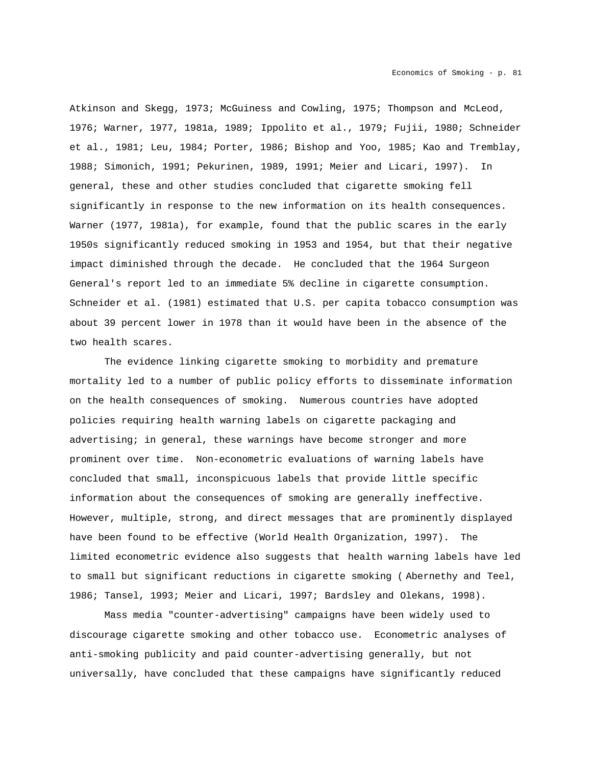Atkinson and Skegg, 1973; McGuiness and Cowling, 1975; Thompson and McLeod, 1976; Warner, 1977, 1981a, 1989; Ippolito et al., 1979; Fujii, 1980; Schneider et al., 1981; Leu, 1984; Porter, 1986; Bishop and Yoo, 1985; Kao and Tremblay, 1988; Simonich, 1991; Pekurinen, 1989, 1991; Meier and Licari, 1997). In general, these and other studies concluded that cigarette smoking fell significantly in response to the new information on its health consequences. Warner (1977, 1981a), for example, found that the public scares in the early 1950s significantly reduced smoking in 1953 and 1954, but that their negative impact diminished through the decade. He concluded that the 1964 Surgeon General's report led to an immediate 5% decline in cigarette consumption. Schneider et al. (1981) estimated that U.S. per capita tobacco consumption was about 39 percent lower in 1978 than it would have been in the absence of the two health scares.

The evidence linking cigarette smoking to morbidity and premature mortality led to a number of public policy efforts to disseminate information on the health consequences of smoking. Numerous countries have adopted policies requiring health warning labels on cigarette packaging and advertising; in general, these warnings have become stronger and more prominent over time. Non-econometric evaluations of warning labels have concluded that small, inconspicuous labels that provide little specific information about the consequences of smoking are generally ineffective. However, multiple, strong, and direct messages that are prominently displayed have been found to be effective (World Health Organization, 1997). The limited econometric evidence also suggests that health warning labels have led to small but significant reductions in cigarette smoking (Abernethy and Teel, 1986; Tansel, 1993; Meier and Licari, 1997; Bardsley and Olekans, 1998).

Mass media "counter-advertising" campaigns have been widely used to discourage cigarette smoking and other tobacco use. Econometric analyses of anti-smoking publicity and paid counter-advertising generally, but not universally, have concluded that these campaigns have significantly reduced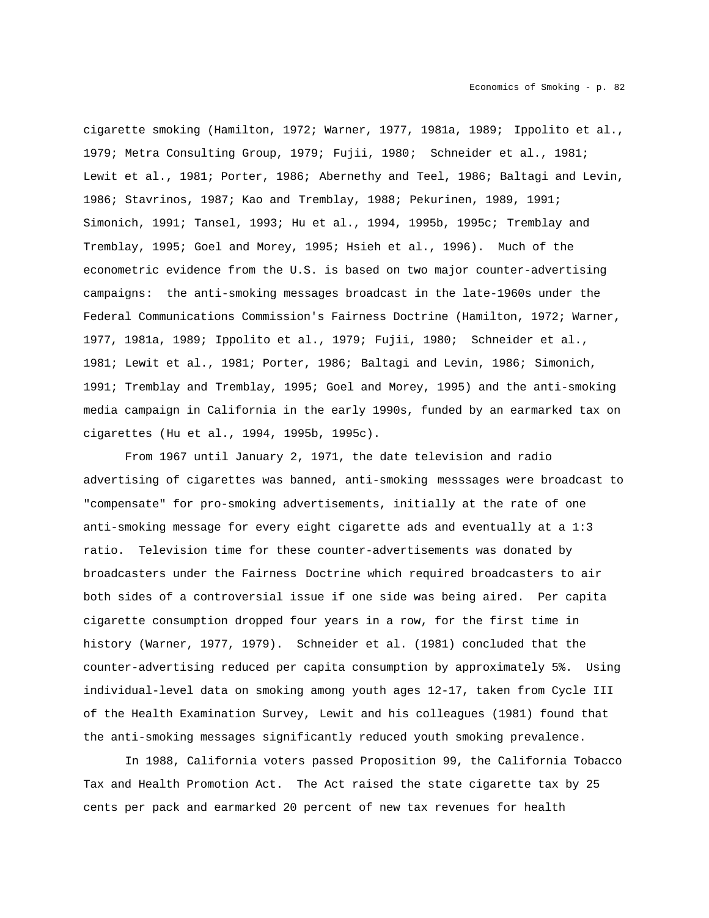cigarette smoking (Hamilton, 1972; Warner, 1977, 1981a, 1989; Ippolito et al., 1979; Metra Consulting Group, 1979; Fujii, 1980; Schneider et al., 1981; Lewit et al., 1981; Porter, 1986; Abernethy and Teel, 1986; Baltagi and Levin, 1986; Stavrinos, 1987; Kao and Tremblay, 1988; Pekurinen, 1989, 1991; Simonich, 1991; Tansel, 1993; Hu et al., 1994, 1995b, 1995c; Tremblay and Tremblay, 1995; Goel and Morey, 1995; Hsieh et al., 1996). Much of the econometric evidence from the U.S. is based on two major counter-advertising campaigns: the anti-smoking messages broadcast in the late-1960s under the Federal Communications Commission's Fairness Doctrine (Hamilton, 1972; Warner, 1977, 1981a, 1989; Ippolito et al., 1979; Fujii, 1980; Schneider et al., 1981; Lewit et al., 1981; Porter, 1986; Baltagi and Levin, 1986; Simonich, 1991; Tremblay and Tremblay, 1995; Goel and Morey, 1995) and the anti-smoking media campaign in California in the early 1990s, funded by an earmarked tax on cigarettes (Hu et al., 1994, 1995b, 1995c).

From 1967 until January 2, 1971, the date television and radio advertising of cigarettes was banned, anti-smoking messsages were broadcast to "compensate" for pro-smoking advertisements, initially at the rate of one anti-smoking message for every eight cigarette ads and eventually at a 1:3 ratio. Television time for these counter-advertisements was donated by broadcasters under the Fairness Doctrine which required broadcasters to air both sides of a controversial issue if one side was being aired. Per capita cigarette consumption dropped four years in a row, for the first time in history (Warner, 1977, 1979). Schneider et al. (1981) concluded that the counter-advertising reduced per capita consumption by approximately 5%. Using individual-level data on smoking among youth ages 12-17, taken from Cycle III of the Health Examination Survey, Lewit and his colleagues (1981) found that the anti-smoking messages significantly reduced youth smoking prevalence.

In 1988, California voters passed Proposition 99, the California Tobacco Tax and Health Promotion Act. The Act raised the state cigarette tax by 25 cents per pack and earmarked 20 percent of new tax revenues for health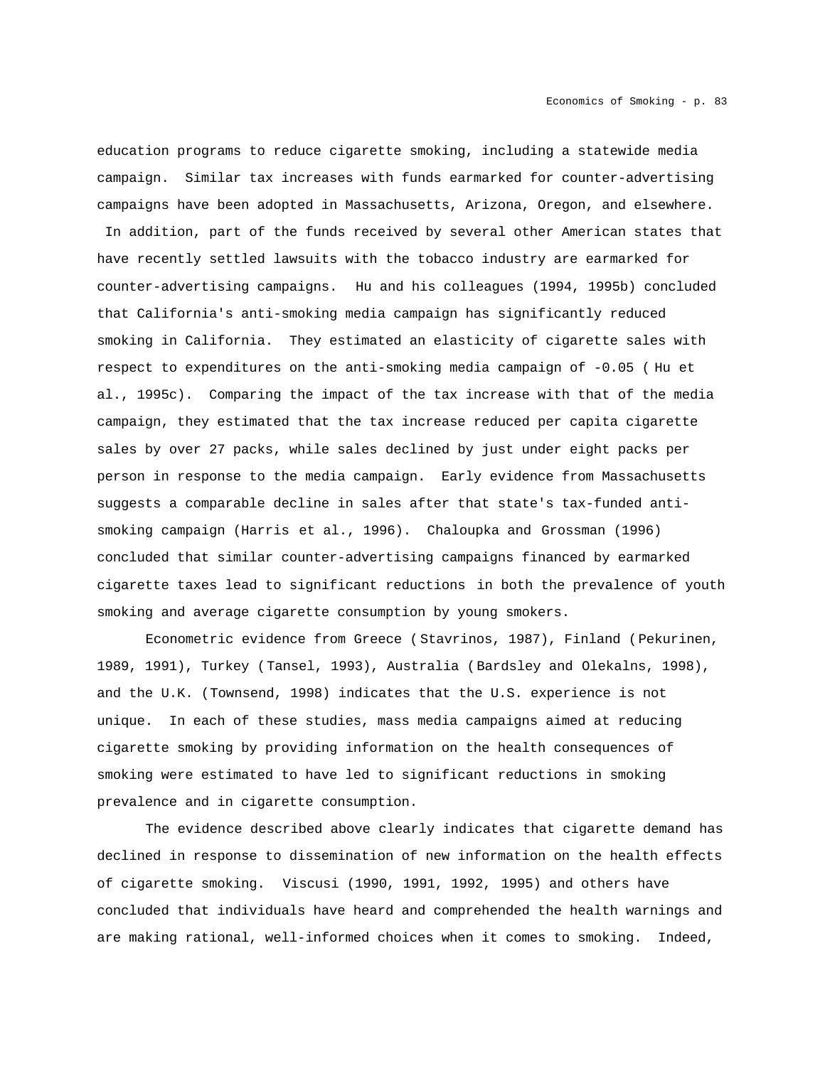education programs to reduce cigarette smoking, including a statewide media campaign. Similar tax increases with funds earmarked for counter-advertising campaigns have been adopted in Massachusetts, Arizona, Oregon, and elsewhere. In addition, part of the funds received by several other American states that have recently settled lawsuits with the tobacco industry are earmarked for counter-advertising campaigns. Hu and his colleagues (1994, 1995b) concluded that California's anti-smoking media campaign has significantly reduced smoking in California. They estimated an elasticity of cigarette sales with respect to expenditures on the anti-smoking media campaign of -0.05 (Hu et al., 1995c). Comparing the impact of the tax increase with that of the media campaign, they estimated that the tax increase reduced per capita cigarette sales by over 27 packs, while sales declined by just under eight packs per person in response to the media campaign. Early evidence from Massachusetts suggests a comparable decline in sales after that state's tax-funded anti-smoking campaign (Harris et al., 1996). Chaloupka and Grossman (1996) concluded that similar counter-advertising campaigns financed by earmarked cigarette taxes lead to significant reductions in both the prevalence of youth smoking and average cigarette consumption by young smokers.

Econometric evidence from Greece (Stavrinos, 1987), Finland (Pekurinen, 1989, 1991), Turkey (Tansel, 1993), Australia (Bardsley and Olekalns, 1998), and the U.K. (Townsend, 1998) indicates that the U.S. experience is not unique. In each of these studies, mass media campaigns aimed at reducing cigarette smoking by providing information on the health consequences of smoking were estimated to have led to significant reductions in smoking prevalence and in cigarette consumption.

The evidence described above clearly indicates that cigarette demand has declined in response to dissemination of new information on the health effects of cigarette smoking. Viscusi (1990, 1991, 1992, 1995) and others have concluded that individuals have heard and comprehended the health warnings and are making rational, well-informed choices when it comes to smoking. Indeed,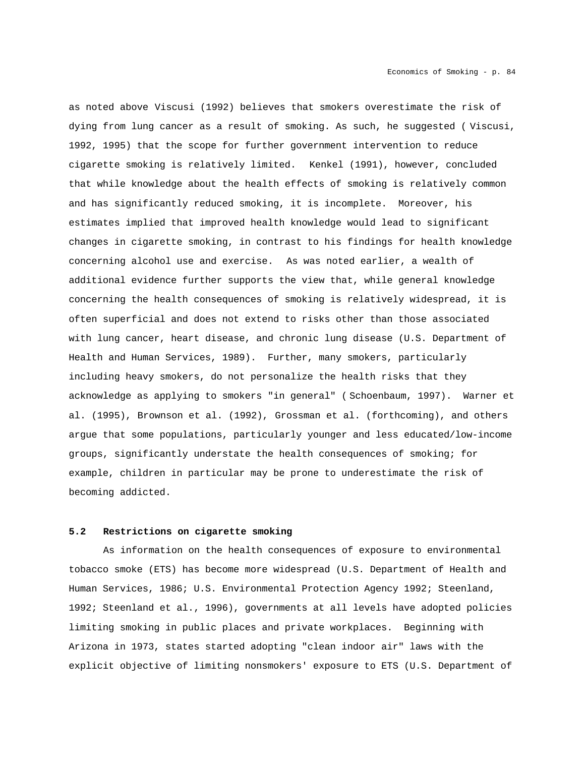as noted above Viscusi (1992) believes that smokers overestimate the risk of dying from lung cancer as a result of smoking. As such, he suggested ( Viscusi, 1992, 1995) that the scope for further government intervention to reduce cigarette smoking is relatively limited. Kenkel (1991), however, concluded that while knowledge about the health effects of smoking is relatively common and has significantly reduced smoking, it is incomplete. Moreover, his estimates implied that improved health knowledge would lead to significant changes in cigarette smoking, in contrast to his findings for health knowledge concerning alcohol use and exercise. As was noted earlier, a wealth of additional evidence further supports the view that, while general knowledge concerning the health consequences of smoking is relatively widespread, it is often superficial and does not extend to risks other than those associated with lung cancer, heart disease, and chronic lung disease (U.S. Department of Health and Human Services, 1989). Further, many smokers, particularly including heavy smokers, do not personalize the health risks that they acknowledge as applying to smokers "in general" ( Schoenbaum, 1997). Warner et al. (1995), Brownson et al. (1992), Grossman et al. (forthcoming), and others argue that some populations, particularly younger and less educated/low-income groups, significantly understate the health consequences of smoking; for example, children in particular may be prone to underestimate the risk of becoming addicted.

### 5.2 Restrictions on cigarette smoking

As information on the health consequences of exposure to environmental tobacco smoke (ETS) has become more widespread (U.S. Department of Health and Human Services, 1986; U.S. Environmental Protection Agency 1992; Steenland, 1992; Steenland et al., 1996), governments at all levels have adopted policies limiting smoking in public places and private workplaces. Beginning with Arizona in 1973, states started adopting "clean indoor air" laws with the explicit objective of limiting nonsmokers' exposure to ETS (U.S. Department of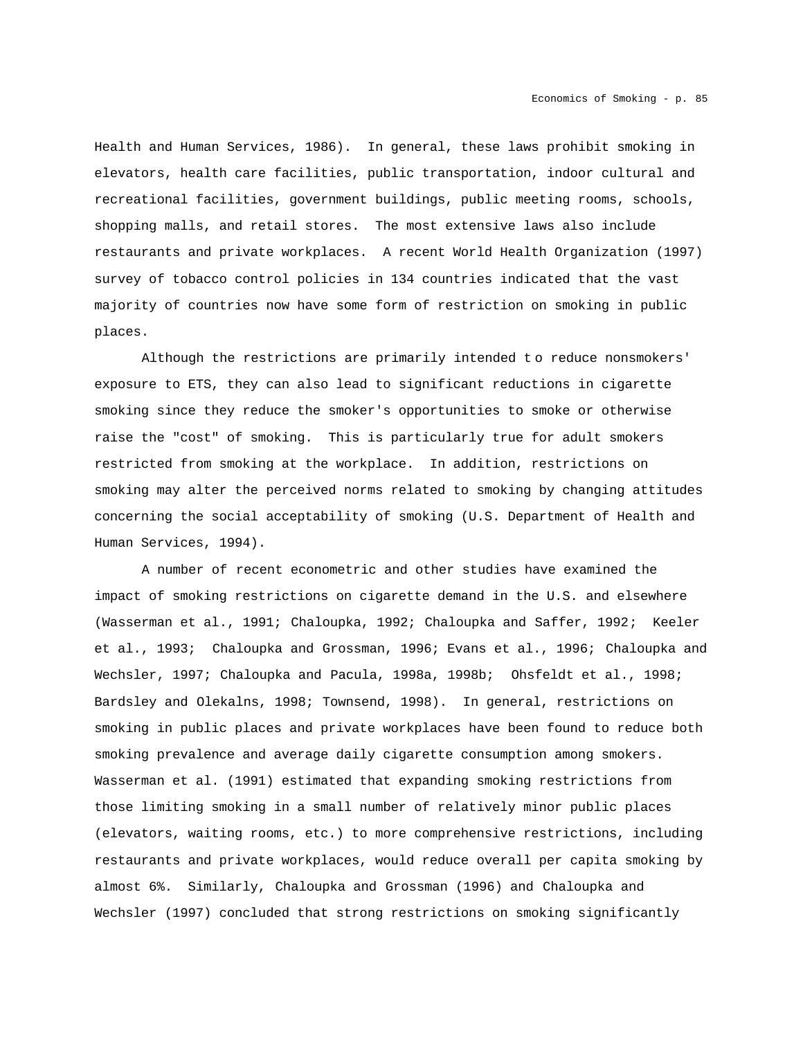Health and Human Services, 1986). In general, these laws prohibit smoking in elevators, health care facilities, public transportation, indoor cultural and recreational facilities, government buildings, public meeting rooms, schools, shopping malls, and retail stores. The most extensive laws also include restaurants and private workplaces. A recent World Health Organization (1997) survey of tobacco control policies in 134 countries indicated that the vast majority of countries now have some form of restriction on smoking in public places.

Although the restrictions are primarily intended to reduce nonsmokers' exposure to ETS, they can also lead to significant reductions in cigarette smoking since they reduce the smoker's opportunities to smoke or otherwise raise the "cost" of smoking. This is particularly true for adult smokers restricted from smoking at the workplace. In addition, restrictions on smoking may alter the perceived norms related to smoking by changing attitudes concerning the social acceptability of smoking (U.S. Department of Health and Human Services, 1994).

A number of recent econometric and other studies have examined the impact of smoking restrictions on cigarette demand in the U.S. and elsewhere (Wasserman et al., 1991; Chaloupka, 1992; Chaloupka and Saffer, 1992; Keeler et al., 1993; Chaloupka and Grossman, 1996; Evans et al., 1996; Chaloupka and Wechsler, 1997; Chaloupka and Pacula, 1998a, 1998b; Ohsfeldt et al., 1998; Bardsley and Olekalns, 1998; Townsend, 1998). In general, restrictions on smoking in public places and private workplaces have been found to reduce both smoking prevalence and average daily cigarette consumption among smokers. Wasserman et al. (1991) estimated that expanding smoking restrictions from those limiting smoking in a small number of relatively minor public places (elevators, waiting rooms, etc.) to more comprehensive restrictions, including restaurants and private workplaces, would reduce overall per capita smoking by almost 6%. Similarly, Chaloupka and Grossman (1996) and Chaloupka and Wechsler (1997) concluded that strong restrictions on smoking significantly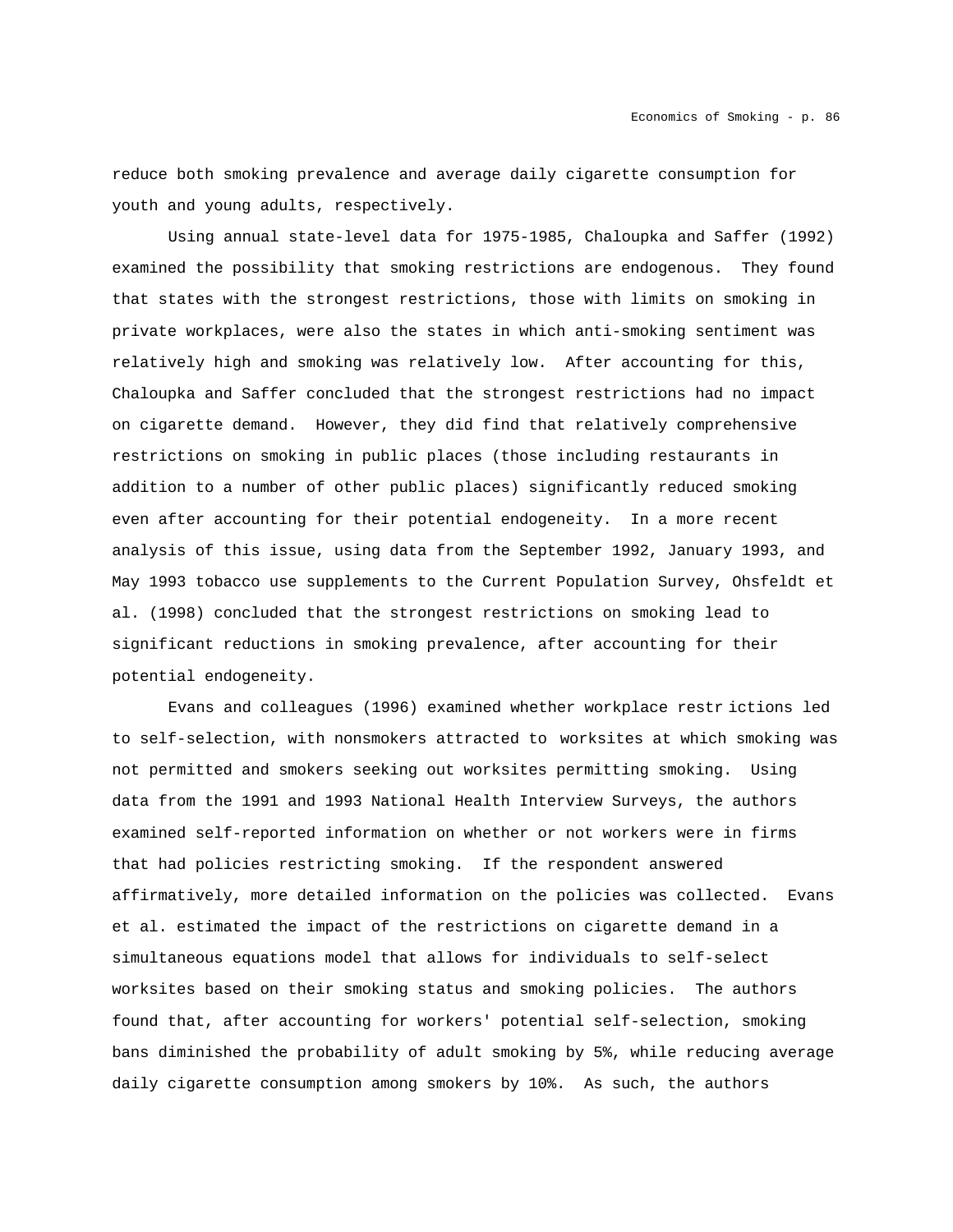reduce both smoking prevalence and average daily cigarette consumption for youth and young adults, respectively.

Using annual state-level data for 1975-1985, Chaloupka and Saffer (1992) examined the possibility that smoking restrictions are endogenous. They found that states with the strongest restrictions, those with limits on smoking in private workplaces, were also the states in which anti-smoking sentiment was relatively high and smoking was relatively low. After accounting for this, Chaloupka and Saffer concluded that the strongest restrictions had no impact on cigarette demand. However, they did find that relatively comprehensive restrictions on smoking in public places (those including restaurants in addition to a number of other public places) significantly reduced smoking even after accounting for their potential endogeneity. In a more recent analysis of this issue, using data from the September 1992, January 1993, and May 1993 tobacco use supplements to the Current Population Survey, Ohsfeldt et al. (1998) concluded that the strongest restrictions on smoking lead to significant reductions in smoking prevalence, after accounting for their potential endogeneity.

Evans and colleagues (1996) examined whether workplace restrictions led to self-selection, with nonsmokers attracted to worksites at which smoking was not permitted and smokers seeking out worksites permitting smoking. Using data from the 1991 and 1993 National Health Interview Surveys, the authors examined self-reported information on whether or not workers were in firms that had policies restricting smoking. If the respondent answered affirmatively, more detailed information on the policies was collected. Evans et al. estimated the impact of the restrictions on cigarette demand in a simultaneous equations model that allows for individuals to self-select worksites based on their smoking status and smoking policies. The authors found that, after accounting for workers' potential self-selection, smoking bans diminished the probability of adult smoking by 5%, while reducing average daily cigarette consumption among smokers by 10%. As such, the authors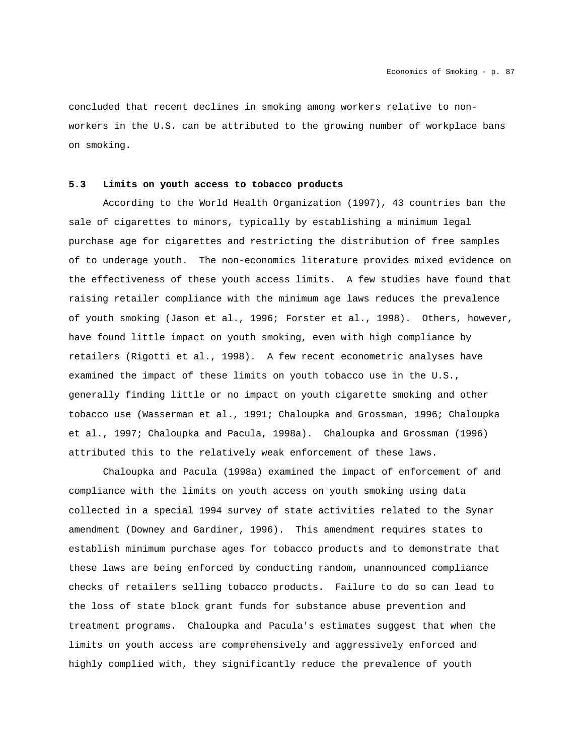concluded that recent declines in smoking among workers relative to non-workers in the U.S. can be attributed to the growing number of workplace bans on smoking.

### 5.3 Limits on youth access to tobacco products

According to the World Health Organization (1997), 43 countries ban the sale of cigarettes to minors, typically by establishing a minimum legal purchase age for cigarettes and restricting the distribution of free samples of to underage youth. The non-economics literature provides mixed evidence on the effectiveness of these youth access limits. A few studies have found that raising retailer compliance with the minimum age laws reduces the prevalence of youth smoking (Jason et al., 1996; Forster et al., 1998). Others, however, have found little impact on youth smoking, even with high compliance by retailers (Rigotti et al., 1998). A few recent econometric analyses have examined the impact of these limits on youth tobacco use in the U.S., generally finding little or no impact on youth cigarette smoking and other tobacco use (Wasserman et al., 1991; Chaloupka and Grossman, 1996; Chaloupka et al., 1997; Chaloupka and Pacula, 1998a). Chaloupka and Grossman (1996) attributed this to the relatively weak enforcement of these laws.

Chaloupka and Pacula (1998a) examined the impact of enforcement of and compliance with the limits on youth access on youth smoking using data collected in a special 1994 survey of state activities related to the Synar amendment (Downey and Gardiner, 1996). This amendment requires states to establish minimum purchase ages for tobacco products and to demonstrate that these laws are being enforced by conducting random, unannounced compliance checks of retailers selling tobacco products. Failure to do so can lead to the loss of state block grant funds for substance abuse prevention and treatment programs. Chaloupka and Pacula's estimates suggest that when the limits on youth access are comprehensively and aggressively enforced and highly complied with, they significantly reduce the prevalence of youth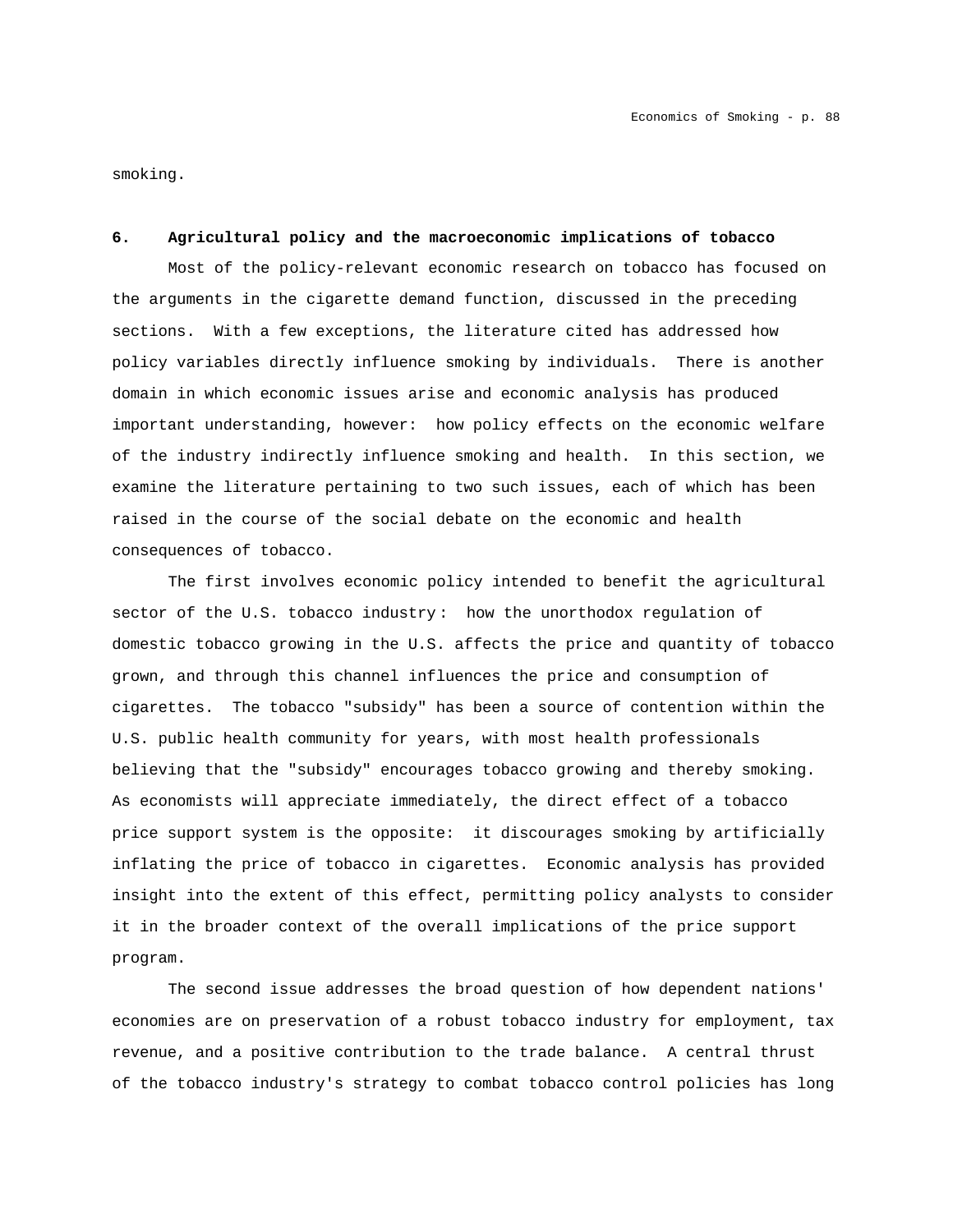smoking.

## 6. Agricultural policy and the macroeconomic implications of tobacco

Most of the policy-relevant economic research on tobacco has focused on the arguments in the cigarette demand function, discussed in the preceding sections. With a few exceptions, the literature cited has addressed how policy variables directly influence smoking by individuals. There is another domain in which economic issues arise and economic analysis has produced important understanding, however: how policy effects on the economic welfare of the industry indirectly influence smoking and health. In this section, we examine the literature pertaining to two such issues, each of which has been raised in the course of the social debate on the economic and health consequences of tobacco.

The first involves economic policy intended to benefit the agricultural sector of the U.S. tobacco industry: how the unorthodox regulation of domestic tobacco growing in the U.S. affects the price and quantity of tobacco grown, and through this channel influences the price and consumption of cigarettes. The tobacco "subsidy" has been a source of contention within the U.S. public health community for years, with most health professionals believing that the "subsidy" encourages tobacco growing and thereby smoking. As economists will appreciate immediately, the direct effect of a tobacco price support system is the opposite: it discourages smoking by artificially inflating the price of tobacco in cigarettes. Economic analysis has provided insight into the extent of this effect, permitting policy analysts to consider it in the broader context of the overall implications of the price support program.

The second issue addresses the broad question of how dependent nations' economies are on preservation of a robust tobacco industry for employment, tax revenue, and a positive contribution to the trade balance. A central thrust of the tobacco industry's strategy to combat tobacco control policies has long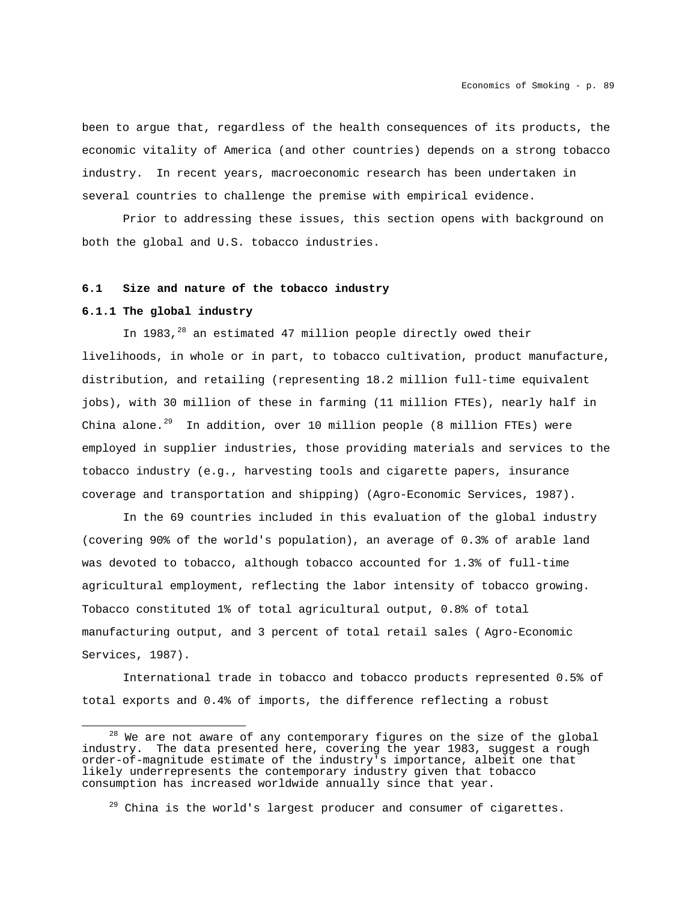been to argue that, regardless of the health consequences of its products, the economic vitality of America (and other countries) depends on a strong tobacco industry. In recent years, macroeconomic research has been undertaken in several countries to challenge the premise with empirical evidence.

Prior to addressing these issues, this section opens with background on both the global and U.S. tobacco industries.

### 6.1 Size and nature of the tobacco industry

#### 6.1.1 The global industry

In 1983,[28] an estimated 47 million people directly owed their livelihoods, in whole or in part, to tobacco cultivation, product manufacture, distribution, and retailing (representing 18.2 million full-time equivalent jobs), with 30 million of these in farming (11 million FTEs), nearly half in China alone.[29] In addition, over 10 million people (8 million FTEs) were employed in supplier industries, those providing materials and services to the tobacco industry (e.g., harvesting tools and cigarette papers, insurance coverage and transportation and shipping) (Agro-Economic Services, 1987).

In the 69 countries included in this evaluation of the global industry (covering 90% of the world's population), an average of 0.3% of arable land was devoted to tobacco, although tobacco accounted for 1.3% of full-time agricultural employment, reflecting the labor intensity of tobacco growing. Tobacco constituted 1% of total agricultural output, 0.8% of total manufacturing output, and 3 percent of total retail sales ( Agro-Economic Services, 1987).

International trade in tobacco and tobacco products represented 0.5% of total exports and 0.4% of imports, the difference reflecting a robust

---

[28] We are not aware of any contemporary figures on the size of the global industry. The data presented here, covering the year 1983, suggest a rough order-of-magnitude estimate of the industry's importance, albeit one that likely underrepresents the contemporary industry given that tobacco consumption has increased worldwide annually since that year.

[29] China is the world's largest producer and consumer of cigarettes.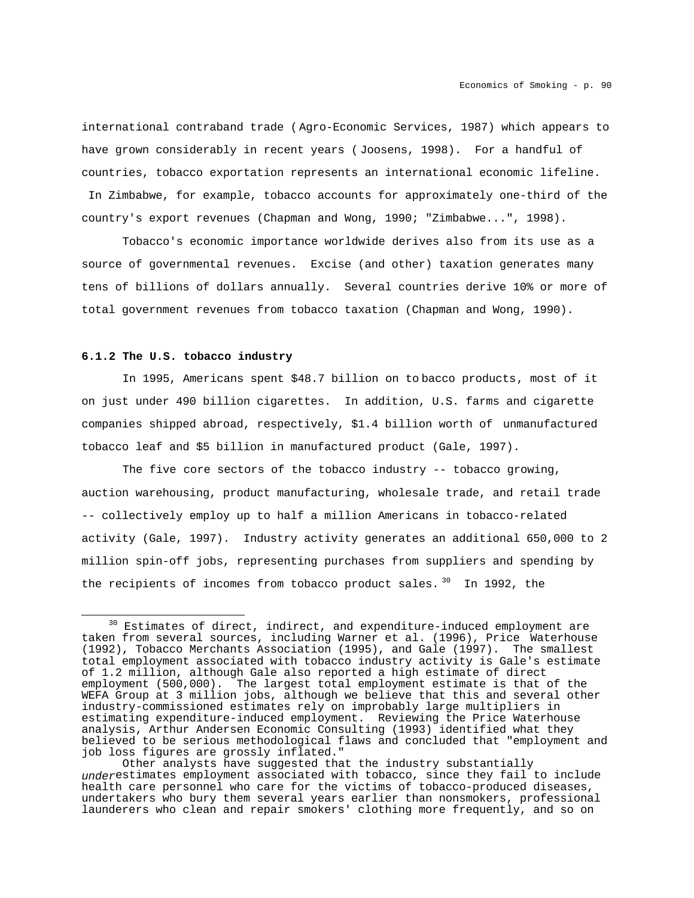international contraband trade (Agro-Economic Services, 1987) which appears to have grown considerably in recent years (Joosens, 1998). For a handful of countries, tobacco exportation represents an international economic lifeline. In Zimbabwe, for example, tobacco accounts for approximately one-third of the country's export revenues (Chapman and Wong, 1990; "Zimbabwe...", 1998).

Tobacco's economic importance worldwide derives also from its use as a source of governmental revenues. Excise (and other) taxation generates many tens of billions of dollars annually. Several countries derive 10% or more of total government revenues from tobacco taxation (Chapman and Wong, 1990).

**6.1.2 The U.S. tobacco industry**

In 1995, Americans spent $48.7 billion on tobacco products, most of it on just under 490 billion cigarettes. In addition, U.S. farms and cigarette companies shipped abroad, respectively, $1.4 billion worth of unmanufactured tobacco leaf and $5 billion in manufactured product (Gale, 1997).

The five core sectors of the tobacco industry -- tobacco growing, auction warehousing, product manufacturing, wholesale trade, and retail trade -- collectively employ up to half a million Americans in tobacco-related activity (Gale, 1997). Industry activity generates an additional 650,000 to 2 million spin-off jobs, representing purchases from suppliers and spending by the recipients of incomes from tobacco product sales.[30] In 1992, the

---

[30] Estimates of direct, indirect, and expenditure-induced employment are taken from several sources, including Warner et al. (1996), Price Waterhouse (1992), Tobacco Merchants Association (1995), and Gale (1997). The smallest total employment associated with tobacco industry activity is Gale's estimate of 1.2 million, although Gale also reported a high estimate of direct employment (500,000). The largest total employment estimate is that of the WEFA Group at 3 million jobs, although we believe that this and several other industry-commissioned estimates rely on improbably large multipliers in estimating expenditure-induced employment. Reviewing the Price Waterhouse analysis, Arthur Andersen Economic Consulting (1993) identified what they believed to be serious methodological flaws and concluded that "employment and job loss figures are grossly inflated."

Other analysts have suggested that the industry substantially *under*estimates employment associated with tobacco, since they fail to include health care personnel who care for the victims of tobacco-produced diseases, undertakers who bury them several years earlier than nonsmokers, professional launderers who clean and repair smokers' clothing more frequently, and so on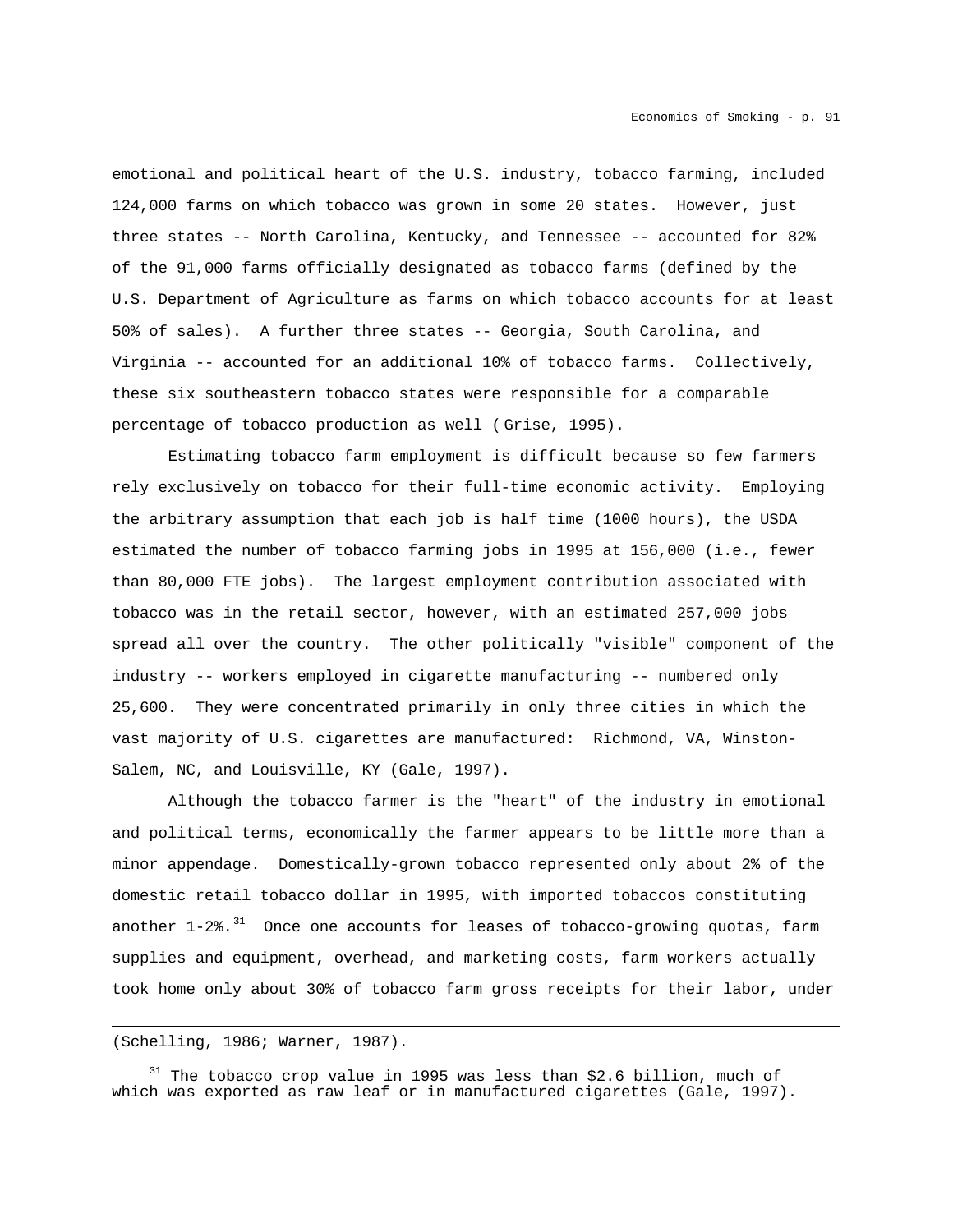emotional and political heart of the U.S. industry, tobacco farming, included 124,000 farms on which tobacco was grown in some 20 states. However, just three states -- North Carolina, Kentucky, and Tennessee -- accounted for 82% of the 91,000 farms officially designated as tobacco farms (defined by the U.S. Department of Agriculture as farms on which tobacco accounts for at least 50% of sales). A further three states -- Georgia, South Carolina, and Virginia -- accounted for an additional 10% of tobacco farms. Collectively, these six southeastern tobacco states were responsible for a comparable percentage of tobacco production as well ( Grise, 1995).

Estimating tobacco farm employment is difficult because so few farmers rely exclusively on tobacco for their full-time economic activity. Employing the arbitrary assumption that each job is half time (1000 hours), the USDA estimated the number of tobacco farming jobs in 1995 at 156,000 (i.e., fewer than 80,000 FTE jobs). The largest employment contribution associated with tobacco was in the retail sector, however, with an estimated 257,000 jobs spread all over the country. The other politically "visible" component of the industry -- workers employed in cigarette manufacturing -- numbered only 25,600. They were concentrated primarily in only three cities in which the vast majority of U.S. cigarettes are manufactured: Richmond, VA, Winston-Salem, NC, and Louisville, KY (Gale, 1997).

Although the tobacco farmer is the "heart" of the industry in emotional and political terms, economically the farmer appears to be little more than a minor appendage. Domestically-grown tobacco represented only about 2% of the domestic retail tobacco dollar in 1995, with imported tobaccos constituting another 1-2%.[31] Once one accounts for leases of tobacco-growing quotas, farm supplies and equipment, overhead, and marketing costs, farm workers actually took home only about 30% of tobacco farm gross receipts for their labor, under

---

(Schelling, 1986; Warner, 1987).

[31] The tobacco crop value in 1995 was less than $2.6 billion, much of which was exported as raw leaf or in manufactured cigarettes (Gale, 1997).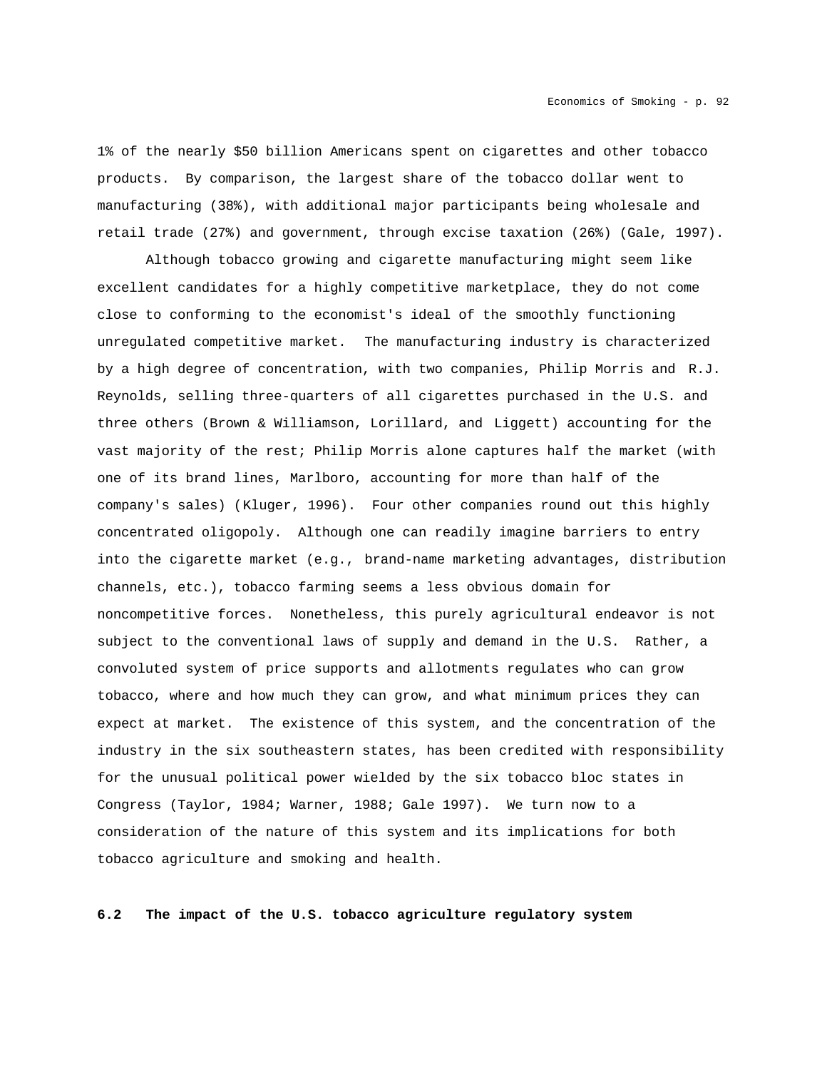1% of the nearly $50 billion Americans spent on cigarettes and other tobacco products. By comparison, the largest share of the tobacco dollar went to manufacturing (38%), with additional major participants being wholesale and retail trade (27%) and government, through excise taxation (26%) (Gale, 1997).

Although tobacco growing and cigarette manufacturing might seem like excellent candidates for a highly competitive marketplace, they do not come close to conforming to the economist's ideal of the smoothly functioning unregulated competitive market. The manufacturing industry is characterized by a high degree of concentration, with two companies, Philip Morris and R.J. Reynolds, selling three-quarters of all cigarettes purchased in the U.S. and three others (Brown & Williamson, Lorillard, and Liggett) accounting for the vast majority of the rest; Philip Morris alone captures half the market (with one of its brand lines, Marlboro, accounting for more than half of the company's sales) (Kluger, 1996). Four other companies round out this highly concentrated oligopoly. Although one can readily imagine barriers to entry into the cigarette market (e.g., brand-name marketing advantages, distribution channels, etc.), tobacco farming seems a less obvious domain for noncompetitive forces. Nonetheless, this purely agricultural endeavor is not subject to the conventional laws of supply and demand in the U.S. Rather, a convoluted system of price supports and allotments regulates who can grow tobacco, where and how much they can grow, and what minimum prices they can expect at market. The existence of this system, and the concentration of the industry in the six southeastern states, has been credited with responsibility for the unusual political power wielded by the six tobacco bloc states in Congress (Taylor, 1984; Warner, 1988; Gale 1997). We turn now to a consideration of the nature of this system and its implications for both tobacco agriculture and smoking and health.

## 6.2 The impact of the U.S. tobacco agriculture regulatory system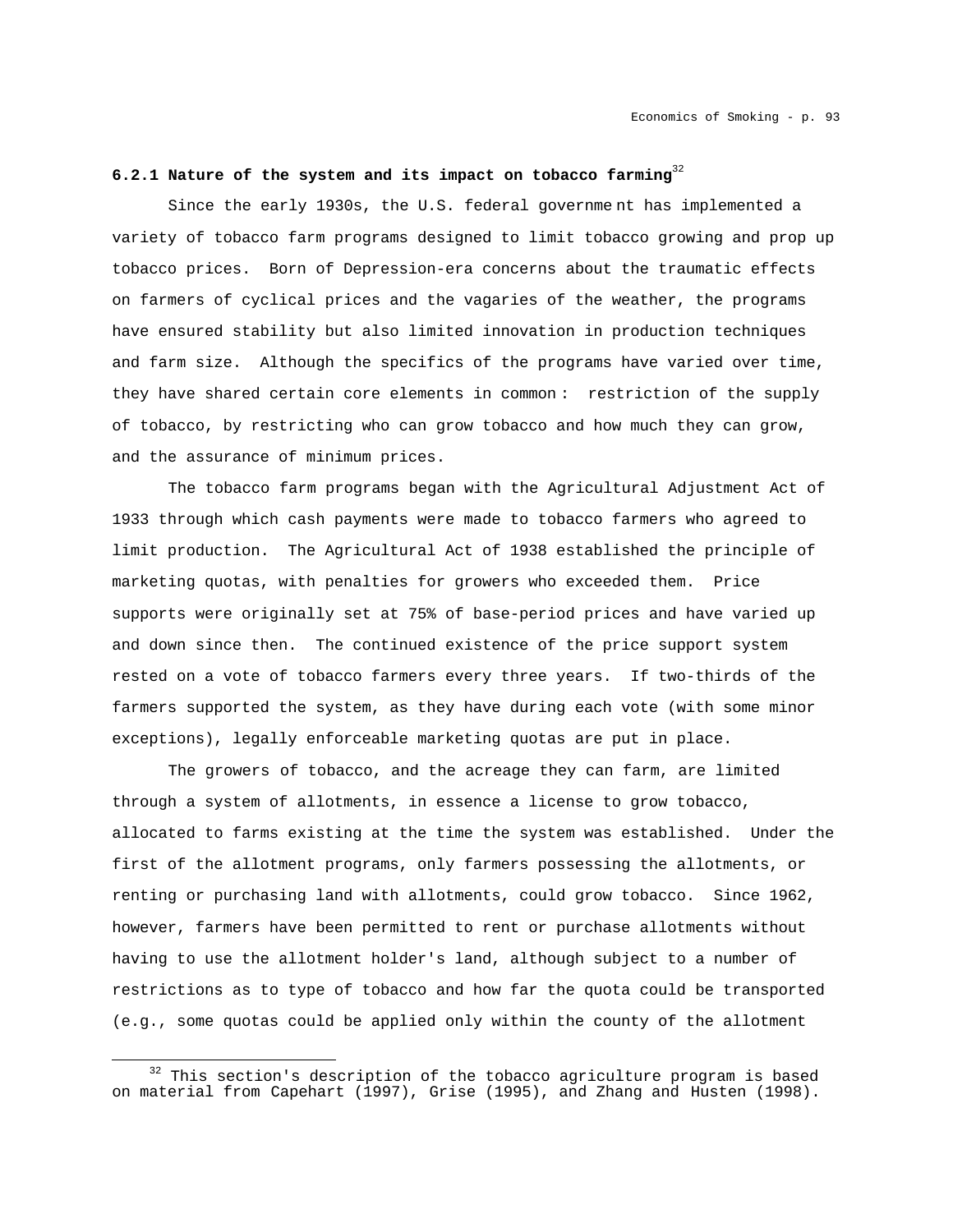### 6.2.1 Nature of the system and its impact on tobacco farming[32]

Since the early 1930s, the U.S. federal government has implemented a variety of tobacco farm programs designed to limit tobacco growing and prop up tobacco prices. Born of Depression-era concerns about the traumatic effects on farmers of cyclical prices and the vagaries of the weather, the programs have ensured stability but also limited innovation in production techniques and farm size. Although the specifics of the programs have varied over time, they have shared certain core elements in common: restriction of the supply of tobacco, by restricting who can grow tobacco and how much they can grow, and the assurance of minimum prices.

The tobacco farm programs began with the Agricultural Adjustment Act of 1933 through which cash payments were made to tobacco farmers who agreed to limit production. The Agricultural Act of 1938 established the principle of marketing quotas, with penalties for growers who exceeded them. Price supports were originally set at 75% of base-period prices and have varied up and down since then. The continued existence of the price support system rested on a vote of tobacco farmers every three years. If two-thirds of the farmers supported the system, as they have during each vote (with some minor exceptions), legally enforceable marketing quotas are put in place.

The growers of tobacco, and the acreage they can farm, are limited through a system of allotments, in essence a license to grow tobacco, allocated to farms existing at the time the system was established. Under the first of the allotment programs, only farmers possessing the allotments, or renting or purchasing land with allotments, could grow tobacco. Since 1962, however, farmers have been permitted to rent or purchase allotments without having to use the allotment holder's land, although subject to a number of restrictions as to type of tobacco and how far the quota could be transported (e.g., some quotas could be applied only within the county of the allotment

[32] This section's description of the tobacco agriculture program is based on material from Capehart (1997), Grise (1995), and Zhang and Husten (1998).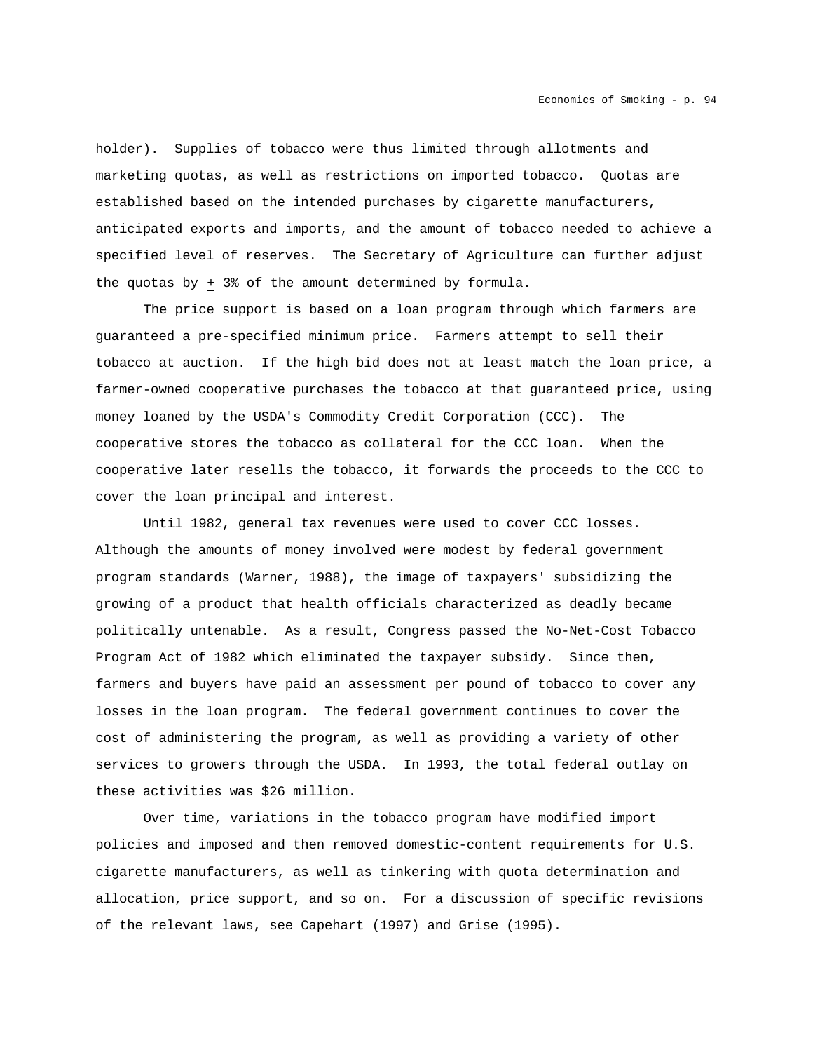holder). Supplies of tobacco were thus limited through allotments and marketing quotas, as well as restrictions on imported tobacco. Quotas are established based on the intended purchases by cigarette manufacturers, anticipated exports and imports, and the amount of tobacco needed to achieve a specified level of reserves. The Secretary of Agriculture can further adjust the quotas by $\pm$ 3% of the amount determined by formula.

The price support is based on a loan program through which farmers are guaranteed a pre-specified minimum price. Farmers attempt to sell their tobacco at auction. If the high bid does not at least match the loan price, a farmer-owned cooperative purchases the tobacco at that guaranteed price, using money loaned by the USDA's Commodity Credit Corporation (CCC). The cooperative stores the tobacco as collateral for the CCC loan. When the cooperative later resells the tobacco, it forwards the proceeds to the CCC to cover the loan principal and interest.

Until 1982, general tax revenues were used to cover CCC losses. Although the amounts of money involved were modest by federal government program standards (Warner, 1988), the image of taxpayers' subsidizing the growing of a product that health officials characterized as deadly became politically untenable. As a result, Congress passed the No-Net-Cost Tobacco Program Act of 1982 which eliminated the taxpayer subsidy. Since then, farmers and buyers have paid an assessment per pound of tobacco to cover any losses in the loan program. The federal government continues to cover the cost of administering the program, as well as providing a variety of other services to growers through the USDA. In 1993, the total federal outlay on these activities was $26 million.

Over time, variations in the tobacco program have modified import policies and imposed and then removed domestic-content requirements for U.S. cigarette manufacturers, as well as tinkering with quota determination and allocation, price support, and so on. For a discussion of specific revisions of the relevant laws, see Capehart (1997) and Grise (1995).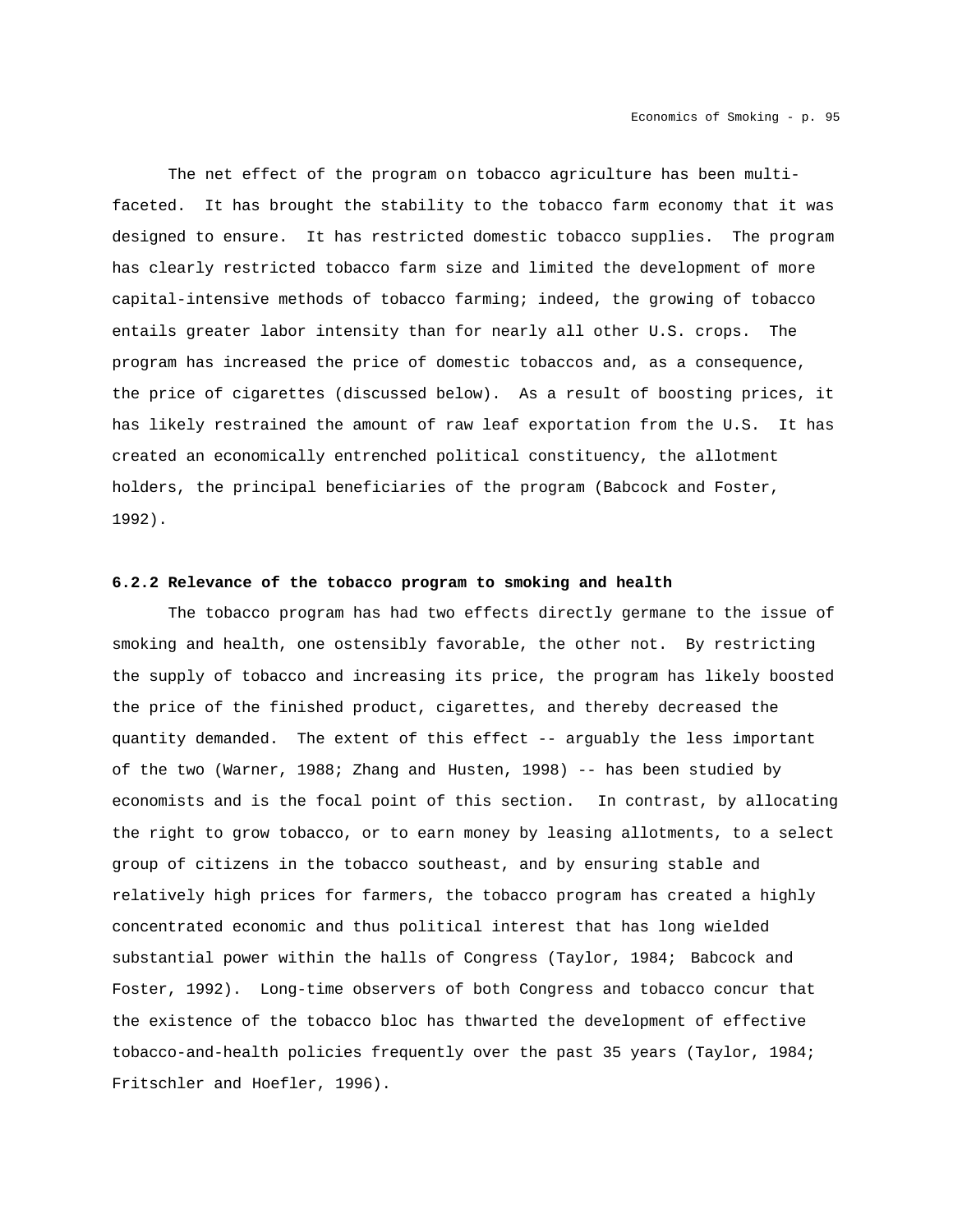The net effect of the program on tobacco agriculture has been multi-faceted. It has brought the stability to the tobacco farm economy that it was designed to ensure. It has restricted domestic tobacco supplies. The program has clearly restricted tobacco farm size and limited the development of more capital-intensive methods of tobacco farming; indeed, the growing of tobacco entails greater labor intensity than for nearly all other U.S. crops. The program has increased the price of domestic tobaccos and, as a consequence, the price of cigarettes (discussed below). As a result of boosting prices, it has likely restrained the amount of raw leaf exportation from the U.S. It has created an economically entrenched political constituency, the allotment holders, the principal beneficiaries of the program (Babcock and Foster, 1992).

**6.2.2 Relevance of the tobacco program to smoking and health**

The tobacco program has had two effects directly germane to the issue of smoking and health, one ostensibly favorable, the other not. By restricting the supply of tobacco and increasing its price, the program has likely boosted the price of the finished product, cigarettes, and thereby decreased the quantity demanded. The extent of this effect -- arguably the less important of the two (Warner, 1988; Zhang and Husten, 1998) -- has been studied by economists and is the focal point of this section. In contrast, by allocating the right to grow tobacco, or to earn money by leasing allotments, to a select group of citizens in the tobacco southeast, and by ensuring stable and relatively high prices for farmers, the tobacco program has created a highly concentrated economic and thus political interest that has long wielded substantial power within the halls of Congress (Taylor, 1984; Babcock and Foster, 1992). Long-time observers of both Congress and tobacco concur that the existence of the tobacco bloc has thwarted the development of effective tobacco-and-health policies frequently over the past 35 years (Taylor, 1984; Fritschler and Hoefler, 1996).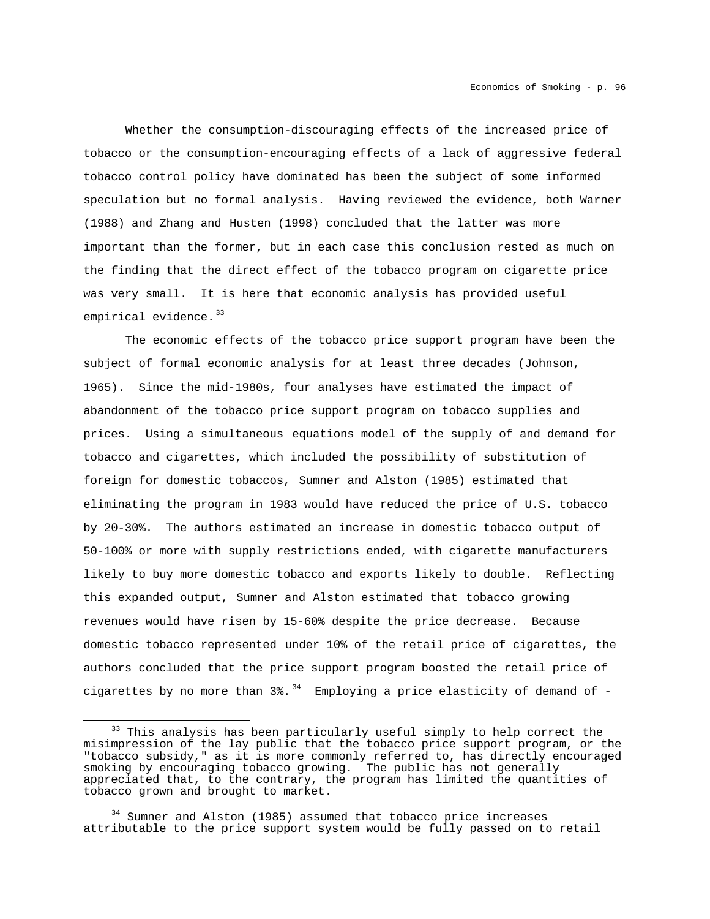Whether the consumption-discouraging effects of the increased price of tobacco or the consumption-encouraging effects of a lack of aggressive federal tobacco control policy have dominated has been the subject of some informed speculation but no formal analysis. Having reviewed the evidence, both Warner (1988) and Zhang and Husten (1998) concluded that the latter was more important than the former, but in each case this conclusion rested as much on the finding that the direct effect of the tobacco program on cigarette price was very small. It is here that economic analysis has provided useful empirical evidence.[33]

The economic effects of the tobacco price support program have been the subject of formal economic analysis for at least three decades (Johnson, 1965). Since the mid-1980s, four analyses have estimated the impact of abandonment of the tobacco price support program on tobacco supplies and prices. Using a simultaneous equations model of the supply of and demand for tobacco and cigarettes, which included the possibility of substitution of foreign for domestic tobaccos, Sumner and Alston (1985) estimated that eliminating the program in 1983 would have reduced the price of U.S. tobacco by 20-30%. The authors estimated an increase in domestic tobacco output of 50-100% or more with supply restrictions ended, with cigarette manufacturers likely to buy more domestic tobacco and exports likely to double. Reflecting this expanded output, Sumner and Alston estimated that tobacco growing revenues would have risen by 15-60% despite the price decrease. Because domestic tobacco represented under 10% of the retail price of cigarettes, the authors concluded that the price support program boosted the retail price of cigarettes by no more than 3%.[34] Employing a price elasticity of demand of -

---

[33] This analysis has been particularly useful simply to help correct the misimpression of the lay public that the tobacco price support program, or the "tobacco subsidy," as it is more commonly referred to, has directly encouraged smoking by encouraging tobacco growing. The public has not generally appreciated that, to the contrary, the program has limited the quantities of tobacco grown and brought to market.

[34] Sumner and Alston (1985) assumed that tobacco price increases attributable to the price support system would be fully passed on to retail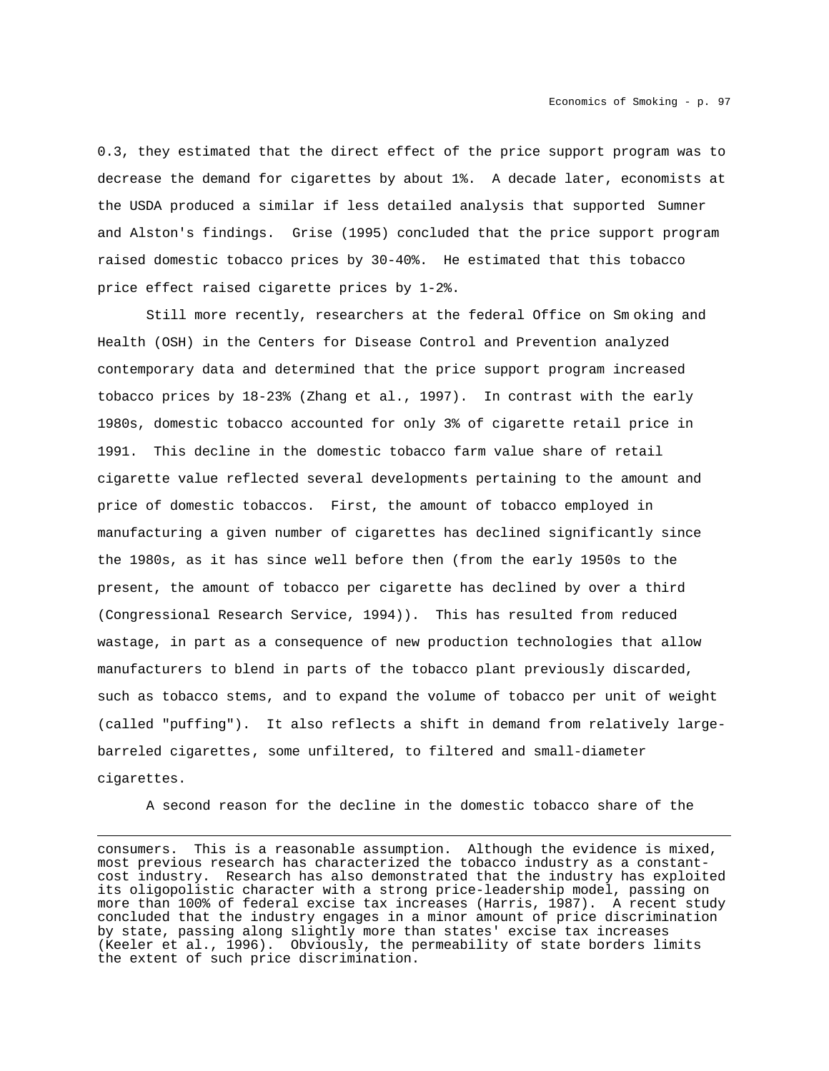0.3, they estimated that the direct effect of the price support program was to decrease the demand for cigarettes by about 1%. A decade later, economists at the USDA produced a similar if less detailed analysis that supported Sumner and Alston's findings. Grise (1995) concluded that the price support program raised domestic tobacco prices by 30-40%. He estimated that this tobacco price effect raised cigarette prices by 1-2%.

Still more recently, researchers at the federal Office on Sm oking and Health (OSH) in the Centers for Disease Control and Prevention analyzed contemporary data and determined that the price support program increased tobacco prices by 18-23% (Zhang et al., 1997). In contrast with the early 1980s, domestic tobacco accounted for only 3% of cigarette retail price in 1991. This decline in the domestic tobacco farm value share of retail cigarette value reflected several developments pertaining to the amount and price of domestic tobaccos. First, the amount of tobacco employed in manufacturing a given number of cigarettes has declined significantly since the 1980s, as it has since well before then (from the early 1950s to the present, the amount of tobacco per cigarette has declined by over a third (Congressional Research Service, 1994)). This has resulted from reduced wastage, in part as a consequence of new production technologies that allow manufacturers to blend in parts of the tobacco plant previously discarded, such as tobacco stems, and to expand the volume of tobacco per unit of weight (called "puffing"). It also reflects a shift in demand from relatively large-barreled cigarettes, some unfiltered, to filtered and small-diameter cigarettes.

A second reason for the decline in the domestic tobacco share of the

---

consumers. This is a reasonable assumption. Although the evidence is mixed, most previous research has characterized the tobacco industry as a constant-cost industry. Research has also demonstrated that the industry has exploited its oligopolistic character with a strong price-leadership model, passing on more than 100% of federal excise tax increases (Harris, 1987). A recent study concluded that the industry engages in a minor amount of price discrimination by state, passing along slightly more than states' excise tax increases (Keeler et al., 1996). Obviously, the permeability of state borders limits the extent of such price discrimination.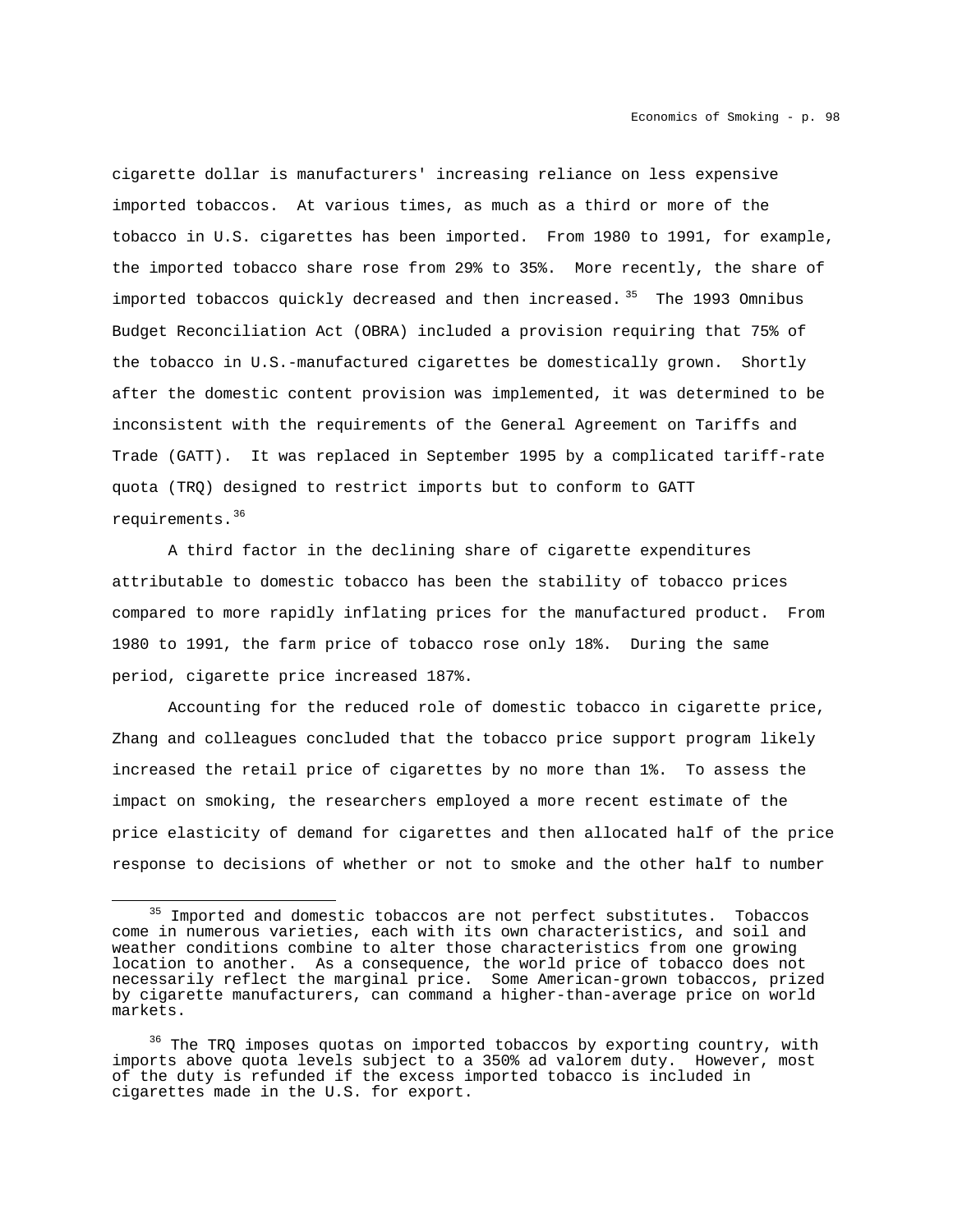cigarette dollar is manufacturers' increasing reliance on less expensive imported tobaccos. At various times, as much as a third or more of the tobacco in U.S. cigarettes has been imported. From 1980 to 1991, for example, the imported tobacco share rose from 29% to 35%. More recently, the share of imported tobaccos quickly decreased and then increased.[35] The 1993 Omnibus Budget Reconciliation Act (OBRA) included a provision requiring that 75% of the tobacco in U.S.-manufactured cigarettes be domestically grown. Shortly after the domestic content provision was implemented, it was determined to be inconsistent with the requirements of the General Agreement on Tariffs and Trade (GATT). It was replaced in September 1995 by a complicated tariff-rate quota (TRQ) designed to restrict imports but to conform to GATT requirements.[36]

A third factor in the declining share of cigarette expenditures attributable to domestic tobacco has been the stability of tobacco prices compared to more rapidly inflating prices for the manufactured product. From 1980 to 1991, the farm price of tobacco rose only 18%. During the same period, cigarette price increased 187%.

Accounting for the reduced role of domestic tobacco in cigarette price, Zhang and colleagues concluded that the tobacco price support program likely increased the retail price of cigarettes by no more than 1%. To assess the impact on smoking, the researchers employed a more recent estimate of the price elasticity of demand for cigarettes and then allocated half of the price response to decisions of whether or not to smoke and the other half to number

---

[35] Imported and domestic tobaccos are not perfect substitutes. Tobaccos come in numerous varieties, each with its own characteristics, and soil and weather conditions combine to alter those characteristics from one growing location to another. As a consequence, the world price of tobacco does not necessarily reflect the marginal price. Some American-grown tobaccos, prized by cigarette manufacturers, can command a higher-than-average price on world markets.

[36] The TRQ imposes quotas on imported tobaccos by exporting country, with imports above quota levels subject to a 350% ad valorem duty. However, most of the duty is refunded if the excess imported tobacco is included in cigarettes made in the U.S. for export.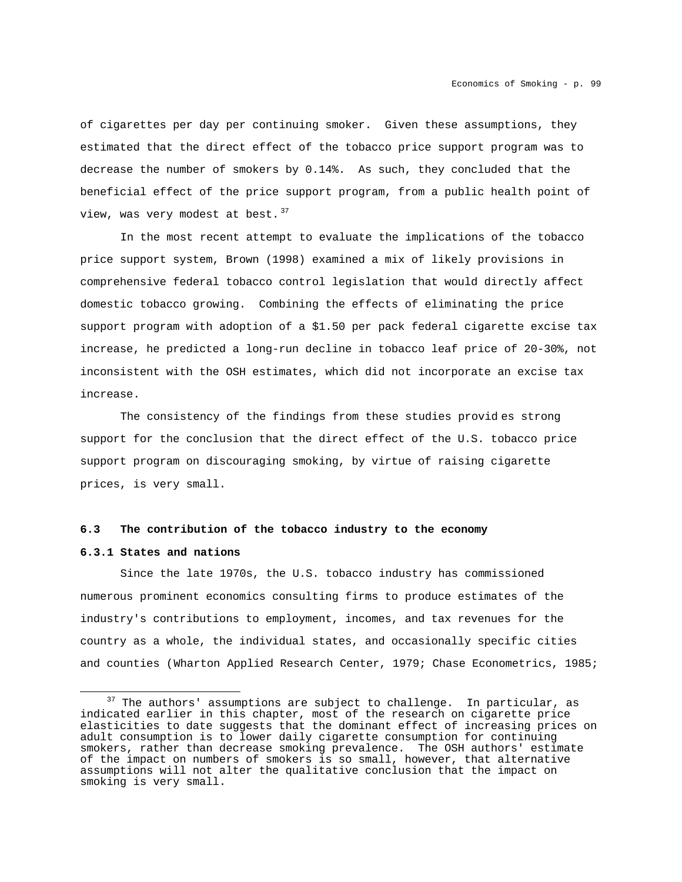of cigarettes per day per continuing smoker. Given these assumptions, they estimated that the direct effect of the tobacco price support program was to decrease the number of smokers by 0.14%. As such, they concluded that the beneficial effect of the price support program, from a public health point of view, was very modest at best.[37]

In the most recent attempt to evaluate the implications of the tobacco price support system, Brown (1998) examined a mix of likely provisions in comprehensive federal tobacco control legislation that would directly affect domestic tobacco growing. Combining the effects of eliminating the price support program with adoption of a $1.50 per pack federal cigarette excise tax increase, he predicted a long-run decline in tobacco leaf price of 20-30%, not inconsistent with the OSH estimates, which did not incorporate an excise tax increase.

The consistency of the findings from these studies provides strong support for the conclusion that the direct effect of the U.S. tobacco price support program on discouraging smoking, by virtue of raising cigarette prices, is very small.

### 6.3 The contribution of the tobacco industry to the economy

#### 6.3.1 States and nations

Since the late 1970s, the U.S. tobacco industry has commissioned numerous prominent economics consulting firms to produce estimates of the industry's contributions to employment, incomes, and tax revenues for the country as a whole, the individual states, and occasionally specific cities and counties (Wharton Applied Research Center, 1979; Chase Econometrics, 1985;

---

[37] The authors' assumptions are subject to challenge. In particular, as indicated earlier in this chapter, most of the research on cigarette price elasticities to date suggests that the dominant effect of increasing prices on adult consumption is to lower daily cigarette consumption for continuing smokers, rather than decrease smoking prevalence. The OSH authors' estimate of the impact on numbers of smokers is so small, however, that alternative assumptions will not alter the qualitative conclusion that the impact on smoking is very small.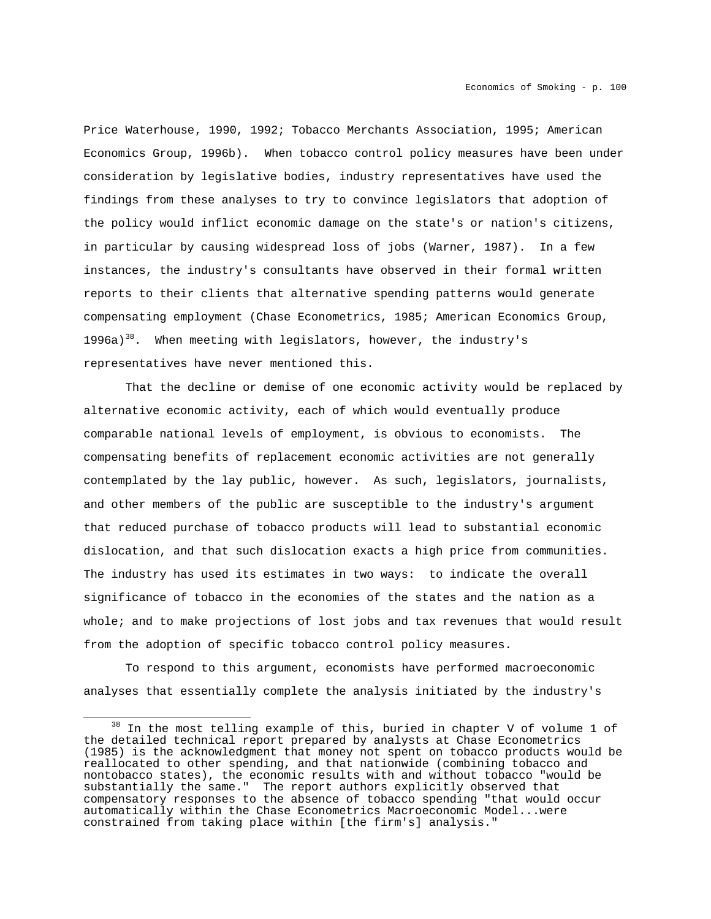Price Waterhouse, 1990, 1992; Tobacco Merchants Association, 1995; American Economics Group, 1996b). When tobacco control policy measures have been under consideration by legislative bodies, industry representatives have used the findings from these analyses to try to convince legislators that adoption of the policy would inflict economic damage on the state's or nation's citizens, in particular by causing widespread loss of jobs (Warner, 1987). In a few instances, the industry's consultants have observed in their formal written reports to their clients that alternative spending patterns would generate compensating employment (Chase Econometrics, 1985; American Economics Group, 1996a)[38]. When meeting with legislators, however, the industry's representatives have never mentioned this.

That the decline or demise of one economic activity would be replaced by alternative economic activity, each of which would eventually produce comparable national levels of employment, is obvious to economists. The compensating benefits of replacement economic activities are not generally contemplated by the lay public, however. As such, legislators, journalists, and other members of the public are susceptible to the industry's argument that reduced purchase of tobacco products will lead to substantial economic dislocation, and that such dislocation exacts a high price from communities. The industry has used its estimates in two ways: to indicate the overall significance of tobacco in the economies of the states and the nation as a whole; and to make projections of lost jobs and tax revenues that would result from the adoption of specific tobacco control policy measures.

To respond to this argument, economists have performed macroeconomic analyses that essentially complete the analysis initiated by the industry's

[38] In the most telling example of this, buried in chapter V of volume 1 of the detailed technical report prepared by analysts at Chase Econometrics (1985) is the acknowledgment that money not spent on tobacco products would be reallocated to other spending, and that nationwide (combining tobacco and nontobacco states), the economic results with and without tobacco "would be substantially the same." The report authors explicitly observed that compensatory responses to the absence of tobacco spending "that would occur automatically within the Chase Econometrics Macroeconomic Model...were constrained from taking place within [the firm's] analysis."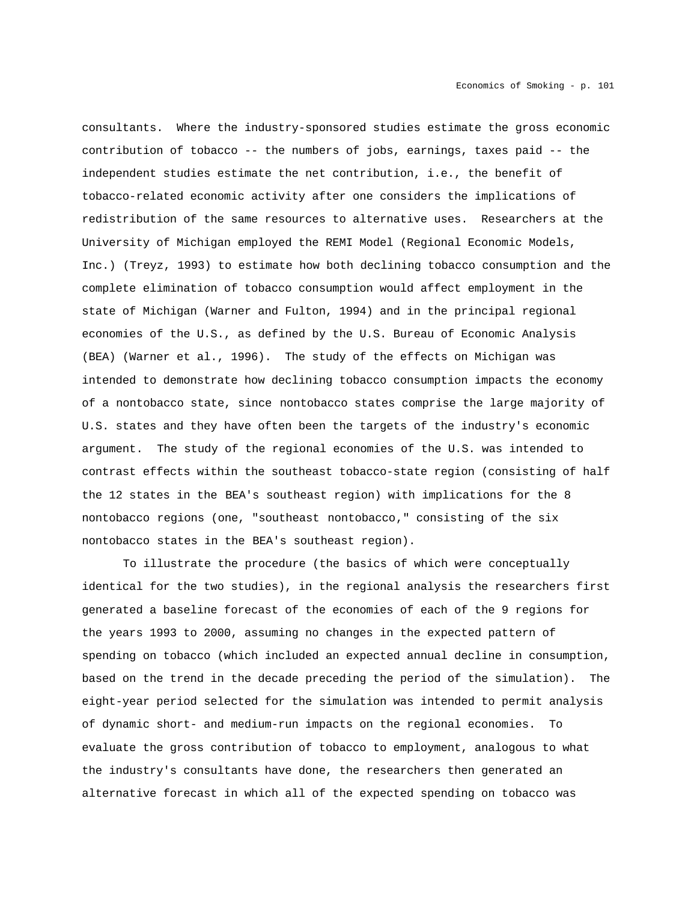consultants. Where the industry-sponsored studies estimate the gross economic contribution of tobacco -- the numbers of jobs, earnings, taxes paid -- the independent studies estimate the net contribution, i.e., the benefit of tobacco-related economic activity after one considers the implications of redistribution of the same resources to alternative uses. Researchers at the University of Michigan employed the REMI Model (Regional Economic Models, Inc.) (Treyz, 1993) to estimate how both declining tobacco consumption and the complete elimination of tobacco consumption would affect employment in the state of Michigan (Warner and Fulton, 1994) and in the principal regional economies of the U.S., as defined by the U.S. Bureau of Economic Analysis (BEA) (Warner et al., 1996). The study of the effects on Michigan was intended to demonstrate how declining tobacco consumption impacts the economy of a nontobacco state, since nontobacco states comprise the large majority of U.S. states and they have often been the targets of the industry's economic argument. The study of the regional economies of the U.S. was intended to contrast effects within the southeast tobacco-state region (consisting of half the 12 states in the BEA's southeast region) with implications for the 8 nontobacco regions (one, "southeast nontobacco," consisting of the six nontobacco states in the BEA's southeast region).

To illustrate the procedure (the basics of which were conceptually identical for the two studies), in the regional analysis the researchers first generated a baseline forecast of the economies of each of the 9 regions for the years 1993 to 2000, assuming no changes in the expected pattern of spending on tobacco (which included an expected annual decline in consumption, based on the trend in the decade preceding the period of the simulation). The eight-year period selected for the simulation was intended to permit analysis of dynamic short- and medium-run impacts on the regional economies. To evaluate the gross contribution of tobacco to employment, analogous to what the industry's consultants have done, the researchers then generated an alternative forecast in which all of the expected spending on tobacco was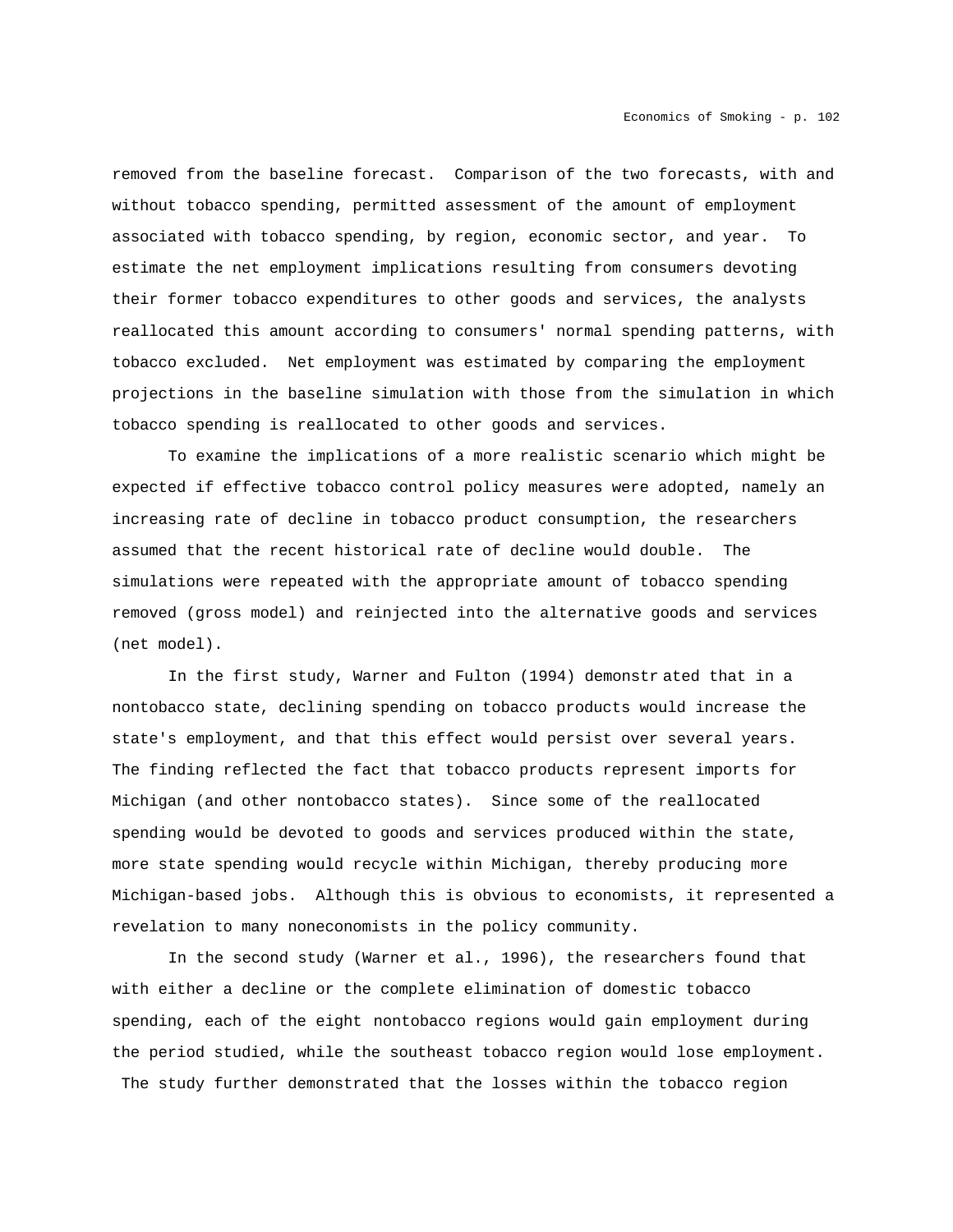removed from the baseline forecast. Comparison of the two forecasts, with and without tobacco spending, permitted assessment of the amount of employment associated with tobacco spending, by region, economic sector, and year. To estimate the net employment implications resulting from consumers devoting their former tobacco expenditures to other goods and services, the analysts reallocated this amount according to consumers' normal spending patterns, with tobacco excluded. Net employment was estimated by comparing the employment projections in the baseline simulation with those from the simulation in which tobacco spending is reallocated to other goods and services.

To examine the implications of a more realistic scenario which might be expected if effective tobacco control policy measures were adopted, namely an increasing rate of decline in tobacco product consumption, the researchers assumed that the recent historical rate of decline would double. The simulations were repeated with the appropriate amount of tobacco spending removed (gross model) and reinjected into the alternative goods and services (net model).

In the first study, Warner and Fulton (1994) demonstrated that in a nontobacco state, declining spending on tobacco products would increase the state's employment, and that this effect would persist over several years. The finding reflected the fact that tobacco products represent imports for Michigan (and other nontobacco states). Since some of the reallocated spending would be devoted to goods and services produced within the state, more state spending would recycle within Michigan, thereby producing more Michigan-based jobs. Although this is obvious to economists, it represented a revelation to many noneconomists in the policy community.

In the second study (Warner et al., 1996), the researchers found that with either a decline or the complete elimination of domestic tobacco spending, each of the eight nontobacco regions would gain employment during the period studied, while the southeast tobacco region would lose employment. The study further demonstrated that the losses within the tobacco region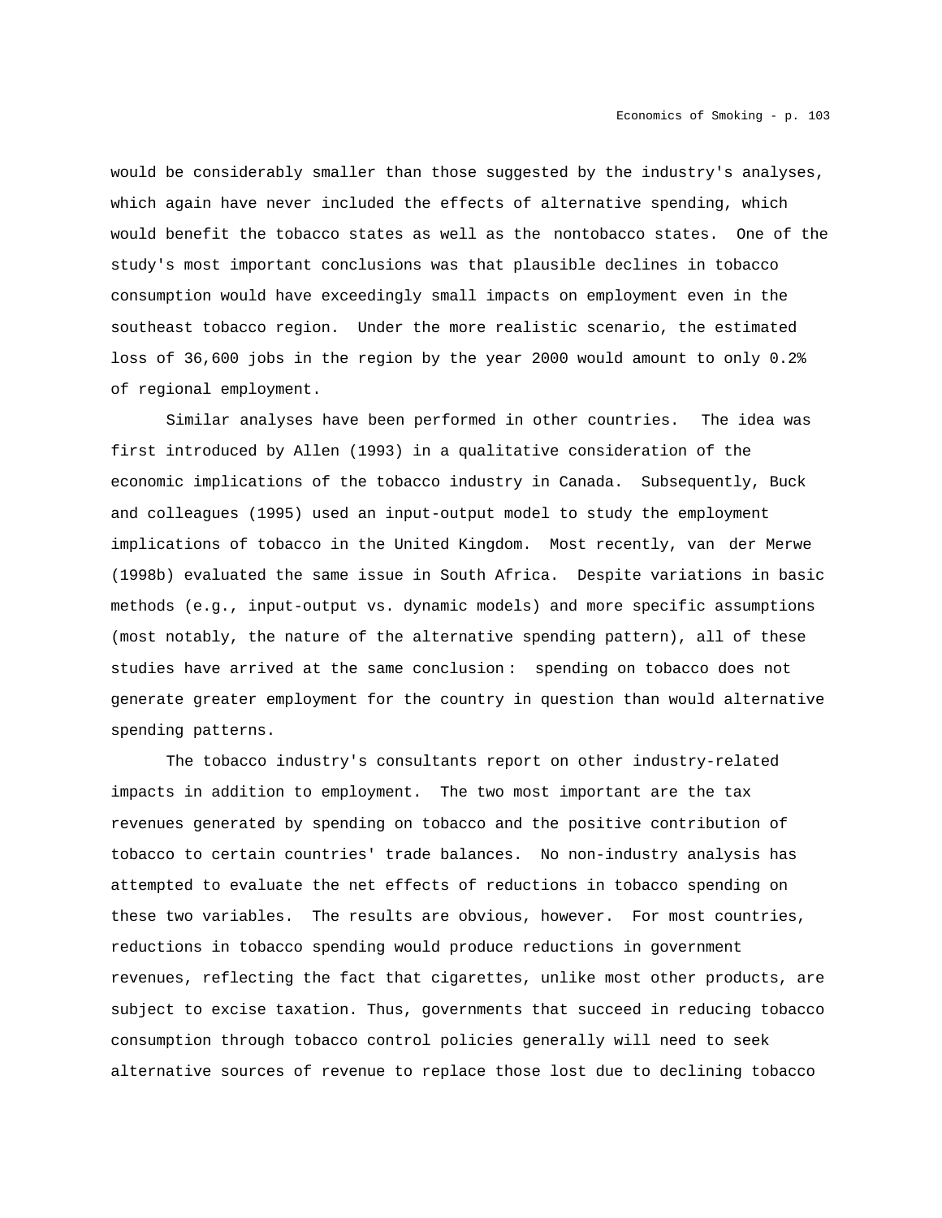would be considerably smaller than those suggested by the industry's analyses, which again have never included the effects of alternative spending, which would benefit the tobacco states as well as the nontobacco states. One of the study's most important conclusions was that plausible declines in tobacco consumption would have exceedingly small impacts on employment even in the southeast tobacco region. Under the more realistic scenario, the estimated loss of 36,600 jobs in the region by the year 2000 would amount to only 0.2% of regional employment.

Similar analyses have been performed in other countries. The idea was first introduced by Allen (1993) in a qualitative consideration of the economic implications of the tobacco industry in Canada. Subsequently, Buck and colleagues (1995) used an input-output model to study the employment implications of tobacco in the United Kingdom. Most recently, van der Merwe (1998b) evaluated the same issue in South Africa. Despite variations in basic methods (e.g., input-output vs. dynamic models) and more specific assumptions (most notably, the nature of the alternative spending pattern), all of these studies have arrived at the same conclusion: spending on tobacco does not generate greater employment for the country in question than would alternative spending patterns.

The tobacco industry's consultants report on other industry-related impacts in addition to employment. The two most important are the tax revenues generated by spending on tobacco and the positive contribution of tobacco to certain countries' trade balances. No non-industry analysis has attempted to evaluate the net effects of reductions in tobacco spending on these two variables. The results are obvious, however. For most countries, reductions in tobacco spending would produce reductions in government revenues, reflecting the fact that cigarettes, unlike most other products, are subject to excise taxation. Thus, governments that succeed in reducing tobacco consumption through tobacco control policies generally will need to seek alternative sources of revenue to replace those lost due to declining tobacco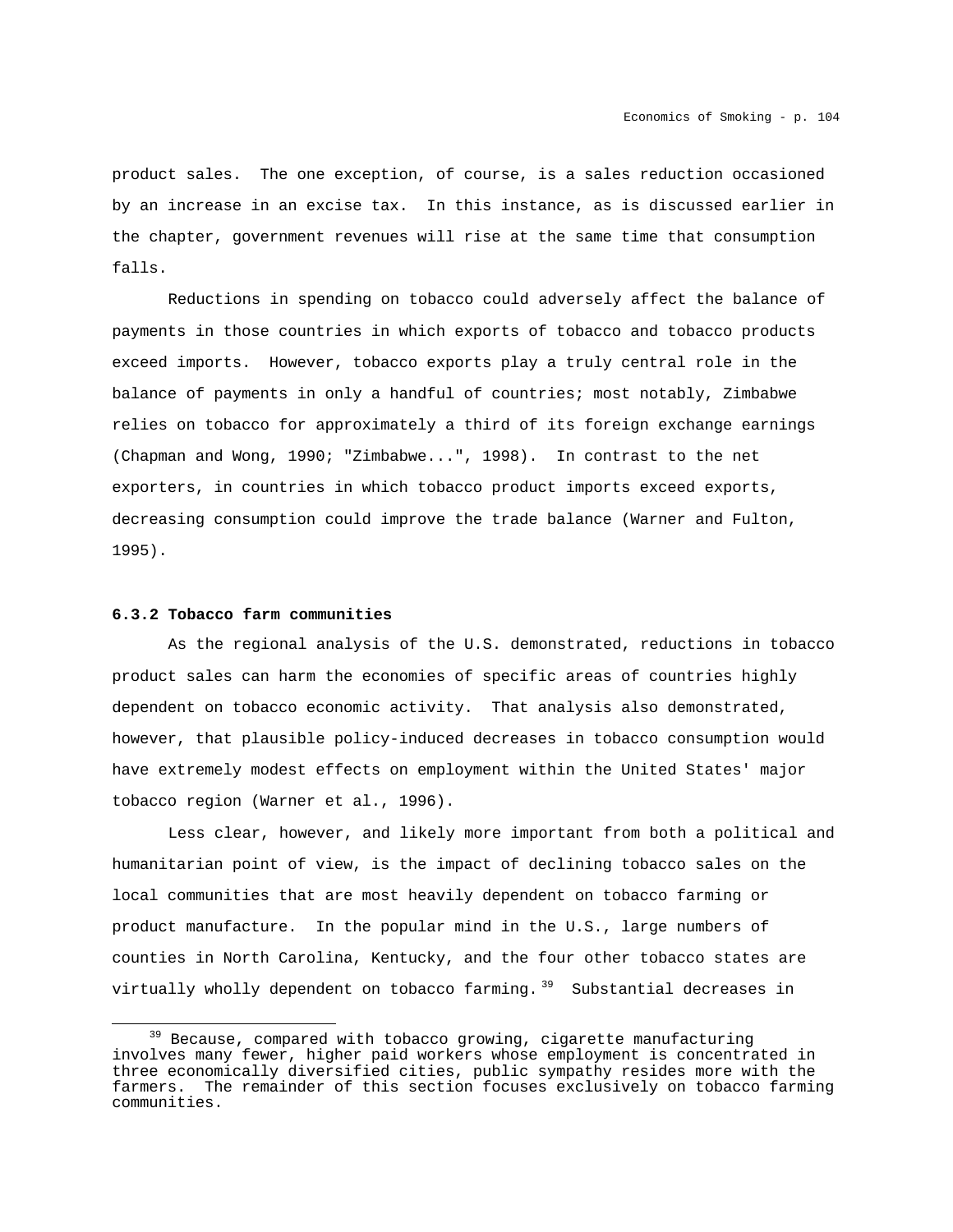product sales. The one exception, of course, is a sales reduction occasioned by an increase in an excise tax. In this instance, as is discussed earlier in the chapter, government revenues will rise at the same time that consumption falls.

Reductions in spending on tobacco could adversely affect the balance of payments in those countries in which exports of tobacco and tobacco products exceed imports. However, tobacco exports play a truly central role in the balance of payments in only a handful of countries; most notably, Zimbabwe relies on tobacco for approximately a third of its foreign exchange earnings (Chapman and Wong, 1990; "Zimbabwe...", 1998). In contrast to the net exporters, in countries in which tobacco product imports exceed exports, decreasing consumption could improve the trade balance (Warner and Fulton, 1995).

### 6.3.2 Tobacco farm communities

As the regional analysis of the U.S. demonstrated, reductions in tobacco product sales can harm the economies of specific areas of countries highly dependent on tobacco economic activity. That analysis also demonstrated, however, that plausible policy-induced decreases in tobacco consumption would have extremely modest effects on employment within the United States' major tobacco region (Warner et al., 1996).

Less clear, however, and likely more important from both a political and humanitarian point of view, is the impact of declining tobacco sales on the local communities that are most heavily dependent on tobacco farming or product manufacture. In the popular mind in the U.S., large numbers of counties in North Carolina, Kentucky, and the four other tobacco states are virtually wholly dependent on tobacco farming.[39] Substantial decreases in

---

[39] Because, compared with tobacco growing, cigarette manufacturing involves many fewer, higher paid workers whose employment is concentrated in three economically diversified cities, public sympathy resides more with the farmers. The remainder of this section focuses exclusively on tobacco farming communities.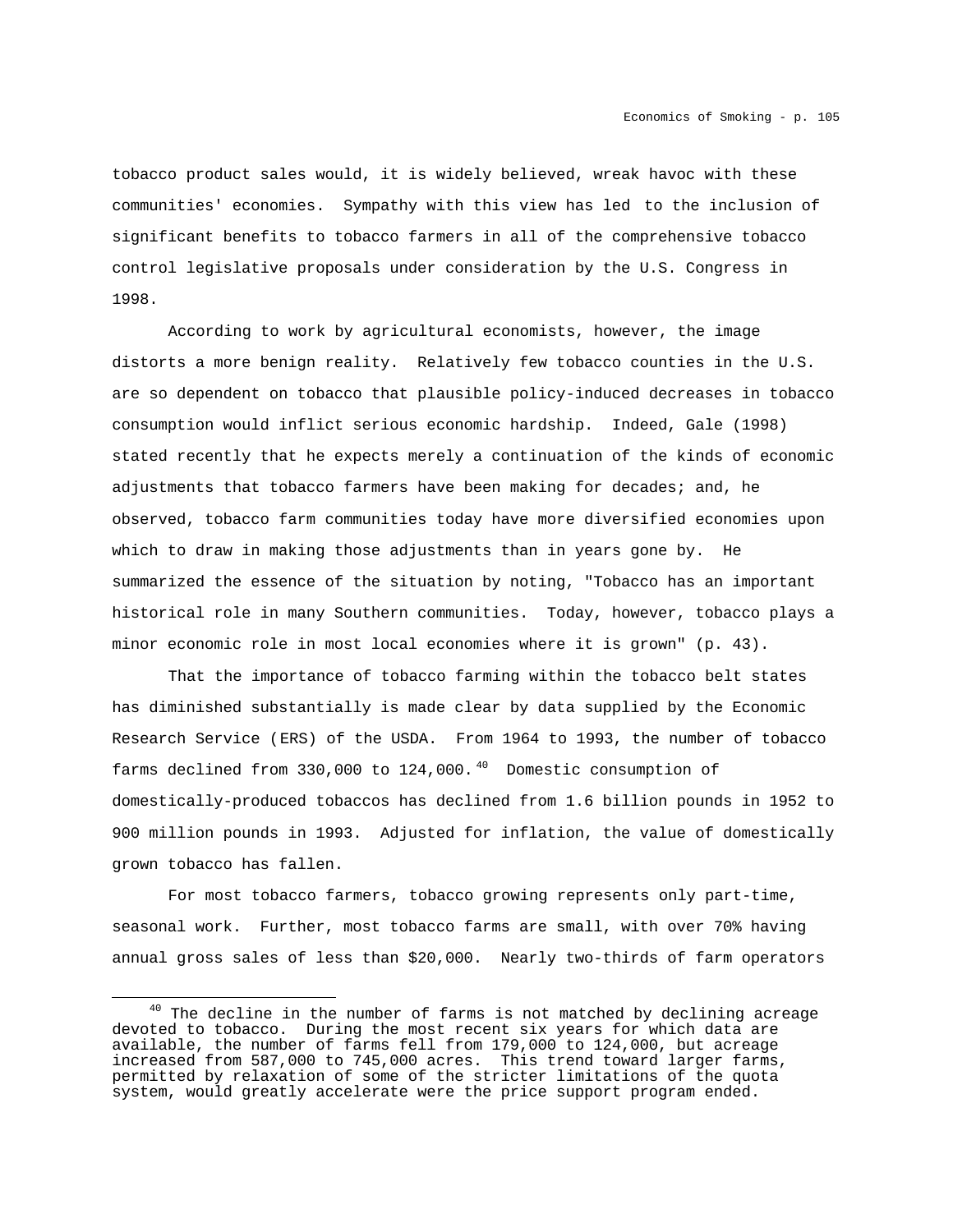tobacco product sales would, it is widely believed, wreak havoc with these communities' economies. Sympathy with this view has led to the inclusion of significant benefits to tobacco farmers in all of the comprehensive tobacco control legislative proposals under consideration by the U.S. Congress in 1998.

According to work by agricultural economists, however, the image distorts a more benign reality. Relatively few tobacco counties in the U.S. are so dependent on tobacco that plausible policy-induced decreases in tobacco consumption would inflict serious economic hardship. Indeed, Gale (1998) stated recently that he expects merely a continuation of the kinds of economic adjustments that tobacco farmers have been making for decades; and, he observed, tobacco farm communities today have more diversified economies upon which to draw in making those adjustments than in years gone by. He summarized the essence of the situation by noting, "Tobacco has an important historical role in many Southern communities. Today, however, tobacco plays a minor economic role in most local economies where it is grown" (p. 43).

That the importance of tobacco farming within the tobacco belt states has diminished substantially is made clear by data supplied by the Economic Research Service (ERS) of the USDA. From 1964 to 1993, the number of tobacco farms declined from 330,000 to 124,000.[40] Domestic consumption of domestically-produced tobaccos has declined from 1.6 billion pounds in 1952 to 900 million pounds in 1993. Adjusted for inflation, the value of domestically grown tobacco has fallen.

For most tobacco farmers, tobacco growing represents only part-time, seasonal work. Further, most tobacco farms are small, with over 70% having annual gross sales of less than $20,000. Nearly two-thirds of farm operators

[40] The decline in the number of farms is not matched by declining acreage devoted to tobacco. During the most recent six years for which data are available, the number of farms fell from 179,000 to 124,000, but acreage increased from 587,000 to 745,000 acres. This trend toward larger farms, permitted by relaxation of some of the stricter limitations of the quota system, would greatly accelerate were the price support program ended.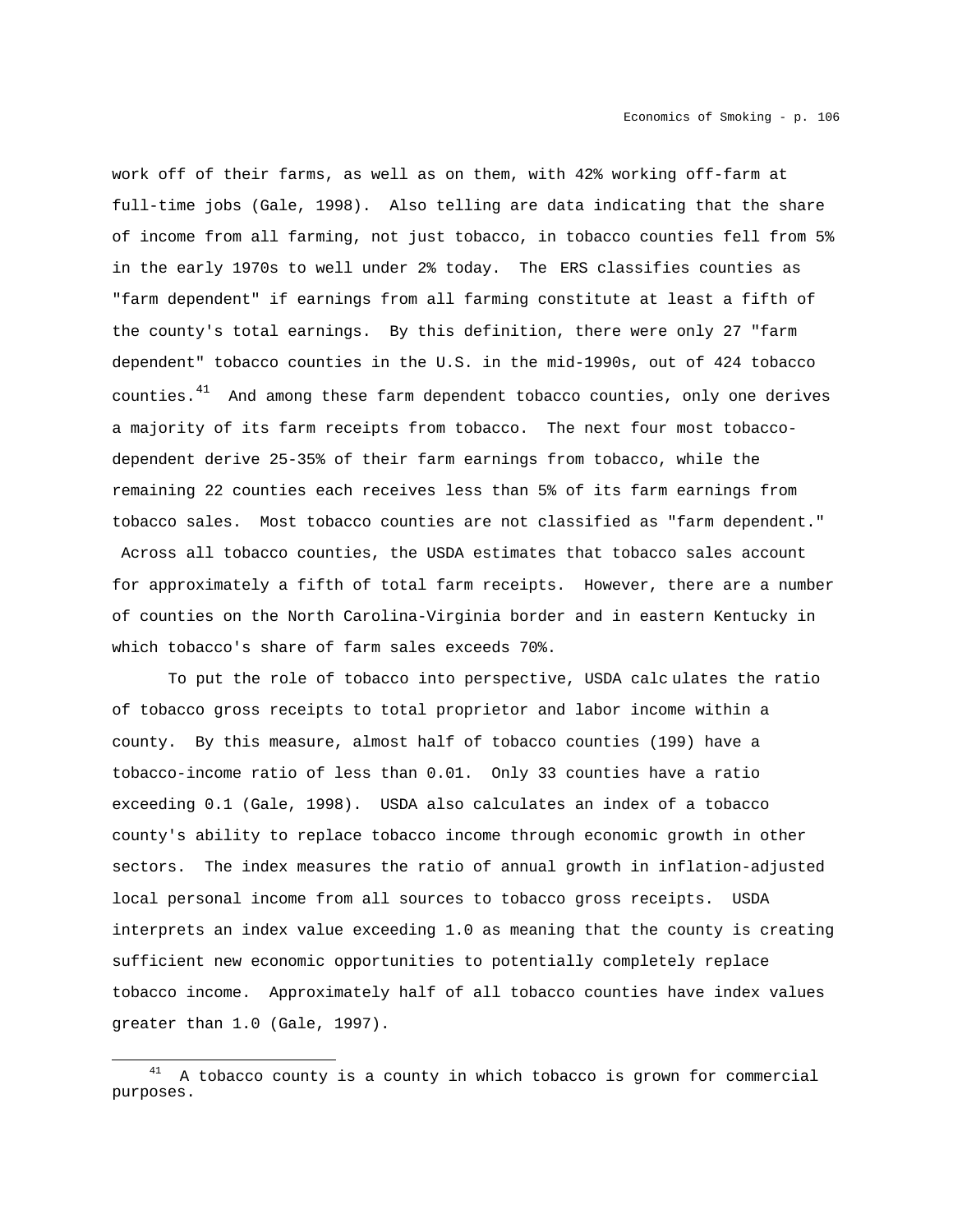work off of their farms, as well as on them, with 42% working off-farm at full-time jobs (Gale, 1998). Also telling are data indicating that the share of income from all farming, not just tobacco, in tobacco counties fell from 5% in the early 1970s to well under 2% today. The ERS classifies counties as "farm dependent" if earnings from all farming constitute at least a fifth of the county's total earnings. By this definition, there were only 27 "farm dependent" tobacco counties in the U.S. in the mid-1990s, out of 424 tobacco counties.[41] And among these farm dependent tobacco counties, only one derives a majority of its farm receipts from tobacco. The next four most tobacco-dependent derive 25-35% of their farm earnings from tobacco, while the remaining 22 counties each receives less than 5% of its farm earnings from tobacco sales. Most tobacco counties are not classified as "farm dependent." Across all tobacco counties, the USDA estimates that tobacco sales account for approximately a fifth of total farm receipts. However, there are a number of counties on the North Carolina-Virginia border and in eastern Kentucky in which tobacco's share of farm sales exceeds 70%.

To put the role of tobacco into perspective, USDA calculates the ratio of tobacco gross receipts to total proprietor and labor income within a county. By this measure, almost half of tobacco counties (199) have a tobacco-income ratio of less than 0.01. Only 33 counties have a ratio exceeding 0.1 (Gale, 1998). USDA also calculates an index of a tobacco county's ability to replace tobacco income through economic growth in other sectors. The index measures the ratio of annual growth in inflation-adjusted local personal income from all sources to tobacco gross receipts. USDA interprets an index value exceeding 1.0 as meaning that the county is creating sufficient new economic opportunities to potentially completely replace tobacco income. Approximately half of all tobacco counties have index values greater than 1.0 (Gale, 1997).

---

[41] A tobacco county is a county in which tobacco is grown for commercial purposes.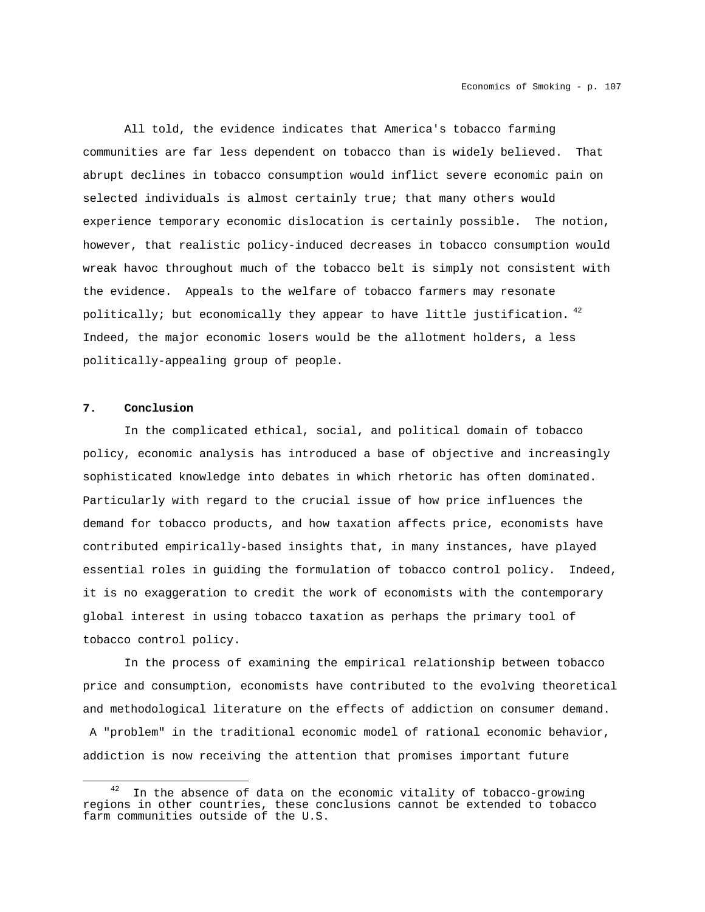All told, the evidence indicates that America's tobacco farming communities are far less dependent on tobacco than is widely believed. That abrupt declines in tobacco consumption would inflict severe economic pain on selected individuals is almost certainly true; that many others would experience temporary economic dislocation is certainly possible. The notion, however, that realistic policy-induced decreases in tobacco consumption would wreak havoc throughout much of the tobacco belt is simply not consistent with the evidence. Appeals to the welfare of tobacco farmers may resonate politically; but economically they appear to have little justification.[42] Indeed, the major economic losers would be the allotment holders, a less politically-appealing group of people.

## 7. Conclusion

In the complicated ethical, social, and political domain of tobacco policy, economic analysis has introduced a base of objective and increasingly sophisticated knowledge into debates in which rhetoric has often dominated. Particularly with regard to the crucial issue of how price influences the demand for tobacco products, and how taxation affects price, economists have contributed empirically-based insights that, in many instances, have played essential roles in guiding the formulation of tobacco control policy. Indeed, it is no exaggeration to credit the work of economists with the contemporary global interest in using tobacco taxation as perhaps the primary tool of tobacco control policy.

In the process of examining the empirical relationship between tobacco price and consumption, economists have contributed to the evolving theoretical and methodological literature on the effects of addiction on consumer demand. A "problem" in the traditional economic model of rational economic behavior, addiction is now receiving the attention that promises important future

---

[42] In the absence of data on the economic vitality of tobacco-growing regions in other countries, these conclusions cannot be extended to tobacco farm communities outside of the U.S.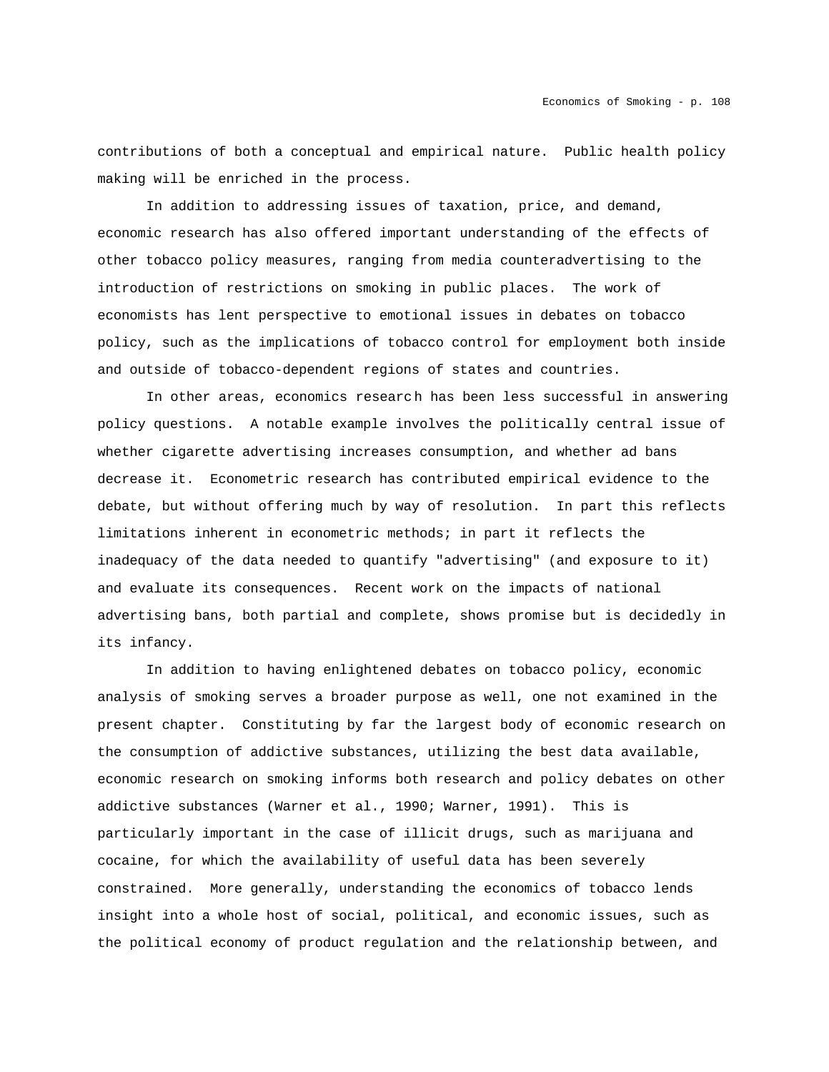contributions of both a conceptual and empirical nature. Public health policy making will be enriched in the process.

In addition to addressing issues of taxation, price, and demand, economic research has also offered important understanding of the effects of other tobacco policy measures, ranging from media counteradvertising to the introduction of restrictions on smoking in public places. The work of economists has lent perspective to emotional issues in debates on tobacco policy, such as the implications of tobacco control for employment both inside and outside of tobacco-dependent regions of states and countries.

In other areas, economics research has been less successful in answering policy questions. A notable example involves the politically central issue of whether cigarette advertising increases consumption, and whether ad bans decrease it. Econometric research has contributed empirical evidence to the debate, but without offering much by way of resolution. In part this reflects limitations inherent in econometric methods; in part it reflects the inadequacy of the data needed to quantify "advertising" (and exposure to it) and evaluate its consequences. Recent work on the impacts of national advertising bans, both partial and complete, shows promise but is decidedly in its infancy.

In addition to having enlightened debates on tobacco policy, economic analysis of smoking serves a broader purpose as well, one not examined in the present chapter. Constituting by far the largest body of economic research on the consumption of addictive substances, utilizing the best data available, economic research on smoking informs both research and policy debates on other addictive substances (Warner et al., 1990; Warner, 1991). This is particularly important in the case of illicit drugs, such as marijuana and cocaine, for which the availability of useful data has been severely constrained. More generally, understanding the economics of tobacco lends insight into a whole host of social, political, and economic issues, such as the political economy of product regulation and the relationship between, and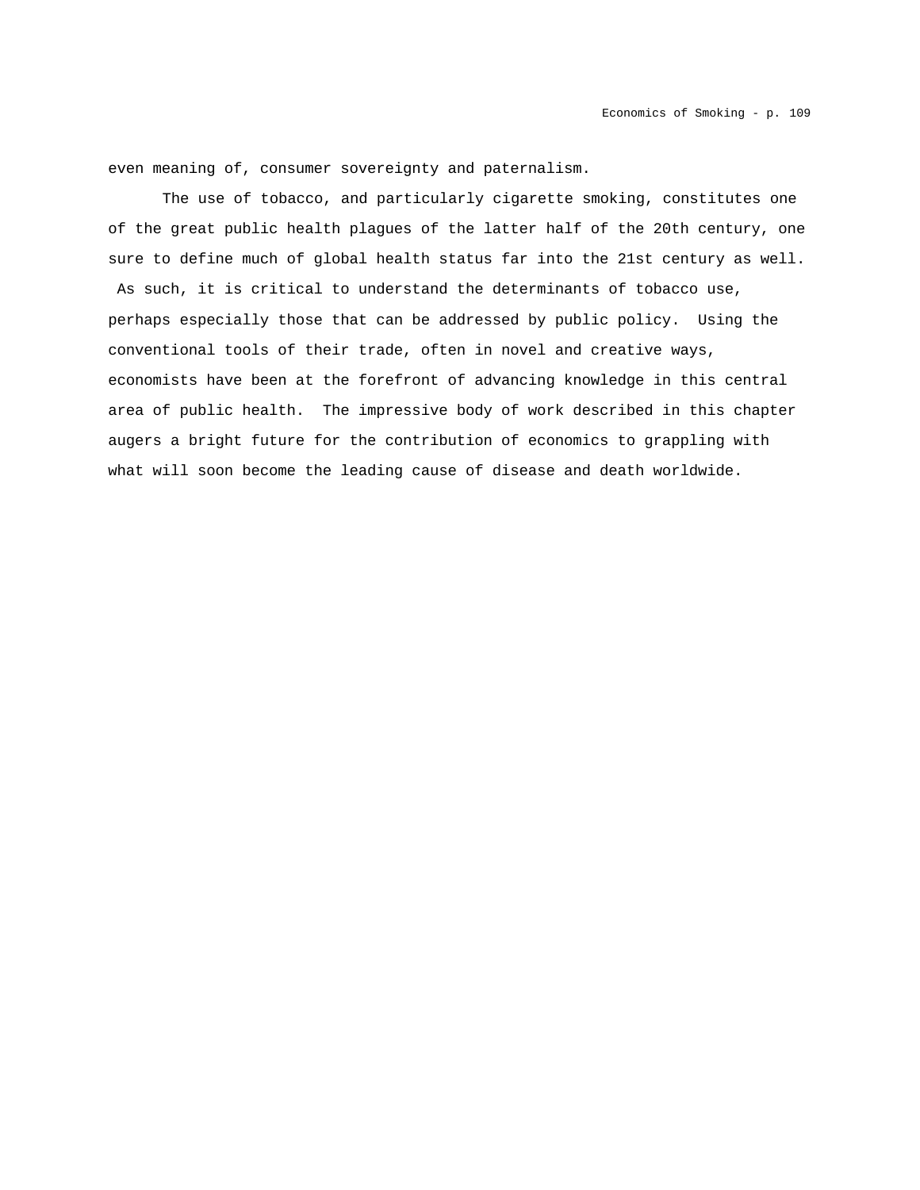even meaning of, consumer sovereignty and paternalism.

The use of tobacco, and particularly cigarette smoking, constitutes one of the great public health plagues of the latter half of the 20th century, one sure to define much of global health status far into the 21st century as well. As such, it is critical to understand the determinants of tobacco use, perhaps especially those that can be addressed by public policy. Using the conventional tools of their trade, often in novel and creative ways, economists have been at the forefront of advancing knowledge in this central area of public health. The impressive body of work described in this chapter augers a bright future for the contribution of economics to grappling with what will soon become the leading cause of disease and death worldwide.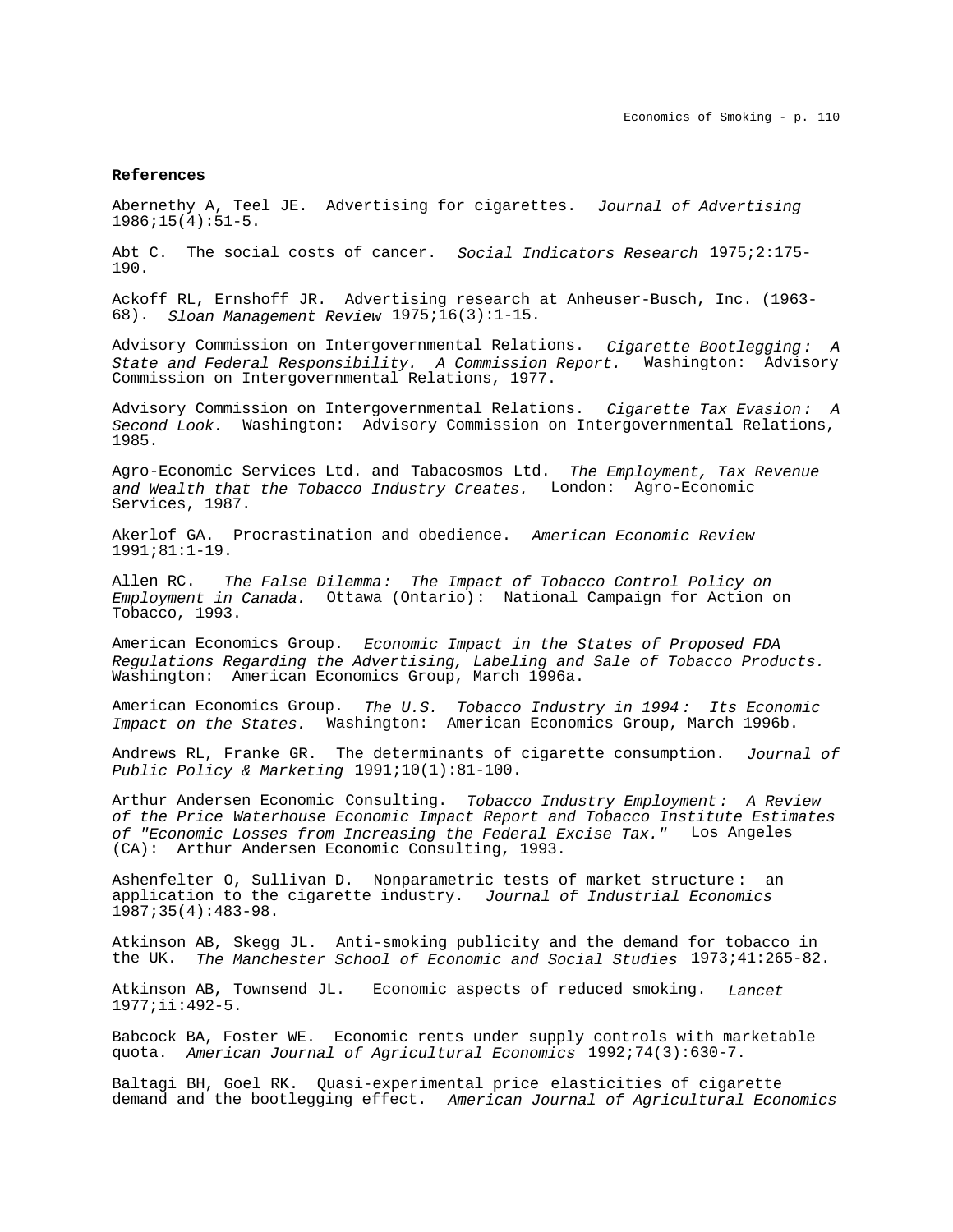**References**

Abernethy A, Teel JE. Advertising for cigarettes. *Journal of Advertising* 1986;15(4):51-5.

Abt C. The social costs of cancer. *Social Indicators Research* 1975;2:175-190.

Ackoff RL, Ernshoff JR. Advertising research at Anheuser-Busch, Inc. (1963-68). *Sloan Management Review* 1975;16(3):1-15.

Advisory Commission on Intergovernmental Relations. *Cigarette Bootlegging: A State and Federal Responsibility. A Commission Report.* Washington: Advisory Commission on Intergovernmental Relations, 1977.

Advisory Commission on Intergovernmental Relations. *Cigarette Tax Evasion: A Second Look.* Washington: Advisory Commission on Intergovernmental Relations, 1985.

Agro-Economic Services Ltd. and Tabacosmos Ltd. *The Employment, Tax Revenue and Wealth that the Tobacco Industry Creates.* London: Agro-Economic Services, 1987.

Akerlof GA. Procrastination and obedience. *American Economic Review* 1991;81:1-19.

Allen RC. *The False Dilemma: The Impact of Tobacco Control Policy on Employment in Canada.* Ottawa (Ontario): National Campaign for Action on Tobacco, 1993.

American Economics Group. *Economic Impact in the States of Proposed FDA Regulations Regarding the Advertising, Labeling and Sale of Tobacco Products.* Washington: American Economics Group, March 1996a.

American Economics Group. *The U.S. Tobacco Industry in 1994: Its Economic Impact on the States.* Washington: American Economics Group, March 1996b.

Andrews RL, Franke GR. The determinants of cigarette consumption. *Journal of Public Policy & Marketing* 1991;10(1):81-100.

Arthur Andersen Economic Consulting. *Tobacco Industry Employment: A Review of the Price Waterhouse Economic Impact Report and Tobacco Institute Estimates of "Economic Losses from Increasing the Federal Excise Tax."* Los Angeles (CA): Arthur Andersen Economic Consulting, 1993.

Ashenfelter O, Sullivan D. Nonparametric tests of market structure: an application to the cigarette industry. *Journal of Industrial Economics* 1987;35(4):483-98.

Atkinson AB, Skegg JL. Anti-smoking publicity and the demand for tobacco in the UK. *The Manchester School of Economic and Social Studies* 1973;41:265-82.

Atkinson AB, Townsend JL. Economic aspects of reduced smoking. *Lancet* 1977;ii:492-5.

Babcock BA, Foster WE. Economic rents under supply controls with marketable quota. *American Journal of Agricultural Economics* 1992;74(3):630-7.

Baltagi BH, Goel RK. Quasi-experimental price elasticities of cigarette demand and the bootlegging effect. *American Journal of Agricultural Economics*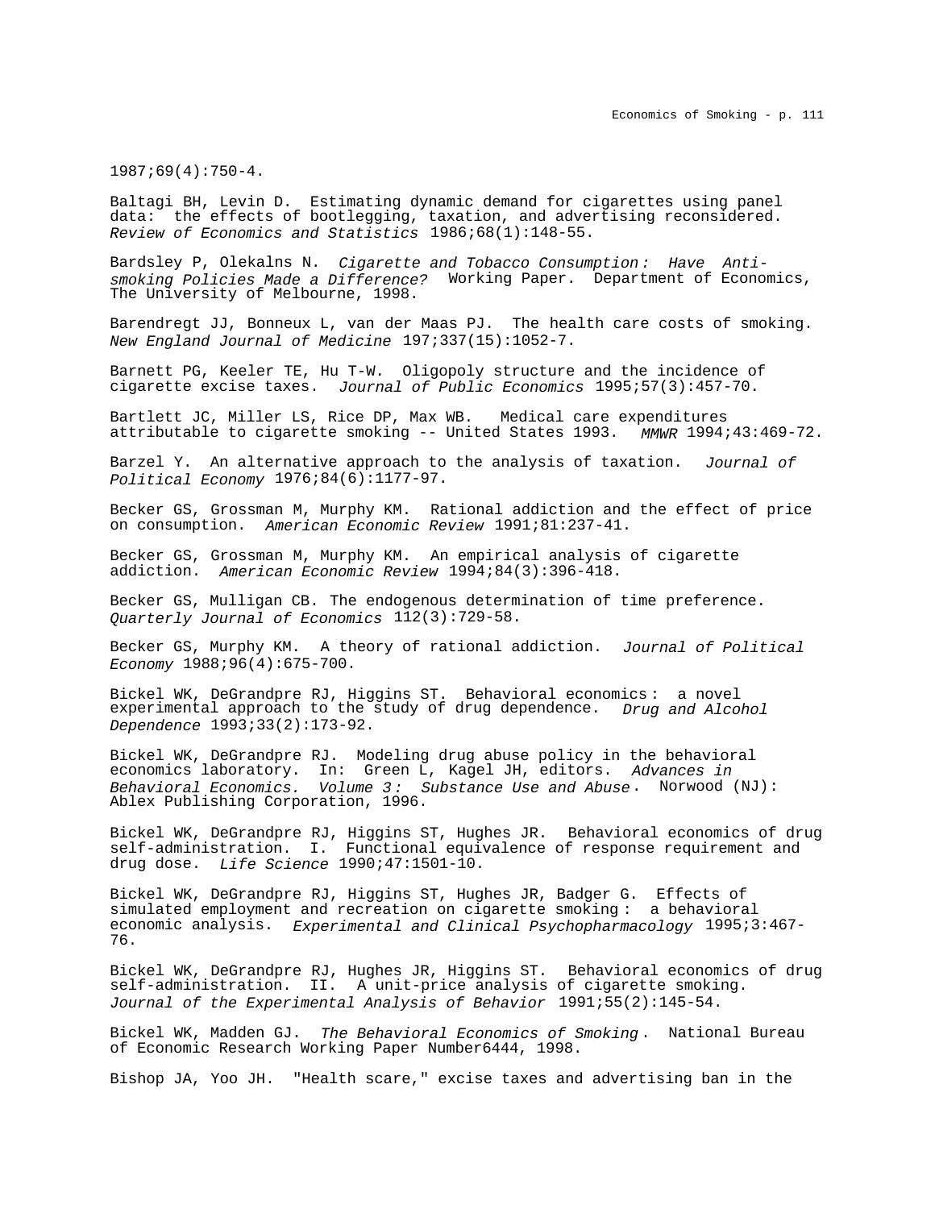1987;69(4):750-4.

Baltagi BH, Levin D. Estimating dynamic demand for cigarettes using panel data: the effects of bootlegging, taxation, and advertising reconsidered. *Review of Economics and Statistics* 1986;68(1):148-55.

Bardsley P, Olekalns N. *Cigarette and Tobacco Consumption: Have Anti-smoking Policies Made a Difference?* Working Paper. Department of Economics, The University of Melbourne, 1998.

Barendregt JJ, Bonneux L, van der Maas PJ. The health care costs of smoking. *New England Journal of Medicine* 197;337(15):1052-7.

Barnett PG, Keeler TE, Hu T-W. Oligopoly structure and the incidence of cigarette excise taxes. *Journal of Public Economics* 1995;57(3):457-70.

Bartlett JC, Miller LS, Rice DP, Max WB. Medical care expenditures attributable to cigarette smoking -- United States 1993. *MMWR* 1994;43:469-72.

Barzel Y. An alternative approach to the analysis of taxation. *Journal of Political Economy* 1976;84(6):1177-97.

Becker GS, Grossman M, Murphy KM. Rational addiction and the effect of price on consumption. *American Economic Review* 1991;81:237-41.

Becker GS, Grossman M, Murphy KM. An empirical analysis of cigarette addiction. *American Economic Review* 1994;84(3):396-418.

Becker GS, Mulligan CB. The endogenous determination of time preference. *Quarterly Journal of Economics* 112(3):729-58.

Becker GS, Murphy KM. A theory of rational addiction. *Journal of Political Economy* 1988;96(4):675-700.

Bickel WK, DeGrandpre RJ, Higgins ST. Behavioral economics: a novel experimental approach to the study of drug dependence. *Drug and Alcohol Dependence* 1993;33(2):173-92.

Bickel WK, DeGrandpre RJ. Modeling drug abuse policy in the behavioral economics laboratory. In: Green L, Kagel JH, editors. *Advances in Behavioral Economics. Volume 3: Substance Use and Abuse*. Norwood (NJ): Ablex Publishing Corporation, 1996.

Bickel WK, DeGrandpre RJ, Higgins ST, Hughes JR. Behavioral economics of drug self-administration. I. Functional equivalence of response requirement and drug dose. *Life Science* 1990;47:1501-10.

Bickel WK, DeGrandpre RJ, Higgins ST, Hughes JR, Badger G. Effects of simulated employment and recreation on cigarette smoking: a behavioral economic analysis. *Experimental and Clinical Psychopharmacology* 1995;3:467-76.

Bickel WK, DeGrandpre RJ, Hughes JR, Higgins ST. Behavioral economics of drug self-administration. II. A unit-price analysis of cigarette smoking. *Journal of the Experimental Analysis of Behavior* 1991;55(2):145-54.

Bickel WK, Madden GJ. *The Behavioral Economics of Smoking*. National Bureau of Economic Research Working Paper Number6444, 1998.

Bishop JA, Yoo JH. "Health scare," excise taxes and advertising ban in the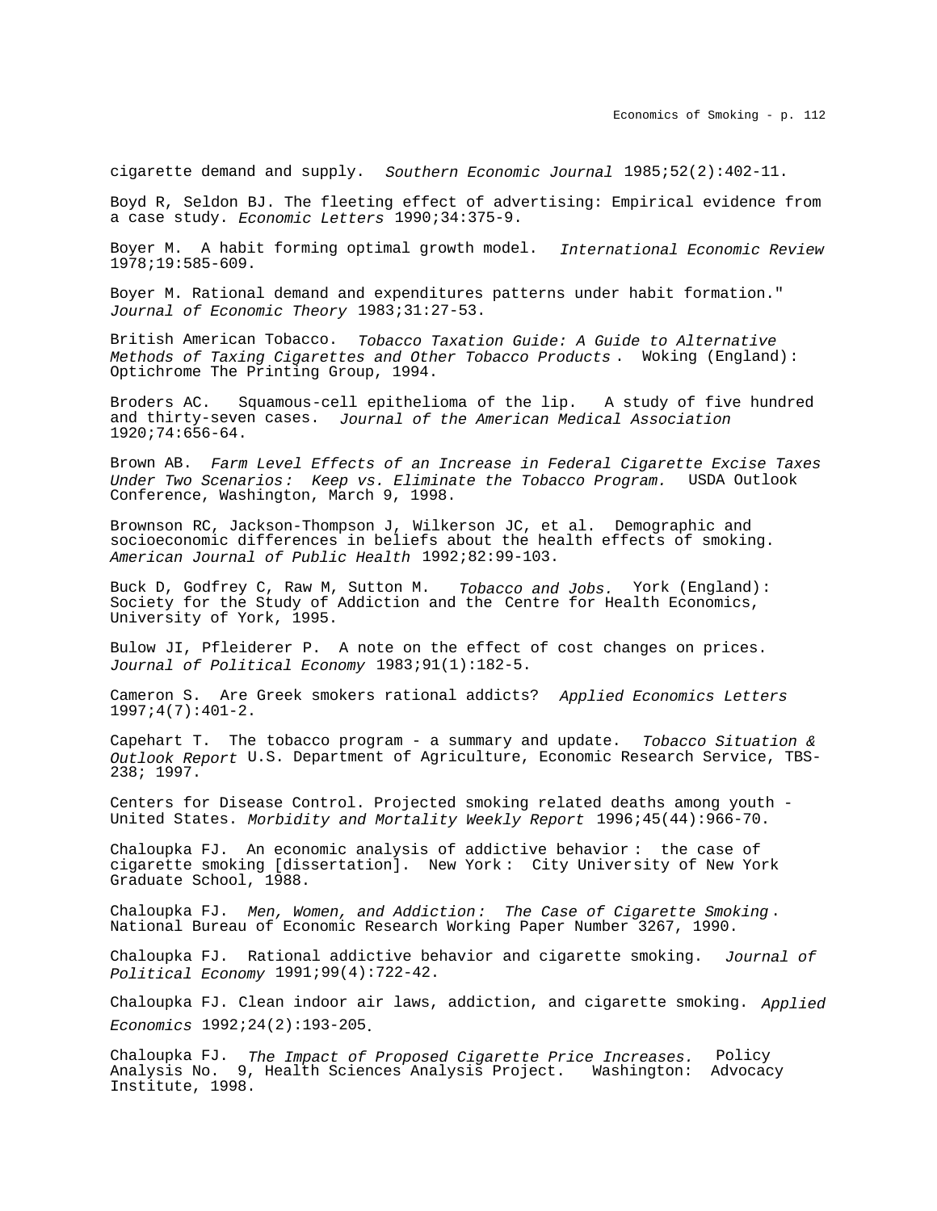cigarette demand and supply. *Southern Economic Journal* 1985;52(2):402-11.

Boyd R, Seldon BJ. The fleeting effect of advertising: Empirical evidence from a case study. *Economic Letters* 1990;34:375-9.

Boyer M. A habit forming optimal growth model. *International Economic Review* 1978;19:585-609.

Boyer M. Rational demand and expenditures patterns under habit formation." *Journal of Economic Theory* 1983;31:27-53.

British American Tobacco. *Tobacco Taxation Guide: A Guide to Alternative Methods of Taxing Cigarettes and Other Tobacco Products*. Woking (England): Optichrome The Printing Group, 1994.

Broders AC. Squamous-cell epithelioma of the lip. A study of five hundred and thirty-seven cases. *Journal of the American Medical Association* 1920;74:656-64.

Brown AB. *Farm Level Effects of an Increase in Federal Cigarette Excise Taxes Under Two Scenarios: Keep vs. Eliminate the Tobacco Program.* USDA Outlook Conference, Washington, March 9, 1998.

Brownson RC, Jackson-Thompson J, Wilkerson JC, et al. Demographic and socioeconomic differences in beliefs about the health effects of smoking. *American Journal of Public Health* 1992;82:99-103.

Buck D, Godfrey C, Raw M, Sutton M. *Tobacco and Jobs.* York (England): Society for the Study of Addiction and the Centre for Health Economics, University of York, 1995.

Bulow JI, Pfleiderer P. A note on the effect of cost changes on prices. *Journal of Political Economy* 1983;91(1):182-5.

Cameron S. Are Greek smokers rational addicts? *Applied Economics Letters* 1997;4(7):401-2.

Capehart T. The tobacco program - a summary and update. *Tobacco Situation & Outlook Report* U.S. Department of Agriculture, Economic Research Service, TBS-238; 1997.

Centers for Disease Control. Projected smoking related deaths among youth - United States. *Morbidity and Mortality Weekly Report* 1996;45(44):966-70.

Chaloupka FJ. An economic analysis of addictive behavior: the case of cigarette smoking [dissertation]. New York: City University of New York Graduate School, 1988.

Chaloupka FJ. *Men, Women, and Addiction: The Case of Cigarette Smoking*. National Bureau of Economic Research Working Paper Number 3267, 1990.

Chaloupka FJ. Rational addictive behavior and cigarette smoking. *Journal of Political Economy* 1991;99(4):722-42.

Chaloupka FJ. Clean indoor air laws, addiction, and cigarette smoking. *Applied Economics* 1992;24(2):193-205.

Chaloupka FJ. *The Impact of Proposed Cigarette Price Increases.* Policy Analysis No. 9, Health Sciences Analysis Project. Washington: Advocacy Institute, 1998.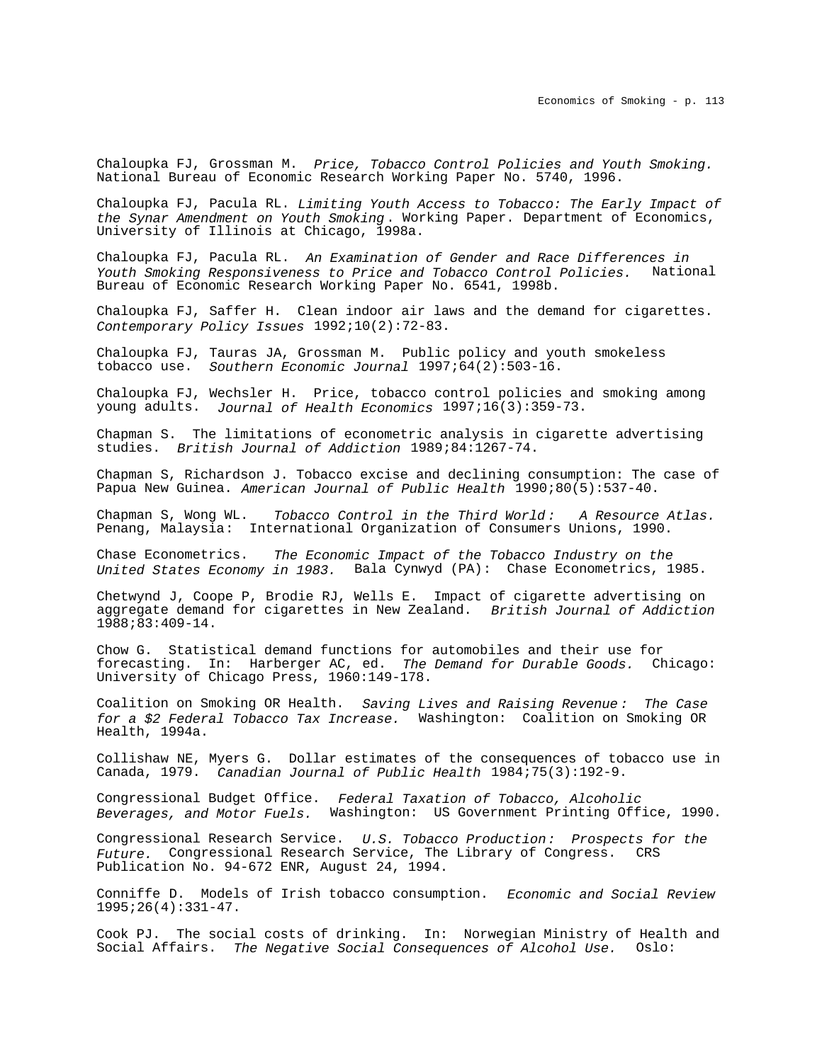Chaloupka FJ, Grossman M. *Price, Tobacco Control Policies and Youth Smoking.* National Bureau of Economic Research Working Paper No. 5740, 1996.

Chaloupka FJ, Pacula RL. *Limiting Youth Access to Tobacco: The Early Impact of the Synar Amendment on Youth Smoking*. Working Paper. Department of Economics, University of Illinois at Chicago, 1998a.

Chaloupka FJ, Pacula RL. *An Examination of Gender and Race Differences in Youth Smoking Responsiveness to Price and Tobacco Control Policies.* National Bureau of Economic Research Working Paper No. 6541, 1998b.

Chaloupka FJ, Saffer H. Clean indoor air laws and the demand for cigarettes. *Contemporary Policy Issues* 1992;10(2):72-83.

Chaloupka FJ, Tauras JA, Grossman M. Public policy and youth smokeless tobacco use. *Southern Economic Journal* 1997;64(2):503-16.

Chaloupka FJ, Wechsler H. Price, tobacco control policies and smoking among young adults. *Journal of Health Economics* 1997;16(3):359-73.

Chapman S. The limitations of econometric analysis in cigarette advertising studies. *British Journal of Addiction* 1989;84:1267-74.

Chapman S, Richardson J. Tobacco excise and declining consumption: The case of Papua New Guinea. *American Journal of Public Health* 1990;80(5):537-40.

Chapman S, Wong WL. *Tobacco Control in the Third World: A Resource Atlas.* Penang, Malaysia: International Organization of Consumers Unions, 1990.

Chase Econometrics. *The Economic Impact of the Tobacco Industry on the United States Economy in 1983.* Bala Cynwyd (PA): Chase Econometrics, 1985.

Chetwynd J, Coope P, Brodie RJ, Wells E. Impact of cigarette advertising on aggregate demand for cigarettes in New Zealand. *British Journal of Addiction* 1988;83:409-14.

Chow G. Statistical demand functions for automobiles and their use for forecasting. In: Harberger AC, ed. *The Demand for Durable Goods.* Chicago: University of Chicago Press, 1960:149-178.

Coalition on Smoking OR Health. *Saving Lives and Raising Revenue: The Case for a $2 Federal Tobacco Tax Increase.* Washington: Coalition on Smoking OR Health, 1994a.

Collishaw NE, Myers G. Dollar estimates of the consequences of tobacco use in Canada, 1979. *Canadian Journal of Public Health* 1984;75(3):192-9.

Congressional Budget Office. *Federal Taxation of Tobacco, Alcoholic Beverages, and Motor Fuels.* Washington: US Government Printing Office, 1990.

Congressional Research Service. *U.S. Tobacco Production: Prospects for the Future.* Congressional Research Service, The Library of Congress. CRS Publication No. 94-672 ENR, August 24, 1994.

Conniffe D. Models of Irish tobacco consumption. *Economic and Social Review* 1995;26(4):331-47.

Cook PJ. The social costs of drinking. In: Norwegian Ministry of Health and Social Affairs. *The Negative Social Consequences of Alcohol Use.* Oslo: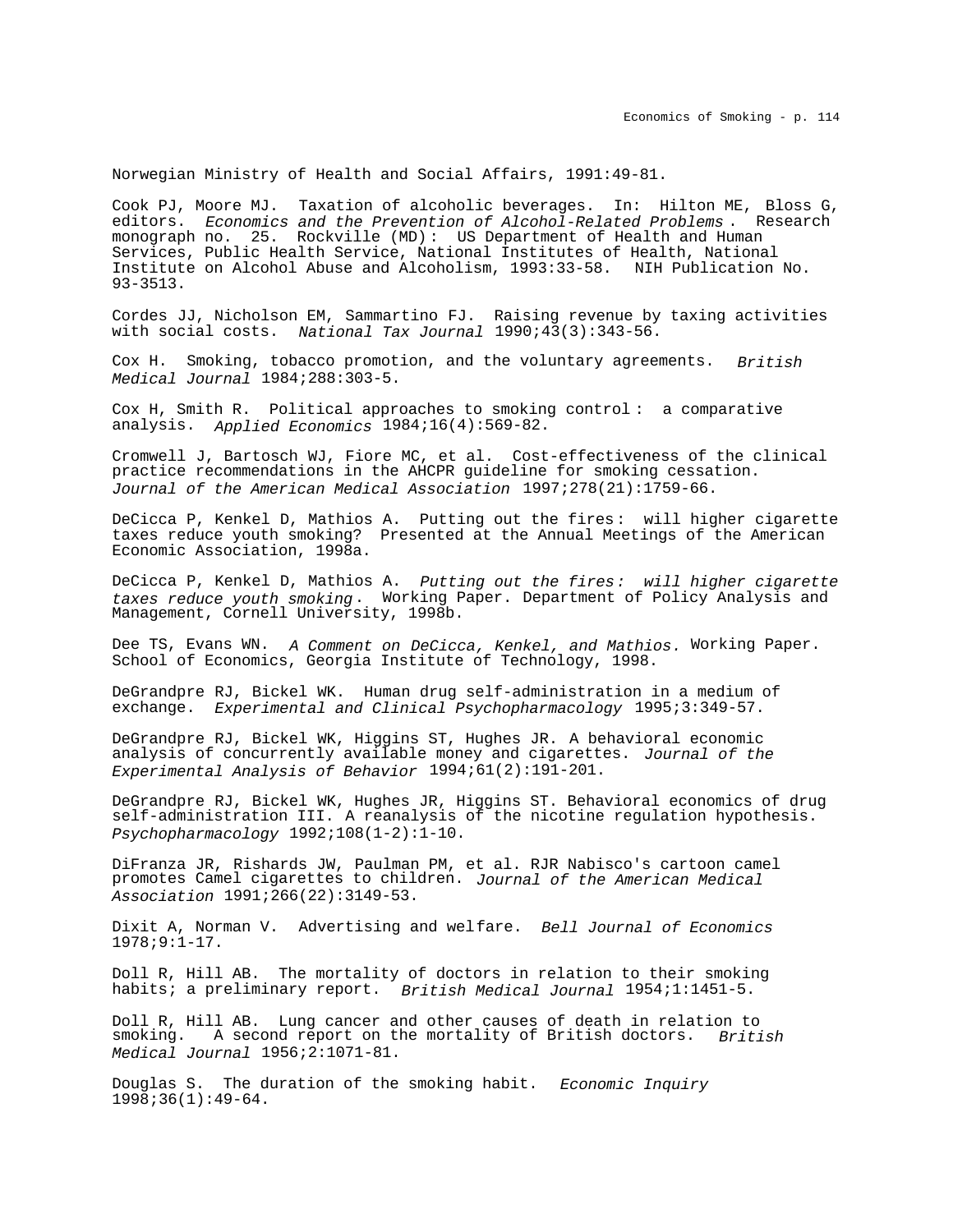Norwegian Ministry of Health and Social Affairs, 1991:49-81.

Cook PJ, Moore MJ. Taxation of alcoholic beverages. In: Hilton ME, Bloss G, editors. *Economics and the Prevention of Alcohol-Related Problems*. Research monograph no. 25. Rockville (MD): US Department of Health and Human Services, Public Health Service, National Institutes of Health, National Institute on Alcohol Abuse and Alcoholism, 1993:33-58. NIH Publication No. 93-3513.

Cordes JJ, Nicholson EM, Sammartino FJ. Raising revenue by taxing activities with social costs. *National Tax Journal* 1990;43(3):343-56.

Cox H. Smoking, tobacco promotion, and the voluntary agreements. *British Medical Journal* 1984;288:303-5.

Cox H, Smith R. Political approaches to smoking control: a comparative analysis. *Applied Economics* 1984;16(4):569-82.

Cromwell J, Bartosch WJ, Fiore MC, et al. Cost-effectiveness of the clinical practice recommendations in the AHCPR guideline for smoking cessation. *Journal of the American Medical Association* 1997;278(21):1759-66.

DeCicca P, Kenkel D, Mathios A. Putting out the fires: will higher cigarette taxes reduce youth smoking? Presented at the Annual Meetings of the American Economic Association, 1998a.

DeCicca P, Kenkel D, Mathios A. *Putting out the fires: will higher cigarette taxes reduce youth smoking*. Working Paper. Department of Policy Analysis and Management, Cornell University, 1998b.

Dee TS, Evans WN. *A Comment on DeCicca, Kenkel, and Mathios.* Working Paper. School of Economics, Georgia Institute of Technology, 1998.

DeGrandpre RJ, Bickel WK. Human drug self-administration in a medium of exchange. *Experimental and Clinical Psychopharmacology* 1995;3:349-57.

DeGrandpre RJ, Bickel WK, Higgins ST, Hughes JR. A behavioral economic analysis of concurrently available money and cigarettes. *Journal of the Experimental Analysis of Behavior* 1994;61(2):191-201.

DeGrandpre RJ, Bickel WK, Hughes JR, Higgins ST. Behavioral economics of drug self-administration III. A reanalysis of the nicotine regulation hypothesis. *Psychopharmacology* 1992;108(1-2):1-10.

DiFranza JR, Rishards JW, Paulman PM, et al. RJR Nabisco's cartoon camel promotes Camel cigarettes to children. *Journal of the American Medical Association* 1991;266(22):3149-53.

Dixit A, Norman V. Advertising and welfare. *Bell Journal of Economics* 1978;9:1-17.

Doll R, Hill AB. The mortality of doctors in relation to their smoking habits; a preliminary report. *British Medical Journal* 1954;1:1451-5.

Doll R, Hill AB. Lung cancer and other causes of death in relation to smoking. A second report on the mortality of British doctors. *British Medical Journal* 1956;2:1071-81.

Douglas S. The duration of the smoking habit. *Economic Inquiry* 1998;36(1):49-64.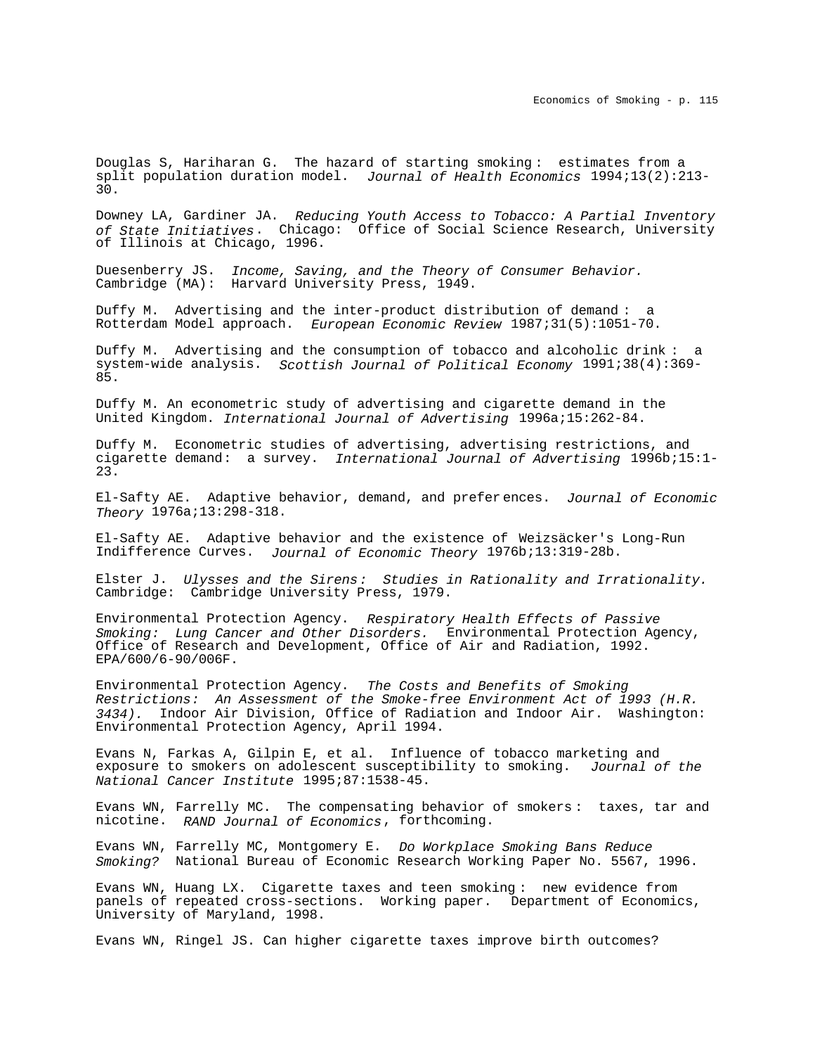Douglas S, Hariharan G. The hazard of starting smoking: estimates from a split population duration model. *Journal of Health Economics* 1994;13(2):213-30.

Downey LA, Gardiner JA. *Reducing Youth Access to Tobacco: A Partial Inventory of State Initiatives*. Chicago: Office of Social Science Research, University of Illinois at Chicago, 1996.

Duesenberry JS. *Income, Saving, and the Theory of Consumer Behavior.* Cambridge (MA): Harvard University Press, 1949.

Duffy M. Advertising and the inter-product distribution of demand: a Rotterdam Model approach. *European Economic Review* 1987;31(5):1051-70.

Duffy M. Advertising and the consumption of tobacco and alcoholic drink: a system-wide analysis. *Scottish Journal of Political Economy* 1991;38(4):369-85.

Duffy M. An econometric study of advertising and cigarette demand in the United Kingdom. *International Journal of Advertising* 1996a;15:262-84.

Duffy M. Econometric studies of advertising, advertising restrictions, and cigarette demand: a survey. *International Journal of Advertising* 1996b;15:1-23.

El-Safty AE. Adaptive behavior, demand, and preferences. *Journal of Economic Theory* 1976a;13:298-318.

El-Safty AE. Adaptive behavior and the existence of Weizsäcker's Long-Run Indifference Curves. *Journal of Economic Theory* 1976b;13:319-28b.

Elster J. *Ulysses and the Sirens: Studies in Rationality and Irrationality.* Cambridge: Cambridge University Press, 1979.

Environmental Protection Agency. *Respiratory Health Effects of Passive Smoking: Lung Cancer and Other Disorders.* Environmental Protection Agency, Office of Research and Development, Office of Air and Radiation, 1992. EPA/600/6-90/006F.

Environmental Protection Agency. *The Costs and Benefits of Smoking Restrictions: An Assessment of the Smoke-free Environment Act of 1993 (H.R. 3434).* Indoor Air Division, Office of Radiation and Indoor Air. Washington: Environmental Protection Agency, April 1994.

Evans N, Farkas A, Gilpin E, et al. Influence of tobacco marketing and exposure to smokers on adolescent susceptibility to smoking. *Journal of the National Cancer Institute* 1995;87:1538-45.

Evans WN, Farrelly MC. The compensating behavior of smokers: taxes, tar and nicotine. *RAND Journal of Economics*, forthcoming.

Evans WN, Farrelly MC, Montgomery E. *Do Workplace Smoking Bans Reduce Smoking?* National Bureau of Economic Research Working Paper No. 5567, 1996.

Evans WN, Huang LX. Cigarette taxes and teen smoking: new evidence from panels of repeated cross-sections. Working paper. Department of Economics, University of Maryland, 1998.

Evans WN, Ringel JS. Can higher cigarette taxes improve birth outcomes?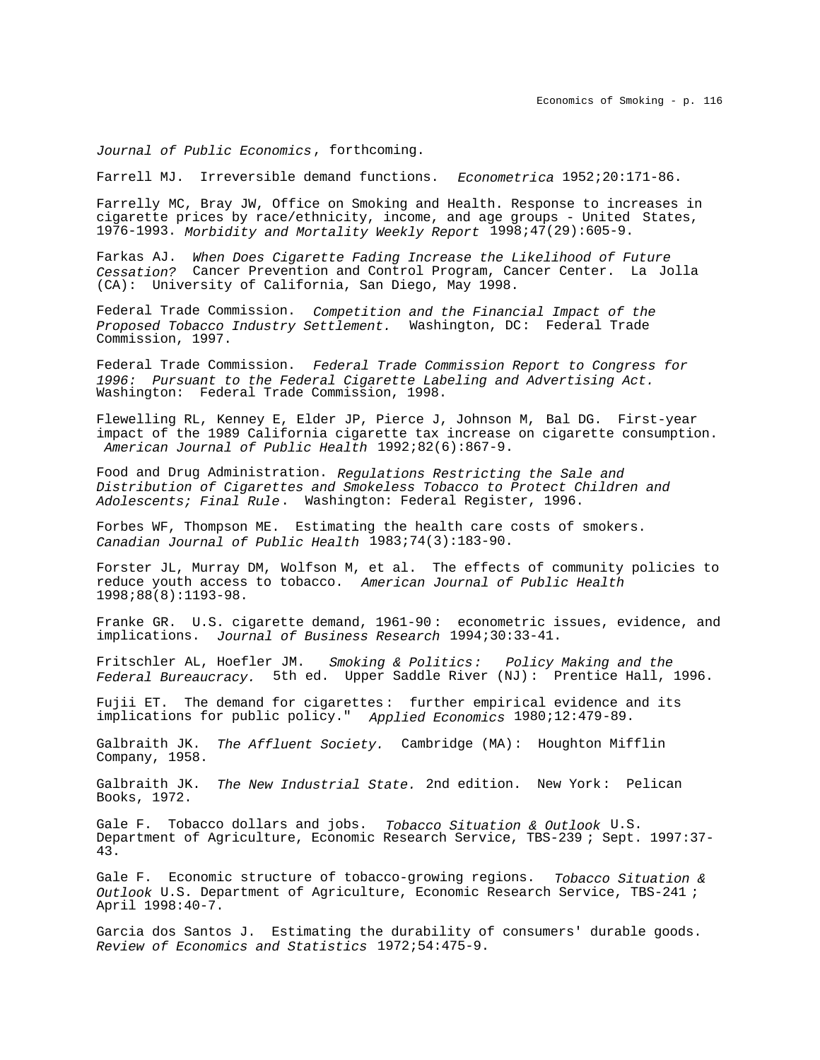*Journal of Public Economics*, forthcoming.

Farrell MJ. Irreversible demand functions. *Econometrica* 1952;20:171-86.

Farrelly MC, Bray JW, Office on Smoking and Health. Response to increases in cigarette prices by race/ethnicity, income, and age groups - United States, 1976-1993. *Morbidity and Mortality Weekly Report* 1998;47(29):605-9.

Farkas AJ. *When Does Cigarette Fading Increase the Likelihood of Future Cessation?* Cancer Prevention and Control Program, Cancer Center. La Jolla (CA): University of California, San Diego, May 1998.

Federal Trade Commission. *Competition and the Financial Impact of the Proposed Tobacco Industry Settlement.* Washington, DC: Federal Trade Commission, 1997.

Federal Trade Commission. *Federal Trade Commission Report to Congress for 1996: Pursuant to the Federal Cigarette Labeling and Advertising Act.* Washington: Federal Trade Commission, 1998.

Flewelling RL, Kenney E, Elder JP, Pierce J, Johnson M, Bal DG. First-year impact of the 1989 California cigarette tax increase on cigarette consumption. *American Journal of Public Health* 1992;82(6):867-9.

Food and Drug Administration. *Regulations Restricting the Sale and Distribution of Cigarettes and Smokeless Tobacco to Protect Children and Adolescents; Final Rule*. Washington: Federal Register, 1996.

Forbes WF, Thompson ME. Estimating the health care costs of smokers. *Canadian Journal of Public Health* 1983;74(3):183-90.

Forster JL, Murray DM, Wolfson M, et al. The effects of community policies to reduce youth access to tobacco. *American Journal of Public Health* 1998;88(8):1193-98.

Franke GR. U.S. cigarette demand, 1961-90: econometric issues, evidence, and implications. *Journal of Business Research* 1994;30:33-41.

Fritschler AL, Hoefler JM. *Smoking & Politics: Policy Making and the Federal Bureaucracy.* 5th ed. Upper Saddle River (NJ): Prentice Hall, 1996.

Fujii ET. The demand for cigarettes: further empirical evidence and its implications for public policy." *Applied Economics* 1980;12:479-89.

Galbraith JK. *The Affluent Society.* Cambridge (MA): Houghton Mifflin Company, 1958.

Galbraith JK. *The New Industrial State.* 2nd edition. New York: Pelican Books, 1972.

Gale F. Tobacco dollars and jobs. *Tobacco Situation & Outlook* U.S. Department of Agriculture, Economic Research Service, TBS-239; Sept. 1997:37-43.

Gale F. Economic structure of tobacco-growing regions. *Tobacco Situation & Outlook* U.S. Department of Agriculture, Economic Research Service, TBS-241; April 1998:40-7.

Garcia dos Santos J. Estimating the durability of consumers' durable goods. *Review of Economics and Statistics* 1972;54:475-9.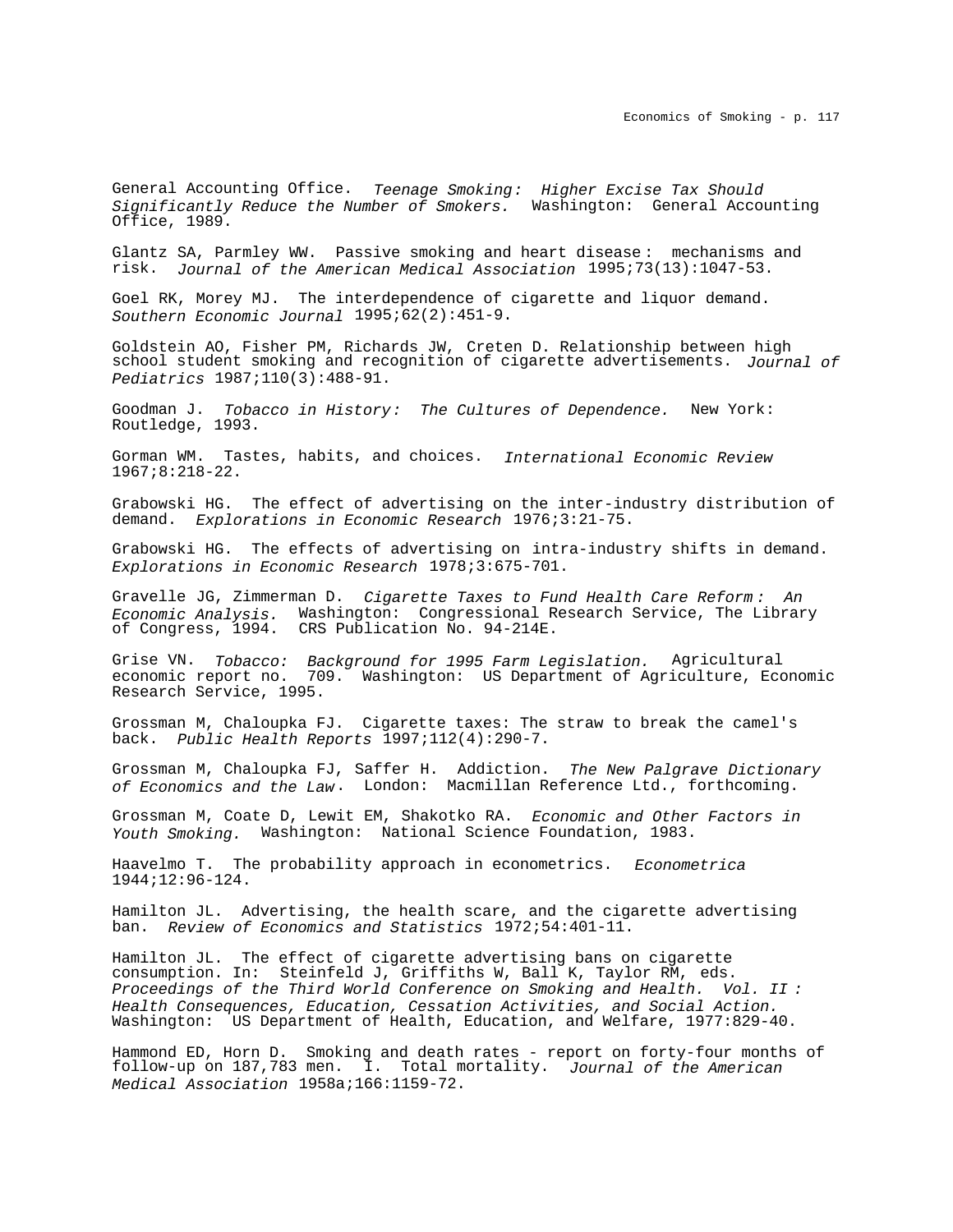General Accounting Office. *Teenage Smoking: Higher Excise Tax Should Significantly Reduce the Number of Smokers.* Washington: General Accounting Office, 1989.

Glantz SA, Parmley WW. Passive smoking and heart disease: mechanisms and risk. *Journal of the American Medical Association* 1995;73(13):1047-53.

Goel RK, Morey MJ. The interdependence of cigarette and liquor demand. *Southern Economic Journal* 1995;62(2):451-9.

Goldstein AO, Fisher PM, Richards JW, Creten D. Relationship between high school student smoking and recognition of cigarette advertisements. *Journal of Pediatrics* 1987;110(3):488-91.

Goodman J. *Tobacco in History: The Cultures of Dependence.* New York: Routledge, 1993.

Gorman WM. Tastes, habits, and choices. *International Economic Review* 1967;8:218-22.

Grabowski HG. The effect of advertising on the inter-industry distribution of demand. *Explorations in Economic Research* 1976;3:21-75.

Grabowski HG. The effects of advertising on intra-industry shifts in demand. *Explorations in Economic Research* 1978;3:675-701.

Gravelle JG, Zimmerman D. *Cigarette Taxes to Fund Health Care Reform: An Economic Analysis.* Washington: Congressional Research Service, The Library of Congress, 1994. CRS Publication No. 94-214E.

Grise VN. *Tobacco: Background for 1995 Farm Legislation.* Agricultural economic report no. 709. Washington: US Department of Agriculture, Economic Research Service, 1995.

Grossman M, Chaloupka FJ. Cigarette taxes: The straw to break the camel's back. *Public Health Reports* 1997;112(4):290-7.

Grossman M, Chaloupka FJ, Saffer H. Addiction. *The New Palgrave Dictionary of Economics and the Law*. London: Macmillan Reference Ltd., forthcoming.

Grossman M, Coate D, Lewit EM, Shakotko RA. *Economic and Other Factors in Youth Smoking.* Washington: National Science Foundation, 1983.

Haavelmo T. The probability approach in econometrics. *Econometrica* 1944;12:96-124.

Hamilton JL. Advertising, the health scare, and the cigarette advertising ban. *Review of Economics and Statistics* 1972;54:401-11.

Hamilton JL. The effect of cigarette advertising bans on cigarette consumption. In: Steinfeld J, Griffiths W, Ball K, Taylor RM, eds. *Proceedings of the Third World Conference on Smoking and Health. Vol. II: Health Consequences, Education, Cessation Activities, and Social Action.* Washington: US Department of Health, Education, and Welfare, 1977:829-40.

Hammond ED, Horn D. Smoking and death rates - report on forty-four months of follow-up on 187,783 men. I. Total mortality. *Journal of the American Medical Association* 1958a;166:1159-72.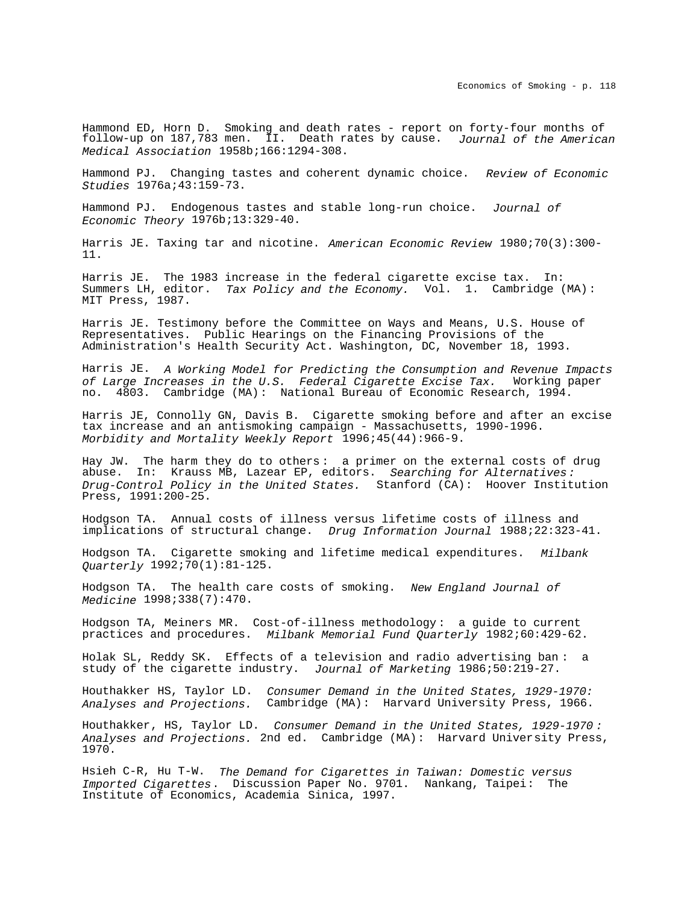Hammond ED, Horn D. Smoking and death rates - report on forty-four months of follow-up on 187,783 men. II. Death rates by cause. *Journal of the American Medical Association* 1958b;166:1294-308.

Hammond PJ. Changing tastes and coherent dynamic choice. *Review of Economic Studies* 1976a;43:159-73.

Hammond PJ. Endogenous tastes and stable long-run choice. *Journal of Economic Theory* 1976b;13:329-40.

Harris JE. Taxing tar and nicotine. *American Economic Review* 1980;70(3):300-11.

Harris JE. The 1983 increase in the federal cigarette excise tax. In: Summers LH, editor. *Tax Policy and the Economy.* Vol. 1. Cambridge (MA): MIT Press, 1987.

Harris JE. Testimony before the Committee on Ways and Means, U.S. House of Representatives. Public Hearings on the Financing Provisions of the Administration's Health Security Act. Washington, DC, November 18, 1993.

Harris JE. *A Working Model for Predicting the Consumption and Revenue Impacts of Large Increases in the U.S. Federal Cigarette Excise Tax.* Working paper no. 4803. Cambridge (MA): National Bureau of Economic Research, 1994.

Harris JE, Connolly GN, Davis B. Cigarette smoking before and after an excise tax increase and an antismoking campaign - Massachusetts, 1990-1996. *Morbidity and Mortality Weekly Report* 1996;45(44):966-9.

Hay JW. The harm they do to others: a primer on the external costs of drug abuse. In: Krauss MB, Lazear EP, editors. *Searching for Alternatives: Drug-Control Policy in the United States.* Stanford (CA): Hoover Institution Press, 1991:200-25.

Hodgson TA. Annual costs of illness versus lifetime costs of illness and implications of structural change. *Drug Information Journal* 1988;22:323-41.

Hodgson TA. Cigarette smoking and lifetime medical expenditures. *Milbank Quarterly* 1992;70(1):81-125.

Hodgson TA. The health care costs of smoking. *New England Journal of Medicine* 1998;338(7):470.

Hodgson TA, Meiners MR. Cost-of-illness methodology: a guide to current practices and procedures. *Milbank Memorial Fund Quarterly* 1982;60:429-62.

Holak SL, Reddy SK. Effects of a television and radio advertising ban: a study of the cigarette industry. *Journal of Marketing* 1986;50:219-27.

Houthakker HS, Taylor LD. *Consumer Demand in the United States, 1929-1970: Analyses and Projections.* Cambridge (MA): Harvard University Press, 1966.

Houthakker, HS, Taylor LD. *Consumer Demand in the United States, 1929-1970: Analyses and Projections.* 2nd ed. Cambridge (MA): Harvard University Press, 1970.

Hsieh C-R, Hu T-W. *The Demand for Cigarettes in Taiwan: Domestic versus Imported Cigarettes.* Discussion Paper No. 9701. Nankang, Taipei: The Institute of Economics, Academia Sinica, 1997.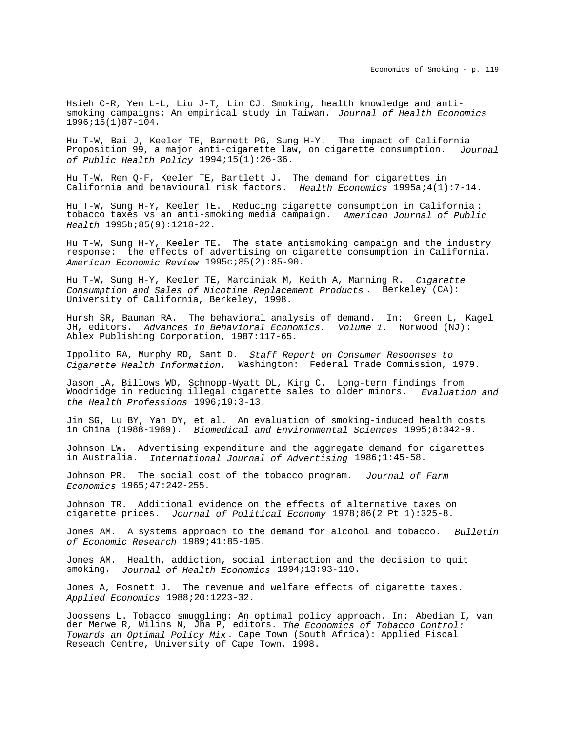Hsieh C-R, Yen L-L, Liu J-T, Lin CJ. Smoking, health knowledge and anti-smoking campaigns: An empirical study in Taiwan. *Journal of Health Economics* 1996;15(1)87-104.

Hu T-W, Bai J, Keeler TE, Barnett PG, Sung H-Y. The impact of California Proposition 99, a major anti-cigarette law, on cigarette consumption. *Journal of Public Health Policy* 1994;15(1):26-36.

Hu T-W, Ren Q-F, Keeler TE, Bartlett J. The demand for cigarettes in California and behavioural risk factors. *Health Economics* 1995a;4(1):7-14.

Hu T-W, Sung H-Y, Keeler TE. Reducing cigarette consumption in California : tobacco taxes vs an anti-smoking media campaign. *American Journal of Public Health* 1995b;85(9):1218-22.

Hu T-W, Sung H-Y, Keeler TE. The state antismoking campaign and the industry response: the effects of advertising on cigarette consumption in California. *American Economic Review* 1995c;85(2):85-90.

Hu T-W, Sung H-Y, Keeler TE, Marciniak M, Keith A, Manning R. *Cigarette Consumption and Sales of Nicotine Replacement Products* . Berkeley (CA): University of California, Berkeley, 1998.

Hursh SR, Bauman RA. The behavioral analysis of demand. In: Green L, Kagel JH, editors. *Advances in Behavioral Economics. Volume 1.* Norwood (NJ): Ablex Publishing Corporation, 1987:117-65.

Ippolito RA, Murphy RD, Sant D. *Staff Report on Consumer Responses to Cigarette Health Information.* Washington: Federal Trade Commission, 1979.

Jason LA, Billows WD, Schnopp-Wyatt DL, King C. Long-term findings from Woodridge in reducing illegal cigarette sales to older minors. *Evaluation and the Health Professions* 1996;19:3-13.

Jin SG, Lu BY, Yan DY, et al. An evaluation of smoking-induced health costs in China (1988-1989). *Biomedical and Environmental Sciences* 1995;8:342-9.

Johnson LW. Advertising expenditure and the aggregate demand for cigarettes in Australia. *International Journal of Advertising* 1986;1:45-58.

Johnson PR. The social cost of the tobacco program. *Journal of Farm Economics* 1965;47:242-255.

Johnson TR. Additional evidence on the effects of alternative taxes on cigarette prices. *Journal of Political Economy* 1978;86(2 Pt 1):325-8.

Jones AM. A systems approach to the demand for alcohol and tobacco. *Bulletin of Economic Research* 1989;41:85-105.

Jones AM. Health, addiction, social interaction and the decision to quit smoking. *Journal of Health Economics* 1994;13:93-110.

Jones A, Posnett J. The revenue and welfare effects of cigarette taxes. *Applied Economics* 1988;20:1223-32.

Joossens L. Tobacco smuggling: An optimal policy approach. In: Abedian I, van der Merwe R, Wilins N, Jha P, editors. *The Economics of Tobacco Control: Towards an Optimal Policy Mix* . Cape Town (South Africa): Applied Fiscal Reseach Centre, University of Cape Town, 1998.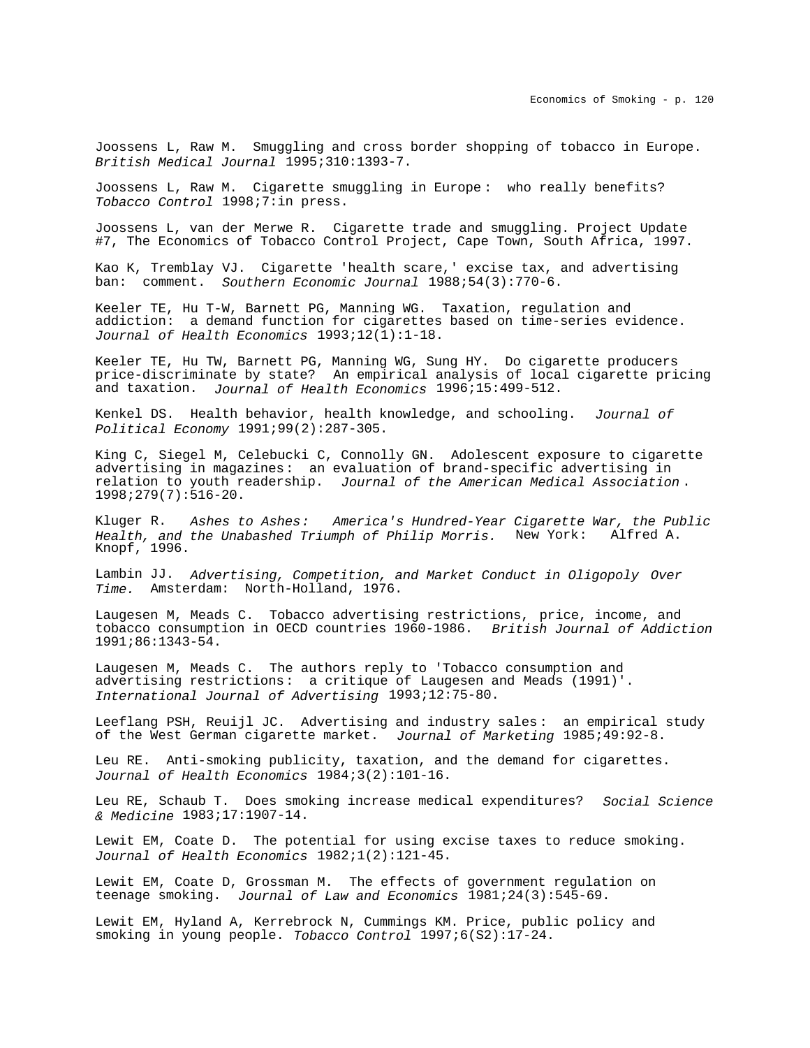Joossens L, Raw M. Smuggling and cross border shopping of tobacco in Europe. *British Medical Journal* 1995;310:1393-7.

Joossens L, Raw M. Cigarette smuggling in Europe: who really benefits? *Tobacco Control* 1998;7:in press.

Joossens L, van der Merwe R. Cigarette trade and smuggling. Project Update #7, The Economics of Tobacco Control Project, Cape Town, South Africa, 1997.

Kao K, Tremblay VJ. Cigarette 'health scare,' excise tax, and advertising ban: comment. *Southern Economic Journal* 1988;54(3):770-6.

Keeler TE, Hu T-W, Barnett PG, Manning WG. Taxation, regulation and addiction: a demand function for cigarettes based on time-series evidence. *Journal of Health Economics* 1993;12(1):1-18.

Keeler TE, Hu TW, Barnett PG, Manning WG, Sung HY. Do cigarette producers price-discriminate by state? An empirical analysis of local cigarette pricing and taxation. *Journal of Health Economics* 1996;15:499-512.

Kenkel DS. Health behavior, health knowledge, and schooling. *Journal of Political Economy* 1991;99(2):287-305.

King C, Siegel M, Celebucki C, Connolly GN. Adolescent exposure to cigarette advertising in magazines: an evaluation of brand-specific advertising in relation to youth readership. *Journal of the American Medical Association*. 1998;279(7):516-20.

Kluger R. *Ashes to Ashes: America's Hundred-Year Cigarette War, the Public Health, and the Unabashed Triumph of Philip Morris.* New York: Alfred A. Knopf, 1996.

Lambin JJ. *Advertising, Competition, and Market Conduct in Oligopoly Over Time.* Amsterdam: North-Holland, 1976.

Laugesen M, Meads C. Tobacco advertising restrictions, price, income, and tobacco consumption in OECD countries 1960-1986. *British Journal of Addiction* 1991;86:1343-54.

Laugesen M, Meads C. The authors reply to 'Tobacco consumption and advertising restrictions: a critique of Laugesen and Meads (1991)'. *International Journal of Advertising* 1993;12:75-80.

Leeflang PSH, Reuijl JC. Advertising and industry sales: an empirical study of the West German cigarette market. *Journal of Marketing* 1985;49:92-8.

Leu RE. Anti-smoking publicity, taxation, and the demand for cigarettes. *Journal of Health Economics* 1984;3(2):101-16.

Leu RE, Schaub T. Does smoking increase medical expenditures? *Social Science & Medicine* 1983;17:1907-14.

Lewit EM, Coate D. The potential for using excise taxes to reduce smoking. *Journal of Health Economics* 1982;1(2):121-45.

Lewit EM, Coate D, Grossman M. The effects of government regulation on teenage smoking. *Journal of Law and Economics* 1981;24(3):545-69.

Lewit EM, Hyland A, Kerrebrock N, Cummings KM. Price, public policy and smoking in young people. *Tobacco Control* 1997;6(S2):17-24.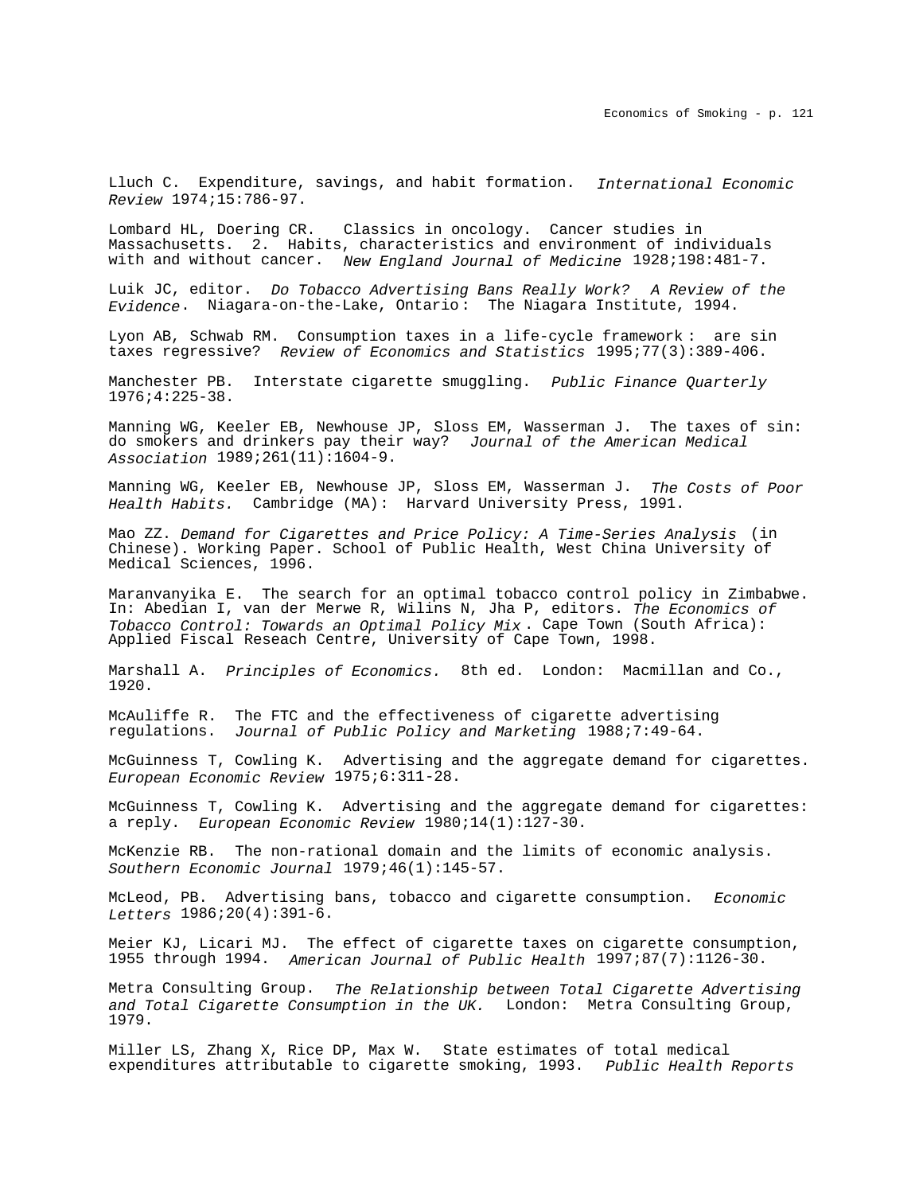Lluch C. Expenditure, savings, and habit formation. *International Economic Review* 1974;15:786-97.

Lombard HL, Doering CR. Classics in oncology. Cancer studies in Massachusetts. 2. Habits, characteristics and environment of individuals with and without cancer. *New England Journal of Medicine* 1928;198:481-7.

Luik JC, editor. *Do Tobacco Advertising Bans Really Work? A Review of the Evidence*. Niagara-on-the-Lake, Ontario: The Niagara Institute, 1994.

Lyon AB, Schwab RM. Consumption taxes in a life-cycle framework: are sin taxes regressive? *Review of Economics and Statistics* 1995;77(3):389-406.

Manchester PB. Interstate cigarette smuggling. *Public Finance Quarterly* 1976;4:225-38.

Manning WG, Keeler EB, Newhouse JP, Sloss EM, Wasserman J. The taxes of sin: do smokers and drinkers pay their way? *Journal of the American Medical Association* 1989;261(11):1604-9.

Manning WG, Keeler EB, Newhouse JP, Sloss EM, Wasserman J. *The Costs of Poor Health Habits.* Cambridge (MA): Harvard University Press, 1991.

Mao ZZ. *Demand for Cigarettes and Price Policy: A Time-Series Analysis* (in Chinese). Working Paper. School of Public Health, West China University of Medical Sciences, 1996.

Maranvanyika E. The search for an optimal tobacco control policy in Zimbabwe. In: Abedian I, van der Merwe R, Wilins N, Jha P, editors. *The Economics of Tobacco Control: Towards an Optimal Policy Mix*. Cape Town (South Africa): Applied Fiscal Reseach Centre, University of Cape Town, 1998.

Marshall A. *Principles of Economics.* 8th ed. London: Macmillan and Co., 1920.

McAuliffe R. The FTC and the effectiveness of cigarette advertising regulations. *Journal of Public Policy and Marketing* 1988;7:49-64.

McGuinness T, Cowling K. Advertising and the aggregate demand for cigarettes. *European Economic Review* 1975;6:311-28.

McGuinness T, Cowling K. Advertising and the aggregate demand for cigarettes: a reply. *European Economic Review* 1980;14(1):127-30.

McKenzie RB. The non-rational domain and the limits of economic analysis. *Southern Economic Journal* 1979;46(1):145-57.

McLeod, PB. Advertising bans, tobacco and cigarette consumption. *Economic Letters* 1986;20(4):391-6.

Meier KJ, Licari MJ. The effect of cigarette taxes on cigarette consumption, 1955 through 1994. *American Journal of Public Health* 1997;87(7):1126-30.

Metra Consulting Group. *The Relationship between Total Cigarette Advertising and Total Cigarette Consumption in the UK.* London: Metra Consulting Group, 1979.

Miller LS, Zhang X, Rice DP, Max W. State estimates of total medical expenditures attributable to cigarette smoking, 1993. *Public Health Reports*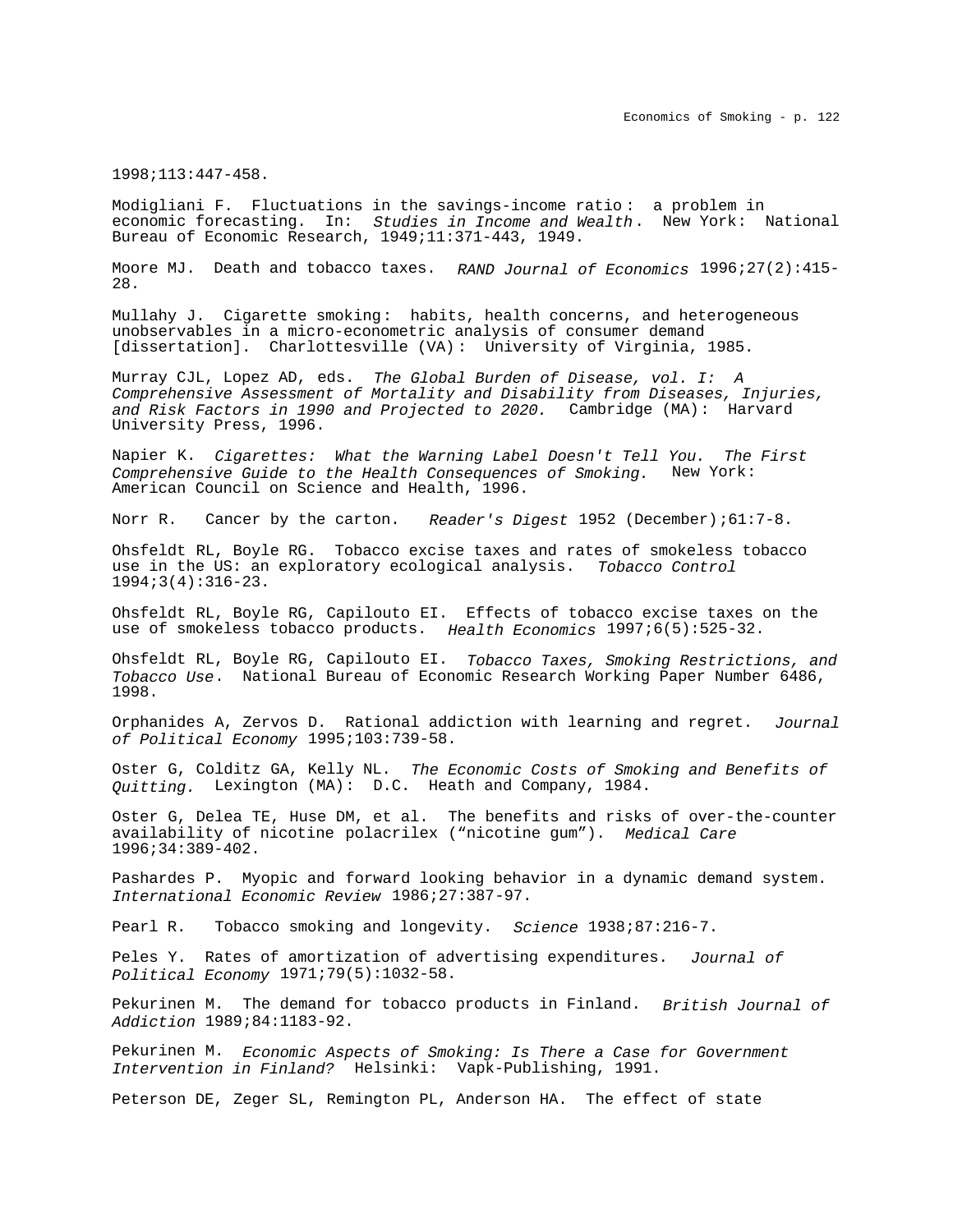1998;113:447-458.

Modigliani F. Fluctuations in the savings-income ratio: a problem in economic forecasting. In: *Studies in Income and Wealth*. New York: National Bureau of Economic Research, 1949;11:371-443, 1949.

Moore MJ. Death and tobacco taxes. *RAND Journal of Economics* 1996;27(2):415-28.

Mullahy J. Cigarette smoking: habits, health concerns, and heterogeneous unobservables in a micro-econometric analysis of consumer demand [dissertation]. Charlottesville (VA): University of Virginia, 1985.

Murray CJL, Lopez AD, eds. *The Global Burden of Disease, vol. I: A Comprehensive Assessment of Mortality and Disability from Diseases, Injuries, and Risk Factors in 1990 and Projected to 2020.* Cambridge (MA): Harvard University Press, 1996.

Napier K. *Cigarettes: What the Warning Label Doesn't Tell You. The First Comprehensive Guide to the Health Consequences of Smoking.* New York: American Council on Science and Health, 1996.

Norr R. Cancer by the carton. *Reader's Digest* 1952 (December);61:7-8.

Ohsfeldt RL, Boyle RG. Tobacco excise taxes and rates of smokeless tobacco use in the US: an exploratory ecological analysis. *Tobacco Control* 1994;3(4):316-23.

Ohsfeldt RL, Boyle RG, Capilouto EI. Effects of tobacco excise taxes on the use of smokeless tobacco products. *Health Economics* 1997;6(5):525-32.

Ohsfeldt RL, Boyle RG, Capilouto EI. *Tobacco Taxes, Smoking Restrictions, and Tobacco Use*. National Bureau of Economic Research Working Paper Number 6486, 1998.

Orphanides A, Zervos D. Rational addiction with learning and regret. *Journal of Political Economy* 1995;103:739-58.

Oster G, Colditz GA, Kelly NL. *The Economic Costs of Smoking and Benefits of Quitting.* Lexington (MA): D.C. Heath and Company, 1984.

Oster G, Delea TE, Huse DM, et al. The benefits and risks of over-the-counter availability of nicotine polacrilex ("nicotine gum"). *Medical Care* 1996;34:389-402.

Pashardes P. Myopic and forward looking behavior in a dynamic demand system. *International Economic Review* 1986;27:387-97.

Pearl R. Tobacco smoking and longevity. *Science* 1938;87:216-7.

Peles Y. Rates of amortization of advertising expenditures. *Journal of Political Economy* 1971;79(5):1032-58.

Pekurinen M. The demand for tobacco products in Finland. *British Journal of Addiction* 1989;84:1183-92.

Pekurinen M. *Economic Aspects of Smoking: Is There a Case for Government Intervention in Finland?* Helsinki: Vapk-Publishing, 1991.

Peterson DE, Zeger SL, Remington PL, Anderson HA. The effect of state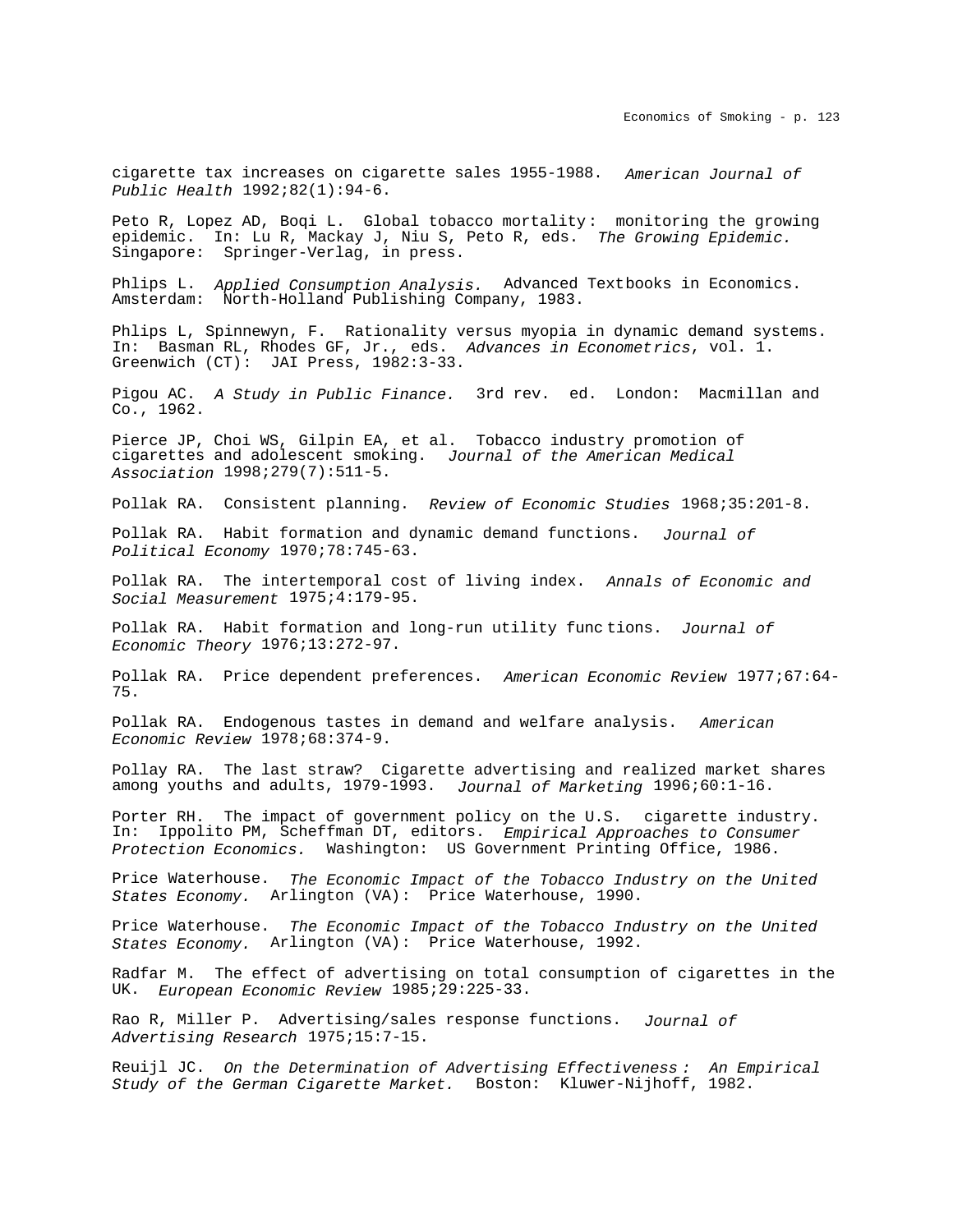cigarette tax increases on cigarette sales 1955-1988. *American Journal of Public Health* 1992;82(1):94-6.

Peto R, Lopez AD, Boqi L. Global tobacco mortality: monitoring the growing epidemic. In: Lu R, Mackay J, Niu S, Peto R, eds. *The Growing Epidemic.* Singapore: Springer-Verlag, in press.

Phlips L. *Applied Consumption Analysis.* Advanced Textbooks in Economics. Amsterdam: North-Holland Publishing Company, 1983.

Phlips L, Spinnewyn, F. Rationality versus myopia in dynamic demand systems. In: Basman RL, Rhodes GF, Jr., eds. *Advances in Econometrics*, vol. 1. Greenwich (CT): JAI Press, 1982:3-33.

Pigou AC. *A Study in Public Finance.* 3rd rev. ed. London: Macmillan and Co., 1962.

Pierce JP, Choi WS, Gilpin EA, et al. Tobacco industry promotion of cigarettes and adolescent smoking. *Journal of the American Medical Association* 1998;279(7):511-5.

Pollak RA. Consistent planning. *Review of Economic Studies* 1968;35:201-8.

Pollak RA. Habit formation and dynamic demand functions. *Journal of Political Economy* 1970;78:745-63.

Pollak RA. The intertemporal cost of living index. *Annals of Economic and Social Measurement* 1975;4:179-95.

Pollak RA. Habit formation and long-run utility functions. *Journal of Economic Theory* 1976;13:272-97.

Pollak RA. Price dependent preferences. *American Economic Review* 1977;67:64-75.

Pollak RA. Endogenous tastes in demand and welfare analysis. *American Economic Review* 1978;68:374-9.

Pollay RA. The last straw? Cigarette advertising and realized market shares among youths and adults, 1979-1993. *Journal of Marketing* 1996;60:1-16.

Porter RH. The impact of government policy on the U.S. cigarette industry. In: Ippolito PM, Scheffman DT, editors. *Empirical Approaches to Consumer Protection Economics.* Washington: US Government Printing Office, 1986.

Price Waterhouse. *The Economic Impact of the Tobacco Industry on the United States Economy.* Arlington (VA): Price Waterhouse, 1990.

Price Waterhouse. *The Economic Impact of the Tobacco Industry on the United States Economy.* Arlington (VA): Price Waterhouse, 1992.

Radfar M. The effect of advertising on total consumption of cigarettes in the UK. *European Economic Review* 1985;29:225-33.

Rao R, Miller P. Advertising/sales response functions. *Journal of Advertising Research* 1975;15:7-15.

Reuijl JC. *On the Determination of Advertising Effectiveness: An Empirical Study of the German Cigarette Market.* Boston: Kluwer-Nijhoff, 1982.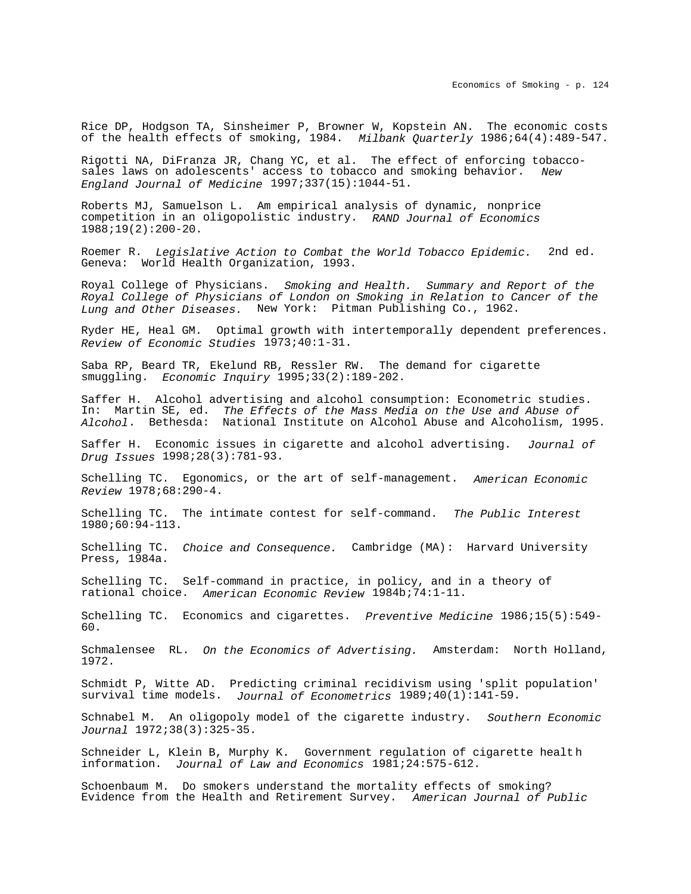Rice DP, Hodgson TA, Sinsheimer P, Browner W, Kopstein AN. The economic costs of the health effects of smoking, 1984. *Milbank Quarterly* 1986;64(4):489-547.

Rigotti NA, DiFranza JR, Chang YC, et al. The effect of enforcing tobacco-sales laws on adolescents' access to tobacco and smoking behavior. *New England Journal of Medicine* 1997;337(15):1044-51.

Roberts MJ, Samuelson L. Am empirical analysis of dynamic, nonprice competition in an oligopolistic industry. *RAND Journal of Economics* 1988;19(2):200-20.

Roemer R. *Legislative Action to Combat the World Tobacco Epidemic.* 2nd ed. Geneva: World Health Organization, 1993.

Royal College of Physicians. *Smoking and Health. Summary and Report of the Royal College of Physicians of London on Smoking in Relation to Cancer of the Lung and Other Diseases.* New York: Pitman Publishing Co., 1962.

Ryder HE, Heal GM. Optimal growth with intertemporally dependent preferences. *Review of Economic Studies* 1973;40:1-31.

Saba RP, Beard TR, Ekelund RB, Ressler RW. The demand for cigarette smuggling. *Economic Inquiry* 1995;33(2):189-202.

Saffer H. Alcohol advertising and alcohol consumption: Econometric studies. In: Martin SE, ed. *The Effects of the Mass Media on the Use and Abuse of Alcohol*. Bethesda: National Institute on Alcohol Abuse and Alcoholism, 1995.

Saffer H. Economic issues in cigarette and alcohol advertising. *Journal of Drug Issues* 1998;28(3):781-93.

Schelling TC. Egonomics, or the art of self-management. *American Economic Review* 1978;68:290-4.

Schelling TC. The intimate contest for self-command. *The Public Interest* 1980;60:94-113.

Schelling TC. *Choice and Consequence.* Cambridge (MA): Harvard University Press, 1984a.

Schelling TC. Self-command in practice, in policy, and in a theory of rational choice. *American Economic Review* 1984b;74:1-11.

Schelling TC. Economics and cigarettes. *Preventive Medicine* 1986;15(5):549-60.

Schmalensee RL. *On the Economics of Advertising.* Amsterdam: North Holland, 1972.

Schmidt P, Witte AD. Predicting criminal recidivism using 'split population' survival time models. *Journal of Econometrics* 1989;40(1):141-59.

Schnabel M. An oligopoly model of the cigarette industry. *Southern Economic Journal* 1972;38(3):325-35.

Schneider L, Klein B, Murphy K. Government regulation of cigarette health information. *Journal of Law and Economics* 1981;24:575-612.

Schoenbaum M. Do smokers understand the mortality effects of smoking? Evidence from the Health and Retirement Survey. *American Journal of Public*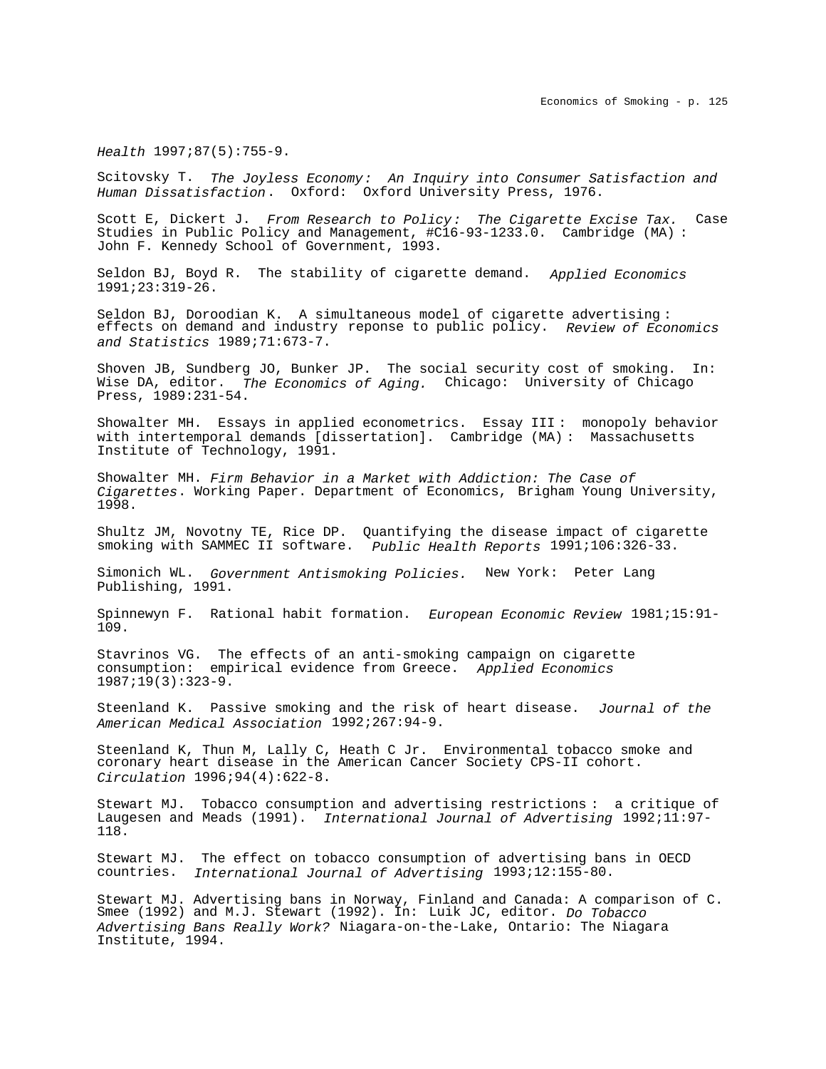*Health* 1997;87(5):755-9.

Scitovsky T. *The Joyless Economy: An Inquiry into Consumer Satisfaction and Human Dissatisfaction*. Oxford: Oxford University Press, 1976.

Scott E, Dickert J. *From Research to Policy: The Cigarette Excise Tax.* Case Studies in Public Policy and Management, #C16-93-1233.0. Cambridge (MA): John F. Kennedy School of Government, 1993.

Seldon BJ, Boyd R. The stability of cigarette demand. *Applied Economics* 1991;23:319-26.

Seldon BJ, Doroodian K. A simultaneous model of cigarette advertising: effects on demand and industry reponse to public policy. *Review of Economics and Statistics* 1989;71:673-7.

Shoven JB, Sundberg JO, Bunker JP. The social security cost of smoking. In: Wise DA, editor. *The Economics of Aging.* Chicago: University of Chicago Press, 1989:231-54.

Showalter MH. Essays in applied econometrics. Essay III: monopoly behavior with intertemporal demands [dissertation]. Cambridge (MA): Massachusetts Institute of Technology, 1991.

Showalter MH. *Firm Behavior in a Market with Addiction: The Case of Cigarettes*. Working Paper. Department of Economics, Brigham Young University, 1998.

Shultz JM, Novotny TE, Rice DP. Quantifying the disease impact of cigarette smoking with SAMMEC II software. *Public Health Reports* 1991;106:326-33.

Simonich WL. *Government Antismoking Policies.* New York: Peter Lang Publishing, 1991.

Spinnewyn F. Rational habit formation. *European Economic Review* 1981;15:91-109.

Stavrinos VG. The effects of an anti-smoking campaign on cigarette consumption: empirical evidence from Greece. *Applied Economics* 1987;19(3):323-9.

Steenland K. Passive smoking and the risk of heart disease. *Journal of the American Medical Association* 1992;267:94-9.

Steenland K, Thun M, Lally C, Heath C Jr. Environmental tobacco smoke and coronary heart disease in the American Cancer Society CPS-II cohort. *Circulation* 1996;94(4):622-8.

Stewart MJ. Tobacco consumption and advertising restrictions: a critique of Laugesen and Meads (1991). *International Journal of Advertising* 1992;11:97-118.

Stewart MJ. The effect on tobacco consumption of advertising bans in OECD countries. *International Journal of Advertising* 1993;12:155-80.

Stewart MJ. Advertising bans in Norway, Finland and Canada: A comparison of C. Smee (1992) and M.J. Stewart (1992). In: Luik JC, editor. *Do Tobacco Advertising Bans Really Work?* Niagara-on-the-Lake, Ontario: The Niagara Institute, 1994.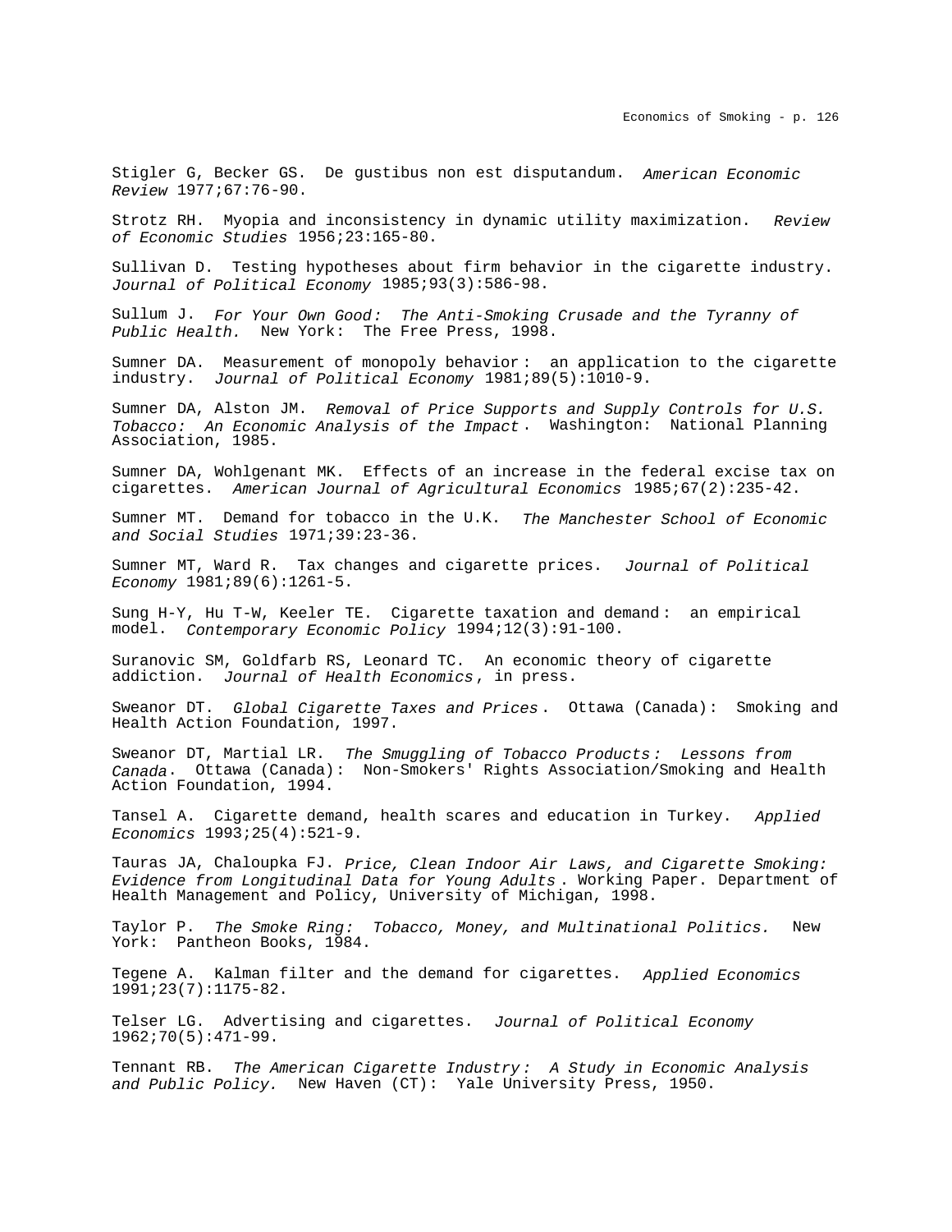Stigler G, Becker GS. De gustibus non est disputandum. *American Economic Review* 1977;67:76-90.

Strotz RH. Myopia and inconsistency in dynamic utility maximization. *Review of Economic Studies* 1956;23:165-80.

Sullivan D. Testing hypotheses about firm behavior in the cigarette industry. *Journal of Political Economy* 1985;93(3):586-98.

Sullum J. *For Your Own Good: The Anti-Smoking Crusade and the Tyranny of Public Health.* New York: The Free Press, 1998.

Sumner DA. Measurement of monopoly behavior: an application to the cigarette industry. *Journal of Political Economy* 1981;89(5):1010-9.

Sumner DA, Alston JM. *Removal of Price Supports and Supply Controls for U.S. Tobacco: An Economic Analysis of the Impact*. Washington: National Planning Association, 1985.

Sumner DA, Wohlgenant MK. Effects of an increase in the federal excise tax on cigarettes. *American Journal of Agricultural Economics* 1985;67(2):235-42.

Sumner MT. Demand for tobacco in the U.K. *The Manchester School of Economic and Social Studies* 1971;39:23-36.

Sumner MT, Ward R. Tax changes and cigarette prices. *Journal of Political Economy* 1981;89(6):1261-5.

Sung H-Y, Hu T-W, Keeler TE. Cigarette taxation and demand: an empirical model. *Contemporary Economic Policy* 1994;12(3):91-100.

Suranovic SM, Goldfarb RS, Leonard TC. An economic theory of cigarette addiction. *Journal of Health Economics*, in press.

Sweanor DT. *Global Cigarette Taxes and Prices*. Ottawa (Canada): Smoking and Health Action Foundation, 1997.

Sweanor DT, Martial LR. *The Smuggling of Tobacco Products: Lessons from Canada*. Ottawa (Canada): Non-Smokers' Rights Association/Smoking and Health Action Foundation, 1994.

Tansel A. Cigarette demand, health scares and education in Turkey. *Applied Economics* 1993;25(4):521-9.

Tauras JA, Chaloupka FJ. *Price, Clean Indoor Air Laws, and Cigarette Smoking: Evidence from Longitudinal Data for Young Adults*. Working Paper. Department of Health Management and Policy, University of Michigan, 1998.

Taylor P. *The Smoke Ring: Tobacco, Money, and Multinational Politics.* New York: Pantheon Books, 1984.

Tegene A. Kalman filter and the demand for cigarettes. *Applied Economics* 1991;23(7):1175-82.

Telser LG. Advertising and cigarettes. *Journal of Political Economy* 1962;70(5):471-99.

Tennant RB. *The American Cigarette Industry: A Study in Economic Analysis and Public Policy.* New Haven (CT): Yale University Press, 1950.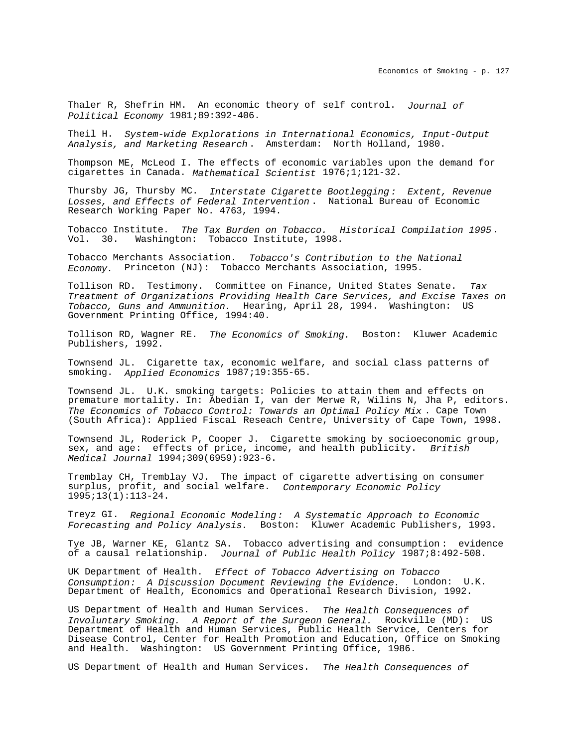Thaler R, Shefrin HM. An economic theory of self control. *Journal of Political Economy* 1981;89:392-406.

Theil H. *System-wide Explorations in International Economics, Input-Output Analysis, and Marketing Research*. Amsterdam: North Holland, 1980.

Thompson ME, McLeod I. The effects of economic variables upon the demand for cigarettes in Canada. *Mathematical Scientist* 1976;1;121-32.

Thursby JG, Thursby MC. *Interstate Cigarette Bootlegging: Extent, Revenue Losses, and Effects of Federal Intervention*. National Bureau of Economic Research Working Paper No. 4763, 1994.

Tobacco Institute. *The Tax Burden on Tobacco. Historical Compilation 1995*. Vol. 30. Washington: Tobacco Institute, 1998.

Tobacco Merchants Association. *Tobacco's Contribution to the National Economy.* Princeton (NJ): Tobacco Merchants Association, 1995.

Tollison RD. Testimony. Committee on Finance, United States Senate. *Tax Treatment of Organizations Providing Health Care Services, and Excise Taxes on Tobacco, Guns and Ammunition.* Hearing, April 28, 1994. Washington: US Government Printing Office, 1994:40.

Tollison RD, Wagner RE. *The Economics of Smoking.* Boston: Kluwer Academic Publishers, 1992.

Townsend JL. Cigarette tax, economic welfare, and social class patterns of smoking. *Applied Economics* 1987;19:355-65.

Townsend JL. U.K. smoking targets: Policies to attain them and effects on premature mortality. In: Abedian I, van der Merwe R, Wilins N, Jha P, editors. *The Economics of Tobacco Control: Towards an Optimal Policy Mix*. Cape Town (South Africa): Applied Fiscal Reseach Centre, University of Cape Town, 1998.

Townsend JL, Roderick P, Cooper J. Cigarette smoking by socioeconomic group, sex, and age: effects of price, income, and health publicity. *British Medical Journal* 1994;309(6959):923-6.

Tremblay CH, Tremblay VJ. The impact of cigarette advertising on consumer surplus, profit, and social welfare. *Contemporary Economic Policy* 1995;13(1):113-24.

Treyz GI. *Regional Economic Modeling: A Systematic Approach to Economic Forecasting and Policy Analysis.* Boston: Kluwer Academic Publishers, 1993.

Tye JB, Warner KE, Glantz SA. Tobacco advertising and consumption: evidence of a causal relationship. *Journal of Public Health Policy* 1987;8:492-508.

UK Department of Health. *Effect of Tobacco Advertising on Tobacco Consumption: A Discussion Document Reviewing the Evidence.* London: U.K. Department of Health, Economics and Operational Research Division, 1992.

US Department of Health and Human Services. *The Health Consequences of Involuntary Smoking. A Report of the Surgeon General.* Rockville (MD): US Department of Health and Human Services, Public Health Service, Centers for Disease Control, Center for Health Promotion and Education, Office on Smoking and Health. Washington: US Government Printing Office, 1986.

US Department of Health and Human Services. *The Health Consequences of*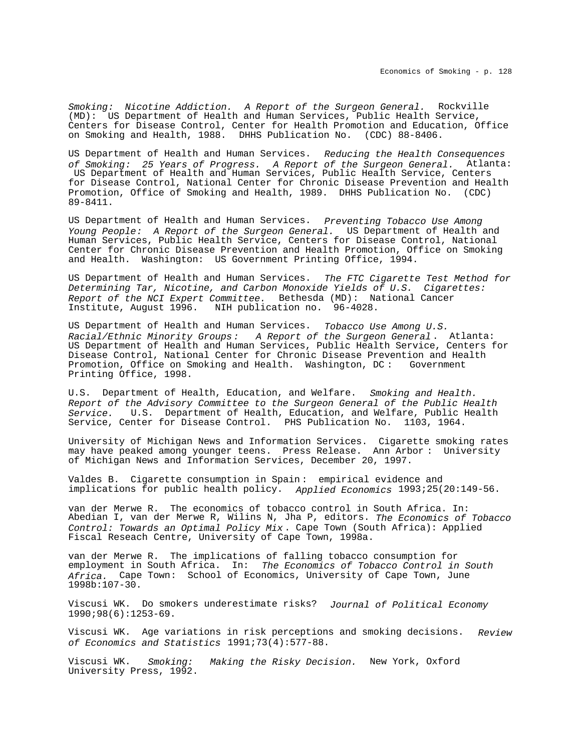*Smoking: Nicotine Addiction. A Report of the Surgeon General.* Rockville (MD): US Department of Health and Human Services, Public Health Service, Centers for Disease Control, Center for Health Promotion and Education, Office on Smoking and Health, 1988. DHHS Publication No. (CDC) 88-8406.

US Department of Health and Human Services. *Reducing the Health Consequences of Smoking: 25 Years of Progress. A Report of the Surgeon General.* Atlanta: US Department of Health and Human Services, Public Health Service, Centers for Disease Control, National Center for Chronic Disease Prevention and Health Promotion, Office of Smoking and Health, 1989. DHHS Publication No. (CDC) 89-8411.

US Department of Health and Human Services. *Preventing Tobacco Use Among Young People: A Report of the Surgeon General.* US Department of Health and Human Services, Public Health Service, Centers for Disease Control, National Center for Chronic Disease Prevention and Health Promotion, Office on Smoking and Health. Washington: US Government Printing Office, 1994.

US Department of Health and Human Services. *The FTC Cigarette Test Method for Determining Tar, Nicotine, and Carbon Monoxide Yields of U.S. Cigarettes: Report of the NCI Expert Committee.* Bethesda (MD): National Cancer Institute, August 1996. NIH publication no. 96-4028.

US Department of Health and Human Services. *Tobacco Use Among U.S. Racial/Ethnic Minority Groups: A Report of the Surgeon General*. Atlanta: US Department of Health and Human Services, Public Health Service, Centers for Disease Control, National Center for Chronic Disease Prevention and Health Promotion, Office on Smoking and Health. Washington, DC: Government Printing Office, 1998.

U.S. Department of Health, Education, and Welfare. *Smoking and Health. Report of the Advisory Committee to the Surgeon General of the Public Health Service.* U.S. Department of Health, Education, and Welfare, Public Health Service, Center for Disease Control. PHS Publication No. 1103, 1964.

University of Michigan News and Information Services. Cigarette smoking rates may have peaked among younger teens. Press Release. Ann Arbor: University of Michigan News and Information Services, December 20, 1997.

Valdes B. Cigarette consumption in Spain: empirical evidence and implications for public health policy. *Applied Economics* 1993;25(20:149-56.

van der Merwe R. The economics of tobacco control in South Africa. In: Abedian I, van der Merwe R, Wilins N, Jha P, editors. *The Economics of Tobacco Control: Towards an Optimal Policy Mix*. Cape Town (South Africa): Applied Fiscal Reseach Centre, University of Cape Town, 1998a.

van der Merwe R. The implications of falling tobacco consumption for employment in South Africa. In: *The Economics of Tobacco Control in South Africa.* Cape Town: School of Economics, University of Cape Town, June 1998b:107-30.

Viscusi WK. Do smokers underestimate risks? *Journal of Political Economy* 1990;98(6):1253-69.

Viscusi WK. Age variations in risk perceptions and smoking decisions. *Review of Economics and Statistics* 1991;73(4):577-88.

Viscusi WK. *Smoking: Making the Risky Decision.* New York, Oxford University Press, 1992.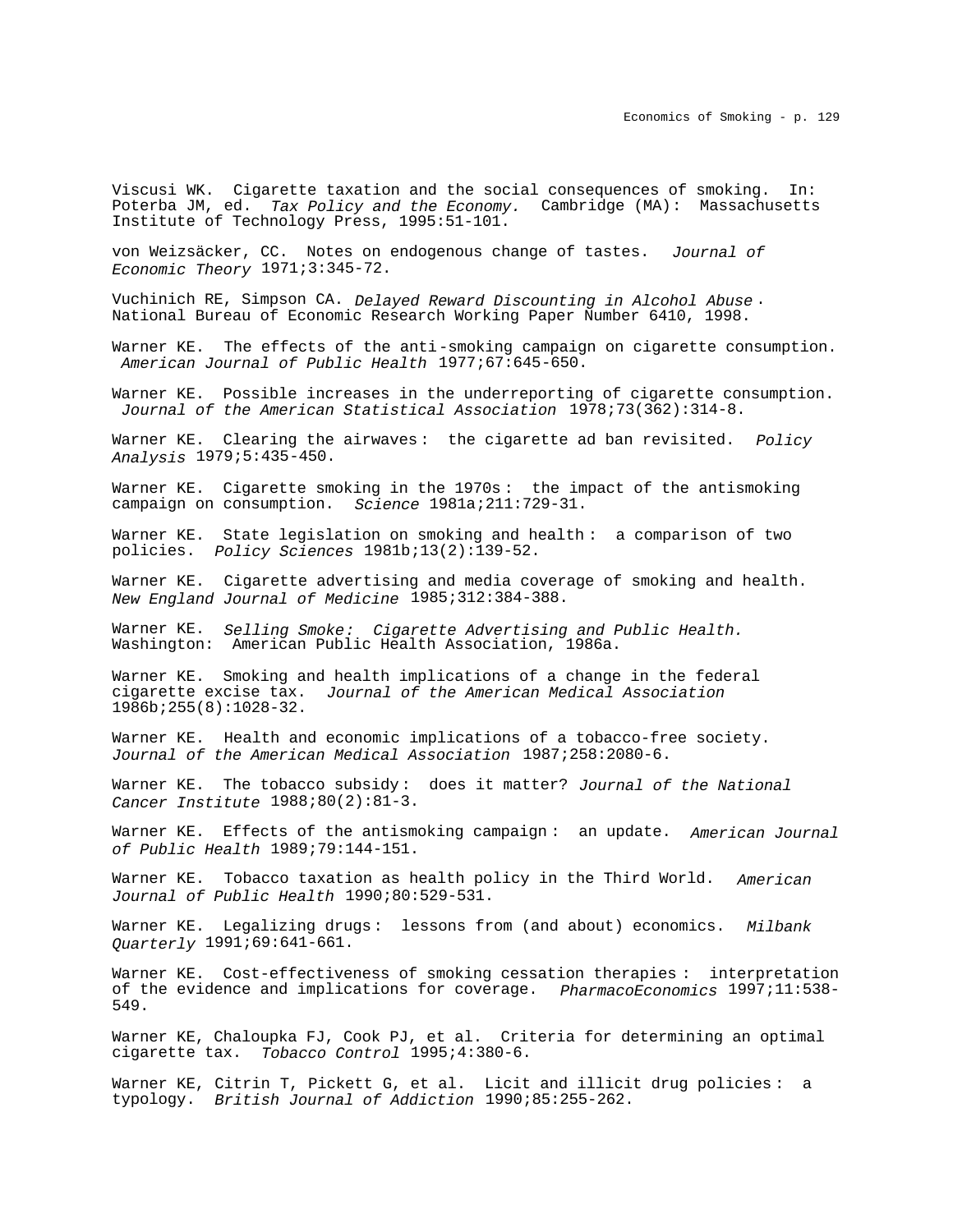Viscusi WK. Cigarette taxation and the social consequences of smoking. In: Poterba JM, ed. *Tax Policy and the Economy.* Cambridge (MA): Massachusetts Institute of Technology Press, 1995:51-101.

von Weizsäcker, CC. Notes on endogenous change of tastes. *Journal of Economic Theory* 1971;3:345-72.

Vuchinich RE, Simpson CA. *Delayed Reward Discounting in Alcohol Abuse*. National Bureau of Economic Research Working Paper Number 6410, 1998.

Warner KE. The effects of the anti-smoking campaign on cigarette consumption. *American Journal of Public Health* 1977;67:645-650.

Warner KE. Possible increases in the underreporting of cigarette consumption. *Journal of the American Statistical Association* 1978;73(362):314-8.

Warner KE. Clearing the airwaves: the cigarette ad ban revisited. *Policy Analysis* 1979;5:435-450.

Warner KE. Cigarette smoking in the 1970s: the impact of the antismoking campaign on consumption. *Science* 1981a;211:729-31.

Warner KE. State legislation on smoking and health: a comparison of two policies. *Policy Sciences* 1981b;13(2):139-52.

Warner KE. Cigarette advertising and media coverage of smoking and health. *New England Journal of Medicine* 1985;312:384-388.

Warner KE. *Selling Smoke: Cigarette Advertising and Public Health.* Washington: American Public Health Association, 1986a.

Warner KE. Smoking and health implications of a change in the federal cigarette excise tax. *Journal of the American Medical Association* 1986b;255(8):1028-32.

Warner KE. Health and economic implications of a tobacco-free society. *Journal of the American Medical Association* 1987;258:2080-6.

Warner KE. The tobacco subsidy: does it matter? *Journal of the National Cancer Institute* 1988;80(2):81-3.

Warner KE. Effects of the antismoking campaign: an update. *American Journal of Public Health* 1989;79:144-151.

Warner KE. Tobacco taxation as health policy in the Third World. *American Journal of Public Health* 1990;80:529-531.

Warner KE. Legalizing drugs: lessons from (and about) economics. *Milbank Quarterly* 1991;69:641-661.

Warner KE. Cost-effectiveness of smoking cessation therapies: interpretation of the evidence and implications for coverage. *PharmacoEconomics* 1997;11:538-549.

Warner KE, Chaloupka FJ, Cook PJ, et al. Criteria for determining an optimal cigarette tax. *Tobacco Control* 1995;4:380-6.

Warner KE, Citrin T, Pickett G, et al. Licit and illicit drug policies: a typology. *British Journal of Addiction* 1990;85:255-262.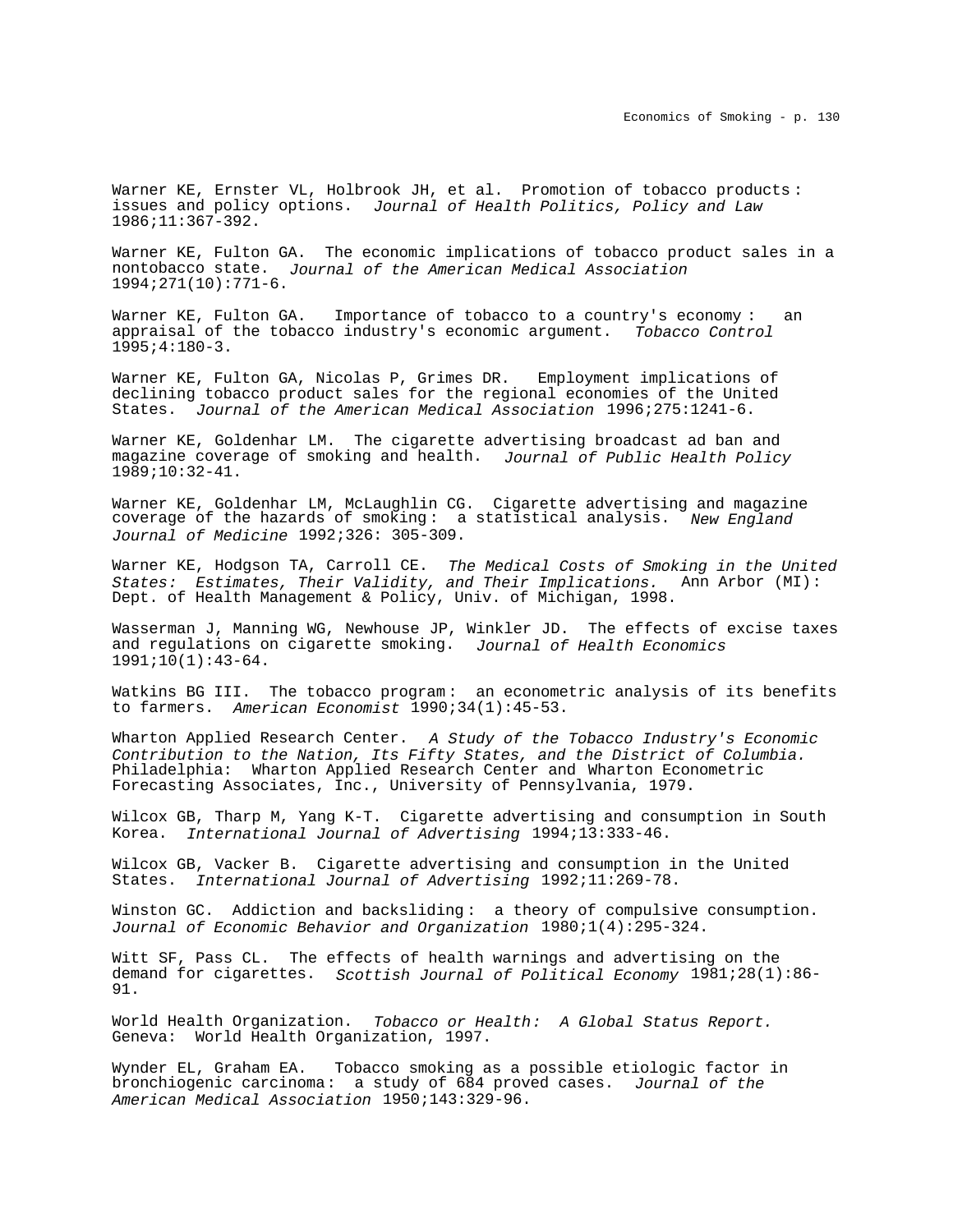Warner KE, Ernster VL, Holbrook JH, et al. Promotion of tobacco products: issues and policy options. *Journal of Health Politics, Policy and Law* 1986;11:367-392.

Warner KE, Fulton GA. The economic implications of tobacco product sales in a nontobacco state. *Journal of the American Medical Association* 1994;271(10):771-6.

Warner KE, Fulton GA. Importance of tobacco to a country's economy: an appraisal of the tobacco industry's economic argument. *Tobacco Control* 1995;4:180-3.

Warner KE, Fulton GA, Nicolas P, Grimes DR. Employment implications of declining tobacco product sales for the regional economies of the United States. *Journal of the American Medical Association* 1996;275:1241-6.

Warner KE, Goldenhar LM. The cigarette advertising broadcast ad ban and magazine coverage of smoking and health. *Journal of Public Health Policy* 1989;10:32-41.

Warner KE, Goldenhar LM, McLaughlin CG. Cigarette advertising and magazine coverage of the hazards of smoking: a statistical analysis. *New England Journal of Medicine* 1992;326: 305-309.

Warner KE, Hodgson TA, Carroll CE. *The Medical Costs of Smoking in the United States: Estimates, Their Validity, and Their Implications.* Ann Arbor (MI): Dept. of Health Management & Policy, Univ. of Michigan, 1998.

Wasserman J, Manning WG, Newhouse JP, Winkler JD. The effects of excise taxes and regulations on cigarette smoking. *Journal of Health Economics* 1991;10(1):43-64.

Watkins BG III. The tobacco program: an econometric analysis of its benefits to farmers. *American Economist* 1990;34(1):45-53.

Wharton Applied Research Center. *A Study of the Tobacco Industry's Economic Contribution to the Nation, Its Fifty States, and the District of Columbia.* Philadelphia: Wharton Applied Research Center and Wharton Econometric Forecasting Associates, Inc., University of Pennsylvania, 1979.

Wilcox GB, Tharp M, Yang K-T. Cigarette advertising and consumption in South Korea. *International Journal of Advertising* 1994;13:333-46.

Wilcox GB, Vacker B. Cigarette advertising and consumption in the United States. *International Journal of Advertising* 1992;11:269-78.

Winston GC. Addiction and backsliding: a theory of compulsive consumption. *Journal of Economic Behavior and Organization* 1980;1(4):295-324.

Witt SF, Pass CL. The effects of health warnings and advertising on the demand for cigarettes. *Scottish Journal of Political Economy* 1981;28(1):86-91.

World Health Organization. *Tobacco or Health: A Global Status Report.* Geneva: World Health Organization, 1997.

Wynder EL, Graham EA. Tobacco smoking as a possible etiologic factor in bronchiogenic carcinoma: a study of 684 proved cases. *Journal of the American Medical Association* 1950;143:329-96.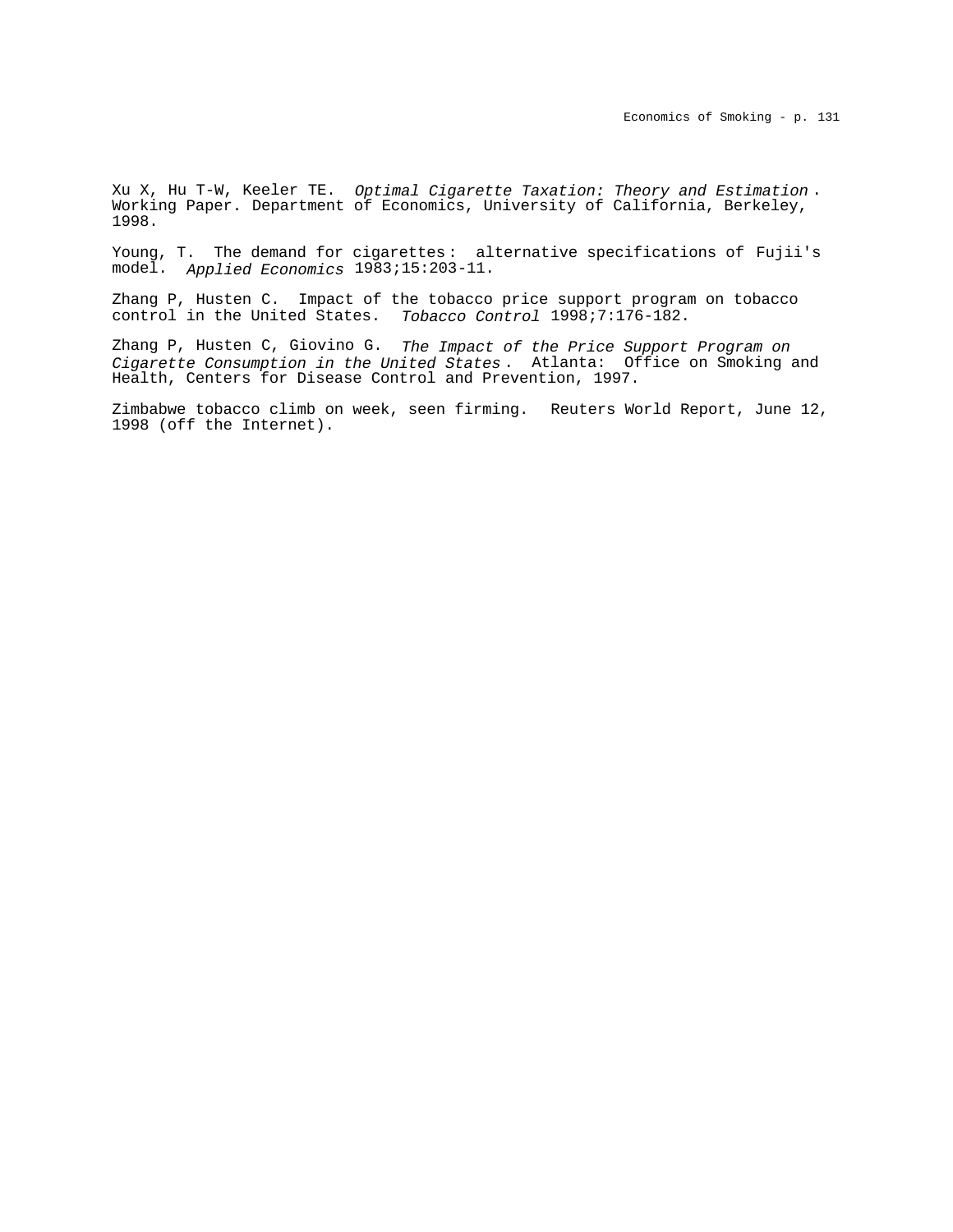Xu X, Hu T-W, Keeler TE. *Optimal Cigarette Taxation: Theory and Estimation*. Working Paper. Department of Economics, University of California, Berkeley, 1998.

Young, T. The demand for cigarettes: alternative specifications of Fujii's model. *Applied Economics* 1983;15:203-11.

Zhang P, Husten C. Impact of the tobacco price support program on tobacco control in the United States. *Tobacco Control* 1998;7:176-182.

Zhang P, Husten C, Giovino G. *The Impact of the Price Support Program on Cigarette Consumption in the United States*. Atlanta: Office on Smoking and Health, Centers for Disease Control and Prevention, 1997.

Zimbabwe tobacco climb on week, seen firming. Reuters World Report, June 12, 1998 (off the Internet).